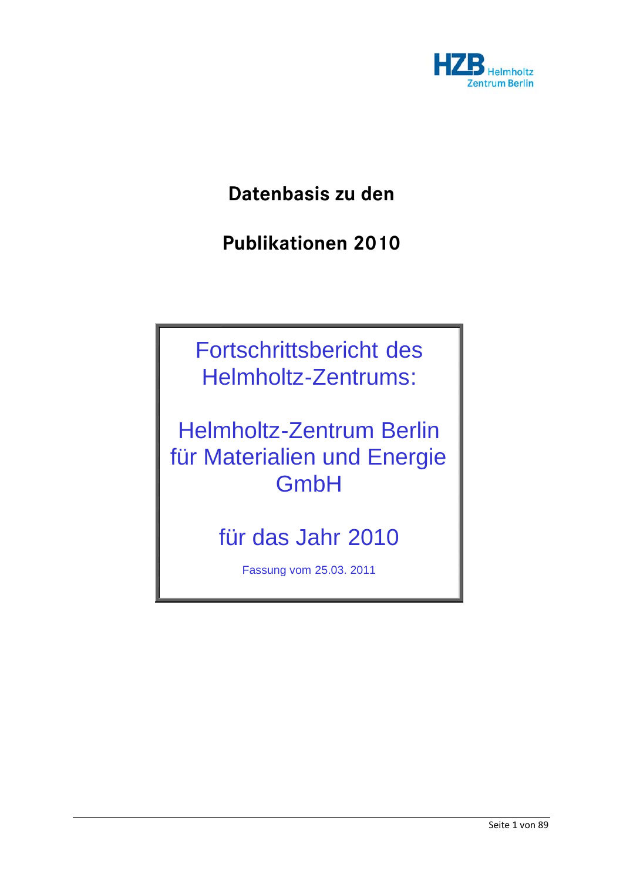HZB Helmholtz Zentrum Berlin

# Datenbasis zu den

# Publikationen 2010

## Fortschrittsbericht des Helmholtz-Zentrums:

## Helmholtz-Zentrum Berlin für Materialien und Energie GmbH

## für das Jahr 2010

Fassung vom 25.03. 2011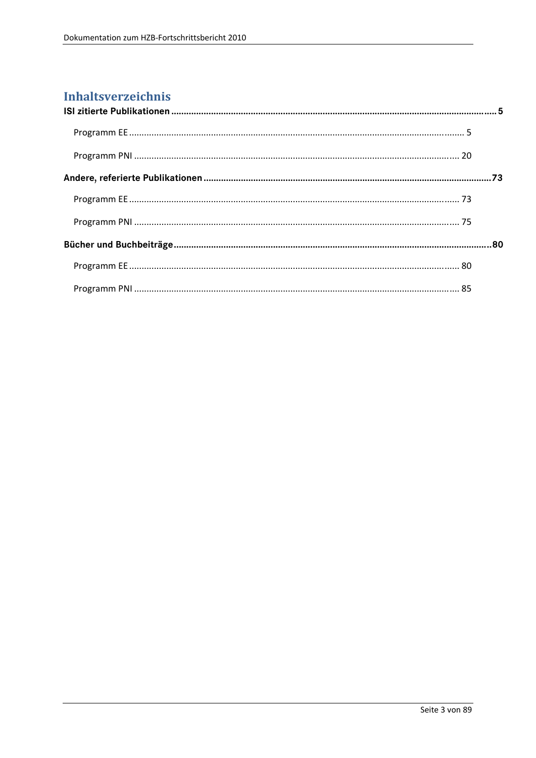# Inhaltsverzeichnis

**ISI zitierte Publikationen ..... 5**

Programm EE ..... 5

Programm PNI ..... 20

**Andere, referierte Publikationen ..... 73**

Programm EE ..... 73

Programm PNI ..... 75

**Bücher und Buchbeiträge ..... 80**

Programm EE ..... 80

Programm PNI ..... 85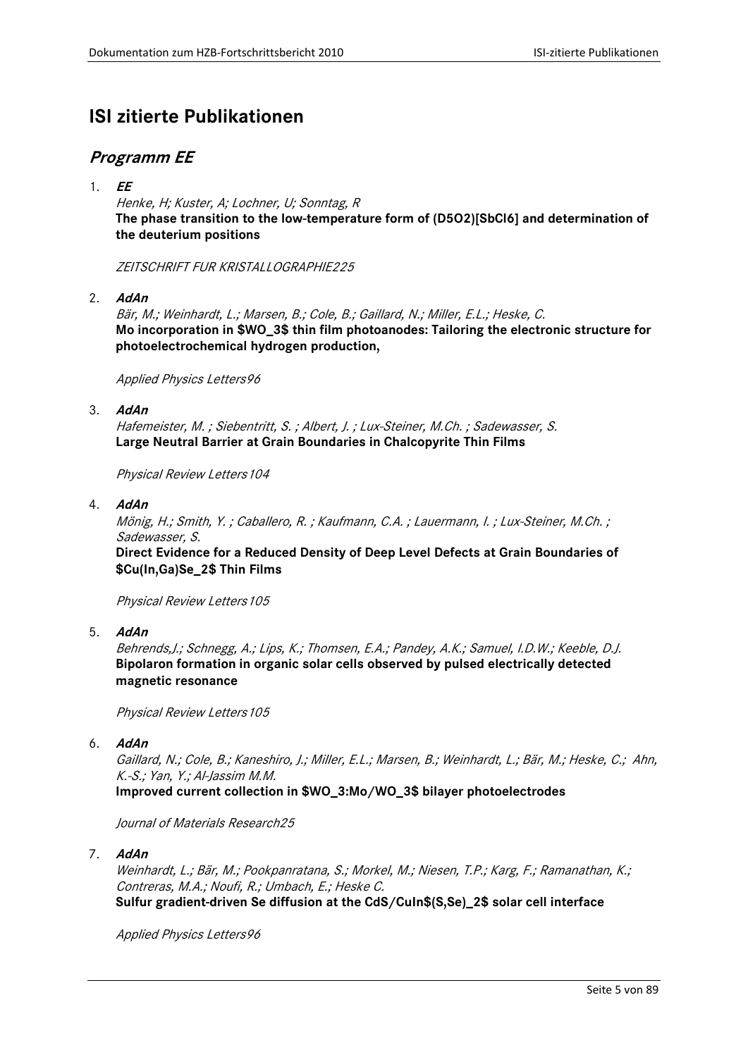# ISI zitierte Publikationen

## *Programm EE*

1. ***EE***

   *Henke, H; Kuster, A; Lochner, U; Sonntag, R*

   **The phase transition to the low-temperature form of (D5O2)[SbCl6] and determination of the deuterium positions**

   *ZEITSCHRIFT FUR KRISTALLOGRAPHIE225*

2. ***AdAn***

   *Bär, M.; Weinhardt, L.; Marsen, B.; Cole, B.; Gaillard, N.; Miller, E.L.; Heske, C.*

   **Mo incorporation in $WO_3$ thin film photoanodes: Tailoring the electronic structure for photoelectrochemical hydrogen production,**

   *Applied Physics Letters96*

3. ***AdAn***

   *Hafemeister, M. ; Siebentritt, S. ; Albert, J. ; Lux-Steiner, M.Ch. ; Sadewasser, S.*

   **Large Neutral Barrier at Grain Boundaries in Chalcopyrite Thin Films**

   *Physical Review Letters104*

4. ***AdAn***

   *Mönig, H.; Smith, Y. ; Caballero, R. ; Kaufmann, C.A. ; Lauermann, I. ; Lux-Steiner, M.Ch. ; Sadewasser, S.*

   **Direct Evidence for a Reduced Density of Deep Level Defects at Grain Boundaries of $Cu(In,Ga)Se_2$ Thin Films**

   *Physical Review Letters105*

5. ***AdAn***

   *Behrends,J.; Schnegg, A.; Lips, K.; Thomsen, E.A.; Pandey, A.K.; Samuel, I.D.W.; Keeble, D.J.*

   **Bipolaron formation in organic solar cells observed by pulsed electrically detected magnetic resonance**

   *Physical Review Letters105*

6. ***AdAn***

   *Gaillard, N.; Cole, B.; Kaneshiro, J.; Miller, E.L.; Marsen, B.; Weinhardt, L.; Bär, M.; Heske, C.; Ahn, K.-S.; Yan, Y.; Al-Jassim M.M.*

   **Improved current collection in $WO_3:Mo/WO_3$ bilayer photoelectrodes**

   *Journal of Materials Research25*

7. ***AdAn***

   *Weinhardt, L.; Bär, M.; Pookpanratana, S.; Morkel, M.; Niesen, T.P.; Karg, F.; Ramanathan, K.; Contreras, M.A.; Noufi, R.; Umbach, E.; Heske C.*

   **Sulfur gradient-driven Se diffusion at the CdS/CuIn$(S,Se)_2$ solar cell interface**

   *Applied Physics Letters96*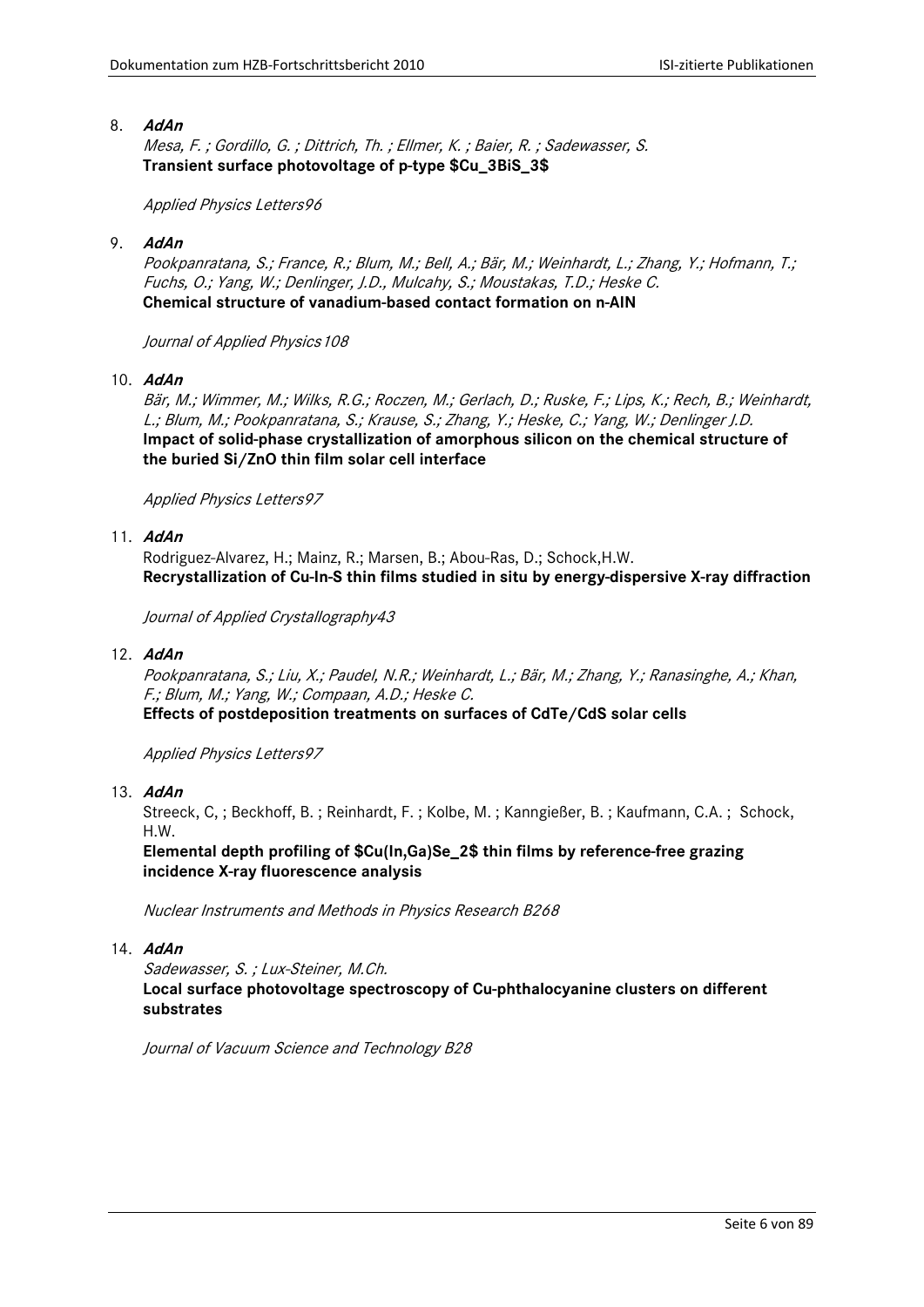8. ***AdAn***

   *Mesa, F. ; Gordillo, G. ; Dittrich, Th. ; Ellmer, K. ; Baier, R. ; Sadewasser, S.*
   **Transient surface photovoltage of p-type $Cu_3BiS_3$**

   *Applied Physics Letters96*

9. ***AdAn***

   *Pookpanratana, S.; France, R.; Blum, M.; Bell, A.; Bär, M.; Weinhardt, L.; Zhang, Y.; Hofmann, T.; Fuchs, O.; Yang, W.; Denlinger, J.D., Mulcahy, S.; Moustakas, T.D.; Heske C.*
   **Chemical structure of vanadium-based contact formation on n-AlN**

   *Journal of Applied Physics108*

10. ***AdAn***

    *Bär, M.; Wimmer, M.; Wilks, R.G.; Roczen, M.; Gerlach, D.; Ruske, F.; Lips, K.; Rech, B.; Weinhardt, L.; Blum, M.; Pookpanratana, S.; Krause, S.; Zhang, Y.; Heske, C.; Yang, W.; Denlinger J.D.*
    **Impact of solid-phase crystallization of amorphous silicon on the chemical structure of the buried Si/ZnO thin film solar cell interface**

    *Applied Physics Letters97*

11. ***AdAn***

    Rodriguez-Alvarez, H.; Mainz, R.; Marsen, B.; Abou-Ras, D.; Schock,H.W.
    **Recrystallization of Cu-In-S thin films studied in situ by energy-dispersive X-ray diffraction**

    *Journal of Applied Crystallography43*

12. ***AdAn***

    *Pookpanratana, S.; Liu, X.; Paudel, N.R.; Weinhardt, L.; Bär, M.; Zhang, Y.; Ranasinghe, A.; Khan, F.; Blum, M.; Yang, W.; Compaan, A.D.; Heske C.*
    **Effects of postdeposition treatments on surfaces of CdTe/CdS solar cells**

    *Applied Physics Letters97*

13. ***AdAn***

    Streeck, C, ; Beckhoff, B. ; Reinhardt, F. ; Kolbe, M. ; Kanngießer, B. ; Kaufmann, C.A. ; Schock, H.W.
    **Elemental depth profiling of $Cu(In,Ga)Se_2$ thin films by reference-free grazing incidence X-ray fluorescence analysis**

    *Nuclear Instruments and Methods in Physics Research B268*

14. ***AdAn***

    *Sadewasser, S. ; Lux-Steiner, M.Ch.*
    **Local surface photovoltage spectroscopy of Cu-phthalocyanine clusters on different substrates**

    *Journal of Vacuum Science and Technology B28*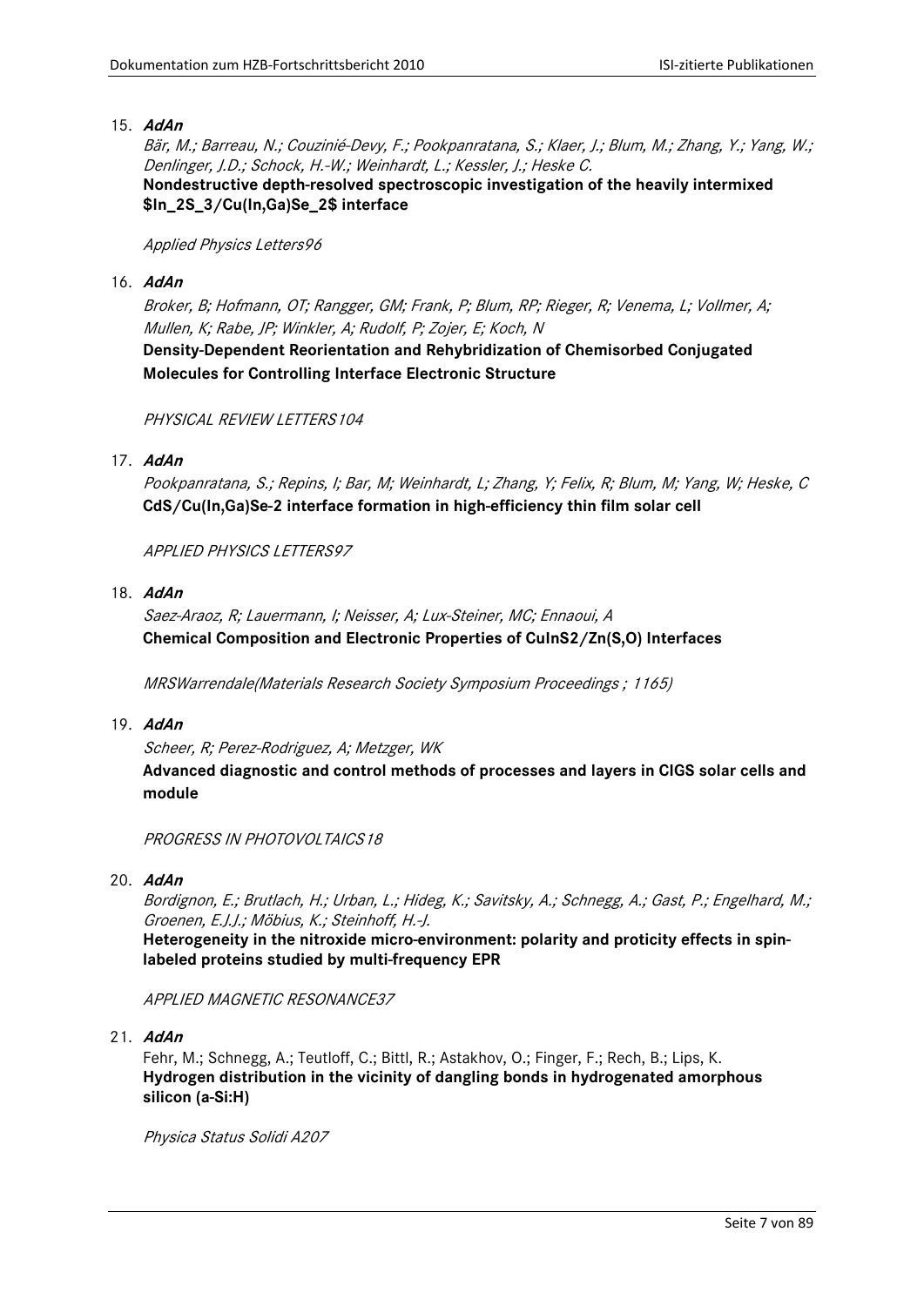15. ***AdAn***

    *Bär, M.; Barreau, N.; Couzinié-Devy, F.; Pookpanratana, S.; Klaer, J.; Blum, M.; Zhang, Y.; Yang, W.; Denlinger, J.D.; Schock, H.-W.; Weinhardt, L.; Kessler, J.; Heske C.*

    **Nondestructive depth-resolved spectroscopic investigation of the heavily intermixed $In_2S_3/Cu(In,Ga)Se_2$ interface**

    *Applied Physics Letters96*

16. ***AdAn***

    *Broker, B; Hofmann, OT; Rangger, GM; Frank, P; Blum, RP; Rieger, R; Venema, L; Vollmer, A; Mullen, K; Rabe, JP; Winkler, A; Rudolf, P; Zojer, E; Koch, N*

    **Density-Dependent Reorientation and Rehybridization of Chemisorbed Conjugated Molecules for Controlling Interface Electronic Structure**

    *PHYSICAL REVIEW LETTERS104*

17. ***AdAn***

    *Pookpanratana, S.; Repins, I; Bar, M; Weinhardt, L; Zhang, Y; Felix, R; Blum, M; Yang, W; Heske, C*

    **CdS/Cu(In,Ga)Se-2 interface formation in high-efficiency thin film solar cell**

    *APPLIED PHYSICS LETTERS97*

18. ***AdAn***

    *Saez-Araoz, R; Lauermann, I; Neisser, A; Lux-Steiner, MC; Ennaoui, A*

    **Chemical Composition and Electronic Properties of CuInS2/Zn(S,O) Interfaces**

    *MRSWarrendale(Materials Research Society Symposium Proceedings ; 1165)*

19. ***AdAn***

    *Scheer, R; Perez-Rodriguez, A; Metzger, WK*

    **Advanced diagnostic and control methods of processes and layers in CIGS solar cells and module**

    *PROGRESS IN PHOTOVOLTAICS18*

20. ***AdAn***

    *Bordignon, E.; Brutlach, H.; Urban, L.; Hideg, K.; Savitsky, A.; Schnegg, A.; Gast, P.; Engelhard, M.; Groenen, E.J.J.; Möbius, K.; Steinhoff, H.-J.*

    **Heterogeneity in the nitroxide micro-environment: polarity and proticity effects in spin-labeled proteins studied by multi-frequency EPR**

    *APPLIED MAGNETIC RESONANCE37*

21. ***AdAn***

    Fehr, M.; Schnegg, A.; Teutloff, C.; Bittl, R.; Astakhov, O.; Finger, F.; Rech, B.; Lips, K.

    **Hydrogen distribution in the vicinity of dangling bonds in hydrogenated amorphous silicon (a-Si:H)**

    *Physica Status Solidi A207*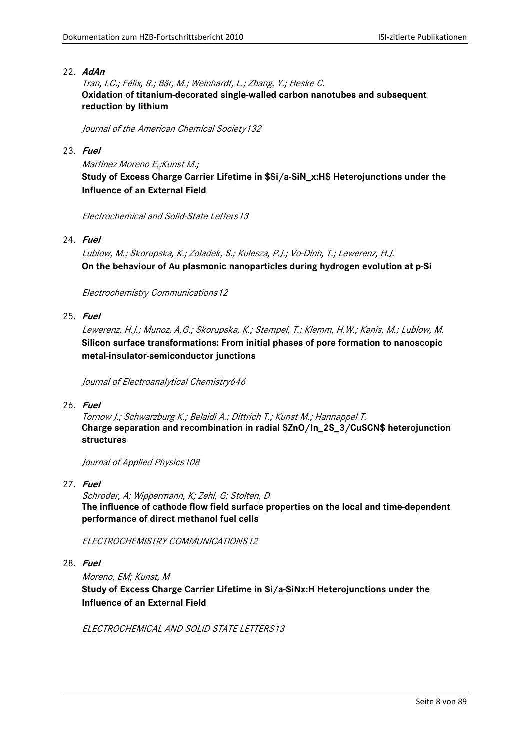22. ***AdAn***

    *Tran, I.C.; Félix, R.; Bär, M.; Weinhardt, L.; Zhang, Y.; Heske C.*
    **Oxidation of titanium-decorated single-walled carbon nanotubes and subsequent reduction by lithium**

    *Journal of the American Chemical Society 132*

23. ***Fuel***

    *Martinez Moreno E.;Kunst M.;*
    **Study of Excess Charge Carrier Lifetime in $Si/a\text{-}SiN_x:H$ Heterojunctions under the Influence of an External Field**

    *Electrochemical and Solid-State Letters 13*

24. ***Fuel***

    *Lublow, M.; Skorupska, K.; Zoladek, S.; Kulesza, P.J.; Vo-Dinh, T.; Lewerenz, H.J.*
    **On the behaviour of Au plasmonic nanoparticles during hydrogen evolution at p-Si**

    *Electrochemistry Communications 12*

25. ***Fuel***

    *Lewerenz, H.J.; Munoz, A.G.; Skorupska, K.; Stempel, T.; Klemm, H.W.; Kanis, M.; Lublow, M.*
    **Silicon surface transformations: From initial phases of pore formation to nanoscopic metal-insulator-semiconductor junctions**

    *Journal of Electroanalytical Chemistry 646*

26. ***Fuel***

    *Tornow J.; Schwarzburg K.; Belaidi A.; Dittrich T.; Kunst M.; Hannappel T.*
    **Charge separation and recombination in radial $ZnO/In_2S_3/CuSCN$ heterojunction structures**

    *Journal of Applied Physics 108*

27. ***Fuel***

    *Schroder, A; Wippermann, K; Zehl, G; Stolten, D*
    **The influence of cathode flow field surface properties on the local and time-dependent performance of direct methanol fuel cells**

    *ELECTROCHEMISTRY COMMUNICATIONS 12*

28. ***Fuel***

    *Moreno, EM; Kunst, M*
    **Study of Excess Charge Carrier Lifetime in Si/a-SiNx:H Heterojunctions under the Influence of an External Field**

    *ELECTROCHEMICAL AND SOLID STATE LETTERS 13*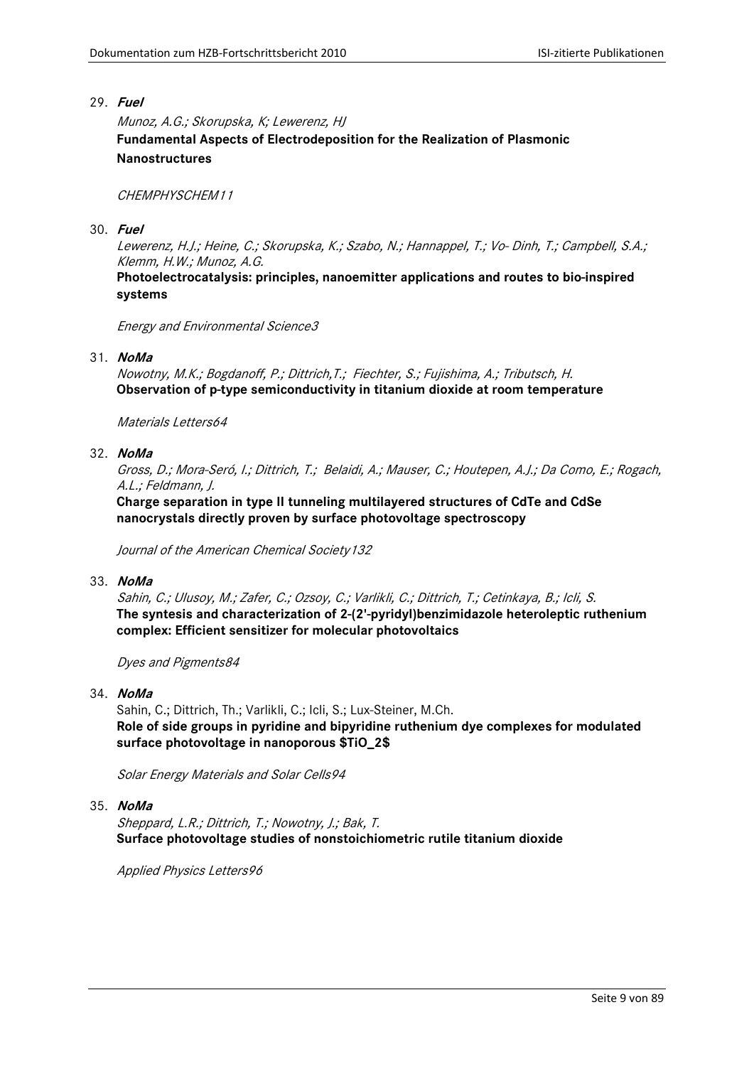29. ***Fuel***

    *Munoz, A.G.; Skorupska, K; Lewerenz, HJ*

    **Fundamental Aspects of Electrodeposition for the Realization of Plasmonic Nanostructures**

    *CHEMPHYSCHEM11*

30. ***Fuel***

    *Lewerenz, H.J.; Heine, C.; Skorupska, K.; Szabo, N.; Hannappel, T.; Vo- Dinh, T.; Campbell, S.A.; Klemm, H.W.; Munoz, A.G.*

    **Photoelectrocatalysis: principles, nanoemitter applications and routes to bio-inspired systems**

    *Energy and Environmental Science3*

31. ***NoMa***

    *Nowotny, M.K.; Bogdanoff, P.; Dittrich,T.; Fiechter, S.; Fujishima, A.; Tributsch, H.*

    **Observation of p-type semiconductivity in titanium dioxide at room temperature**

    *Materials Letters64*

32. ***NoMa***

    *Gross, D.; Mora-Seró, I.; Dittrich, T.; Belaidi, A.; Mauser, C.; Houtepen, A.J.; Da Como, E.; Rogach, A.L.; Feldmann, J.*

    **Charge separation in type II tunneling multilayered structures of CdTe and CdSe nanocrystals directly proven by surface photovoltage spectroscopy**

    *Journal of the American Chemical Society132*

33. ***NoMa***

    *Sahin, C.; Ulusoy, M.; Zafer, C.; Ozsoy, C.; Varlikli, C.; Dittrich, T.; Cetinkaya, B.; Icli, S.*

    **The syntesis and characterization of 2-(2'-pyridyl)benzimidazole heteroleptic ruthenium complex: Efficient sensitizer for molecular photovoltaics**

    *Dyes and Pigments84*

34. ***NoMa***

    Sahin, C.; Dittrich, Th.; Varlikli, C.; Icli, S.; Lux-Steiner, M.Ch.

    **Role of side groups in pyridine and bipyridine ruthenium dye complexes for modulated surface photovoltage in nanoporous $TiO_2$**

    *Solar Energy Materials and Solar Cells94*

35. ***NoMa***

    *Sheppard, L.R.; Dittrich, T.; Nowotny, J.; Bak, T.*

    **Surface photovoltage studies of nonstoichiometric rutile titanium dioxide**

    *Applied Physics Letters96*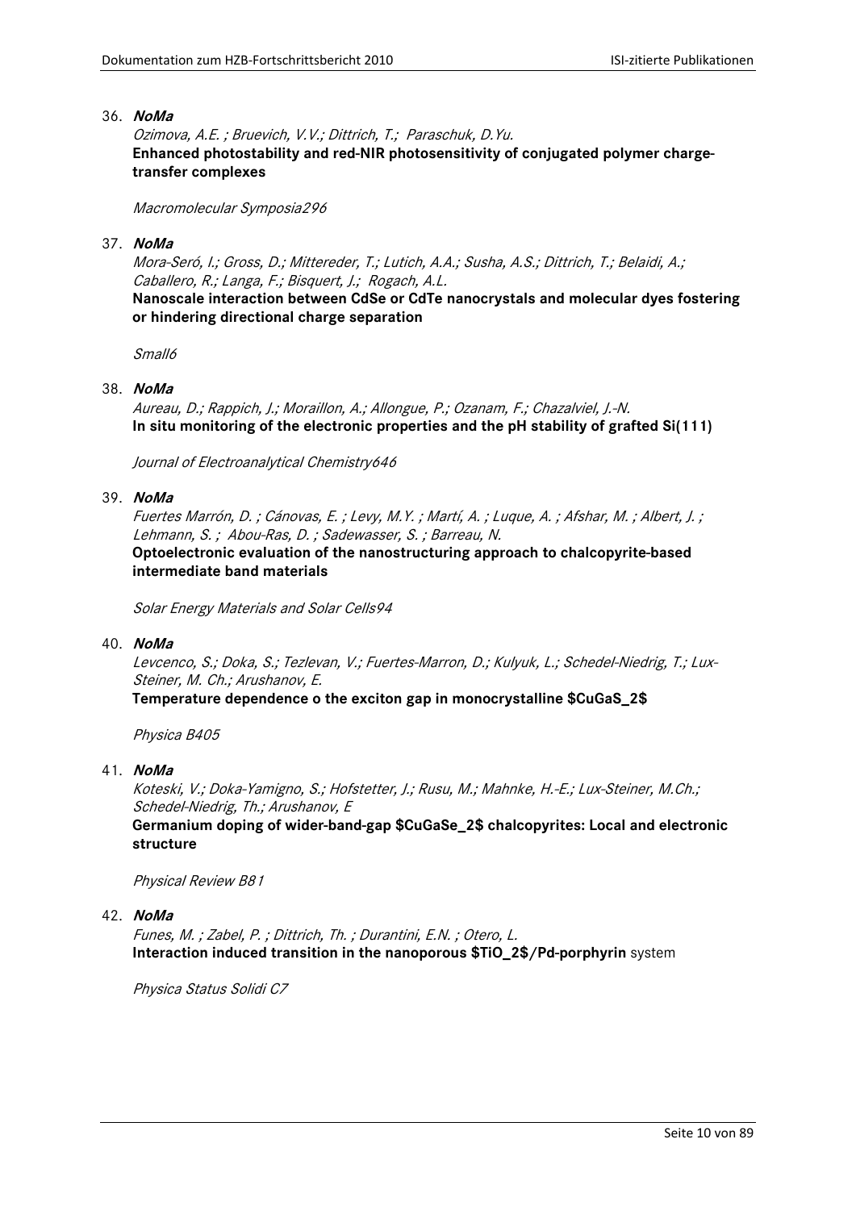36. ***NoMa***

    *Ozimova, A.E. ; Bruevich, V.V.; Dittrich, T.; Paraschuk, D.Yu.*

    **Enhanced photostability and red-NIR photosensitivity of conjugated polymer charge-transfer complexes**

    *Macromolecular Symposia296*

37. ***NoMa***

    *Mora-Seró, I.; Gross, D.; Mittereder, T.; Lutich, A.A.; Susha, A.S.; Dittrich, T.; Belaidi, A.; Caballero, R.; Langa, F.; Bisquert, J.; Rogach, A.L.*

    **Nanoscale interaction between CdSe or CdTe nanocrystals and molecular dyes fostering or hindering directional charge separation**

    *Small6*

38. ***NoMa***

    *Aureau, D.; Rappich, J.; Moraillon, A.; Allongue, P.; Ozanam, F.; Chazalviel, J.-N.*

    **In situ monitoring of the electronic properties and the pH stability of grafted Si(111)**

    *Journal of Electroanalytical Chemistry646*

39. ***NoMa***

    *Fuertes Marrón, D. ; Cánovas, E. ; Levy, M.Y. ; Martí, A. ; Luque, A. ; Afshar, M. ; Albert, J. ; Lehmann, S. ; Abou-Ras, D. ; Sadewasser, S. ; Barreau, N.*

    **Optoelectronic evaluation of the nanostructuring approach to chalcopyrite-based intermediate band materials**

    *Solar Energy Materials and Solar Cells94*

40. ***NoMa***

    *Levcenco, S.; Doka, S.; Tezlevan, V.; Fuertes-Marron, D.; Kulyuk, L.; Schedel-Niedrig, T.; Lux-Steiner, M. Ch.; Arushanov, E.*

    **Temperature dependence o the exciton gap in monocrystalline $CuGaS_2$**

    *Physica B405*

41. ***NoMa***

    *Koteski, V.; Doka-Yamigno, S.; Hofstetter, J.; Rusu, M.; Mahnke, H.-E.; Lux-Steiner, M.Ch.; Schedel-Niedrig, Th.; Arushanov, E*

    **Germanium doping of wider-band-gap $CuGaSe_2$ chalcopyrites: Local and electronic structure**

    *Physical Review B81*

42. ***NoMa***

    *Funes, M. ; Zabel, P. ; Dittrich, Th. ; Durantini, E.N. ; Otero, L.*

    **Interaction induced transition in the nanoporous $TiO_2$/Pd-porphyrin** system

    *Physica Status Solidi C7*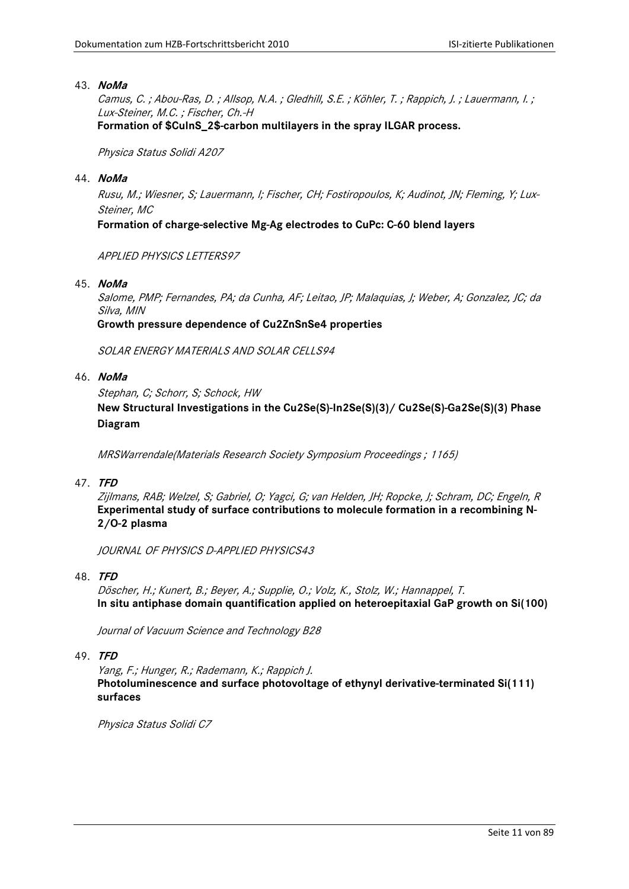43. ***NoMa***

    *Camus, C. ; Abou-Ras, D. ; Allsop, N.A. ; Gledhill, S.E. ; Köhler, T. ; Rappich, J. ; Lauermann, I. ; Lux-Steiner, M.C. ; Fischer, Ch.-H*

    **Formation of $CuInS_2$-carbon multilayers in the spray ILGAR process.**

    *Physica Status Solidi A207*

44. ***NoMa***

    *Rusu, M.; Wiesner, S; Lauermann, I; Fischer, CH; Fostiropoulos, K; Audinot, JN; Fleming, Y; Lux-Steiner, MC*

    **Formation of charge-selective Mg-Ag electrodes to CuPc: C-60 blend layers**

    *APPLIED PHYSICS LETTERS97*

45. ***NoMa***

    *Salome, PMP; Fernandes, PA; da Cunha, AF; Leitao, JP; Malaquias, J; Weber, A; Gonzalez, JC; da Silva, MIN*

    **Growth pressure dependence of Cu2ZnSnSe4 properties**

    *SOLAR ENERGY MATERIALS AND SOLAR CELLS94*

46. ***NoMa***

    *Stephan, C; Schorr, S; Schock, HW*

    **New Structural Investigations in the Cu2Se(S)-In2Se(S)(3)/ Cu2Se(S)-Ga2Se(S)(3) Phase Diagram**

    *MRSWarrendale(Materials Research Society Symposium Proceedings ; 1165)*

47. ***TFD***

    *Zijlmans, RAB; Welzel, S; Gabriel, O; Yagci, G; van Helden, JH; Ropcke, J; Schram, DC; Engeln, R*

    **Experimental study of surface contributions to molecule formation in a recombining N-2/O-2 plasma**

    *JOURNAL OF PHYSICS D-APPLIED PHYSICS43*

48. ***TFD***

    *Döscher, H.; Kunert, B.; Beyer, A.; Supplie, O.; Volz, K., Stolz, W.; Hannappel, T.*

    **In situ antiphase domain quantification applied on heteroepitaxial GaP growth on Si(100)**

    *Journal of Vacuum Science and Technology B28*

49. ***TFD***

    *Yang, F.; Hunger, R.; Rademann, K.; Rappich J.*

    **Photoluminescence and surface photovoltage of ethynyl derivative-terminated Si(111) surfaces**

    *Physica Status Solidi C7*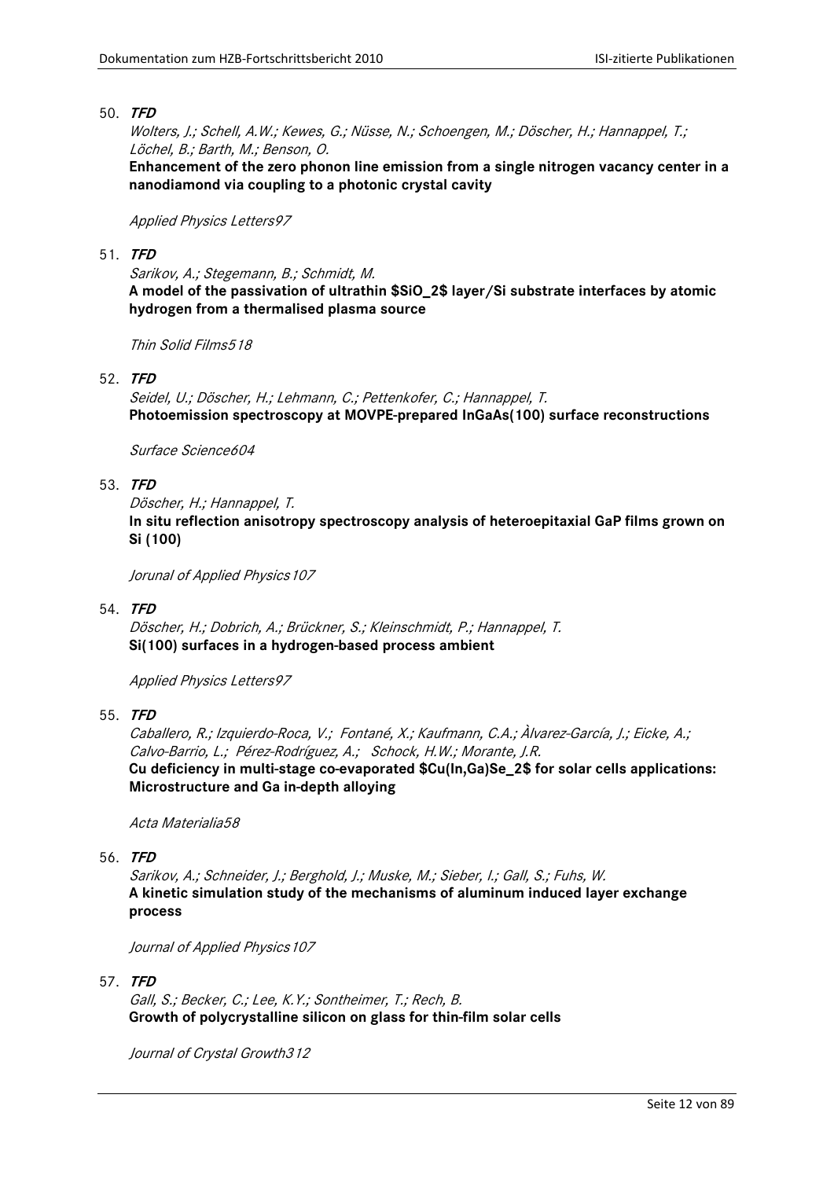50. ***TFD***

    *Wolters, J.; Schell, A.W.; Kewes, G.; Nüsse, N.; Schoengen, M.; Döscher, H.; Hannappel, T.; Löchel, B.; Barth, M.; Benson, O.*

    **Enhancement of the zero phonon line emission from a single nitrogen vacancy center in a nanodiamond via coupling to a photonic crystal cavity**

    *Applied Physics Letters97*

51. ***TFD***

    *Sarikov, A.; Stegemann, B.; Schmidt, M.*

    **A model of the passivation of ultrathin $SiO_2$ layer/Si substrate interfaces by atomic hydrogen from a thermalised plasma source**

    *Thin Solid Films518*

52. ***TFD***

    *Seidel, U.; Döscher, H.; Lehmann, C.; Pettenkofer, C.; Hannappel, T.*

    **Photoemission spectroscopy at MOVPE-prepared InGaAs(100) surface reconstructions**

    *Surface Science604*

53. ***TFD***

    *Döscher, H.; Hannappel, T.*

    **In situ reflection anisotropy spectroscopy analysis of heteroepitaxial GaP films grown on Si (100)**

    *Jorunal of Applied Physics107*

54. ***TFD***

    *Döscher, H.; Dobrich, A.; Brückner, S.; Kleinschmidt, P.; Hannappel, T.*

    **Si(100) surfaces in a hydrogen-based process ambient**

    *Applied Physics Letters97*

55. ***TFD***

    *Caballero, R.; Izquierdo-Roca, V.; Fontané, X.; Kaufmann, C.A.; Àlvarez-García, J.; Eicke, A.; Calvo-Barrio, L.; Pérez-Rodríguez, A.; Schock, H.W.; Morante, J.R.*

    **Cu deficiency in multi-stage co-evaporated $Cu(In,Ga)Se_2$ for solar cells applications: Microstructure and Ga in-depth alloying**

    *Acta Materialia58*

56. ***TFD***

    *Sarikov, A.; Schneider, J.; Berghold, J.; Muske, M.; Sieber, I.; Gall, S.; Fuhs, W.*

    **A kinetic simulation study of the mechanisms of aluminum induced layer exchange process**

    *Journal of Applied Physics107*

57. ***TFD***

    *Gall, S.; Becker, C.; Lee, K.Y.; Sontheimer, T.; Rech, B.*

    **Growth of polycrystalline silicon on glass for thin-film solar cells**

    *Journal of Crystal Growth312*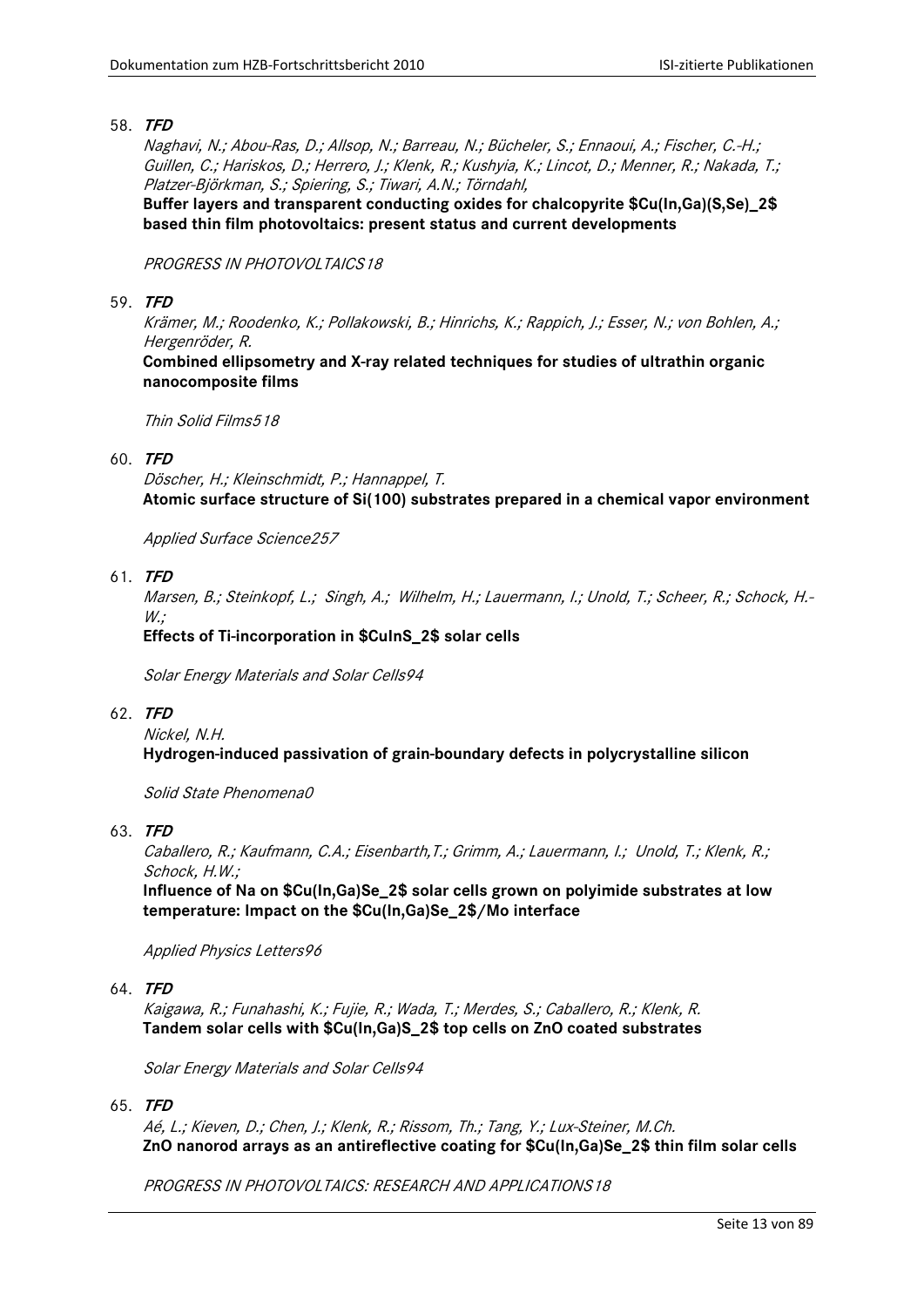58. ***TFD***

*Naghavi, N.; Abou-Ras, D.; Allsop, N.; Barreau, N.; Bücheler, S.; Ennaoui, A.; Fischer, C.-H.; Guillen, C.; Hariskos, D.; Herrero, J.; Klenk, R.; Kushyia, K.; Lincot, D.; Menner, R.; Nakada, T.; Platzer-Björkman, S.; Spiering, S.; Tiwari, A.N.; Törndahl,*

**Buffer layers and transparent conducting oxides for chalcopyrite $Cu(In,Ga)(S,Se)_2$ based thin film photovoltaics: present status and current developments**

*PROGRESS IN PHOTOVOLTAICS18*

59. ***TFD***

*Krämer, M.; Roodenko, K.; Pollakowski, B.; Hinrichs, K.; Rappich, J.; Esser, N.; von Bohlen, A.; Hergenröder, R.*

**Combined ellipsometry and X-ray related techniques for studies of ultrathin organic nanocomposite films**

*Thin Solid Films518*

60. ***TFD***

*Döscher, H.; Kleinschmidt, P.; Hannappel, T.*

**Atomic surface structure of Si(100) substrates prepared in a chemical vapor environment**

*Applied Surface Science257*

61. ***TFD***

*Marsen, B.; Steinkopf, L.; Singh, A.; Wilhelm, H.; Lauermann, I.; Unold, T.; Scheer, R.; Schock, H.-W.;*

**Effects of Ti-incorporation in $CuInS_2$ solar cells**

*Solar Energy Materials and Solar Cells94*

62. ***TFD***

*Nickel, N.H.*

**Hydrogen-induced passivation of grain-boundary defects in polycrystalline silicon**

*Solid State Phenomena0*

63. ***TFD***

*Caballero, R.; Kaufmann, C.A.; Eisenbarth,T.; Grimm, A.; Lauermann, I.; Unold, T.; Klenk, R.; Schock, H.W.;*

**Influence of Na on $Cu(In,Ga)Se_2$ solar cells grown on polyimide substrates at low temperature: Impact on the $Cu(In,Ga)Se_2$/Mo interface**

*Applied Physics Letters96*

64. ***TFD***

*Kaigawa, R.; Funahashi, K.; Fujie, R.; Wada, T.; Merdes, S.; Caballero, R.; Klenk, R.*

**Tandem solar cells with $Cu(In,Ga)S_2$ top cells on ZnO coated substrates**

*Solar Energy Materials and Solar Cells94*

65. ***TFD***

*Aé, L.; Kieven, D.; Chen, J.; Klenk, R.; Rissom, Th.; Tang, Y.; Lux-Steiner, M.Ch.*

**ZnO nanorod arrays as an antireflective coating for $Cu(In,Ga)Se_2$ thin film solar cells**

*PROGRESS IN PHOTOVOLTAICS: RESEARCH AND APPLICATIONS18*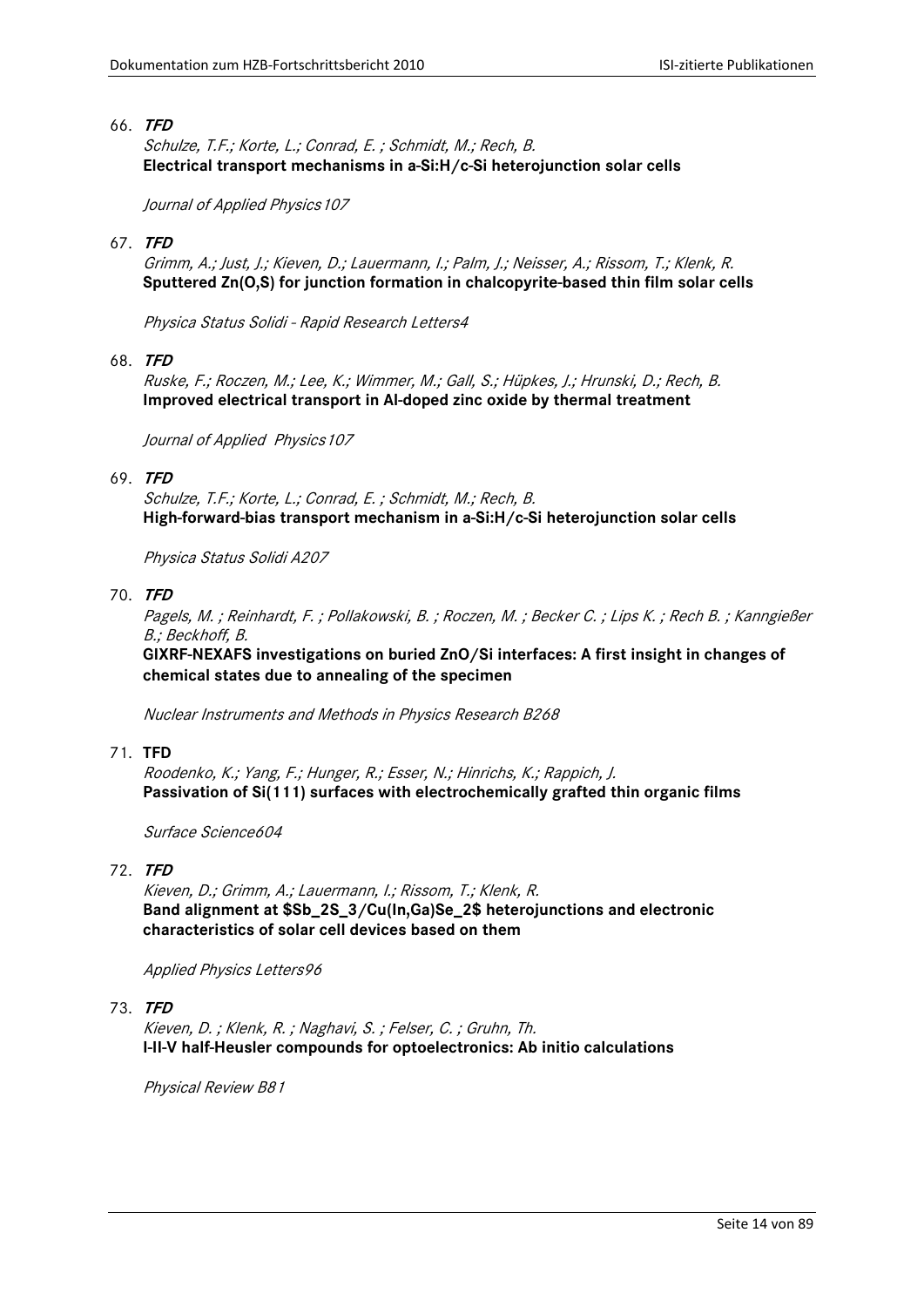66. ***TFD***

 *Schulze, T.F.; Korte, L.; Conrad, E. ; Schmidt, M.; Rech, B.*
 **Electrical transport mechanisms in a-Si:H/c-Si heterojunction solar cells**

 *Journal of Applied Physics107*

67. ***TFD***

 *Grimm, A.; Just, J.; Kieven, D.; Lauermann, I.; Palm, J.; Neisser, A.; Rissom, T.; Klenk, R.*
 **Sputtered Zn(O,S) for junction formation in chalcopyrite-based thin film solar cells**

 *Physica Status Solidi - Rapid Research Letters4*

68. ***TFD***

 *Ruske, F.; Roczen, M.; Lee, K.; Wimmer, M.; Gall, S.; Hüpkes, J.; Hrunski, D.; Rech, B.*
 **Improved electrical transport in Al-doped zinc oxide by thermal treatment**

 *Journal of Applied Physics107*

69. ***TFD***

 *Schulze, T.F.; Korte, L.; Conrad, E. ; Schmidt, M.; Rech, B.*
 **High-forward-bias transport mechanism in a-Si:H/c-Si heterojunction solar cells**

 *Physica Status Solidi A207*

70. ***TFD***

 *Pagels, M. ; Reinhardt, F. ; Pollakowski, B. ; Roczen, M. ; Becker C. ; Lips K. ; Rech B. ; Kanngießer B.; Beckhoff, B.*
 **GIXRF-NEXAFS investigations on buried ZnO/Si interfaces: A first insight in changes of chemical states due to annealing of the specimen**

 *Nuclear Instruments and Methods in Physics Research B268*

71. **TFD**

 *Roodenko, K.; Yang, F.; Hunger, R.; Esser, N.; Hinrichs, K.; Rappich, J.*
 **Passivation of Si(111) surfaces with electrochemically grafted thin organic films**

 *Surface Science604*

72. ***TFD***

 *Kieven, D.; Grimm, A.; Lauermann, I.; Rissom, T.; Klenk, R.*
 **Band alignment at $Sb_2S_3/Cu(In,Ga)Se_2$ heterojunctions and electronic characteristics of solar cell devices based on them**

 *Applied Physics Letters96*

73. ***TFD***

 *Kieven, D. ; Klenk, R. ; Naghavi, S. ; Felser, C. ; Gruhn, Th.*
 **I-II-V half-Heusler compounds for optoelectronics: Ab initio calculations**

 *Physical Review B81*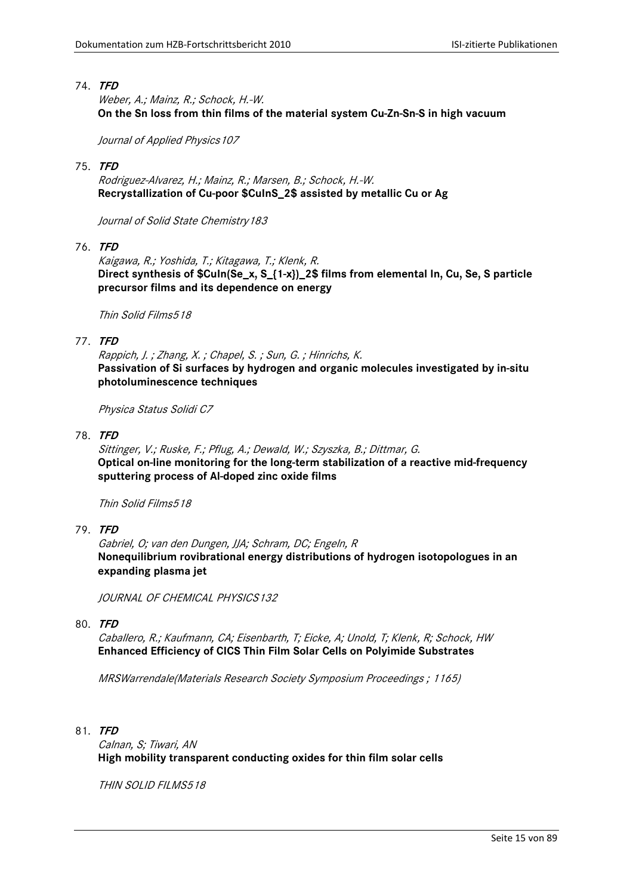74. ***TFD***

    *Weber, A.; Mainz, R.; Schock, H.-W.*
    **On the Sn loss from thin films of the material system Cu-Zn-Sn-S in high vacuum**

    *Journal of Applied Physics107*

75. ***TFD***

    *Rodriguez-Alvarez, H.; Mainz, R.; Marsen, B.; Schock, H.-W.*
    **Recrystallization of Cu-poor $CuInS_2$ assisted by metallic Cu or Ag**

    *Journal of Solid State Chemistry183*

76. ***TFD***

    *Kaigawa, R.; Yoshida, T.; Kitagawa, T.; Klenk, R.*
    **Direct synthesis of $CuIn(Se_x, S_{1-x})_2$ films from elemental In, Cu, Se, S particle precursor films and its dependence on energy**

    *Thin Solid Films518*

77. ***TFD***

    *Rappich, J. ; Zhang, X. ; Chapel, S. ; Sun, G. ; Hinrichs, K.*
    **Passivation of Si surfaces by hydrogen and organic molecules investigated by in-situ photoluminescence techniques**

    *Physica Status Solidi C7*

78. ***TFD***

    *Sittinger, V.; Ruske, F.; Pflug, A.; Dewald, W.; Szyszka, B.; Dittmar, G.*
    **Optical on-line monitoring for the long-term stabilization of a reactive mid-frequency sputtering process of Al-doped zinc oxide films**

    *Thin Solid Films518*

79. ***TFD***

    *Gabriel, O; van den Dungen, JJA; Schram, DC; Engeln, R*
    **Nonequilibrium rovibrational energy distributions of hydrogen isotopologues in an expanding plasma jet**

    *JOURNAL OF CHEMICAL PHYSICS132*

80. ***TFD***

    *Caballero, R.; Kaufmann, CA; Eisenbarth, T; Eicke, A; Unold, T; Klenk, R; Schock, HW*
    **Enhanced Efficiency of CICS Thin Film Solar Cells on Polyimide Substrates**

    *MRSWarrendale(Materials Research Society Symposium Proceedings ; 1165)*

81. ***TFD***

    *Calnan, S; Tiwari, AN*
    **High mobility transparent conducting oxides for thin film solar cells**

    *THIN SOLID FILMS518*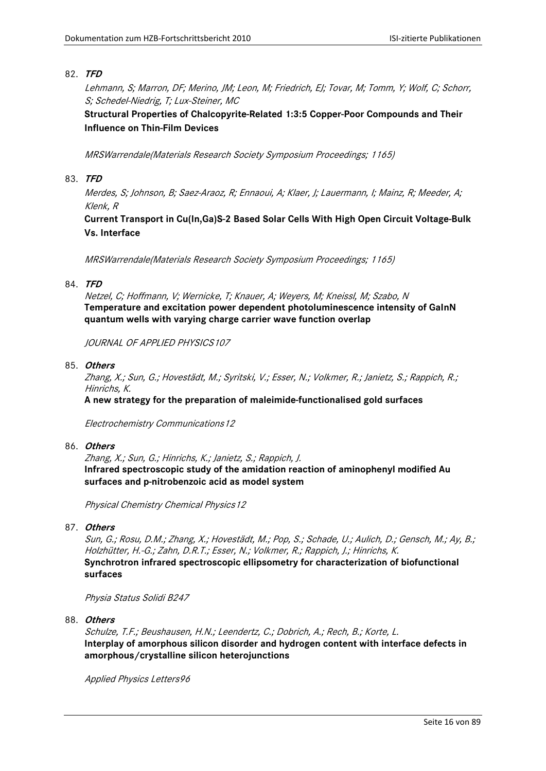82. ***TFD***

    *Lehmann, S; Marron, DF; Merino, JM; Leon, M; Friedrich, EJ; Tovar, M; Tomm, Y; Wolf, C; Schorr, S; Schedel-Niedrig, T; Lux-Steiner, MC*

    **Structural Properties of Chalcopyrite-Related 1:3:5 Copper-Poor Compounds and Their Influence on Thin-Film Devices**

    *MRSWarrendale(Materials Research Society Symposium Proceedings; 1165)*

83. ***TFD***

    *Merdes, S; Johnson, B; Saez-Araoz, R; Ennaoui, A; Klaer, J; Lauermann, I; Mainz, R; Meeder, A; Klenk, R*

    **Current Transport in Cu(In,Ga)S-2 Based Solar Cells With High Open Circuit Voltage-Bulk Vs. Interface**

    *MRSWarrendale(Materials Research Society Symposium Proceedings; 1165)*

84. ***TFD***

    *Netzel, C; Hoffmann, V; Wernicke, T; Knauer, A; Weyers, M; Kneissl, M; Szabo, N*

    **Temperature and excitation power dependent photoluminescence intensity of GaInN quantum wells with varying charge carrier wave function overlap**

    *JOURNAL OF APPLIED PHYSICS107*

85. ***Others***

    *Zhang, X.; Sun, G.; Hovestädt, M.; Syritski, V.; Esser, N.; Volkmer, R.; Janietz, S.; Rappich, R.; Hinrichs, K.*

    **A new strategy for the preparation of maleimide-functionalised gold surfaces**

    *Electrochemistry Communications12*

86. ***Others***

    *Zhang, X.; Sun, G.; Hinrichs, K.; Janietz, S.; Rappich, J.*

    **Infrared spectroscopic study of the amidation reaction of aminophenyl modified Au surfaces and p-nitrobenzoic acid as model system**

    *Physical Chemistry Chemical Physics12*

87. ***Others***

    *Sun, G.; Rosu, D.M.; Zhang, X.; Hovestädt, M.; Pop, S.; Schade, U.; Aulich, D.; Gensch, M.; Ay, B.; Holzhütter, H.-G.; Zahn, D.R.T.; Esser, N.; Volkmer, R.; Rappich, J.; Hinrichs, K.*

    **Synchrotron infrared spectroscopic ellipsometry for characterization of biofunctional surfaces**

    *Physia Status Solidi B247*

88. ***Others***

    *Schulze, T.F.; Beushausen, H.N.; Leendertz, C.; Dobrich, A.; Rech, B.; Korte, L.*

    **Interplay of amorphous silicon disorder and hydrogen content with interface defects in amorphous/crystalline silicon heterojunctions**

    *Applied Physics Letters96*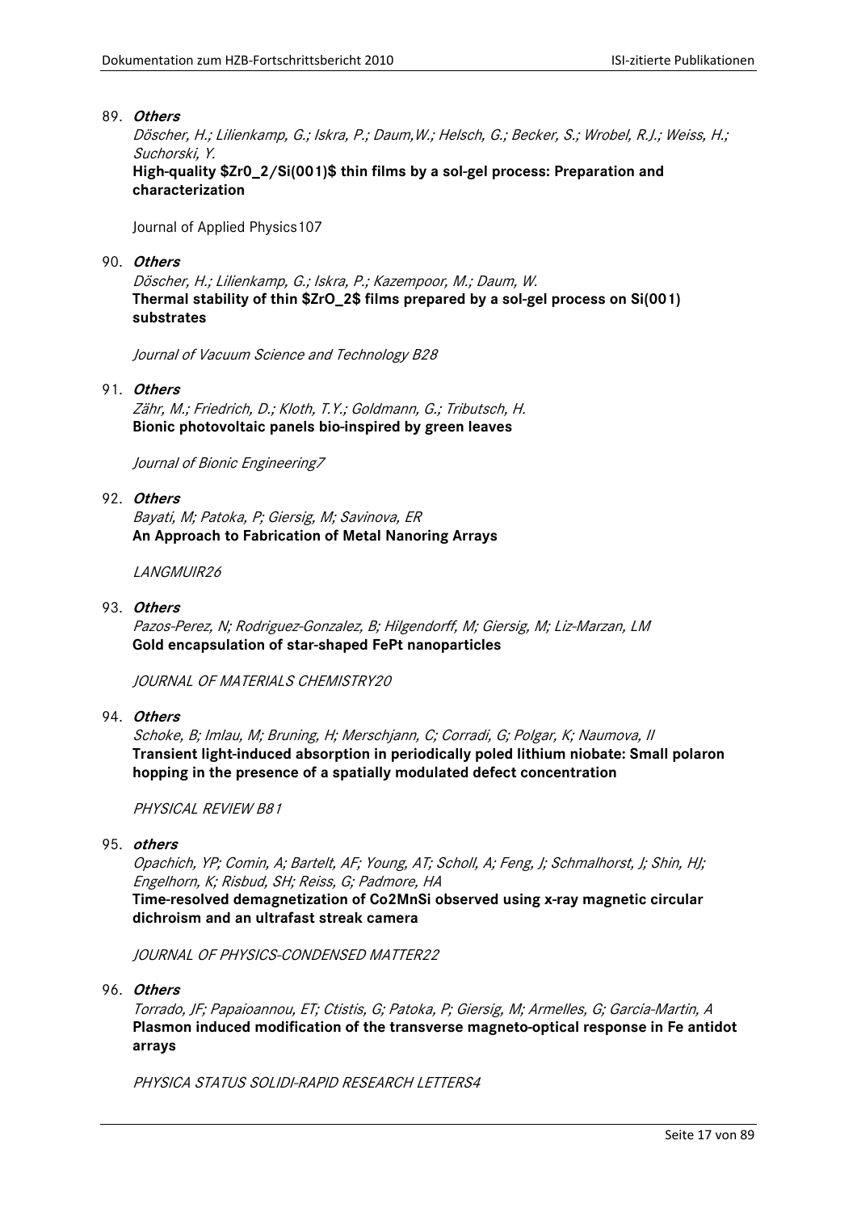89. ***Others***

    *Döscher, H.; Lilienkamp, G.; Iskra, P.; Daum,W.; Helsch, G.; Becker, S.; Wrobel, R.J.; Weiss, H.; Suchorski, Y.*

    **High-quality $Zr0_2/Si(001)$ thin films by a sol-gel process: Preparation and characterization**

    Journal of Applied Physics107

90. ***Others***

    *Döscher, H.; Lilienkamp, G.; Iskra, P.; Kazempoor, M.; Daum, W.*

    **Thermal stability of thin $ZrO_2$ films prepared by a sol-gel process on Si(001) substrates**

    *Journal of Vacuum Science and Technology B28*

91. ***Others***

    *Zähr, M.; Friedrich, D.; Kloth, T.Y.; Goldmann, G.; Tributsch, H.*

    **Bionic photovoltaic panels bio-inspired by green leaves**

    *Journal of Bionic Engineering7*

92. ***Others***

    *Bayati, M; Patoka, P; Giersig, M; Savinova, ER*

    **An Approach to Fabrication of Metal Nanoring Arrays**

    *LANGMUIR26*

93. ***Others***

    *Pazos-Perez, N; Rodriguez-Gonzalez, B; Hilgendorff, M; Giersig, M; Liz-Marzan, LM*

    **Gold encapsulation of star-shaped FePt nanoparticles**

    *JOURNAL OF MATERIALS CHEMISTRY20*

94. ***Others***

    *Schoke, B; Imlau, M; Bruning, H; Merschjann, C; Corradi, G; Polgar, K; Naumova, II*

    **Transient light-induced absorption in periodically poled lithium niobate: Small polaron hopping in the presence of a spatially modulated defect concentration**

    *PHYSICAL REVIEW B81*

95. ***others***

    *Opachich, YP; Comin, A; Bartelt, AF; Young, AT; Scholl, A; Feng, J; Schmalhorst, J; Shin, HJ; Engelhorn, K; Risbud, SH; Reiss, G; Padmore, HA*

    **Time-resolved demagnetization of Co2MnSi observed using x-ray magnetic circular dichroism and an ultrafast streak camera**

    *JOURNAL OF PHYSICS-CONDENSED MATTER22*

96. ***Others***

    *Torrado, JF; Papaioannou, ET; Ctistis, G; Patoka, P; Giersig, M; Armelles, G; Garcia-Martin, A*

    **Plasmon induced modification of the transverse magneto-optical response in Fe antidot arrays**

    *PHYSICA STATUS SOLIDI-RAPID RESEARCH LETTERS4*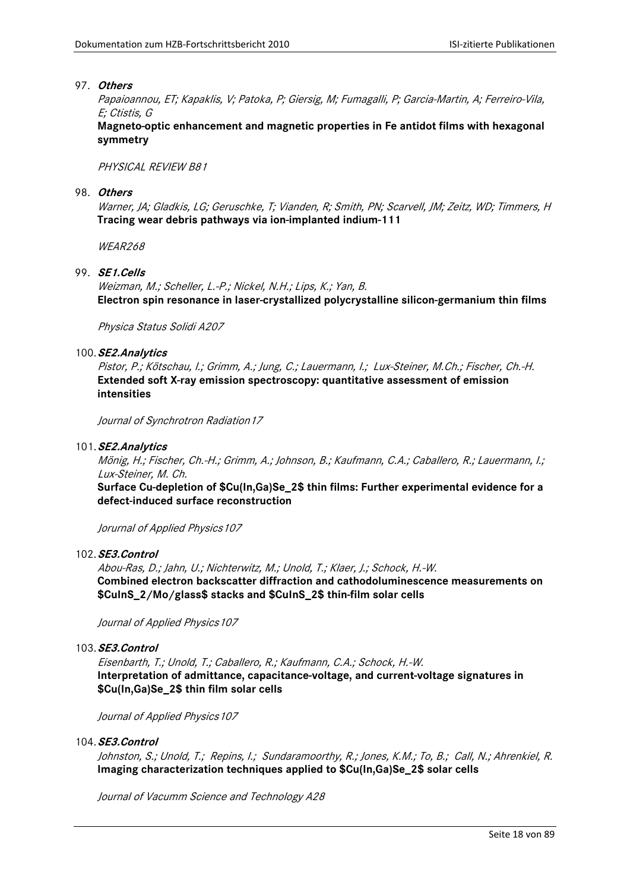97. ***Others***

    *Papaioannou, ET; Kapaklis, V; Patoka, P; Giersig, M; Fumagalli, P; Garcia-Martin, A; Ferreiro-Vila, E; Ctistis, G*

    **Magneto-optic enhancement and magnetic properties in Fe antidot films with hexagonal symmetry**

    *PHYSICAL REVIEW B81*

98. ***Others***

    *Warner, JA; Gladkis, LG; Geruschke, T; Vianden, R; Smith, PN; Scarvell, JM; Zeitz, WD; Timmers, H*

    **Tracing wear debris pathways via ion-implanted indium-111**

    *WEAR268*

99. ***SE1.Cells***

    *Weizman, M.; Scheller, L.-P.; Nickel, N.H.; Lips, K.; Yan, B.*

    **Electron spin resonance in laser-crystallized polycrystalline silicon-germanium thin films**

    *Physica Status Solidi A207*

100. ***SE2.Analytics***

     *Pistor, P.; Kötschau, I.; Grimm, A.; Jung, C.; Lauermann, I.; Lux-Steiner, M.Ch.; Fischer, Ch.-H.*

     **Extended soft X-ray emission spectroscopy: quantitative assessment of emission intensities**

     *Journal of Synchrotron Radiation17*

101. ***SE2.Analytics***

     *Mönig, H.; Fischer, Ch.-H.; Grimm, A.; Johnson, B.; Kaufmann, C.A.; Caballero, R.; Lauermann, I.; Lux-Steiner, M. Ch.*

     **Surface Cu-depletion of $Cu(In,Ga)Se_2$ thin films: Further experimental evidence for a defect-induced surface reconstruction**

     *Jorurnal of Applied Physics107*

102. ***SE3.Control***

     *Abou-Ras, D.; Jahn, U.; Nichterwitz, M.; Unold, T.; Klaer, J.; Schock, H.-W.*

     **Combined electron backscatter diffraction and cathodoluminescence measurements on $CuInS_2/Mo/glass$ stacks and $CuInS_2$ thin-film solar cells**

     *Journal of Applied Physics107*

103. ***SE3.Control***

     *Eisenbarth, T.; Unold, T.; Caballero, R.; Kaufmann, C.A.; Schock, H.-W.*

     **Interpretation of admittance, capacitance-voltage, and current-voltage signatures in $Cu(In,Ga)Se_2$ thin film solar cells**

     *Journal of Applied Physics107*

104. ***SE3.Control***

     *Johnston, S.; Unold, T.; Repins, I.; Sundaramoorthy, R.; Jones, K.M.; To, B.; Call, N.; Ahrenkiel, R.*

     **Imaging characterization techniques applied to $Cu(In,Ga)Se_2$ solar cells**

     *Journal of Vacumm Science and Technology A28*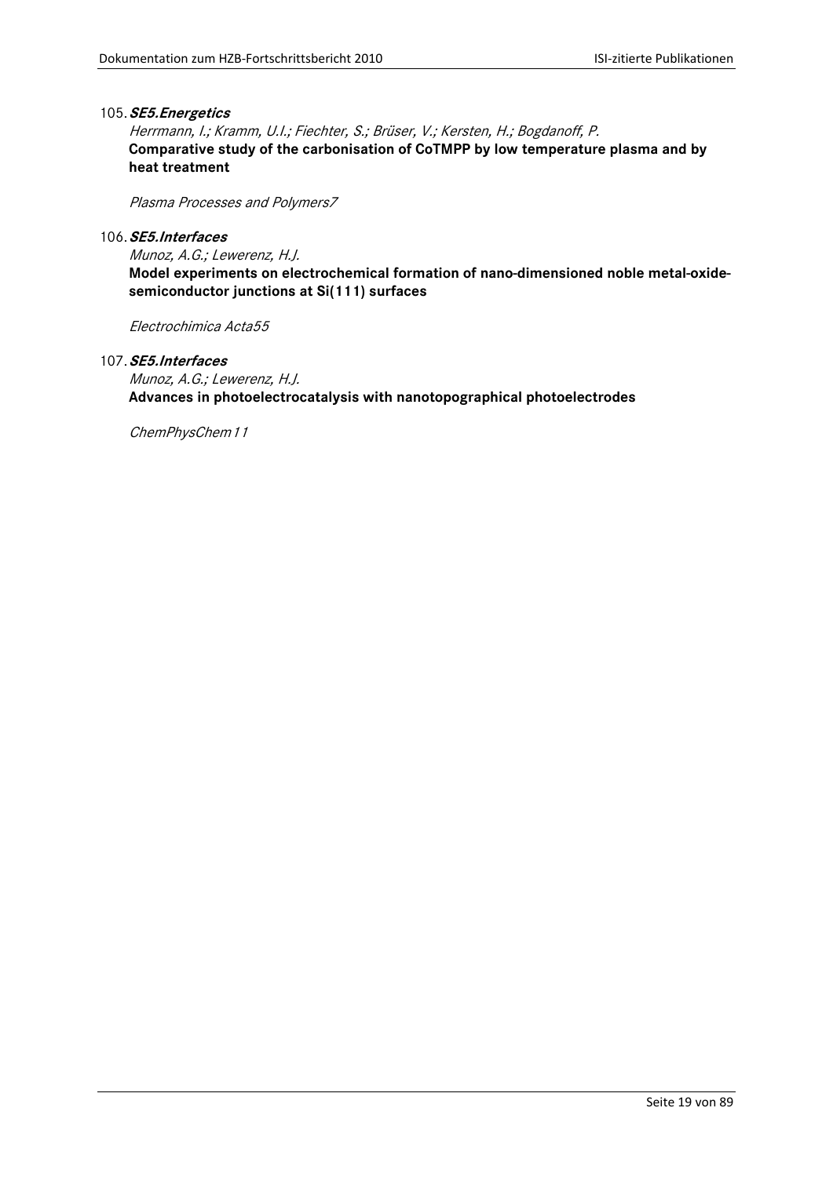105. ***SE5.Energetics***

*Herrmann, I.; Kramm, U.I.; Fiechter, S.; Brüser, V.; Kersten, H.; Bogdanoff, P.*

**Comparative study of the carbonisation of CoTMPP by low temperature plasma and by heat treatment**

*Plasma Processes and Polymers7*

106. ***SE5.Interfaces***

*Munoz, A.G.; Lewerenz, H.J.*

**Model experiments on electrochemical formation of nano-dimensioned noble metal-oxide-semiconductor junctions at Si(111) surfaces**

*Electrochimica Acta55*

107. ***SE5.Interfaces***

*Munoz, A.G.; Lewerenz, H.J.*

**Advances in photoelectrocatalysis with nanotopographical photoelectrodes**

*ChemPhysChem11*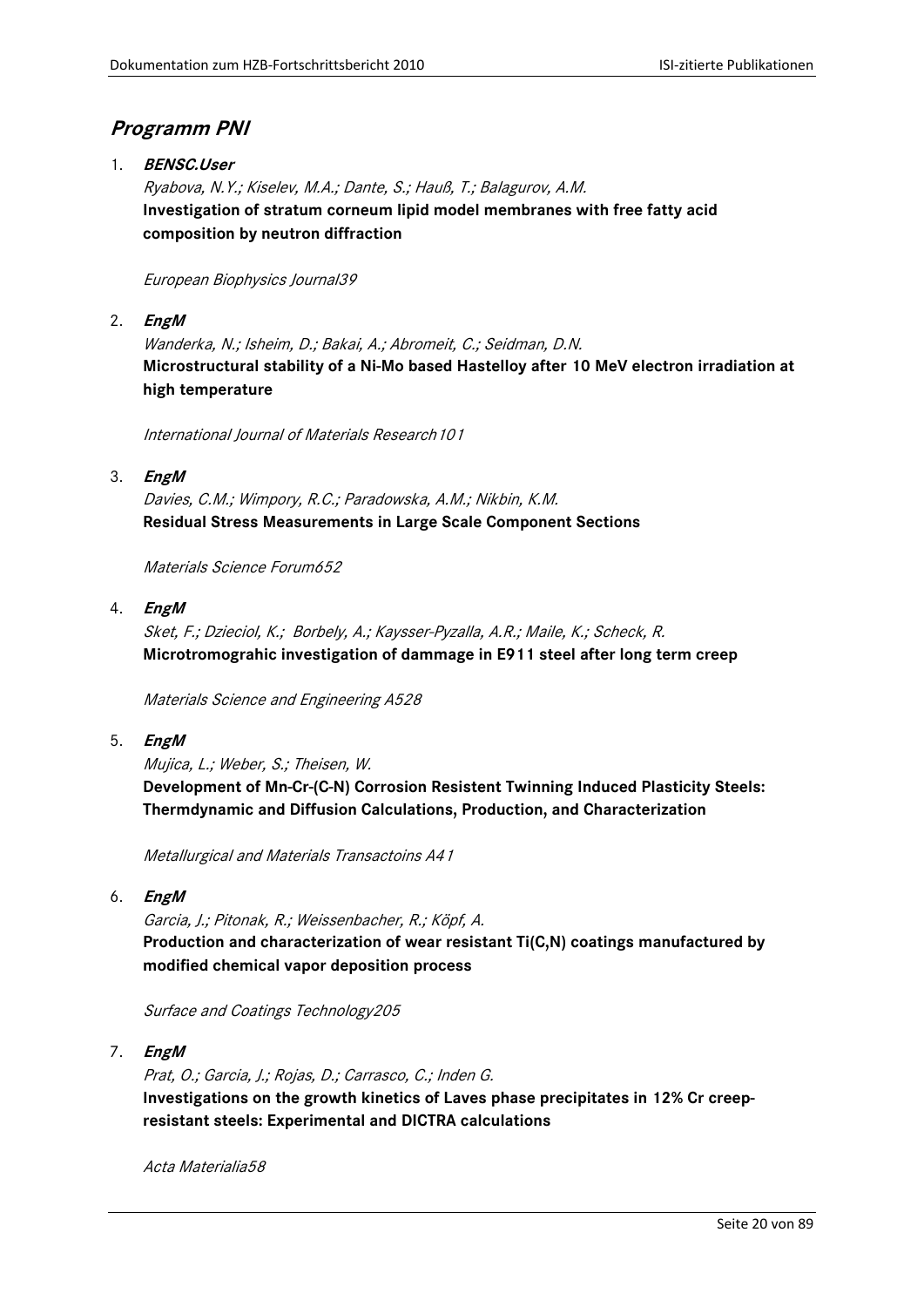## *Programm PNI*

1. ***BENSC.User***

   *Ryabova, N.Y.; Kiselev, M.A.; Dante, S.; Hauß, T.; Balagurov, A.M.*
   **Investigation of stratum corneum lipid model membranes with free fatty acid composition by neutron diffraction**

   *European Biophysics Journal39*

2. ***EngM***

   *Wanderka, N.; Isheim, D.; Bakai, A.; Abromeit, C.; Seidman, D.N.*
   **Microstructural stability of a Ni-Mo based Hastelloy after 10 MeV electron irradiation at high temperature**

   *International Journal of Materials Research101*

3. ***EngM***

   *Davies, C.M.; Wimpory, R.C.; Paradowska, A.M.; Nikbin, K.M.*
   **Residual Stress Measurements in Large Scale Component Sections**

   *Materials Science Forum652*

4. ***EngM***

   *Sket, F.; Dzieciol, K.; Borbely, A.; Kaysser-Pyzalla, A.R.; Maile, K.; Scheck, R.*
   **Microtromograhic investigation of dammage in E911 steel after long term creep**

   *Materials Science and Engineering A528*

5. ***EngM***

   *Mujica, L.; Weber, S.; Theisen, W.*
   **Development of Mn-Cr-(C-N) Corrosion Resistent Twinning Induced Plasticity Steels: Thermdynamic and Diffusion Calculations, Production, and Characterization**

   *Metallurgical and Materials Transactoins A41*

6. ***EngM***

   *Garcia, J.; Pitonak, R.; Weissenbacher, R.; Köpf, A.*
   **Production and characterization of wear resistant Ti(C,N) coatings manufactured by modified chemical vapor deposition process**

   *Surface and Coatings Technology205*

7. ***EngM***

   *Prat, O.; Garcia, J.; Rojas, D.; Carrasco, C.; Inden G.*
   **Investigations on the growth kinetics of Laves phase precipitates in 12% Cr creep-resistant steels: Experimental and DICTRA calculations**

   *Acta Materialia58*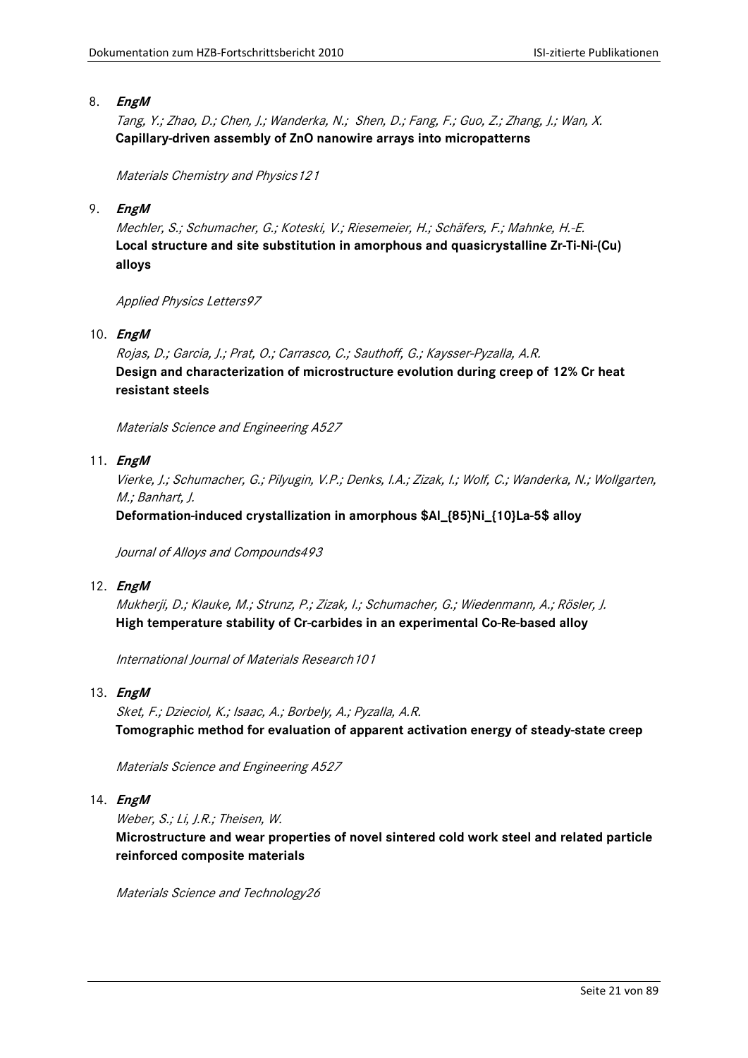8. ***EngM***

   *Tang, Y.; Zhao, D.; Chen, J.; Wanderka, N.; Shen, D.; Fang, F.; Guo, Z.; Zhang, J.; Wan, X.*
   **Capillary-driven assembly of ZnO nanowire arrays into micropatterns**

   *Materials Chemistry and Physics121*

9. ***EngM***

   *Mechler, S.; Schumacher, G.; Koteski, V.; Riesemeier, H.; Schäfers, F.; Mahnke, H.-E.*
   **Local structure and site substitution in amorphous and quasicrystalline Zr-Ti-Ni-(Cu) alloys**

   *Applied Physics Letters97*

10. ***EngM***

    *Rojas, D.; Garcia, J.; Prat, O.; Carrasco, C.; Sauthoff, G.; Kaysser-Pyzalla, A.R.*
    **Design and characterization of microstructure evolution during creep of 12% Cr heat resistant steels**

    *Materials Science and Engineering A527*

11. ***EngM***

    *Vierke, J.; Schumacher, G.; Pilyugin, V.P.; Denks, I.A.; Zizak, I.; Wolf, C.; Wanderka, N.; Wollgarten, M.; Banhart, J.*
    **Deformation-induced crystallization in amorphous $Al_{85}Ni_{10}La_5$ alloy**

    *Journal of Alloys and Compounds493*

12. ***EngM***

    *Mukherji, D.; Klauke, M.; Strunz, P.; Zizak, I.; Schumacher, G.; Wiedenmann, A.; Rösler, J.*
    **High temperature stability of Cr-carbides in an experimental Co-Re-based alloy**

    *International Journal of Materials Research101*

13. ***EngM***

    *Sket, F.; Dzieciol, K.; Isaac, A.; Borbely, A.; Pyzalla, A.R.*
    **Tomographic method for evaluation of apparent activation energy of steady-state creep**

    *Materials Science and Engineering A527*

14. ***EngM***

    *Weber, S.; Li, J.R.; Theisen, W.*
    **Microstructure and wear properties of novel sintered cold work steel and related particle reinforced composite materials**

    *Materials Science and Technology26*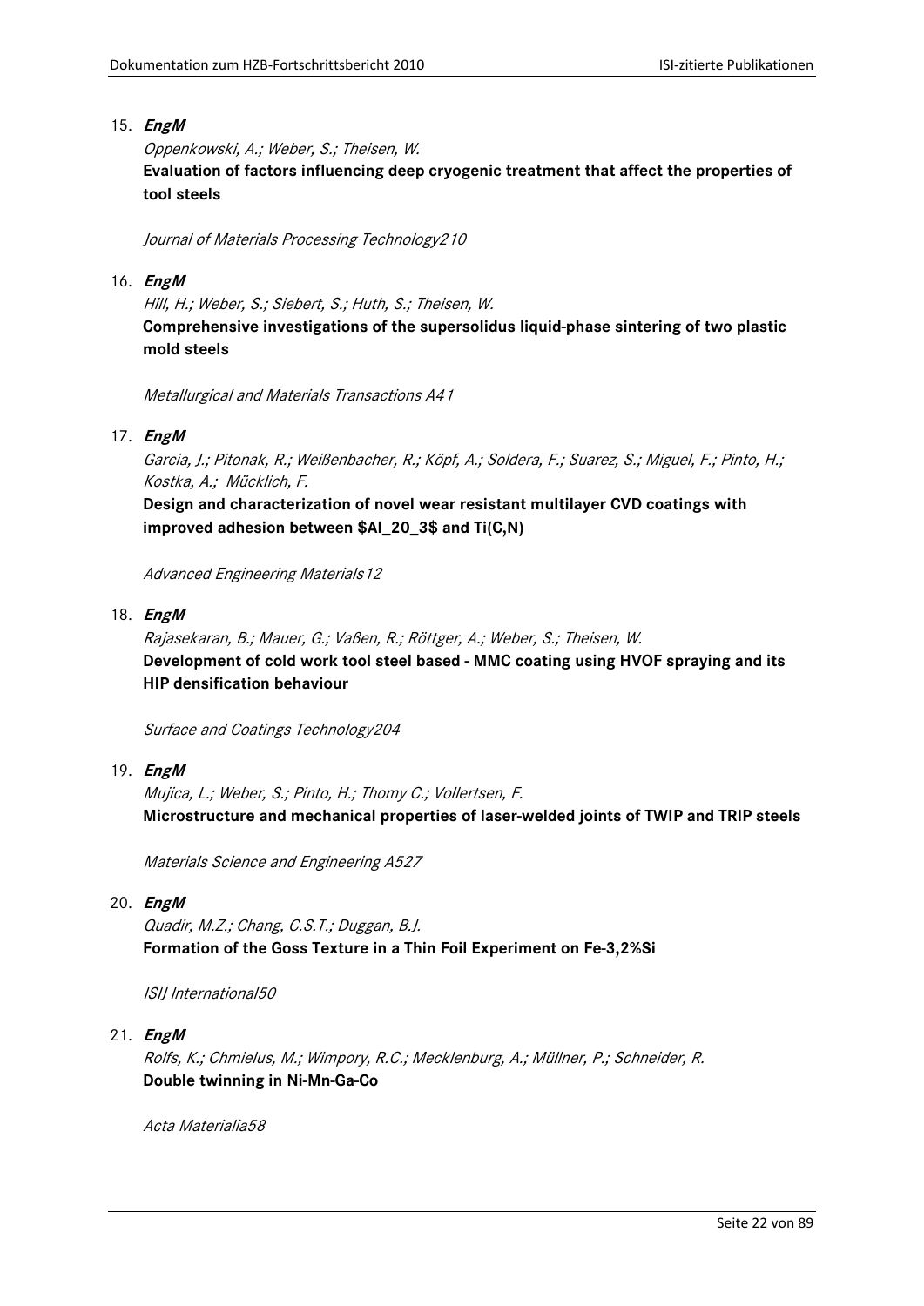15. ***EngM***

    *Oppenkowski, A.; Weber, S.; Theisen, W.*

    **Evaluation of factors influencing deep cryogenic treatment that affect the properties of tool steels**

    *Journal of Materials Processing Technology210*

16. ***EngM***

    *Hill, H.; Weber, S.; Siebert, S.; Huth, S.; Theisen, W.*

    **Comprehensive investigations of the supersolidus liquid-phase sintering of two plastic mold steels**

    *Metallurgical and Materials Transactions A41*

17. ***EngM***

    *Garcia, J.; Pitonak, R.; Weißenbacher, R.; Köpf, A.; Soldera, F.; Suarez, S.; Miguel, F.; Pinto, H.; Kostka, A.; Mücklich, F.*

    **Design and characterization of novel wear resistant multilayer CVD coatings with improved adhesion between $Al_2O_3$ and Ti(C,N)**

    *Advanced Engineering Materials12*

18. ***EngM***

    *Rajasekaran, B.; Mauer, G.; Vaßen, R.; Röttger, A.; Weber, S.; Theisen, W.*

    **Development of cold work tool steel based - MMC coating using HVOF spraying and its HIP densification behaviour**

    *Surface and Coatings Technology204*

19. ***EngM***

    *Mujica, L.; Weber, S.; Pinto, H.; Thomy C.; Vollertsen, F.*

    **Microstructure and mechanical properties of laser-welded joints of TWIP and TRIP steels**

    *Materials Science and Engineering A527*

20. ***EngM***

    *Quadir, M.Z.; Chang, C.S.T.; Duggan, B.J.*

    **Formation of the Goss Texture in a Thin Foil Experiment on Fe-3,2%Si**

    *ISIJ International50*

21. ***EngM***

    *Rolfs, K.; Chmielus, M.; Wimpory, R.C.; Mecklenburg, A.; Müllner, P.; Schneider, R.*

    **Double twinning in Ni-Mn-Ga-Co**

    *Acta Materialia58*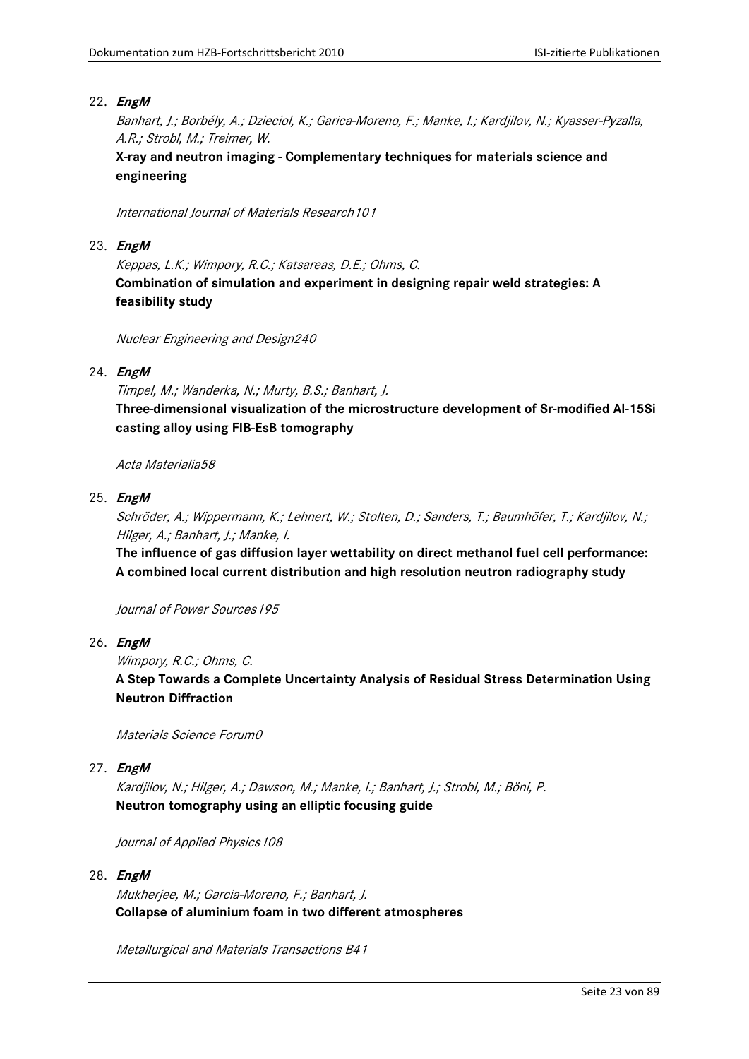22. ***EngM***

    *Banhart, J.; Borbély, A.; Dzieciol, K.; Garica-Moreno, F.; Manke, I.; Kardjilov, N.; Kyasser-Pyzalla, A.R.; Strobl, M.; Treimer, W.*

    **X-ray and neutron imaging - Complementary techniques for materials science and engineering**

    *International Journal of Materials Research101*

23. ***EngM***

    *Keppas, L.K.; Wimpory, R.C.; Katsareas, D.E.; Ohms, C.*

    **Combination of simulation and experiment in designing repair weld strategies: A feasibility study**

    *Nuclear Engineering and Design240*

24. ***EngM***

    *Timpel, M.; Wanderka, N.; Murty, B.S.; Banhart, J.*

    **Three-dimensional visualization of the microstructure development of Sr-modified Al-15Si casting alloy using FIB-EsB tomography**

    *Acta Materialia58*

25. ***EngM***

    *Schröder, A.; Wippermann, K.; Lehnert, W.; Stolten, D.; Sanders, T.; Baumhöfer, T.; Kardjilov, N.; Hilger, A.; Banhart, J.; Manke, I.*

    **The influence of gas diffusion layer wettability on direct methanol fuel cell performance: A combined local current distribution and high resolution neutron radiography study**

    *Journal of Power Sources195*

26. ***EngM***

    *Wimpory, R.C.; Ohms, C.*

    **A Step Towards a Complete Uncertainty Analysis of Residual Stress Determination Using Neutron Diffraction**

    *Materials Science Forum0*

27. ***EngM***

    *Kardjilov, N.; Hilger, A.; Dawson, M.; Manke, I.; Banhart, J.; Strobl, M.; Böni, P.*

    **Neutron tomography using an elliptic focusing guide**

    *Journal of Applied Physics108*

28. ***EngM***

    *Mukherjee, M.; Garcia-Moreno, F.; Banhart, J.*

    **Collapse of aluminium foam in two different atmospheres**

    *Metallurgical and Materials Transactions B41*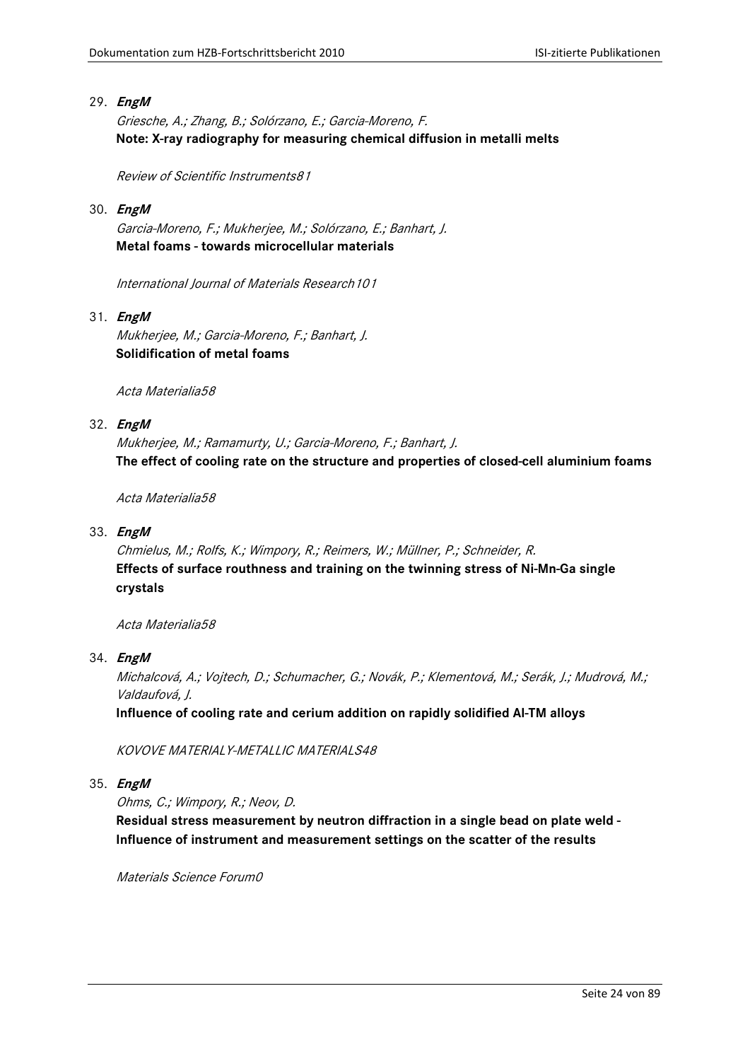29. ***EngM***

    *Griesche, A.; Zhang, B.; Solórzano, E.; Garcia-Moreno, F.*
    **Note: X-ray radiography for measuring chemical diffusion in metalli melts**

    *Review of Scientific Instruments81*

30. ***EngM***

    *Garcia-Moreno, F.; Mukherjee, M.; Solórzano, E.; Banhart, J.*
    **Metal foams - towards microcellular materials**

    *International Journal of Materials Research101*

31. ***EngM***

    *Mukherjee, M.; Garcia-Moreno, F.; Banhart, J.*
    **Solidification of metal foams**

    *Acta Materialia58*

32. ***EngM***

    *Mukherjee, M.; Ramamurty, U.; Garcia-Moreno, F.; Banhart, J.*
    **The effect of cooling rate on the structure and properties of closed-cell aluminium foams**

    *Acta Materialia58*

33. ***EngM***

    *Chmielus, M.; Rolfs, K.; Wimpory, R.; Reimers, W.; Müllner, P.; Schneider, R.*
    **Effects of surface routhness and training on the twinning stress of Ni-Mn-Ga single crystals**

    *Acta Materialia58*

34. ***EngM***

    *Michalcová, A.; Vojtech, D.; Schumacher, G.; Novák, P.; Klementová, M.; Serák, J.; Mudrová, M.; Valdaufová, J.*
    **Influence of cooling rate and cerium addition on rapidly solidified Al-TM alloys**

    *KOVOVE MATERIALY-METALLIC MATERIALS48*

35. ***EngM***

    *Ohms, C.; Wimpory, R.; Neov, D.*
    **Residual stress measurement by neutron diffraction in a single bead on plate weld - Influence of instrument and measurement settings on the scatter of the results**

    *Materials Science Forum0*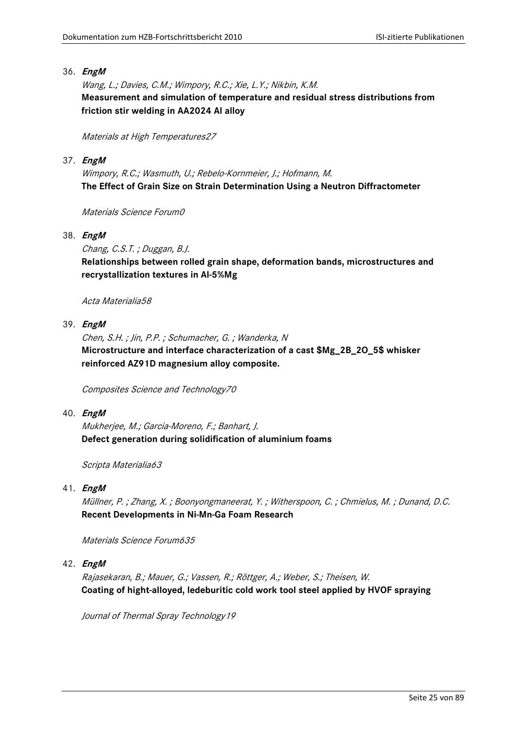36. ***EngM***

    *Wang, L.; Davies, C.M.; Wimpory, R.C.; Xie, L.Y.; Nikbin, K.M.*

    **Measurement and simulation of temperature and residual stress distributions from friction stir welding in AA2024 Al alloy**

    *Materials at High Temperatures27*

37. ***EngM***

    *Wimpory, R.C.; Wasmuth, U.; Rebelo-Kornmeier, J.; Hofmann, M.*

    **The Effect of Grain Size on Strain Determination Using a Neutron Diffractometer**

    *Materials Science Forum0*

38. ***EngM***

    *Chang, C.S.T. ; Duggan, B.J.*

    **Relationships between rolled grain shape, deformation bands, microstructures and recrystallization textures in Al-5%Mg**

    *Acta Materialia58*

39. ***EngM***

    *Chen, S.H. ; Jin, P.P. ; Schumacher, G. ; Wanderka, N*

    **Microstructure and interface characterization of a cast $Mg_2B_2O_5$ whisker reinforced AZ91D magnesium alloy composite.**

    *Composites Science and Technology70*

40. ***EngM***

    *Mukherjee, M.; Garcia-Moreno, F.; Banhart, J.*

    **Defect generation during solidification of aluminium foams**

    *Scripta Materialia63*

41. ***EngM***

    *Müllner, P. ; Zhang, X. ; Boonyongmaneerat, Y. ; Witherspoon, C. ; Chmielus, M. ; Dunand, D.C.*

    **Recent Developments in Ni-Mn-Ga Foam Research**

    *Materials Science Forum635*

42. ***EngM***

    *Rajasekaran, B.; Mauer, G.; Vassen, R.; Röttger, A.; Weber, S.; Theisen, W.*

    **Coating of hight-alloyed, ledeburitic cold work tool steel applied by HVOF spraying**

    *Journal of Thermal Spray Technology19*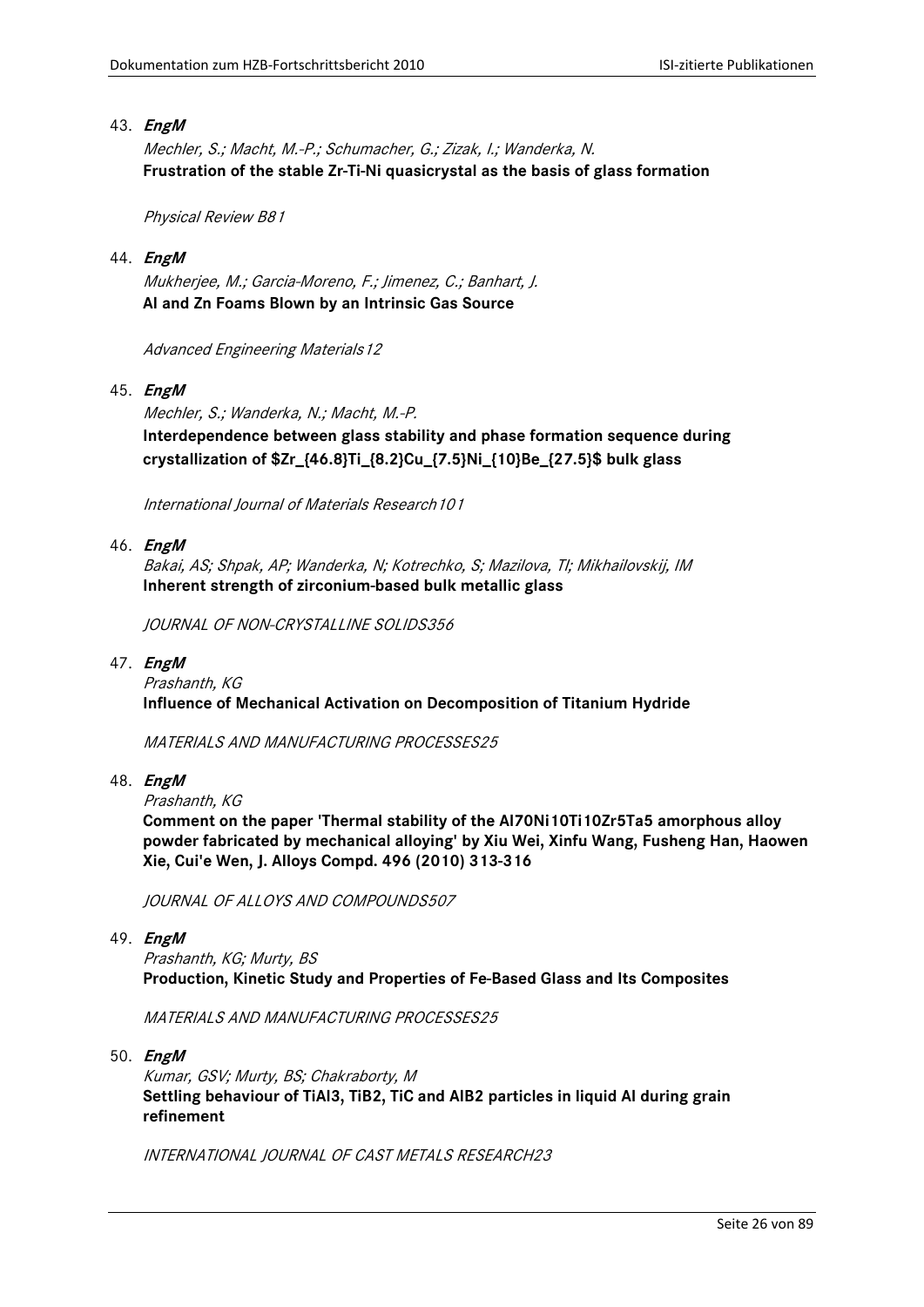43. ***EngM***

    *Mechler, S.; Macht, M.-P.; Schumacher, G.; Zizak, I.; Wanderka, N.*

    **Frustration of the stable Zr-Ti-Ni quasicrystal as the basis of glass formation**

    *Physical Review B81*

44. ***EngM***

    *Mukherjee, M.; Garcia-Moreno, F.; Jimenez, C.; Banhart, J.*

    **Al and Zn Foams Blown by an Intrinsic Gas Source**

    *Advanced Engineering Materials12*

45. ***EngM***

    *Mechler, S.; Wanderka, N.; Macht, M.-P.*

    **Interdependence between glass stability and phase formation sequence during crystallization of $Zr_{46.8}Ti_{8.2}Cu_{7.5}Ni_{10}Be_{27.5}$ bulk glass**

    *International Journal of Materials Research101*

46. ***EngM***

    *Bakai, AS; Shpak, AP; Wanderka, N; Kotrechko, S; Mazilova, TI; Mikhailovskij, IM*

    **Inherent strength of zirconium-based bulk metallic glass**

    *JOURNAL OF NON-CRYSTALLINE SOLIDS356*

47. ***EngM***

    *Prashanth, KG*

    **Influence of Mechanical Activation on Decomposition of Titanium Hydride**

    *MATERIALS AND MANUFACTURING PROCESSES25*

48. ***EngM***

    *Prashanth, KG*

    **Comment on the paper 'Thermal stability of the Al70Ni10Ti10Zr5Ta5 amorphous alloy powder fabricated by mechanical alloying' by Xiu Wei, Xinfu Wang, Fusheng Han, Haowen Xie, Cui'e Wen, J. Alloys Compd. 496 (2010) 313-316**

    *JOURNAL OF ALLOYS AND COMPOUNDS507*

49. ***EngM***

    *Prashanth, KG; Murty, BS*

    **Production, Kinetic Study and Properties of Fe-Based Glass and Its Composites**

    *MATERIALS AND MANUFACTURING PROCESSES25*

50. ***EngM***

    *Kumar, GSV; Murty, BS; Chakraborty, M*

    **Settling behaviour of TiAl3, TiB2, TiC and AlB2 particles in liquid Al during grain refinement**

    *INTERNATIONAL JOURNAL OF CAST METALS RESEARCH23*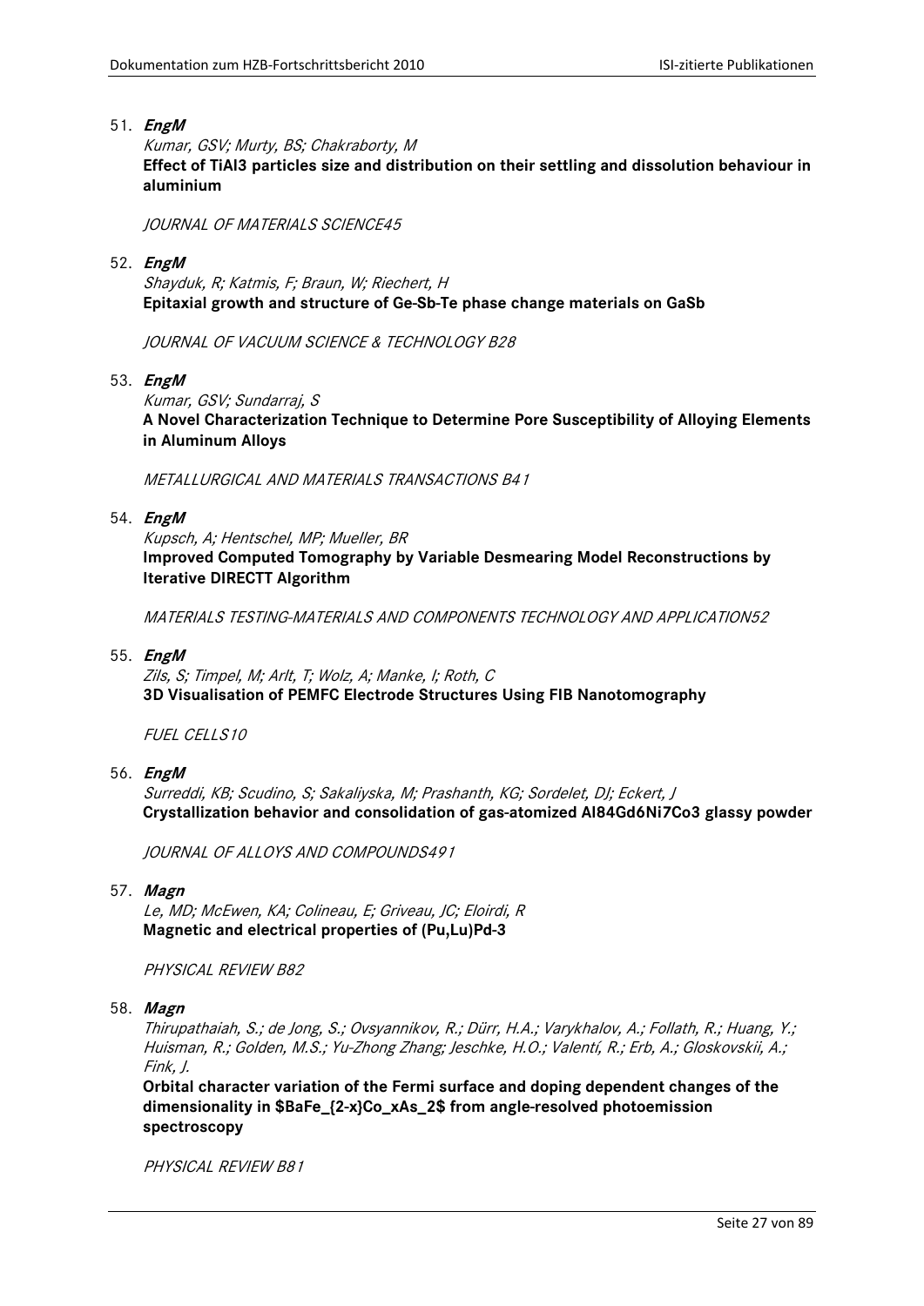51. ***EngM***

    *Kumar, GSV; Murty, BS; Chakraborty, M*

    **Effect of $TiAl_3$ particles size and distribution on their settling and dissolution behaviour in aluminium**

    *JOURNAL OF MATERIALS SCIENCE45*

52. ***EngM***

    *Shayduk, R; Katmis, F; Braun, W; Riechert, H*

    **Epitaxial growth and structure of Ge-Sb-Te phase change materials on GaSb**

    *JOURNAL OF VACUUM SCIENCE & TECHNOLOGY B28*

53. ***EngM***

    *Kumar, GSV; Sundarraj, S*

    **A Novel Characterization Technique to Determine Pore Susceptibility of Alloying Elements in Aluminum Alloys**

    *METALLURGICAL AND MATERIALS TRANSACTIONS B41*

54. ***EngM***

    *Kupsch, A; Hentschel, MP; Mueller, BR*

    **Improved Computed Tomography by Variable Desmearing Model Reconstructions by Iterative DIRECTT Algorithm**

    *MATERIALS TESTING-MATERIALS AND COMPONENTS TECHNOLOGY AND APPLICATION52*

55. ***EngM***

    *Zils, S; Timpel, M; Arlt, T; Wolz, A; Manke, I; Roth, C*

    **3D Visualisation of PEMFC Electrode Structures Using FIB Nanotomography**

    *FUEL CELLS10*

56. ***EngM***

    *Surreddi, KB; Scudino, S; Sakaliyska, M; Prashanth, KG; Sordelet, DJ; Eckert, J*

    **Crystallization behavior and consolidation of gas-atomized $Al_{84}Gd_6Ni_7Co_3$ glassy powder**

    *JOURNAL OF ALLOYS AND COMPOUNDS491*

57. ***Magn***

    *Le, MD; McEwen, KA; Colineau, E; Griveau, JC; Eloirdi, R*

    **Magnetic and electrical properties of (Pu,Lu)Pd-3**

    *PHYSICAL REVIEW B82*

58. ***Magn***

    *Thirupathaiah, S.; de Jong, S.; Ovsyannikov, R.; Dürr, H.A.; Varykhalov, A.; Follath, R.; Huang, Y.; Huisman, R.; Golden, M.S.; Yu-Zhong Zhang; Jeschke, H.O.; Valentí, R.; Erb, A.; Gloskovskii, A.; Fink, J.*

    **Orbital character variation of the Fermi surface and doping dependent changes of the dimensionality in $BaFe_{2-x}Co_xAs_2$ from angle-resolved photoemission spectroscopy**

    *PHYSICAL REVIEW B81*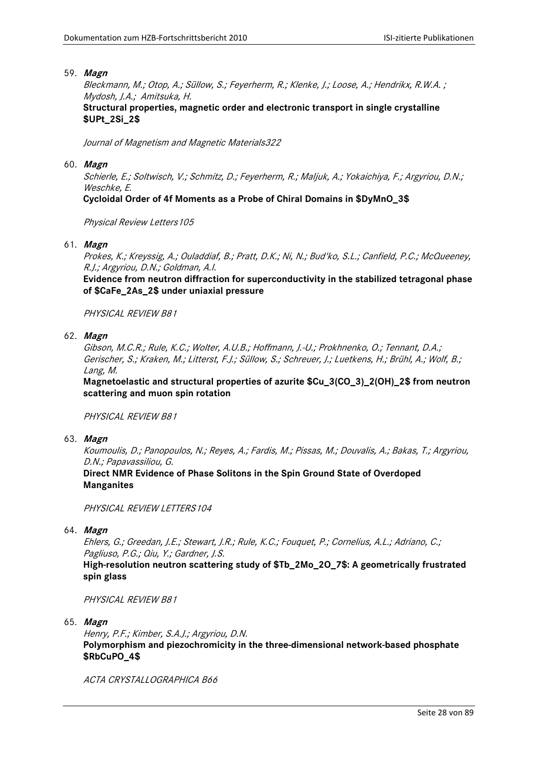59. ***Magn***

    *Bleckmann, M.; Otop, A.; Süllow, S.; Feyerherm, R.; Klenke, J.; Loose, A.; Hendrikx, R.W.A. ; Mydosh, J.A.; Amitsuka, H.*

    **Structural properties, magnetic order and electronic transport in single crystalline $UPt_2Si_2$**

    *Journal of Magnetism and Magnetic Materials322*

60. ***Magn***

    *Schierle, E.; Soltwisch, V.; Schmitz, D.; Feyerherm, R.; Maljuk, A.; Yokaichiya, F.; Argyriou, D.N.; Weschke, E.*

    **Cycloidal Order of 4f Moments as a Probe of Chiral Domains in $DyMnO_3$**

    *Physical Review Letters105*

61. ***Magn***

    *Prokes, K.; Kreyssig, A.; Ouladdiaf, B.; Pratt, D.K.; Ni, N.; Bud'ko, S.L.; Canfield, P.C.; McQueeney, R.J.; Argyriou, D.N.; Goldman, A.I.*

    **Evidence from neutron diffraction for superconductivity in the stabilized tetragonal phase of $CaFe_2As_2$ under uniaxial pressure**

    *PHYSICAL REVIEW B81*

62. ***Magn***

    *Gibson, M.C.R.; Rule, K.C.; Wolter, A.U.B.; Hoffmann, J.-U.; Prokhnenko, O.; Tennant, D.A.; Gerischer, S.; Kraken, M.; Litterst, F.J.; Süllow, S.; Schreuer, J.; Luetkens, H.; Brühl, A.; Wolf, B.; Lang, M.*

    **Magnetoelastic and structural properties of azurite $Cu_3(CO_3)_2(OH)_2$ from neutron scattering and muon spin rotation**

    *PHYSICAL REVIEW B81*

63. ***Magn***

    *Koumoulis, D.; Panopoulos, N.; Reyes, A.; Fardis, M.; Pissas, M.; Douvalis, A.; Bakas, T.; Argyriou, D.N.; Papavassiliou, G.*

    **Direct NMR Evidence of Phase Solitons in the Spin Ground State of Overdoped Manganites**

    *PHYSICAL REVIEW LETTERS104*

64. ***Magn***

    *Ehlers, G.; Greedan, J.E.; Stewart, J.R.; Rule, K.C.; Fouquet, P.; Cornelius, A.L.; Adriano, C.; Pagliuso, P.G.; Qiu, Y.; Gardner, J.S.*

    **High-resolution neutron scattering study of $Tb_2Mo_2O_7$: A geometrically frustrated spin glass**

    *PHYSICAL REVIEW B81*

65. ***Magn***

    *Henry, P.F.; Kimber, S.A.J.; Argyriou, D.N.*

    **Polymorphism and piezochromicity in the three-dimensional network-based phosphate $RbCuPO_4$**

    *ACTA CRYSTALLOGRAPHICA B66*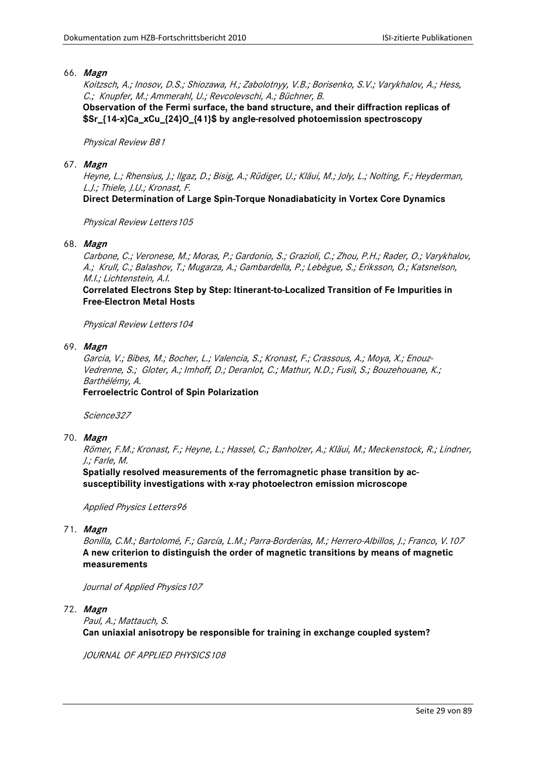66. ***Magn***

    *Koitzsch, A.; Inosov, D.S.; Shiozawa, H.; Zabolotnyy, V.B.; Borisenko, S.V.; Varykhalov, A.; Hess, C.; Knupfer, M.; Ammerahl, U.; Revcolevschi, A.; Büchner, B.*

    **Observation of the Fermi surface, the band structure, and their diffraction replicas of $Sr_{14-x}Ca_xCu_{24}O_{41}$ by angle-resolved photoemission spectroscopy**

    *Physical Review B81*

67. ***Magn***

    *Heyne, L.; Rhensius, J.; Ilgaz, D.; Bisig, A.; Rüdiger, U.; Kläui, M.; Joly, L.; Nolting, F.; Heyderman, L.J.; Thiele, J.U.; Kronast, F.*

    **Direct Determination of Large Spin-Torque Nonadiabaticity in Vortex Core Dynamics**

    *Physical Review Letters105*

68. ***Magn***

    *Carbone, C.; Veronese, M.; Moras, P.; Gardonio, S.; Grazioli, C.; Zhou, P.H.; Rader, O.; Varykhalov, A.; Krull, C.; Balashov, T.; Mugarza, A.; Gambardella, P.; Lebègue, S.; Eriksson, O.; Katsnelson, M.I.; Lichtenstein, A.I.*

    **Correlated Electrons Step by Step: Itinerant-to-Localized Transition of Fe Impurities in Free-Electron Metal Hosts**

    *Physical Review Letters104*

69. ***Magn***

    *Garcia, V.; Bibes, M.; Bocher, L.; Valencia, S.; Kronast, F.; Crassous, A.; Moya, X.; Enouz-Vedrenne, S.; Gloter, A.; Imhoff, D.; Deranlot, C.; Mathur, N.D.; Fusil, S.; Bouzehouane, K.; Barthélémy, A.*

    **Ferroelectric Control of Spin Polarization**

    *Science327*

70. ***Magn***

    *Römer, F.M.; Kronast, F.; Heyne, L.; Hassel, C.; Banholzer, A.; Kläui, M.; Meckenstock, R.; Lindner, J.; Farle, M.*

    **Spatially resolved measurements of the ferromagnetic phase transition by ac-susceptibility investigations with x-ray photoelectron emission microscope**

    *Applied Physics Letters96*

71. ***Magn***

    *Bonilla, C.M.; Bartolomé, F.; García, L.M.; Parra-Borderías, M.; Herrero-Albillos, J.; Franco, V.107*

    **A new criterion to distinguish the order of magnetic transitions by means of magnetic measurements**

    *Journal of Applied Physics107*

72. ***Magn***

    *Paul, A.; Mattauch, S.*

    **Can uniaxial anisotropy be responsible for training in exchange coupled system?**

    *JOURNAL OF APPLIED PHYSICS108*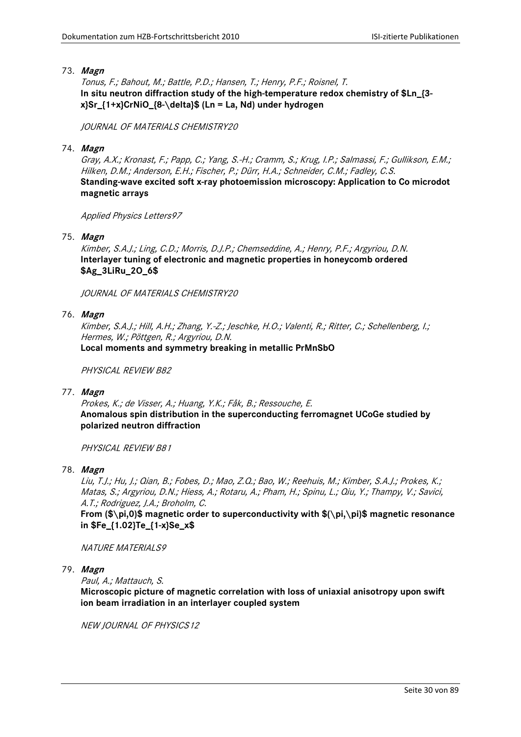73. ***Magn***

    *Tonus, F.; Bahout, M.; Battle, P.D.; Hansen, T.; Henry, P.F.; Roisnel, T.*
    **In situ neutron diffraction study of the high-temperature redox chemistry of $Ln_{3-x}Sr_{1+x}CrNiO_{8-\delta}$ (Ln = La, Nd) under hydrogen**

    *JOURNAL OF MATERIALS CHEMISTRY20*

74. ***Magn***

    *Gray, A.X.; Kronast, F.; Papp, C.; Yang, S.-H.; Cramm, S.; Krug, I.P.; Salmassi, F.; Gullikson, E.M.; Hilken, D.M.; Anderson, E.H.; Fischer, P.; Dürr, H.A.; Schneider, C.M.; Fadley, C.S.*
    **Standing-wave excited soft x-ray photoemission microscopy: Application to Co microdot magnetic arrays**

    *Applied Physics Letters97*

75. ***Magn***

    *Kimber, S.A.J.; Ling, C.D.; Morris, D.J.P.; Chemseddine, A.; Henry, P.F.; Argyriou, D.N.*
    **Interlayer tuning of electronic and magnetic properties in honeycomb ordered $Ag_3LiRu_2O_6$**

    *JOURNAL OF MATERIALS CHEMISTRY20*

76. ***Magn***

    *Kimber, S.A.J.; Hill, A.H.; Zhang, Y.-Z.; Jeschke, H.O.; Valenti, R.; Ritter, C.; Schellenberg, I.; Hermes, W.; Pöttgen, R.; Argyriou, D.N.*
    **Local moments and symmetry breaking in metallic PrMnSbO**

    *PHYSICAL REVIEW B82*

77. ***Magn***

    *Prokes, K.; de Visser, A.; Huang, Y.K.; Fåk, B.; Ressouche, E.*
    **Anomalous spin distribution in the superconducting ferromagnet UCoGe studied by polarized neutron diffraction**

    *PHYSICAL REVIEW B81*

78. ***Magn***

    *Liu, T.J.; Hu, J.; Qian, B.; Fobes, D.; Mao, Z.Q.; Bao, W.; Reehuis, M.; Kimber, S.A.J.; Prokes, K.; Matas, S.; Argyriou, D.N.; Hiess, A.; Rotaru, A.; Pham, H.; Spinu, L.; Qiu, Y.; Thampy, V.; Savici, A.T.; Rodriguez, J.A.; Broholm, C.*
    **From $(\pi,0)$ magnetic order to superconductivity with $(\pi,\pi)$ magnetic resonance in $Fe_{1.02}Te_{1-x}Se_x$**

    *NATURE MATERIALS9*

79. ***Magn***

    *Paul, A.; Mattauch, S.*
    **Microscopic picture of magnetic correlation with loss of uniaxial anisotropy upon swift ion beam irradiation in an interlayer coupled system**

    *NEW JOURNAL OF PHYSICS12*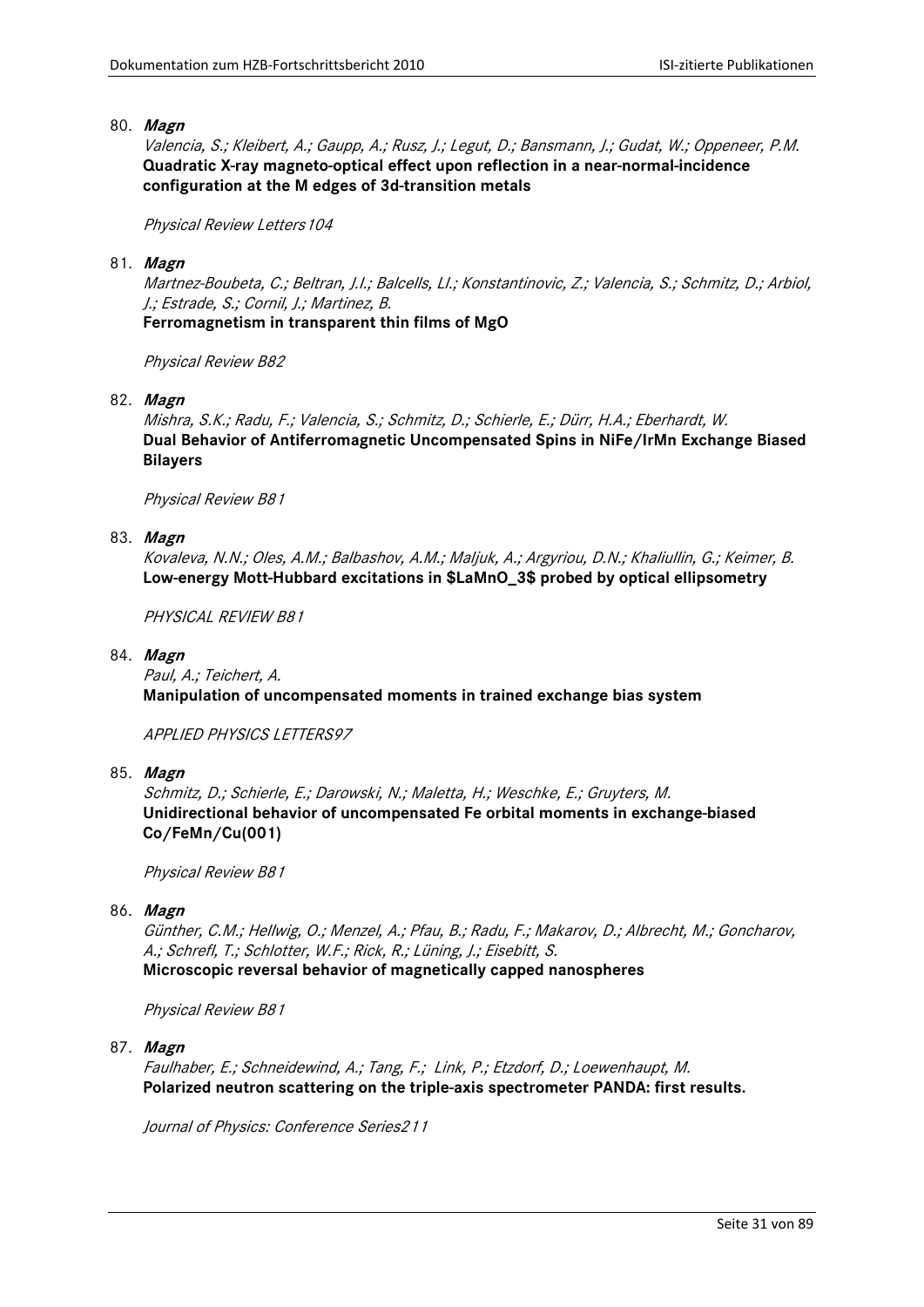80. ***Magn***

    *Valencia, S.; Kleibert, A.; Gaupp, A.; Rusz, J.; Legut, D.; Bansmann, J.; Gudat, W.; Oppeneer, P.M.*
    **Quadratic X-ray magneto-optical effect upon reflection in a near-normal-incidence configuration at the M edges of 3d-transition metals**

    *Physical Review Letters 104*

81. ***Magn***

    *Martnez-Boubeta, C.; Beltran, J.I.; Balcells, Ll.; Konstantinovic, Z.; Valencia, S.; Schmitz, D.; Arbiol, J.; Estrade, S.; Cornil, J.; Martinez, B.*
    **Ferromagnetism in transparent thin films of MgO**

    *Physical Review B82*

82. ***Magn***

    *Mishra, S.K.; Radu, F.; Valencia, S.; Schmitz, D.; Schierle, E.; Dürr, H.A.; Eberhardt, W.*
    **Dual Behavior of Antiferromagnetic Uncompensated Spins in NiFe/IrMn Exchange Biased Bilayers**

    *Physical Review B81*

83. ***Magn***

    *Kovaleva, N.N.; Oles, A.M.; Balbashov, A.M.; Maljuk, A.; Argyriou, D.N.; Khaliullin, G.; Keimer, B.*
    **Low-energy Mott-Hubbard excitations in $LaMnO_3$ probed by optical ellipsometry**

    *PHYSICAL REVIEW B81*

84. ***Magn***

    *Paul, A.; Teichert, A.*
    **Manipulation of uncompensated moments in trained exchange bias system**

    *APPLIED PHYSICS LETTERS97*

85. ***Magn***

    *Schmitz, D.; Schierle, E.; Darowski, N.; Maletta, H.; Weschke, E.; Gruyters, M.*
    **Unidirectional behavior of uncompensated Fe orbital moments in exchange-biased Co/FeMn/Cu(001)**

    *Physical Review B81*

86. ***Magn***

    *Günther, C.M.; Hellwig, O.; Menzel, A.; Pfau, B.; Radu, F.; Makarov, D.; Albrecht, M.; Goncharov, A.; Schrefl, T.; Schlotter, W.F.; Rick, R.; Lüning, J.; Eisebitt, S.*
    **Microscopic reversal behavior of magnetically capped nanospheres**

    *Physical Review B81*

87. ***Magn***

    *Faulhaber, E.; Schneidewind, A.; Tang, F.; Link, P.; Etzdorf, D.; Loewenhaupt, M.*
    **Polarized neutron scattering on the triple-axis spectrometer PANDA: first results.**

    *Journal of Physics: Conference Series211*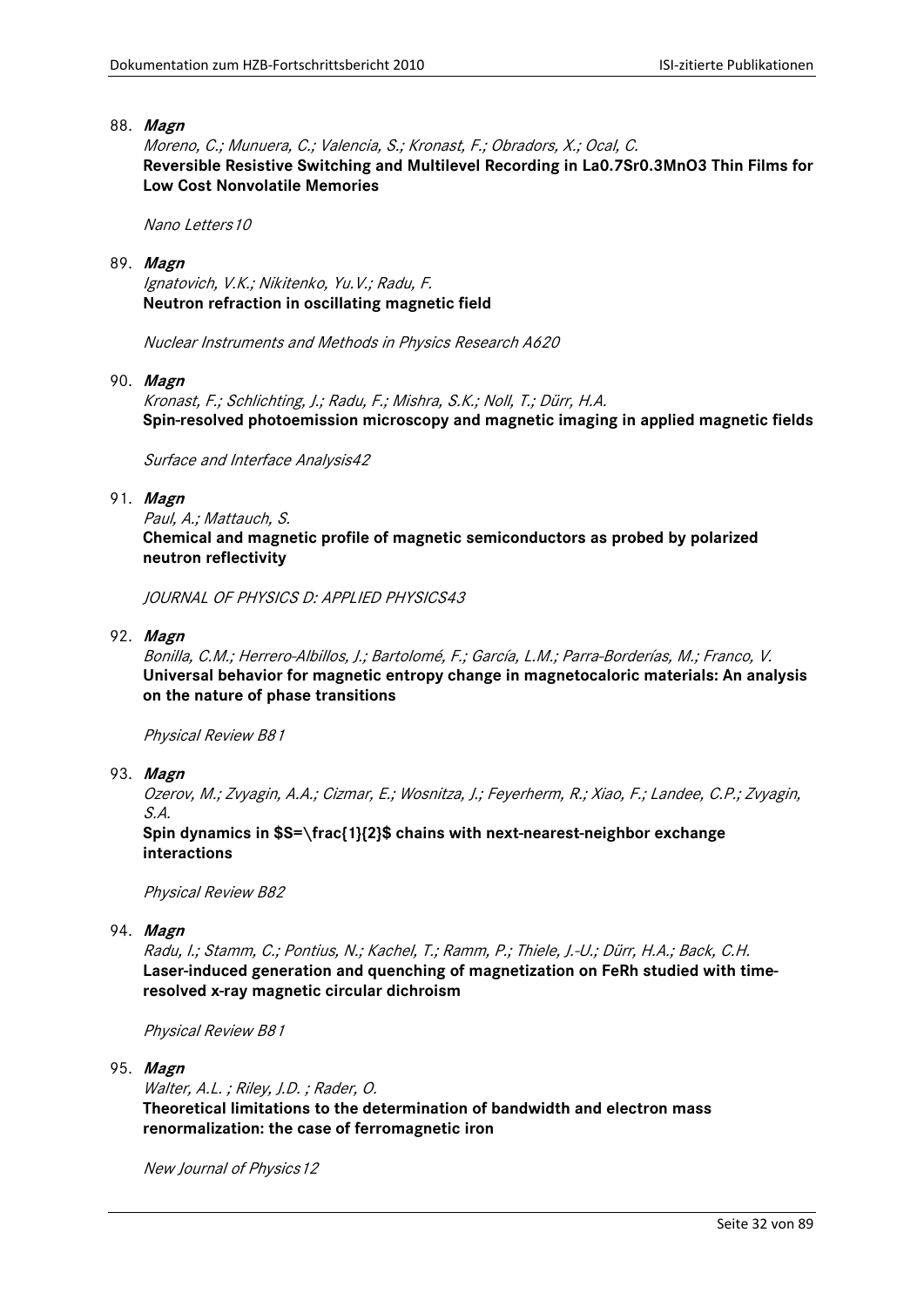88. ***Magn***

    *Moreno, C.; Munuera, C.; Valencia, S.; Kronast, F.; Obradors, X.; Ocal, C.*

    **Reversible Resistive Switching and Multilevel Recording in La0.7Sr0.3MnO3 Thin Films for Low Cost Nonvolatile Memories**

    *Nano Letters10*

89. ***Magn***

    *Ignatovich, V.K.; Nikitenko, Yu.V.; Radu, F.*

    **Neutron refraction in oscillating magnetic field**

    *Nuclear Instruments and Methods in Physics Research A620*

90. ***Magn***

    *Kronast, F.; Schlichting, J.; Radu, F.; Mishra, S.K.; Noll, T.; Dürr, H.A.*

    **Spin-resolved photoemission microscopy and magnetic imaging in applied magnetic fields**

    *Surface and Interface Analysis42*

91. ***Magn***

    *Paul, A.; Mattauch, S.*

    **Chemical and magnetic profile of magnetic semiconductors as probed by polarized neutron reflectivity**

    *JOURNAL OF PHYSICS D: APPLIED PHYSICS43*

92. ***Magn***

    *Bonilla, C.M.; Herrero-Albillos, J.; Bartolomé, F.; García, L.M.; Parra-Borderías, M.; Franco, V.*

    **Universal behavior for magnetic entropy change in magnetocaloric materials: An analysis on the nature of phase transitions**

    *Physical Review B81*

93. ***Magn***

    *Ozerov, M.; Zvyagin, A.A.; Cizmar, E.; Wosnitza, J.; Feyerherm, R.; Xiao, F.; Landee, C.P.; Zvyagin, S.A.*

    **Spin dynamics in $S=\frac{1}{2}$ chains with next-nearest-neighbor exchange interactions**

    *Physical Review B82*

94. ***Magn***

    *Radu, I.; Stamm, C.; Pontius, N.; Kachel, T.; Ramm, P.; Thiele, J.-U.; Dürr, H.A.; Back, C.H.*

    **Laser-induced generation and quenching of magnetization on FeRh studied with time-resolved x-ray magnetic circular dichroism**

    *Physical Review B81*

95. ***Magn***

    *Walter, A.L. ; Riley, J.D. ; Rader, O.*

    **Theoretical limitations to the determination of bandwidth and electron mass renormalization: the case of ferromagnetic iron**

    *New Journal of Physics12*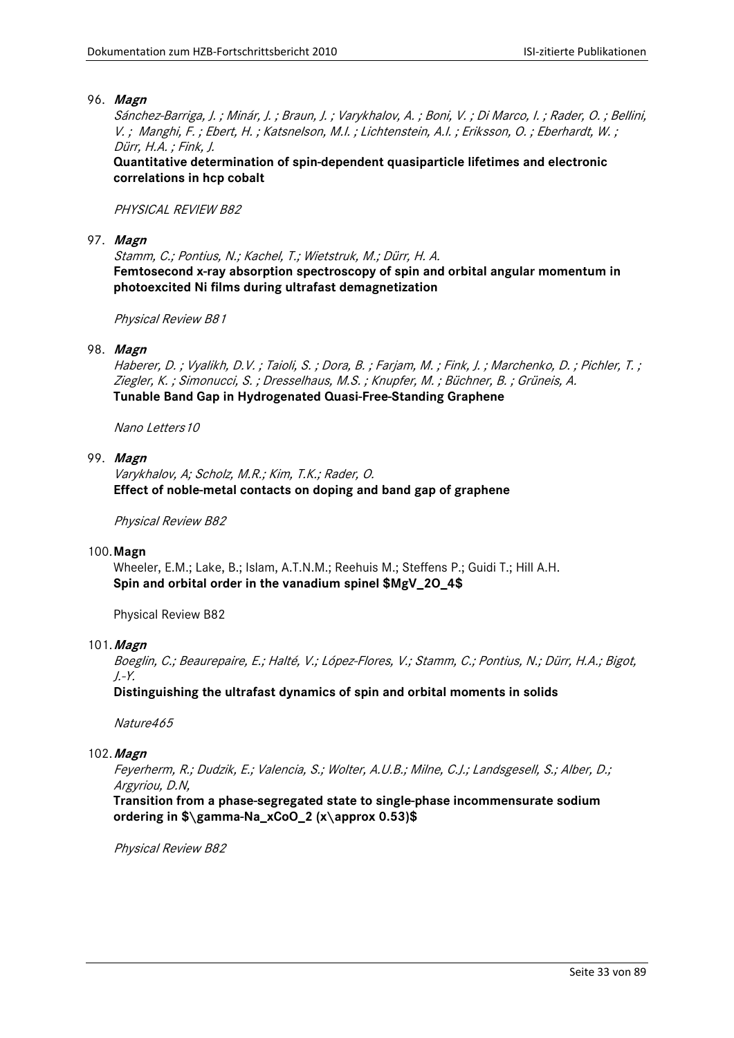96. ***Magn***

    *Sánchez-Barriga, J. ; Minár, J. ; Braun, J. ; Varykhalov, A. ; Boni, V. ; Di Marco, I. ; Rader, O. ; Bellini, V. ; Manghi, F. ; Ebert, H. ; Katsnelson, M.I. ; Lichtenstein, A.I. ; Eriksson, O. ; Eberhardt, W. ; Dürr, H.A. ; Fink, J.*

    **Quantitative determination of spin-dependent quasiparticle lifetimes and electronic correlations in hcp cobalt**

    *PHYSICAL REVIEW B82*

97. ***Magn***

    *Stamm, C.; Pontius, N.; Kachel, T.; Wietstruk, M.; Dürr, H. A.*

    **Femtosecond x-ray absorption spectroscopy of spin and orbital angular momentum in photoexcited Ni films during ultrafast demagnetization**

    *Physical Review B81*

98. ***Magn***

    *Haberer, D. ; Vyalikh, D.V. ; Taioli, S. ; Dora, B. ; Farjam, M. ; Fink, J. ; Marchenko, D. ; Pichler, T. ; Ziegler, K. ; Simonucci, S. ; Dresselhaus, M.S. ; Knupfer, M. ; Büchner, B. ; Grüneis, A.*

    **Tunable Band Gap in Hydrogenated Quasi-Free-Standing Graphene**

    *Nano Letters10*

99. ***Magn***

    *Varykhalov, A; Scholz, M.R.; Kim, T.K.; Rader, O.*

    **Effect of noble-metal contacts on doping and band gap of graphene**

    *Physical Review B82*

100. **Magn**

    Wheeler, E.M.; Lake, B.; Islam, A.T.N.M.; Reehuis M.; Steffens P.; Guidi T.; Hill A.H.

    **Spin and orbital order in the vanadium spinel $MgV_2O_4$**

    Physical Review B82

101. ***Magn***

    *Boeglin, C.; Beaurepaire, E.; Halté, V.; López-Flores, V.; Stamm, C.; Pontius, N.; Dürr, H.A.; Bigot, J.-Y.*

    **Distinguishing the ultrafast dynamics of spin and orbital moments in solids**

    *Nature465*

102. ***Magn***

    *Feyerherm, R.; Dudzik, E.; Valencia, S.; Wolter, A.U.B.; Milne, C.J.; Landsgesell, S.; Alber, D.; Argyriou, D.N,*

    **Transition from a phase-segregated state to single-phase incommensurate sodium ordering in $\gamma$-$Na_xCoO_2$ ($x \approx 0.53$)**

    *Physical Review B82*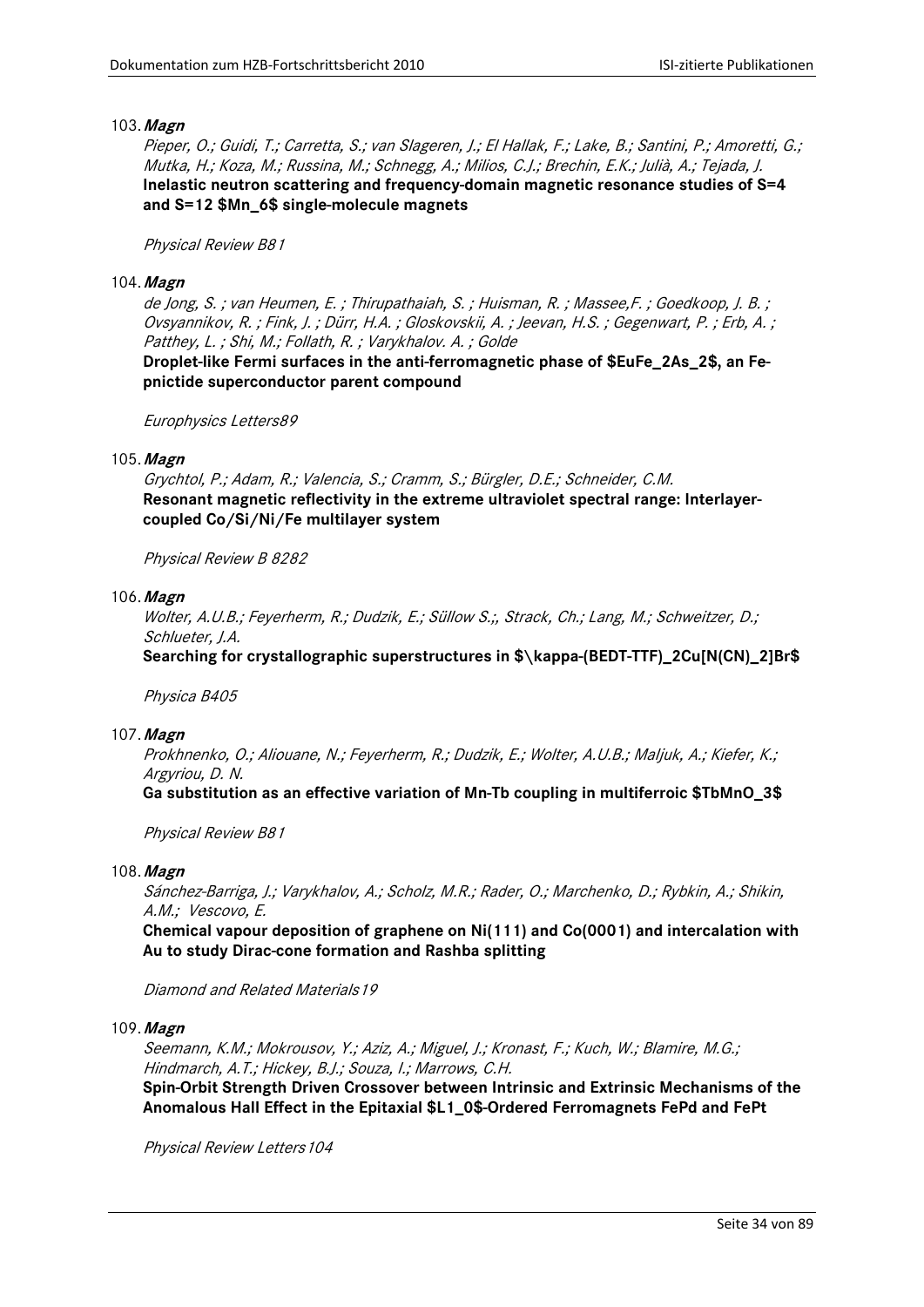103. ***Magn***

*Pieper, O.; Guidi, T.; Carretta, S.; van Slageren, J.; El Hallak, F.; Lake, B.; Santini, P.; Amoretti, G.; Mutka, H.; Koza, M.; Russina, M.; Schnegg, A.; Milios, C.J.; Brechin, E.K.; Julià, A.; Tejada, J.*

**Inelastic neutron scattering and frequency-domain magnetic resonance studies of S=4 and S=12 $Mn_6$ single-molecule magnets**

*Physical Review B81*

104. ***Magn***

*de Jong, S. ; van Heumen, E. ; Thirupathaiah, S. ; Huisman, R. ; Massee,F. ; Goedkoop, J. B. ; Ovsyannikov, R. ; Fink, J. ; Dürr, H.A. ; Gloskovskii, A. ; Jeevan, H.S. ; Gegenwart, P. ; Erb, A. ; Patthey, L. ; Shi, M.; Follath, R. ; Varykhalov. A. ; Golde*

**Droplet-like Fermi surfaces in the anti-ferromagnetic phase of $EuFe_2As_2$, an Fe-pnictide superconductor parent compound**

*Europhysics Letters89*

105. ***Magn***

*Grychtol, P.; Adam, R.; Valencia, S.; Cramm, S.; Bürgler, D.E.; Schneider, C.M.*

**Resonant magnetic reflectivity in the extreme ultraviolet spectral range: Interlayer-coupled Co/Si/Ni/Fe multilayer system**

*Physical Review B 8282*

106. ***Magn***

*Wolter, A.U.B.; Feyerherm, R.; Dudzik, E.; Süllow S.;, Strack, Ch.; Lang, M.; Schweitzer, D.; Schlueter, J.A.*

**Searching for crystallographic superstructures in $\kappa$-(BEDT-TTF)$_2$Cu[N(CN)$_2$]Br**

*Physica B405*

107. ***Magn***

*Prokhnenko, O.; Aliouane, N.; Feyerherm, R.; Dudzik, E.; Wolter, A.U.B.; Maljuk, A.; Kiefer, K.; Argyriou, D. N.*

**Ga substitution as an effective variation of Mn-Tb coupling in multiferroic $TbMnO_3$**

*Physical Review B81*

108. ***Magn***

*Sánchez-Barriga, J.; Varykhalov, A.; Scholz, M.R.; Rader, O.; Marchenko, D.; Rybkin, A.; Shikin, A.M.; Vescovo, E.*

**Chemical vapour deposition of graphene on Ni(111) and Co(0001) and intercalation with Au to study Dirac-cone formation and Rashba splitting**

*Diamond and Related Materials19*

109. ***Magn***

*Seemann, K.M.; Mokrousov, Y.; Aziz, A.; Miguel, J.; Kronast, F.; Kuch, W.; Blamire, M.G.; Hindmarch, A.T.; Hickey, B.J.; Souza, I.; Marrows, C.H.*

**Spin-Orbit Strength Driven Crossover between Intrinsic and Extrinsic Mechanisms of the Anomalous Hall Effect in the Epitaxial $L1_0$-Ordered Ferromagnets FePd and FePt**

*Physical Review Letters104*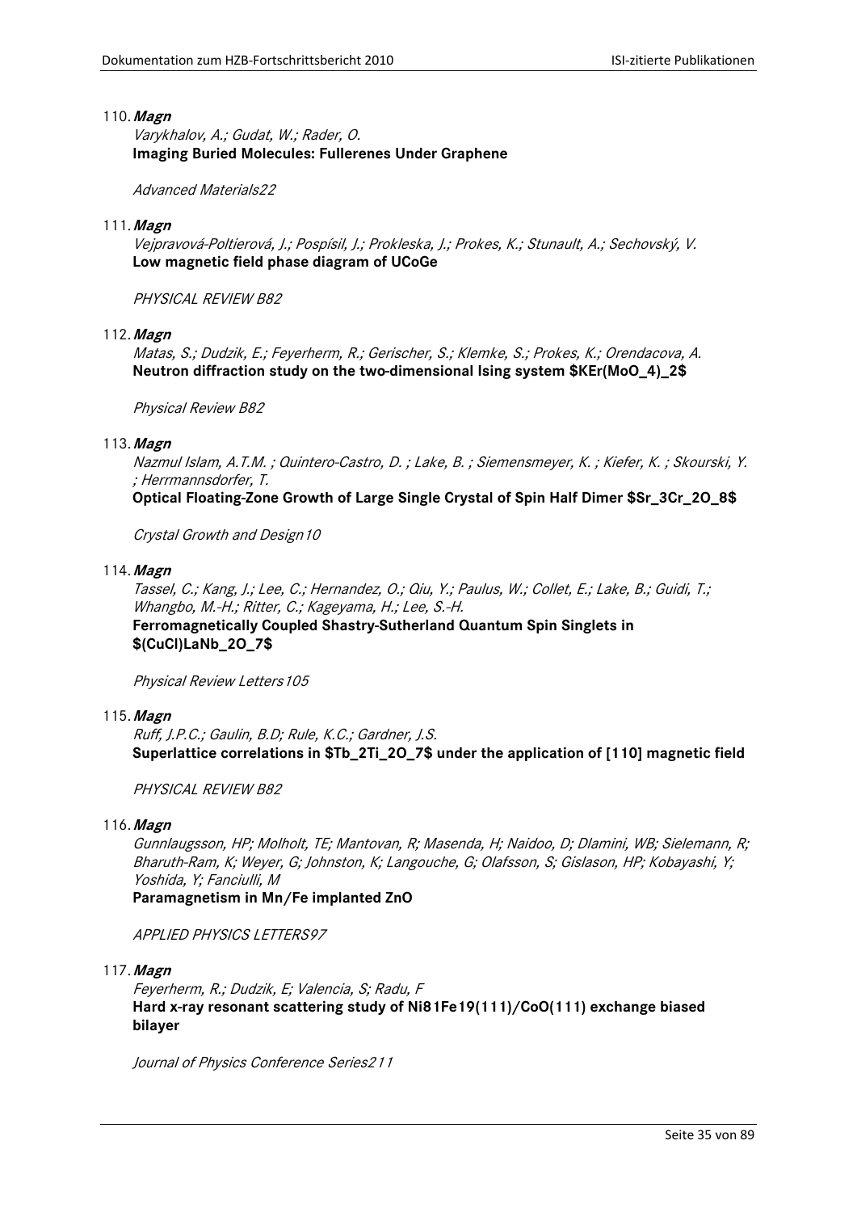110. ***Magn***

*Varykhalov, A.; Gudat, W.; Rader, O.*
**Imaging Buried Molecules: Fullerenes Under Graphene**

*Advanced Materials22*

111. ***Magn***

*Vejpravová-Poltierová, J.; Pospísil, J.; Prokleska, J.; Prokes, K.; Stunault, A.; Sechovský, V.*
**Low magnetic field phase diagram of UCoGe**

*PHYSICAL REVIEW B82*

112. ***Magn***

*Matas, S.; Dudzik, E.; Feyerherm, R.; Gerischer, S.; Klemke, S.; Prokes, K.; Orendacova, A.*
**Neutron diffraction study on the two-dimensional Ising system $KEr(MoO_4)_2$**

*Physical Review B82*

113. ***Magn***

*Nazmul Islam, A.T.M. ; Quintero-Castro, D. ; Lake, B. ; Siemensmeyer, K. ; Kiefer, K. ; Skourski, Y. ; Herrmannsdorfer, T.*
**Optical Floating-Zone Growth of Large Single Crystal of Spin Half Dimer $Sr_3Cr_2O_8$**

*Crystal Growth and Design10*

114. ***Magn***

*Tassel, C.; Kang, J.; Lee, C.; Hernandez, O.; Qiu, Y.; Paulus, W.; Collet, E.; Lake, B.; Guidi, T.; Whangbo, M.-H.; Ritter, C.; Kageyama, H.; Lee, S.-H.*
**Ferromagnetically Coupled Shastry-Sutherland Quantum Spin Singlets in $(CuCl)LaNb_2O_7$**

*Physical Review Letters105*

115. ***Magn***

*Ruff, J.P.C.; Gaulin, B.D; Rule, K.C.; Gardner, J.S.*
**Superlattice correlations in $Tb_2Ti_2O_7$ under the application of [110] magnetic field**

*PHYSICAL REVIEW B82*

116. ***Magn***

*Gunnlaugsson, HP; Molholt, TE; Mantovan, R; Masenda, H; Naidoo, D; Dlamini, WB; Sielemann, R; Bharuth-Ram, K; Weyer, G; Johnston, K; Langouche, G; Olafsson, S; Gislason, HP; Kobayashi, Y; Yoshida, Y; Fanciulli, M*
**Paramagnetism in Mn/Fe implanted ZnO**

*APPLIED PHYSICS LETTERS97*

117. ***Magn***

*Feyerherm, R.; Dudzik, E; Valencia, S; Radu, F*
**Hard x-ray resonant scattering study of Ni81Fe19(111)/CoO(111) exchange biased bilayer**

*Journal of Physics Conference Series211*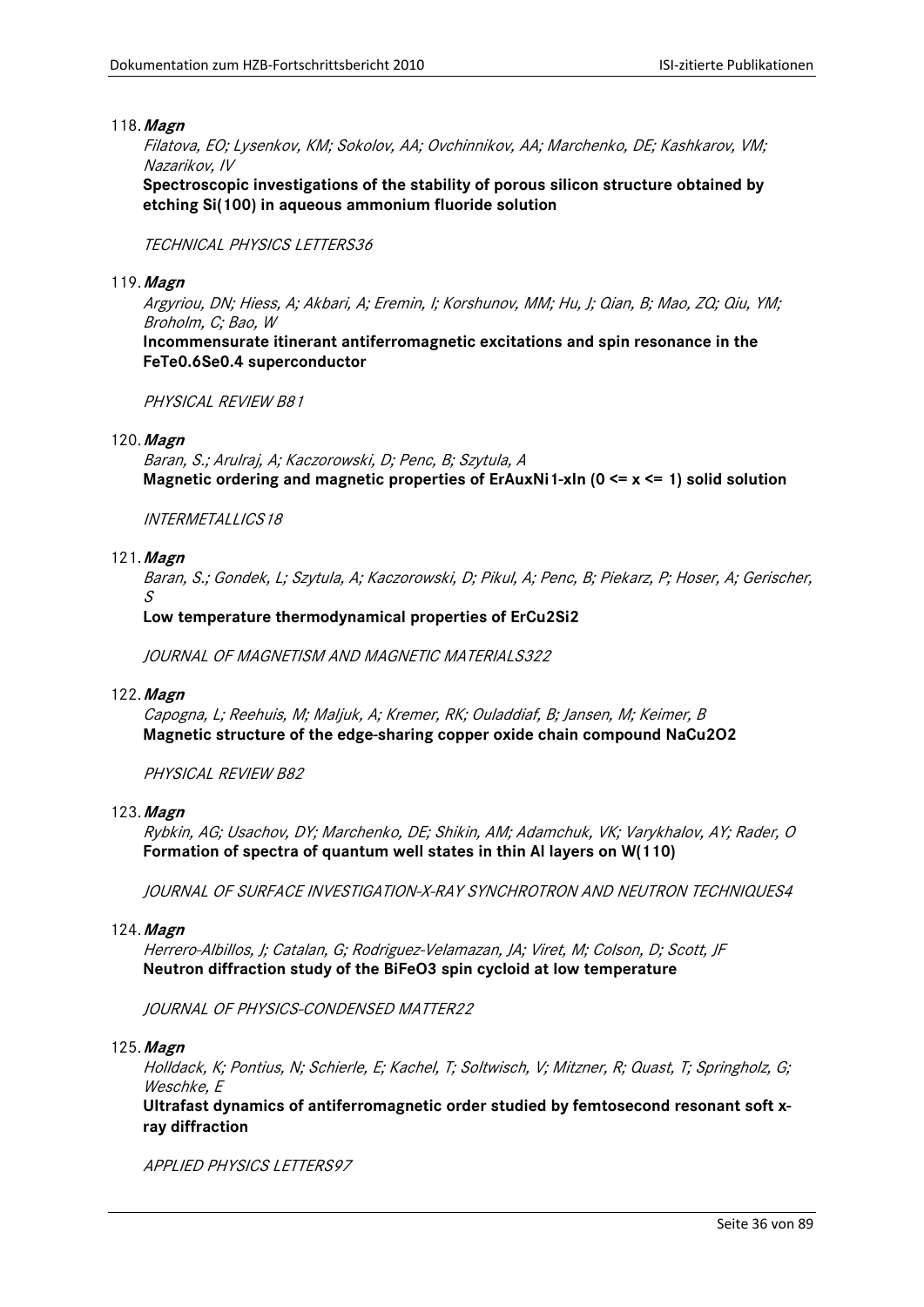118. ***Magn***

*Filatova, EO; Lysenkov, KM; Sokolov, AA; Ovchinnikov, AA; Marchenko, DE; Kashkarov, VM; Nazarikov, IV*

**Spectroscopic investigations of the stability of porous silicon structure obtained by etching Si(100) in aqueous ammonium fluoride solution**

*TECHNICAL PHYSICS LETTERS36*

119. ***Magn***

*Argyriou, DN; Hiess, A; Akbari, A; Eremin, I; Korshunov, MM; Hu, J; Qian, B; Mao, ZQ; Qiu, YM; Broholm, C; Bao, W*

**Incommensurate itinerant antiferromagnetic excitations and spin resonance in the $FeTe_{0.6}Se_{0.4}$ superconductor**

*PHYSICAL REVIEW B81*

120. ***Magn***

*Baran, S.; Arulraj, A; Kaczorowski, D; Penc, B; Szytula, A*

**Magnetic ordering and magnetic properties of $ErAu_xNi_{1-x}In$ ($0 <= x <= 1$) solid solution**

*INTERMETALLICS18*

121. ***Magn***

*Baran, S.; Gondek, L; Szytula, A; Kaczorowski, D; Pikul, A; Penc, B; Piekarz, P; Hoser, A; Gerischer, S*

**Low temperature thermodynamical properties of $ErCu_2Si_2$**

*JOURNAL OF MAGNETISM AND MAGNETIC MATERIALS322*

122. ***Magn***

*Capogna, L; Reehuis, M; Maljuk, A; Kremer, RK; Ouladdiaf, B; Jansen, M; Keimer, B*

**Magnetic structure of the edge-sharing copper oxide chain compound $NaCu_2O_2$**

*PHYSICAL REVIEW B82*

123. ***Magn***

*Rybkin, AG; Usachov, DY; Marchenko, DE; Shikin, AM; Adamchuk, VK; Varykhalov, AY; Rader, O*

**Formation of spectra of quantum well states in thin Al layers on W(110)**

*JOURNAL OF SURFACE INVESTIGATION-X-RAY SYNCHROTRON AND NEUTRON TECHNIQUES4*

124. ***Magn***

*Herrero-Albillos, J; Catalan, G; Rodriguez-Velamazan, JA; Viret, M; Colson, D; Scott, JF*

**Neutron diffraction study of the $BiFeO_3$ spin cycloid at low temperature**

*JOURNAL OF PHYSICS-CONDENSED MATTER22*

125. ***Magn***

*Holldack, K; Pontius, N; Schierle, E; Kachel, T; Soltwisch, V; Mitzner, R; Quast, T; Springholz, G; Weschke, E*

**Ultrafast dynamics of antiferromagnetic order studied by femtosecond resonant soft x-ray diffraction**

*APPLIED PHYSICS LETTERS97*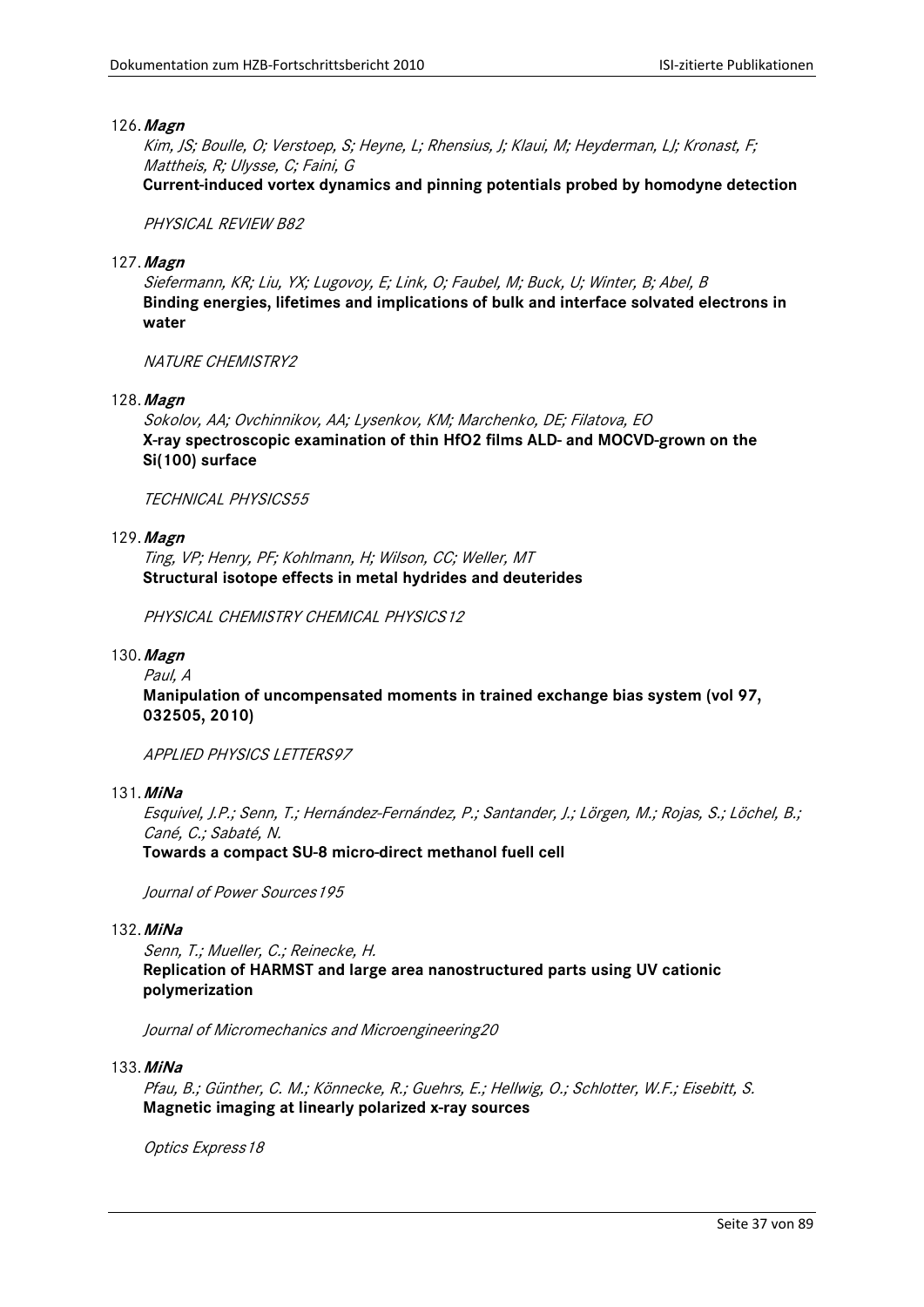126. ***Magn***

*Kim, JS; Boulle, O; Verstoep, S; Heyne, L; Rhensius, J; Klaui, M; Heyderman, LJ; Kronast, F; Mattheis, R; Ulysse, C; Faini, G*

**Current-induced vortex dynamics and pinning potentials probed by homodyne detection**

*PHYSICAL REVIEW B82*

127. ***Magn***

*Siefermann, KR; Liu, YX; Lugovoy, E; Link, O; Faubel, M; Buck, U; Winter, B; Abel, B*

**Binding energies, lifetimes and implications of bulk and interface solvated electrons in water**

*NATURE CHEMISTRY2*

128. ***Magn***

*Sokolov, AA; Ovchinnikov, AA; Lysenkov, KM; Marchenko, DE; Filatova, EO*

**X-ray spectroscopic examination of thin HfO2 films ALD- and MOCVD-grown on the Si(100) surface**

*TECHNICAL PHYSICS55*

129. ***Magn***

*Ting, VP; Henry, PF; Kohlmann, H; Wilson, CC; Weller, MT*

**Structural isotope effects in metal hydrides and deuterides**

*PHYSICAL CHEMISTRY CHEMICAL PHYSICS12*

130. ***Magn***

*Paul, A*

**Manipulation of uncompensated moments in trained exchange bias system (vol 97, 032505, 2010)**

*APPLIED PHYSICS LETTERS97*

131. ***MiNa***

*Esquivel, J.P.; Senn, T.; Hernández-Fernández, P.; Santander, J.; Lörgen, M.; Rojas, S.; Löchel, B.; Cané, C.; Sabaté, N.*

**Towards a compact SU-8 micro-direct methanol fuell cell**

*Journal of Power Sources195*

132. ***MiNa***

*Senn, T.; Mueller, C.; Reinecke, H.*

**Replication of HARMST and large area nanostructured parts using UV cationic polymerization**

*Journal of Micromechanics and Microengineering20*

133. ***MiNa***

*Pfau, B.; Günther, C. M.; Könnecke, R.; Guehrs, E.; Hellwig, O.; Schlotter, W.F.; Eisebitt, S.*

**Magnetic imaging at linearly polarized x-ray sources**

*Optics Express18*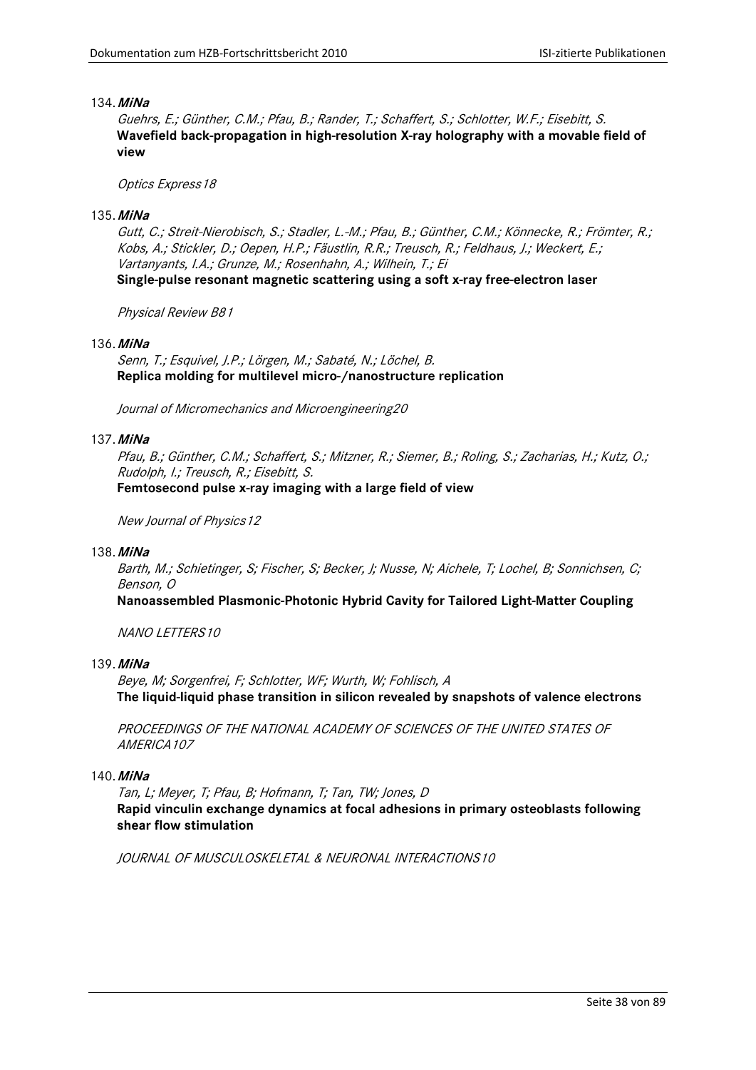134. ***MiNa***

*Guehrs, E.; Günther, C.M.; Pfau, B.; Rander, T.; Schaffert, S.; Schlotter, W.F.; Eisebitt, S.*
**Wavefield back-propagation in high-resolution X-ray holography with a movable field of view**

*Optics Express18*

135. ***MiNa***

*Gutt, C.; Streit-Nierobisch, S.; Stadler, L.-M.; Pfau, B.; Günther, C.M.; Könnecke, R.; Frömter, R.; Kobs, A.; Stickler, D.; Oepen, H.P.; Fäustlin, R.R.; Treusch, R.; Feldhaus, J.; Weckert, E.; Vartanyants, I.A.; Grunze, M.; Rosenhahn, A.; Wilhein, T.; Ei*
**Single-pulse resonant magnetic scattering using a soft x-ray free-electron laser**

*Physical Review B81*

136. ***MiNa***

*Senn, T.; Esquivel, J.P.; Lörgen, M.; Sabaté, N.; Löchel, B.*
**Replica molding for multilevel micro-/nanostructure replication**

*Journal of Micromechanics and Microengineering20*

137. ***MiNa***

*Pfau, B.; Günther, C.M.; Schaffert, S.; Mitzner, R.; Siemer, B.; Roling, S.; Zacharias, H.; Kutz, O.; Rudolph, I.; Treusch, R.; Eisebitt, S.*
**Femtosecond pulse x-ray imaging with a large field of view**

*New Journal of Physics12*

138. ***MiNa***

*Barth, M.; Schietinger, S; Fischer, S; Becker, J; Nusse, N; Aichele, T; Lochel, B; Sonnichsen, C; Benson, O*
**Nanoassembled Plasmonic-Photonic Hybrid Cavity for Tailored Light-Matter Coupling**

*NANO LETTERS10*

139. ***MiNa***

*Beye, M; Sorgenfrei, F; Schlotter, WF; Wurth, W; Fohlisch, A*
**The liquid-liquid phase transition in silicon revealed by snapshots of valence electrons**

*PROCEEDINGS OF THE NATIONAL ACADEMY OF SCIENCES OF THE UNITED STATES OF AMERICA107*

140. ***MiNa***

*Tan, L; Meyer, T; Pfau, B; Hofmann, T; Tan, TW; Jones, D*
**Rapid vinculin exchange dynamics at focal adhesions in primary osteoblasts following shear flow stimulation**

*JOURNAL OF MUSCULOSKELETAL & NEURONAL INTERACTIONS10*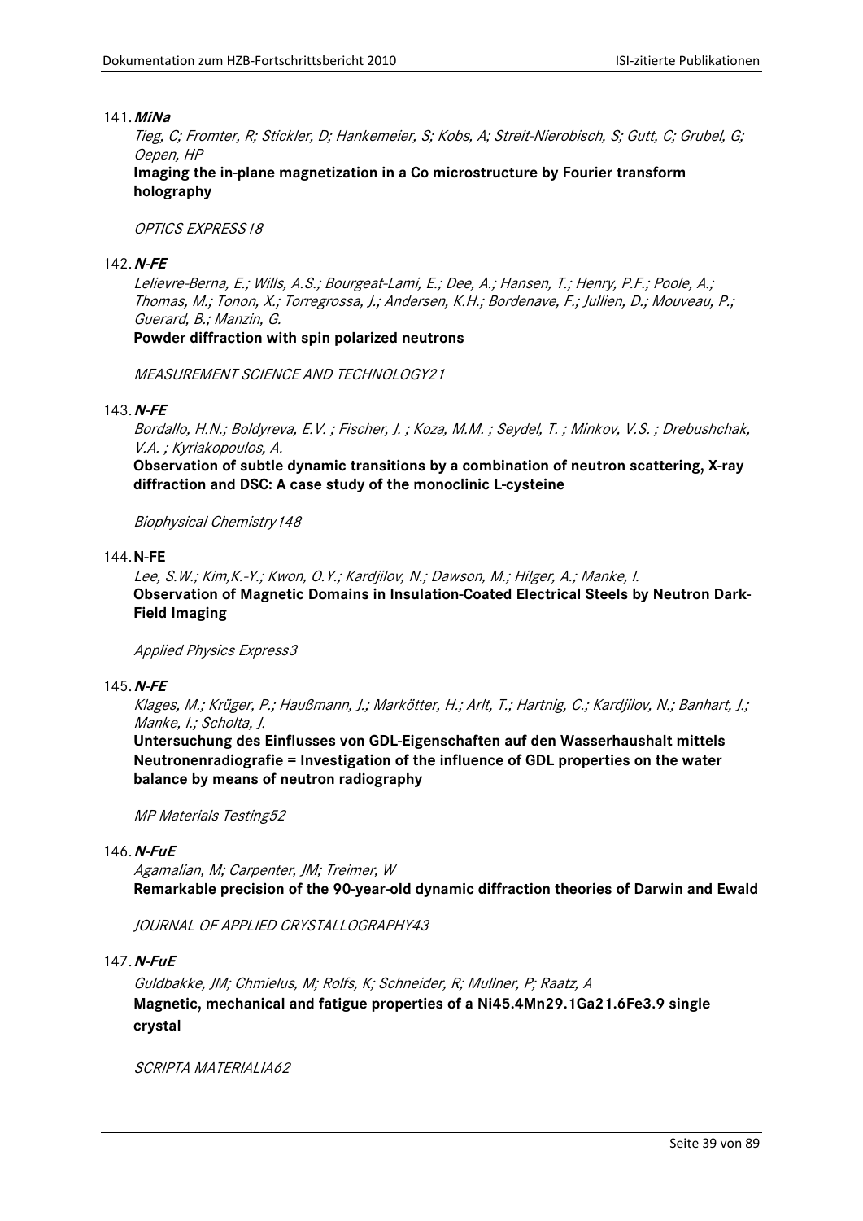141. ***MiNa***

*Tieg, C; Fromter, R; Stickler, D; Hankemeier, S; Kobs, A; Streit-Nierobisch, S; Gutt, C; Grubel, G; Oepen, HP*

**Imaging the in-plane magnetization in a Co microstructure by Fourier transform holography**

*OPTICS EXPRESS18*

142. ***N-FE***

*Lelievre-Berna, E.; Wills, A.S.; Bourgeat-Lami, E.; Dee, A.; Hansen, T.; Henry, P.F.; Poole, A.; Thomas, M.; Tonon, X.; Torregrossa, J.; Andersen, K.H.; Bordenave, F.; Jullien, D.; Mouveau, P.; Guerard, B.; Manzin, G.*

**Powder diffraction with spin polarized neutrons**

*MEASUREMENT SCIENCE AND TECHNOLOGY21*

143. ***N-FE***

*Bordallo, H.N.; Boldyreva, E.V. ; Fischer, J. ; Koza, M.M. ; Seydel, T. ; Minkov, V.S. ; Drebushchak, V.A. ; Kyriakopoulos, A.*

**Observation of subtle dynamic transitions by a combination of neutron scattering, X-ray diffraction and DSC: A case study of the monoclinic L-cysteine**

*Biophysical Chemistry148*

144. **N-FE**

*Lee, S.W.; Kim,K.-Y.; Kwon, O.Y.; Kardjilov, N.; Dawson, M.; Hilger, A.; Manke, I.*

**Observation of Magnetic Domains in Insulation-Coated Electrical Steels by Neutron Dark-Field Imaging**

*Applied Physics Express3*

145. ***N-FE***

*Klages, M.; Krüger, P.; Haußmann, J.; Markötter, H.; Arlt, T.; Hartnig, C.; Kardjilov, N.; Banhart, J.; Manke, I.; Scholta, J.*

**Untersuchung des Einflusses von GDL-Eigenschaften auf den Wasserhaushalt mittels Neutronenradiografie = Investigation of the influence of GDL properties on the water balance by means of neutron radiography**

*MP Materials Testing52*

146. ***N-FuE***

*Agamalian, M; Carpenter, JM; Treimer, W*

**Remarkable precision of the 90-year-old dynamic diffraction theories of Darwin and Ewald**

*JOURNAL OF APPLIED CRYSTALLOGRAPHY43*

147. ***N-FuE***

*Guldbakke, JM; Chmielus, M; Rolfs, K; Schneider, R; Mullner, P; Raatz, A*

**Magnetic, mechanical and fatigue properties of a $Ni_{45.4}Mn_{29.1}Ga_{21.6}Fe_{3.9}$ single crystal**

*SCRIPTA MATERIALIA62*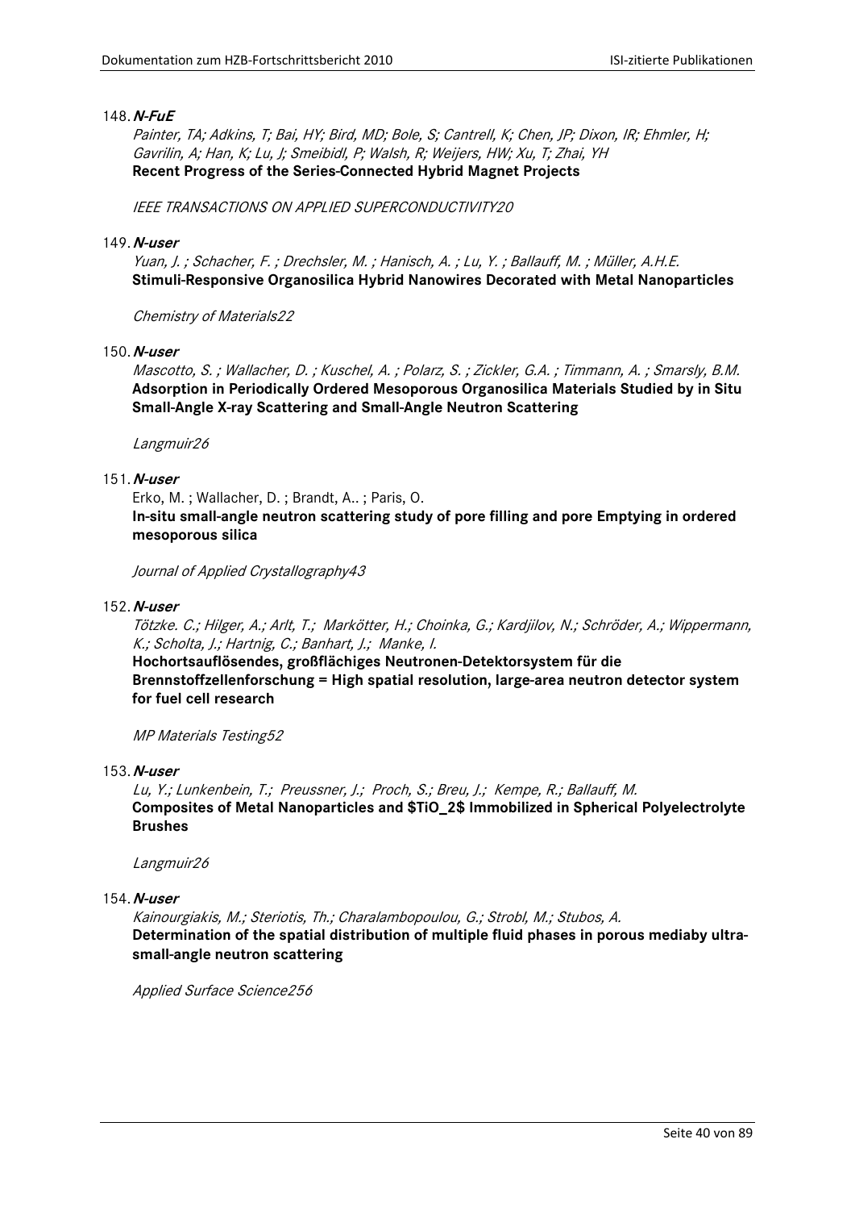148. ***N-FuE***

*Painter, TA; Adkins, T; Bai, HY; Bird, MD; Bole, S; Cantrell, K; Chen, JP; Dixon, IR; Ehmler, H; Gavrilin, A; Han, K; Lu, J; Smeibidl, P; Walsh, R; Weijers, HW; Xu, T; Zhai, YH*
**Recent Progress of the Series-Connected Hybrid Magnet Projects**

*IEEE TRANSACTIONS ON APPLIED SUPERCONDUCTIVITY20*

149. ***N-user***

*Yuan, J. ; Schacher, F. ; Drechsler, M. ; Hanisch, A. ; Lu, Y. ; Ballauff, M. ; Müller, A.H.E.*
**Stimuli-Responsive Organosilica Hybrid Nanowires Decorated with Metal Nanoparticles**

*Chemistry of Materials22*

150. ***N-user***

*Mascotto, S. ; Wallacher, D. ; Kuschel, A. ; Polarz, S. ; Zickler, G.A. ; Timmann, A. ; Smarsly, B.M.*
**Adsorption in Periodically Ordered Mesoporous Organosilica Materials Studied by in Situ Small-Angle X-ray Scattering and Small-Angle Neutron Scattering**

*Langmuir26*

151. ***N-user***

Erko, M. ; Wallacher, D. ; Brandt, A.. ; Paris, O.
**In-situ small-angle neutron scattering study of pore filling and pore Emptying in ordered mesoporous silica**

*Journal of Applied Crystallography43*

152. ***N-user***

*Tötzke. C.; Hilger, A.; Arlt, T.; Markötter, H.; Choinka, G.; Kardjilov, N.; Schröder, A.; Wippermann, K.; Scholta, J.; Hartnig, C.; Banhart, J.; Manke, I.*
**Hochortsauflösendes, großflächiges Neutronen-Detektorsystem für die Brennstoffzellenforschung = High spatial resolution, large-area neutron detector system for fuel cell research**

*MP Materials Testing52*

153. ***N-user***

*Lu, Y.; Lunkenbein, T.; Preussner, J.; Proch, S.; Breu, J.; Kempe, R.; Ballauff, M.*
**Composites of Metal Nanoparticles and $TiO_2$ Immobilized in Spherical Polyelectrolyte Brushes**

*Langmuir26*

154. ***N-user***

*Kainourgiakis, M.; Steriotis, Th.; Charalambopoulou, G.; Strobl, M.; Stubos, A.*
**Determination of the spatial distribution of multiple fluid phases in porous mediaby ultra-small-angle neutron scattering**

*Applied Surface Science256*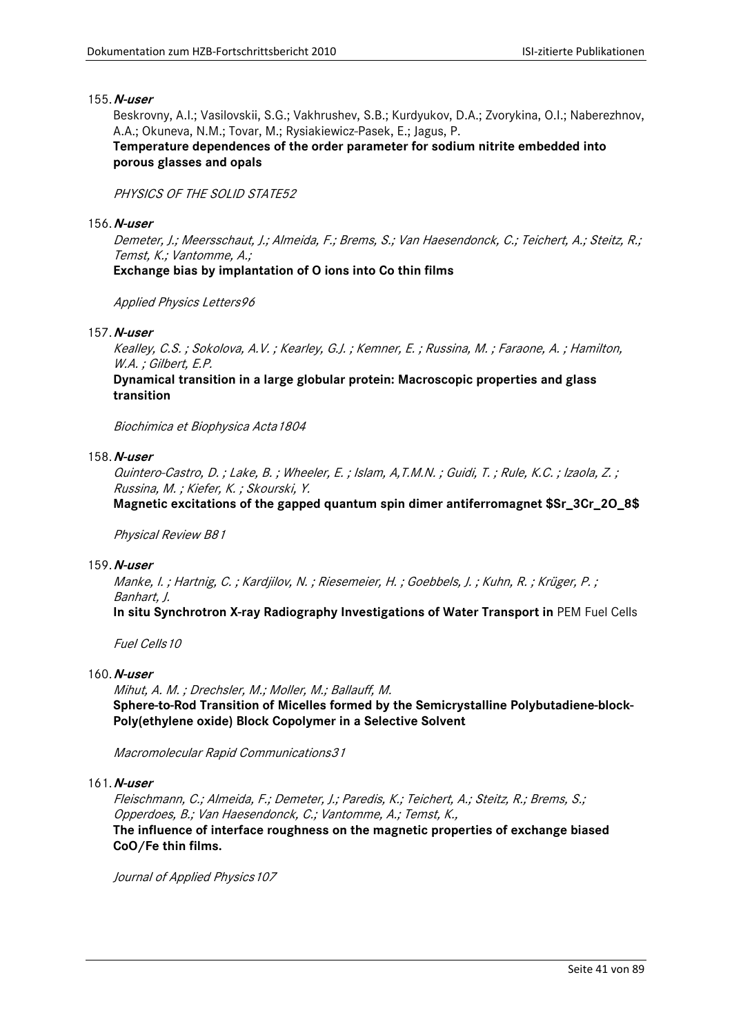155. ***N-user***

Beskrovny, A.I.; Vasilovskii, S.G.; Vakhrushev, S.B.; Kurdyukov, D.A.; Zvorykina, O.I.; Naberezhnov, A.A.; Okuneva, N.M.; Tovar, M.; Rysiakiewicz-Pasek, E.; Jagus, P.

**Temperature dependences of the order parameter for sodium nitrite embedded into porous glasses and opals**

*PHYSICS OF THE SOLID STATE52*

156. ***N-user***

*Demeter, J.; Meersschaut, J.; Almeida, F.; Brems, S.; Van Haesendonck, C.; Teichert, A.; Steitz, R.; Temst, K.; Vantomme, A.;*

**Exchange bias by implantation of O ions into Co thin films**

*Applied Physics Letters96*

157. ***N-user***

*Kealley, C.S. ; Sokolova, A.V. ; Kearley, G.J. ; Kemner, E. ; Russina, M. ; Faraone, A. ; Hamilton, W.A. ; Gilbert, E.P.*

**Dynamical transition in a large globular protein: Macroscopic properties and glass transition**

*Biochimica et Biophysica Acta1804*

158. ***N-user***

*Quintero-Castro, D. ; Lake, B. ; Wheeler, E. ; Islam, A,T.M.N. ; Guidi, T. ; Rule, K.C. ; Izaola, Z. ; Russina, M. ; Kiefer, K. ; Skourski, Y.*

**Magnetic excitations of the gapped quantum spin dimer antiferromagnet $Sr_3Cr_2O_8$**

*Physical Review B81*

159. ***N-user***

*Manke, I. ; Hartnig, C. ; Kardjilov, N. ; Riesemeier, H. ; Goebbels, J. ; Kuhn, R. ; Krüger, P. ; Banhart, J.*

**In situ Synchrotron X-ray Radiography Investigations of Water Transport in** PEM Fuel Cells

*Fuel Cells10*

160. ***N-user***

*Mihut, A. M. ; Drechsler, M.; Moller, M.; Ballauff, M.*

**Sphere-to-Rod Transition of Micelles formed by the Semicrystalline Polybutadiene-block-Poly(ethylene oxide) Block Copolymer in a Selective Solvent**

*Macromolecular Rapid Communications31*

161. ***N-user***

*Fleischmann, C.; Almeida, F.; Demeter, J.; Paredis, K.; Teichert, A.; Steitz, R.; Brems, S.; Opperdoes, B.; Van Haesendonck, C.; Vantomme, A.; Temst, K.,*

**The influence of interface roughness on the magnetic properties of exchange biased CoO/Fe thin films.**

*Journal of Applied Physics107*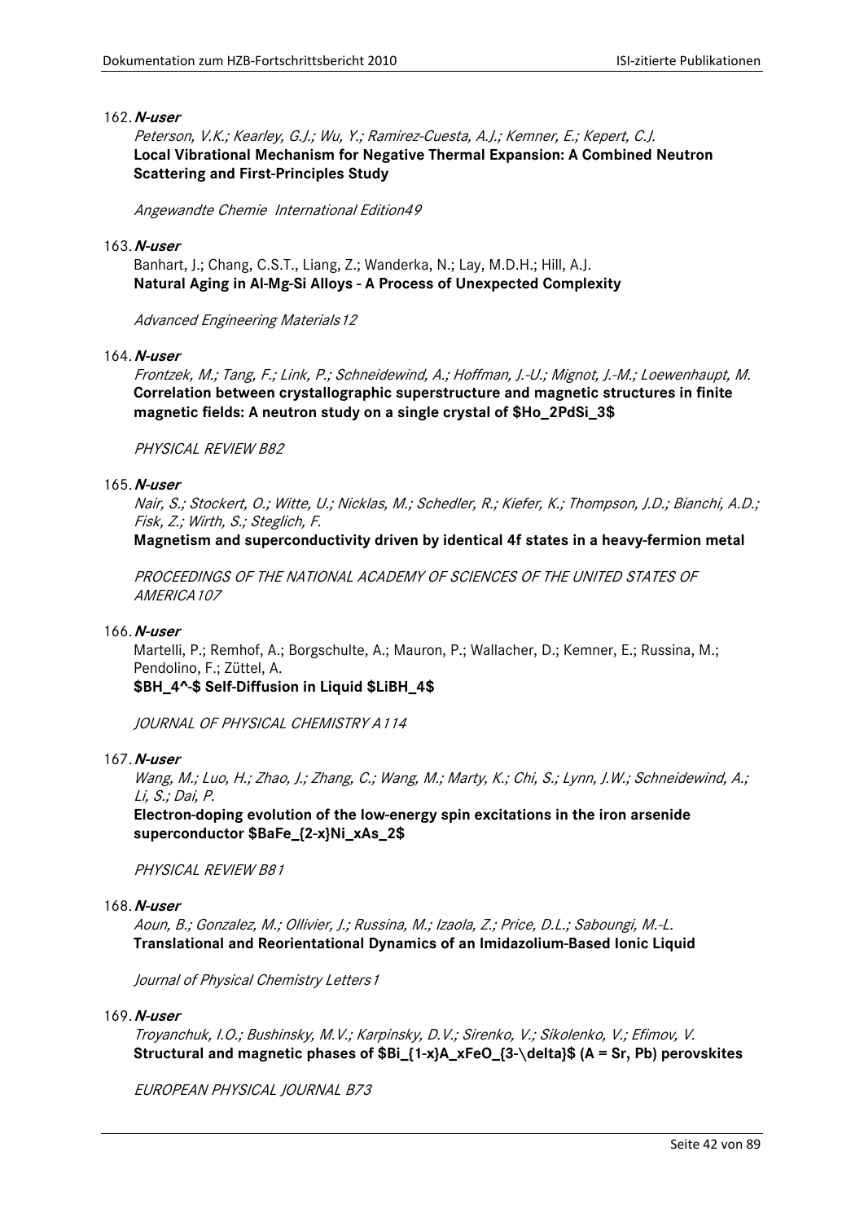162. ***N-user***

*Peterson, V.K.; Kearley, G.J.; Wu, Y.; Ramirez-Cuesta, A.J.; Kemner, E.; Kepert, C.J.*
**Local Vibrational Mechanism for Negative Thermal Expansion: A Combined Neutron Scattering and First-Principles Study**

*Angewandte Chemie International Edition49*

163. ***N-user***

Banhart, J.; Chang, C.S.T., Liang, Z.; Wanderka, N.; Lay, M.D.H.; Hill, A.J.
**Natural Aging in Al-Mg-Si Alloys - A Process of Unexpected Complexity**

*Advanced Engineering Materials12*

164. ***N-user***

*Frontzek, M.; Tang, F.; Link, P.; Schneidewind, A.; Hoffman, J.-U.; Mignot, J.-M.; Loewenhaupt, M.*
**Correlation between crystallographic superstructure and magnetic structures in finite magnetic fields: A neutron study on a single crystal of $Ho_2PdSi_3$**

*PHYSICAL REVIEW B82*

165. ***N-user***

*Nair, S.; Stockert, O.; Witte, U.; Nicklas, M.; Schedler, R.; Kiefer, K.; Thompson, J.D.; Bianchi, A.D.; Fisk, Z.; Wirth, S.; Steglich, F.*
**Magnetism and superconductivity driven by identical 4f states in a heavy-fermion metal**

*PROCEEDINGS OF THE NATIONAL ACADEMY OF SCIENCES OF THE UNITED STATES OF AMERICA107*

166. ***N-user***

Martelli, P.; Remhof, A.; Borgschulte, A.; Mauron, P.; Wallacher, D.; Kemner, E.; Russina, M.; Pendolino, F.; Züttel, A.
**$BH_4^-$ Self-Diffusion in Liquid $LiBH_4$**

*JOURNAL OF PHYSICAL CHEMISTRY A114*

167. ***N-user***

*Wang, M.; Luo, H.; Zhao, J.; Zhang, C.; Wang, M.; Marty, K.; Chi, S.; Lynn, J.W.; Schneidewind, A.; Li, S.; Dai, P.*
**Electron-doping evolution of the low-energy spin excitations in the iron arsenide superconductor $BaFe_{2-x}Ni_xAs_2$**

*PHYSICAL REVIEW B81*

168. ***N-user***

*Aoun, B.; Gonzalez, M.; Ollivier, J.; Russina, M.; Izaola, Z.; Price, D.L.; Saboungi, M.-L.*
**Translational and Reorientational Dynamics of an Imidazolium-Based Ionic Liquid**

*Journal of Physical Chemistry Letters1*

169. ***N-user***

*Troyanchuk, I.O.; Bushinsky, M.V.; Karpinsky, D.V.; Sirenko, V.; Sikolenko, V.; Efimov, V.*
**Structural and magnetic phases of $Bi_{1-x}A_xFeO_{3-\delta}$ (A = Sr, Pb) perovskites**

*EUROPEAN PHYSICAL JOURNAL B73*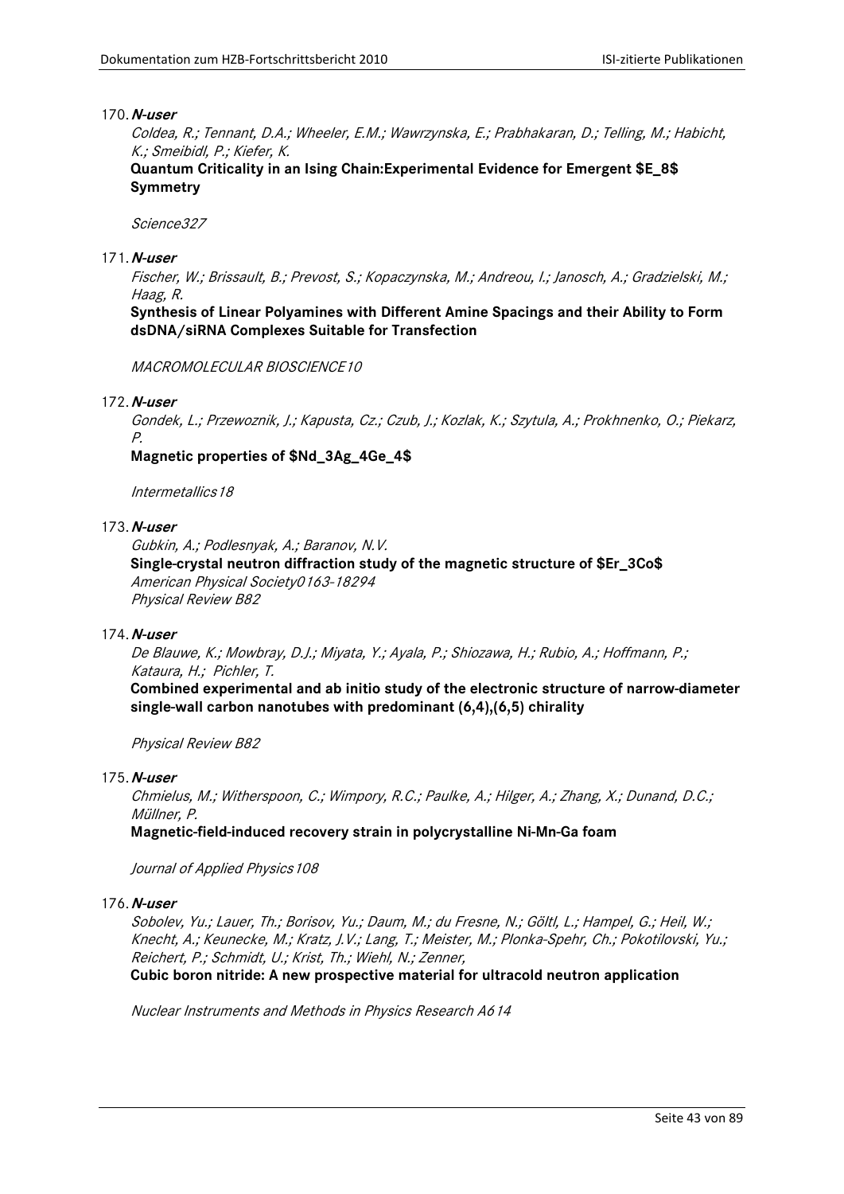170. ***N-user***

*Coldea, R.; Tennant, D.A.; Wheeler, E.M.; Wawrzynska, E.; Prabhakaran, D.; Telling, M.; Habicht, K.; Smeibidl, P.; Kiefer, K.*

**Quantum Criticality in an Ising Chain:Experimental Evidence for Emergent $E_8$ Symmetry**

*Science327*

171. ***N-user***

*Fischer, W.; Brissault, B.; Prevost, S.; Kopaczynska, M.; Andreou, I.; Janosch, A.; Gradzielski, M.; Haag, R.*

**Synthesis of Linear Polyamines with Different Amine Spacings and their Ability to Form dsDNA/siRNA Complexes Suitable for Transfection**

*MACROMOLECULAR BIOSCIENCE10*

172. ***N-user***

*Gondek, L.; Przewoznik, J.; Kapusta, Cz.; Czub, J.; Kozlak, K.; Szytula, A.; Prokhnenko, O.; Piekarz, P.*

**Magnetic properties of $Nd_3Ag_4Ge_4$**

*Intermetallics18*

173. ***N-user***

*Gubkin, A.; Podlesnyak, A.; Baranov, N.V.*

**Single-crystal neutron diffraction study of the magnetic structure of $Er_3Co$**

*American Physical Society0163-18294*

*Physical Review B82*

174. ***N-user***

*De Blauwe, K.; Mowbray, D.J.; Miyata, Y.; Ayala, P.; Shiozawa, H.; Rubio, A.; Hoffmann, P.; Kataura, H.; Pichler, T.*

**Combined experimental and ab initio study of the electronic structure of narrow-diameter single-wall carbon nanotubes with predominant (6,4),(6,5) chirality**

*Physical Review B82*

175. ***N-user***

*Chmielus, M.; Witherspoon, C.; Wimpory, R.C.; Paulke, A.; Hilger, A.; Zhang, X.; Dunand, D.C.; Müllner, P.*

**Magnetic-field-induced recovery strain in polycrystalline Ni-Mn-Ga foam**

*Journal of Applied Physics108*

176. ***N-user***

*Sobolev, Yu.; Lauer, Th.; Borisov, Yu.; Daum, M.; du Fresne, N.; Göltl, L.; Hampel, G.; Heil, W.; Knecht, A.; Keunecke, M.; Kratz, J.V.; Lang, T.; Meister, M.; Plonka-Spehr, Ch.; Pokotilovski, Yu.; Reichert, P.; Schmidt, U.; Krist, Th.; Wiehl, N.; Zenner,*

**Cubic boron nitride: A new prospective material for ultracold neutron application**

*Nuclear Instruments and Methods in Physics Research A614*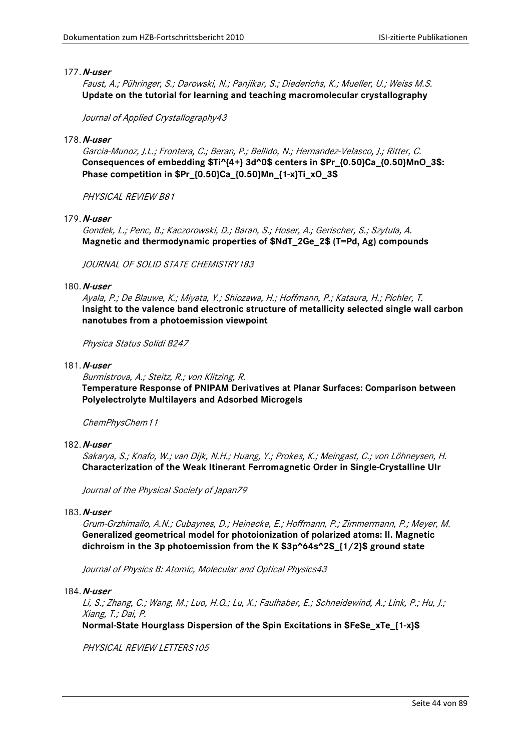177. ***N-user***

*Faust, A.; Pühringer, S.; Darowski, N.; Panjikar, S.; Diederichs, K.; Mueller, U.; Weiss M.S.*
**Update on the tutorial for learning and teaching macromolecular crystallography**

*Journal of Applied Crystallography43*

178. ***N-user***

*Garcia-Munoz, J.L.; Frontera, C.; Beran, P.; Bellido, N.; Hernandez-Velasco, J.; Ritter, C.*
**Consequences of embedding $Ti^{4+}$ $3d^0$ centers in $Pr_{0.50}Ca_{0.50}MnO_3$: Phase competition in $Pr_{0.50}Ca_{0.50}Mn_{1-x}Ti_xO_3$**

*PHYSICAL REVIEW B81*

179. ***N-user***

*Gondek, L.; Penc, B.; Kaczorowski, D.; Baran, S.; Hoser, A.; Gerischer, S.; Szytula, A.*
**Magnetic and thermodynamic properties of $NdT_2Ge_2$ (T=Pd, Ag) compounds**

*JOURNAL OF SOLID STATE CHEMISTRY183*

180. ***N-user***

*Ayala, P.; De Blauwe, K.; Miyata, Y.; Shiozawa, H.; Hoffmann, P.; Kataura, H.; Pichler, T.*
**Insight to the valence band electronic structure of metallicity selected single wall carbon nanotubes from a photoemission viewpoint**

*Physica Status Solidi B247*

181. ***N-user***

*Burmistrova, A.; Steitz, R.; von Klitzing, R.*
**Temperature Response of PNIPAM Derivatives at Planar Surfaces: Comparison between Polyelectrolyte Multilayers and Adsorbed Microgels**

*ChemPhysChem11*

182. ***N-user***

*Sakarya, S.; Knafo, W.; van Dijk, N.H.; Huang, Y.; Prokes, K.; Meingast, C.; von Löhneysen, H.*
**Characterization of the Weak Itinerant Ferromagnetic Order in Single-Crystalline UIr**

*Journal of the Physical Society of Japan79*

183. ***N-user***

*Grum-Grzhimailo, A.N.; Cubaynes, D.; Heinecke, E.; Hoffmann, P.; Zimmermann, P.; Meyer, M.*
**Generalized geometrical model for photoionization of polarized atoms: II. Magnetic dichroism in the 3p photoemission from the K $3p^64s^2S_{1/2}$ ground state**

*Journal of Physics B: Atomic, Molecular and Optical Physics43*

184. ***N-user***

*Li, S.; Zhang, C.; Wang, M.; Luo, H.Q.; Lu, X.; Faulhaber, E.; Schneidewind, A.; Link, P.; Hu, J.; Xiang, T.; Dai, P.*
**Normal-State Hourglass Dispersion of the Spin Excitations in $FeSe_xTe_{1-x}$**

*PHYSICAL REVIEW LETTERS105*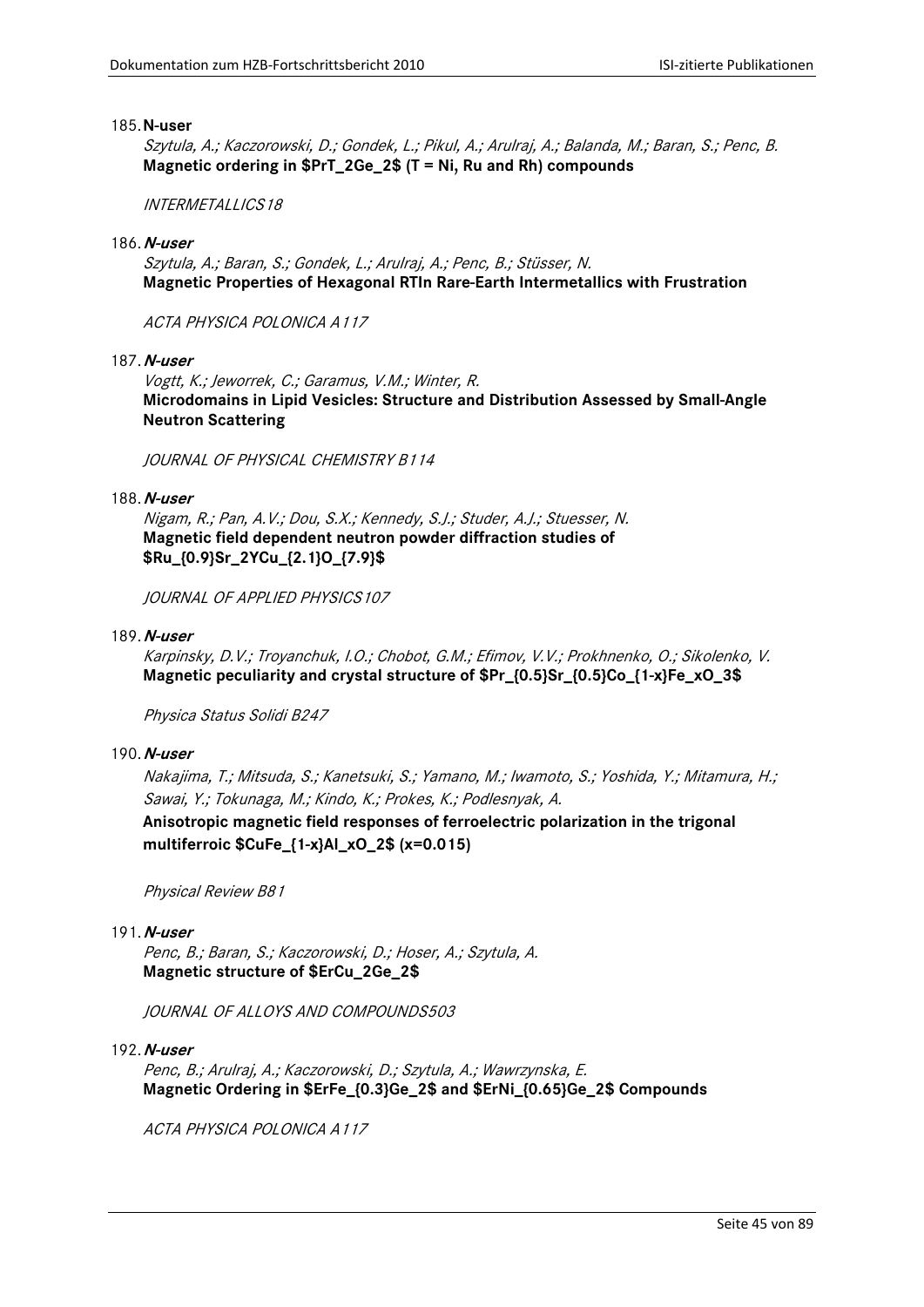185. **N-user**

*Szytula, A.; Kaczorowski, D.; Gondek, L.; Pikul, A.; Arulraj, A.; Balanda, M.; Baran, S.; Penc, B.*
**Magnetic ordering in $PrT_2Ge_2$ (T = Ni, Ru and Rh) compounds**

*INTERMETALLICS 18*

186. ***N-user***

*Szytula, A.; Baran, S.; Gondek, L.; Arulraj, A.; Penc, B.; Stüsser, N.*
**Magnetic Properties of Hexagonal RTIn Rare-Earth Intermetallics with Frustration**

*ACTA PHYSICA POLONICA A 117*

187. ***N-user***

*Vogtt, K.; Jeworrek, C.; Garamus, V.M.; Winter, R.*
**Microdomains in Lipid Vesicles: Structure and Distribution Assessed by Small-Angle Neutron Scattering**

*JOURNAL OF PHYSICAL CHEMISTRY B 114*

188. ***N-user***

*Nigam, R.; Pan, A.V.; Dou, S.X.; Kennedy, S.J.; Studer, A.J.; Stuesser, N.*
**Magnetic field dependent neutron powder diffraction studies of $Ru_{0.9}Sr_2YCu_{2.1}O_{7.9}$**

*JOURNAL OF APPLIED PHYSICS 107*

189. ***N-user***

*Karpinsky, D.V.; Troyanchuk, I.O.; Chobot, G.M.; Efimov, V.V.; Prokhnenko, O.; Sikolenko, V.*
**Magnetic peculiarity and crystal structure of $Pr_{0.5}Sr_{0.5}Co_{1-x}Fe_xO_3$**

*Physica Status Solidi B 247*

190. ***N-user***

*Nakajima, T.; Mitsuda, S.; Kanetsuki, S.; Yamano, M.; Iwamoto, S.; Yoshida, Y.; Mitamura, H.; Sawai, Y.; Tokunaga, M.; Kindo, K.; Prokes, K.; Podlesnyak, A.*
**Anisotropic magnetic field responses of ferroelectric polarization in the trigonal multiferroic $CuFe_{1-x}Al_xO_2$ (x=0.015)**

*Physical Review B 81*

191. ***N-user***

*Penc, B.; Baran, S.; Kaczorowski, D.; Hoser, A.; Szytula, A.*
**Magnetic structure of $ErCu_2Ge_2$**

*JOURNAL OF ALLOYS AND COMPOUNDS 503*

192. ***N-user***

*Penc, B.; Arulraj, A.; Kaczorowski, D.; Szytula, A.; Wawrzynska, E.*
**Magnetic Ordering in $ErFe_{0.3}Ge_2$ and $ErNi_{0.65}Ge_2$ Compounds**

*ACTA PHYSICA POLONICA A 117*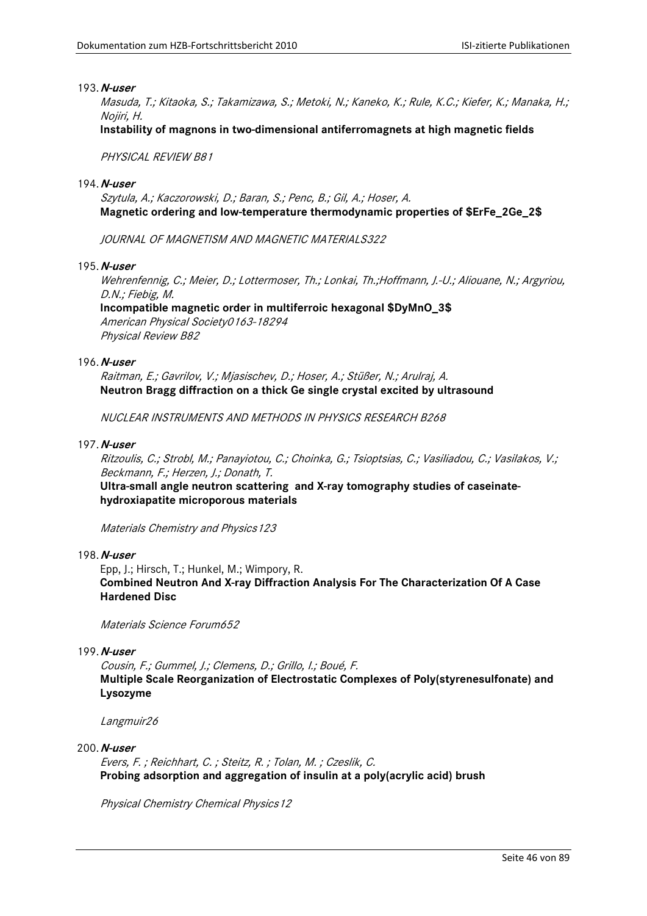193. ***N-user***

*Masuda, T.; Kitaoka, S.; Takamizawa, S.; Metoki, N.; Kaneko, K.; Rule, K.C.; Kiefer, K.; Manaka, H.; Nojiri, H.*

**Instability of magnons in two-dimensional antiferromagnets at high magnetic fields**

*PHYSICAL REVIEW B81*

194. ***N-user***

*Szytula, A.; Kaczorowski, D.; Baran, S.; Penc, B.; Gil, A.; Hoser, A.*

**Magnetic ordering and low-temperature thermodynamic properties of $ErFe_2Ge_2$**

*JOURNAL OF MAGNETISM AND MAGNETIC MATERIALS322*

195. ***N-user***

*Wehrenfennig, C.; Meier, D.; Lottermoser, Th.; Lonkai, Th.;Hoffmann, J.-U.; Aliouane, N.; Argyriou, D.N.; Fiebig, M.*

**Incompatible magnetic order in multiferroic hexagonal $DyMnO_3$**

*American Physical Society0163-18294*

*Physical Review B82*

196. ***N-user***

*Raitman, E.; Gavrilov, V.; Mjasischev, D.; Hoser, A.; Stüßer, N.; Arulraj, A.*

**Neutron Bragg diffraction on a thick Ge single crystal excited by ultrasound**

*NUCLEAR INSTRUMENTS AND METHODS IN PHYSICS RESEARCH B268*

197. ***N-user***

*Ritzoulis, C.; Strobl, M.; Panayiotou, C.; Choinka, G.; Tsioptsias, C.; Vasiliadou, C.; Vasilakos, V.; Beckmann, F.; Herzen, J.; Donath, T.*

**Ultra-small angle neutron scattering and X-ray tomography studies of caseinate-hydroxiapatite microporous materials**

*Materials Chemistry and Physics123*

198. ***N-user***

Epp, J.; Hirsch, T.; Hunkel, M.; Wimpory, R.

**Combined Neutron And X-ray Diffraction Analysis For The Characterization Of A Case Hardened Disc**

*Materials Science Forum652*

199. ***N-user***

*Cousin, F.; Gummel, J.; Clemens, D.; Grillo, I.; Boué, F.*

**Multiple Scale Reorganization of Electrostatic Complexes of Poly(styrenesulfonate) and Lysozyme**

*Langmuir26*

200. ***N-user***

*Evers, F. ; Reichhart, C. ; Steitz, R. ; Tolan, M. ; Czeslik, C.*

**Probing adsorption and aggregation of insulin at a poly(acrylic acid) brush**

*Physical Chemistry Chemical Physics12*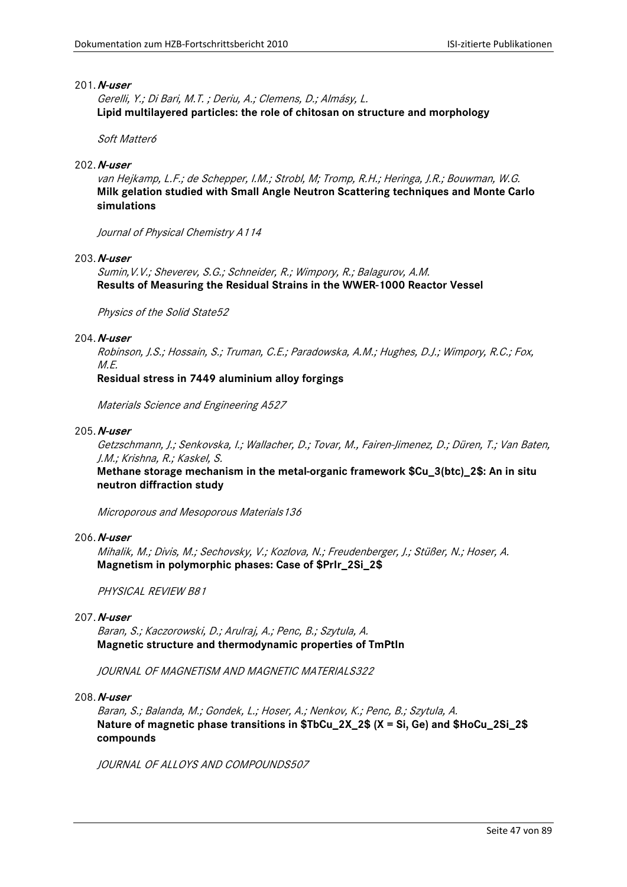201. ***N-user***

*Gerelli, Y.; Di Bari, M.T. ; Deriu, A.; Clemens, D.; Almásy, L.*

**Lipid multilayered particles: the role of chitosan on structure and morphology**

*Soft Matter6*

202. ***N-user***

*van Hejkamp, L.F.; de Schepper, I.M.; Strobl, M; Tromp, R.H.; Heringa, J.R.; Bouwman, W.G.*

**Milk gelation studied with Small Angle Neutron Scattering techniques and Monte Carlo simulations**

*Journal of Physical Chemistry A114*

203. ***N-user***

*Sumin,V.V.; Sheverev, S.G.; Schneider, R.; Wimpory, R.; Balagurov, A.M.*

**Results of Measuring the Residual Strains in the WWER-1000 Reactor Vessel**

*Physics of the Solid State52*

204. ***N-user***

*Robinson, J.S.; Hossain, S.; Truman, C.E.; Paradowska, A.M.; Hughes, D.J.; Wimpory, R.C.; Fox, M.E.*

**Residual stress in 7449 aluminium alloy forgings**

*Materials Science and Engineering A527*

205. ***N-user***

*Getzschmann, J.; Senkovska, I.; Wallacher, D.; Tovar, M., Fairen-Jimenez, D.; Düren, T.; Van Baten, J.M.; Krishna, R.; Kaskel, S.*

**Methane storage mechanism in the metal-organic framework $Cu_3(btc)_2$: An in situ neutron diffraction study**

*Microporous and Mesoporous Materials136*

206. ***N-user***

*Mihalik, M.; Divis, M.; Sechovsky, V.; Kozlova, N.; Freudenberger, J.; Stüßer, N.; Hoser, A.*

**Magnetism in polymorphic phases: Case of $PrIr_2Si_2$**

*PHYSICAL REVIEW B81*

207. ***N-user***

*Baran, S.; Kaczorowski, D.; Arulraj, A.; Penc, B.; Szytula, A.*

**Magnetic structure and thermodynamic properties of TmPtIn**

*JOURNAL OF MAGNETISM AND MAGNETIC MATERIALS322*

208. ***N-user***

*Baran, S.; Balanda, M.; Gondek, L.; Hoser, A.; Nenkov, K.; Penc, B.; Szytula, A.*

**Nature of magnetic phase transitions in $TbCu_2X_2$ (X = Si, Ge) and $HoCu_2Si_2$ compounds**

*JOURNAL OF ALLOYS AND COMPOUNDS507*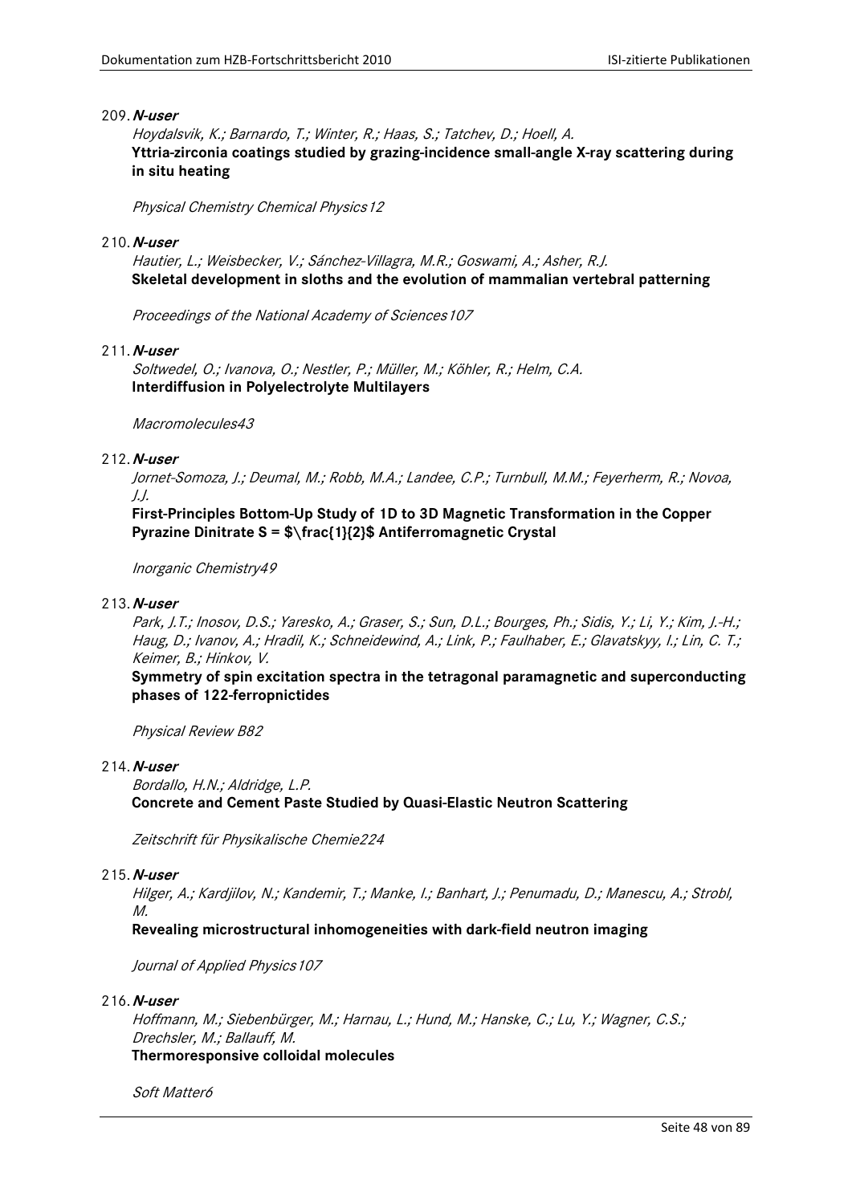209. ***N-user***

*Hoydalsvik, K.; Barnardo, T.; Winter, R.; Haas, S.; Tatchev, D.; Hoell, A.*
**Yttria-zirconia coatings studied by grazing-incidence small-angle X-ray scattering during in situ heating**

*Physical Chemistry Chemical Physics12*

210. ***N-user***

*Hautier, L.; Weisbecker, V.; Sánchez-Villagra, M.R.; Goswami, A.; Asher, R.J.*
**Skeletal development in sloths and the evolution of mammalian vertebral patterning**

*Proceedings of the National Academy of Sciences107*

211. ***N-user***

*Soltwedel, O.; Ivanova, O.; Nestler, P.; Müller, M.; Köhler, R.; Helm, C.A.*
**Interdiffusion in Polyelectrolyte Multilayers**

*Macromolecules43*

212. ***N-user***

*Jornet-Somoza, J.; Deumal, M.; Robb, M.A.; Landee, C.P.; Turnbull, M.M.; Feyerherm, R.; Novoa, J.J.*
**First-Principles Bottom-Up Study of 1D to 3D Magnetic Transformation in the Copper Pyrazine Dinitrate S = $\frac{1}{2}$ Antiferromagnetic Crystal**

*Inorganic Chemistry49*

213. ***N-user***

*Park, J.T.; Inosov, D.S.; Yaresko, A.; Graser, S.; Sun, D.L.; Bourges, Ph.; Sidis, Y.; Li, Y.; Kim, J.-H.; Haug, D.; Ivanov, A.; Hradil, K.; Schneidewind, A.; Link, P.; Faulhaber, E.; Glavatskyy, I.; Lin, C. T.; Keimer, B.; Hinkov, V.*
**Symmetry of spin excitation spectra in the tetragonal paramagnetic and superconducting phases of 122-ferropnictides**

*Physical Review B82*

214. ***N-user***

*Bordallo, H.N.; Aldridge, L.P.*
**Concrete and Cement Paste Studied by Quasi-Elastic Neutron Scattering**

*Zeitschrift für Physikalische Chemie224*

215. ***N-user***

*Hilger, A.; Kardjilov, N.; Kandemir, T.; Manke, I.; Banhart, J.; Penumadu, D.; Manescu, A.; Strobl, M.*
**Revealing microstructural inhomogeneities with dark-field neutron imaging**

*Journal of Applied Physics107*

216. ***N-user***

*Hoffmann, M.; Siebenbürger, M.; Harnau, L.; Hund, M.; Hanske, C.; Lu, Y.; Wagner, C.S.; Drechsler, M.; Ballauff, M.*
**Thermoresponsive colloidal molecules**

*Soft Matter6*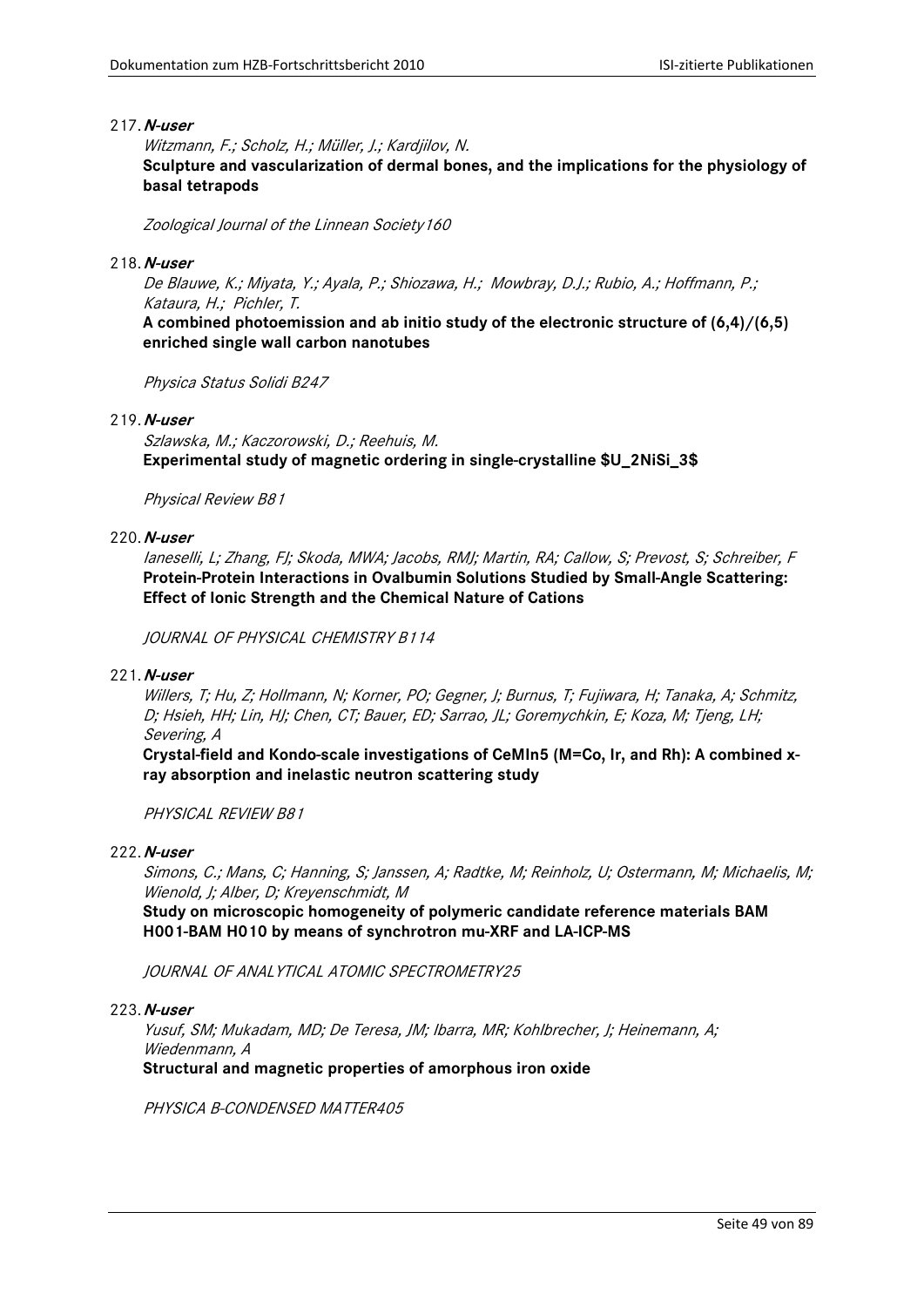217. ***N-user***

*Witzmann, F.; Scholz, H.; Müller, J.; Kardjilov, N.*

**Sculpture and vascularization of dermal bones, and the implications for the physiology of basal tetrapods**

*Zoological Journal of the Linnean Society160*

218. ***N-user***

*De Blauwe, K.; Miyata, Y.; Ayala, P.; Shiozawa, H.; Mowbray, D.J.; Rubio, A.; Hoffmann, P.; Kataura, H.; Pichler, T.*

**A combined photoemission and ab initio study of the electronic structure of (6,4)/(6,5) enriched single wall carbon nanotubes**

*Physica Status Solidi B247*

219. ***N-user***

*Szlawska, M.; Kaczorowski, D.; Reehuis, M.*

**Experimental study of magnetic ordering in single-crystalline $U_2NiSi_3$**

*Physical Review B81*

220. ***N-user***

*Ianeselli, L; Zhang, FJ; Skoda, MWA; Jacobs, RMJ; Martin, RA; Callow, S; Prevost, S; Schreiber, F*

**Protein-Protein Interactions in Ovalbumin Solutions Studied by Small-Angle Scattering: Effect of Ionic Strength and the Chemical Nature of Cations**

*JOURNAL OF PHYSICAL CHEMISTRY B114*

221. ***N-user***

*Willers, T; Hu, Z; Hollmann, N; Korner, PO; Gegner, J; Burnus, T; Fujiwara, H; Tanaka, A; Schmitz, D; Hsieh, HH; Lin, HJ; Chen, CT; Bauer, ED; Sarrao, JL; Goremychkin, E; Koza, M; Tjeng, LH; Severing, A*

**Crystal-field and Kondo-scale investigations of CeMIn5 (M=Co, Ir, and Rh): A combined x-ray absorption and inelastic neutron scattering study**

*PHYSICAL REVIEW B81*

222. ***N-user***

*Simons, C.; Mans, C; Hanning, S; Janssen, A; Radtke, M; Reinholz, U; Ostermann, M; Michaelis, M; Wienold, J; Alber, D; Kreyenschmidt, M*

**Study on microscopic homogeneity of polymeric candidate reference materials BAM H001-BAM H010 by means of synchrotron mu-XRF and LA-ICP-MS**

*JOURNAL OF ANALYTICAL ATOMIC SPECTROMETRY25*

223. ***N-user***

*Yusuf, SM; Mukadam, MD; De Teresa, JM; Ibarra, MR; Kohlbrecher, J; Heinemann, A; Wiedenmann, A*

**Structural and magnetic properties of amorphous iron oxide**

*PHYSICA B-CONDENSED MATTER405*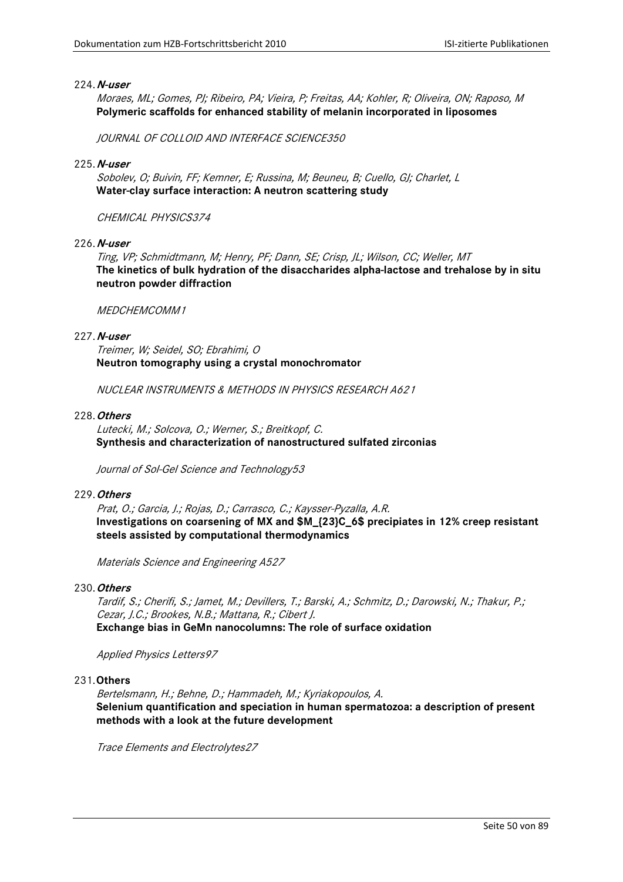224. ***N-user***

*Moraes, ML; Gomes, PJ; Ribeiro, PA; Vieira, P; Freitas, AA; Kohler, R; Oliveira, ON; Raposo, M*
**Polymeric scaffolds for enhanced stability of melanin incorporated in liposomes**

*JOURNAL OF COLLOID AND INTERFACE SCIENCE350*

225. ***N-user***

*Sobolev, O; Buivin, FF; Kemner, E; Russina, M; Beuneu, B; Cuello, GJ; Charlet, L*
**Water-clay surface interaction: A neutron scattering study**

*CHEMICAL PHYSICS374*

226. ***N-user***

*Ting, VP; Schmidtmann, M; Henry, PF; Dann, SE; Crisp, JL; Wilson, CC; Weller, MT*
**The kinetics of bulk hydration of the disaccharides alpha-lactose and trehalose by in situ neutron powder diffraction**

*MEDCHEMCOMM1*

227. ***N-user***

*Treimer, W; Seidel, SO; Ebrahimi, O*
**Neutron tomography using a crystal monochromator**

*NUCLEAR INSTRUMENTS & METHODS IN PHYSICS RESEARCH A621*

228. ***Others***

*Lutecki, M.; Solcova, O.; Werner, S.; Breitkopf, C.*
**Synthesis and characterization of nanostructured sulfated zirconias**

*Journal of Sol-Gel Science and Technology53*

229. ***Others***

*Prat, O.; Garcia, J.; Rojas, D.; Carrasco, C.; Kaysser-Pyzalla, A.R.*
**Investigations on coarsening of MX and $M_{23}C_6$ precipiates in 12% creep resistant steels assisted by computational thermodynamics**

*Materials Science and Engineering A527*

230. ***Others***

*Tardif, S.; Cherifi, S.; Jamet, M.; Devillers, T.; Barski, A.; Schmitz, D.; Darowski, N.; Thakur, P.; Cezar, J.C.; Brookes, N.B.; Mattana, R.; Cibert J.*
**Exchange bias in GeMn nanocolumns: The role of surface oxidation**

*Applied Physics Letters97*

231. **Others**

*Bertelsmann, H.; Behne, D.; Hammadeh, M.; Kyriakopoulos, A.*
**Selenium quantification and speciation in human spermatozoa: a description of present methods with a look at the future development**

*Trace Elements and Electrolytes27*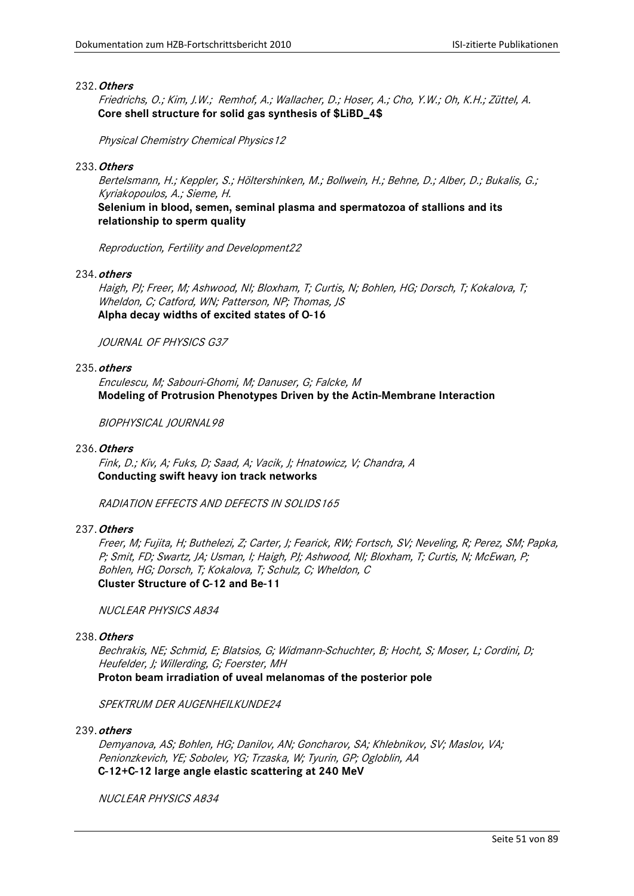232. ***Others***

*Friedrichs, O.; Kim, J.W.; Remhof, A.; Wallacher, D.; Hoser, A.; Cho, Y.W.; Oh, K.H.; Züttel, A.*
**Core shell structure for solid gas synthesis of $LiBD_4$**

*Physical Chemistry Chemical Physics12*

233. ***Others***

*Bertelsmann, H.; Keppler, S.; Höltershinken, M.; Bollwein, H.; Behne, D.; Alber, D.; Bukalis, G.; Kyriakopoulos, A.; Sieme, H.*
**Selenium in blood, semen, seminal plasma and spermatozoa of stallions and its relationship to sperm quality**

*Reproduction, Fertility and Development22*

234. ***others***

*Haigh, PJ; Freer, M; Ashwood, NI; Bloxham, T; Curtis, N; Bohlen, HG; Dorsch, T; Kokalova, T; Wheldon, C; Catford, WN; Patterson, NP; Thomas, JS*
**Alpha decay widths of excited states of O-16**

*JOURNAL OF PHYSICS G37*

235. ***others***

*Enculescu, M; Sabouri-Ghomi, M; Danuser, G; Falcke, M*
**Modeling of Protrusion Phenotypes Driven by the Actin-Membrane Interaction**

*BIOPHYSICAL JOURNAL98*

236. ***Others***

*Fink, D.; Kiv, A; Fuks, D; Saad, A; Vacik, J; Hnatowicz, V; Chandra, A*
**Conducting swift heavy ion track networks**

*RADIATION EFFECTS AND DEFECTS IN SOLIDS165*

237. ***Others***

*Freer, M; Fujita, H; Buthelezi, Z; Carter, J; Fearick, RW; Fortsch, SV; Neveling, R; Perez, SM; Papka, P; Smit, FD; Swartz, JA; Usman, I; Haigh, PJ; Ashwood, NI; Bloxham, T; Curtis, N; McEwan, P; Bohlen, HG; Dorsch, T; Kokalova, T; Schulz, C; Wheldon, C*
**Cluster Structure of C-12 and Be-11**

*NUCLEAR PHYSICS A834*

238. ***Others***

*Bechrakis, NE; Schmid, E; Blatsios, G; Widmann-Schuchter, B; Hocht, S; Moser, L; Cordini, D; Heufelder, J; Willerding, G; Foerster, MH*
**Proton beam irradiation of uveal melanomas of the posterior pole**

*SPEKTRUM DER AUGENHEILKUNDE24*

239. ***others***

*Demyanova, AS; Bohlen, HG; Danilov, AN; Goncharov, SA; Khlebnikov, SV; Maslov, VA; Penionzkevich, YE; Sobolev, YG; Trzaska, W; Tyurin, GP; Ogloblin, AA*
**C-12+C-12 large angle elastic scattering at 240 MeV**

*NUCLEAR PHYSICS A834*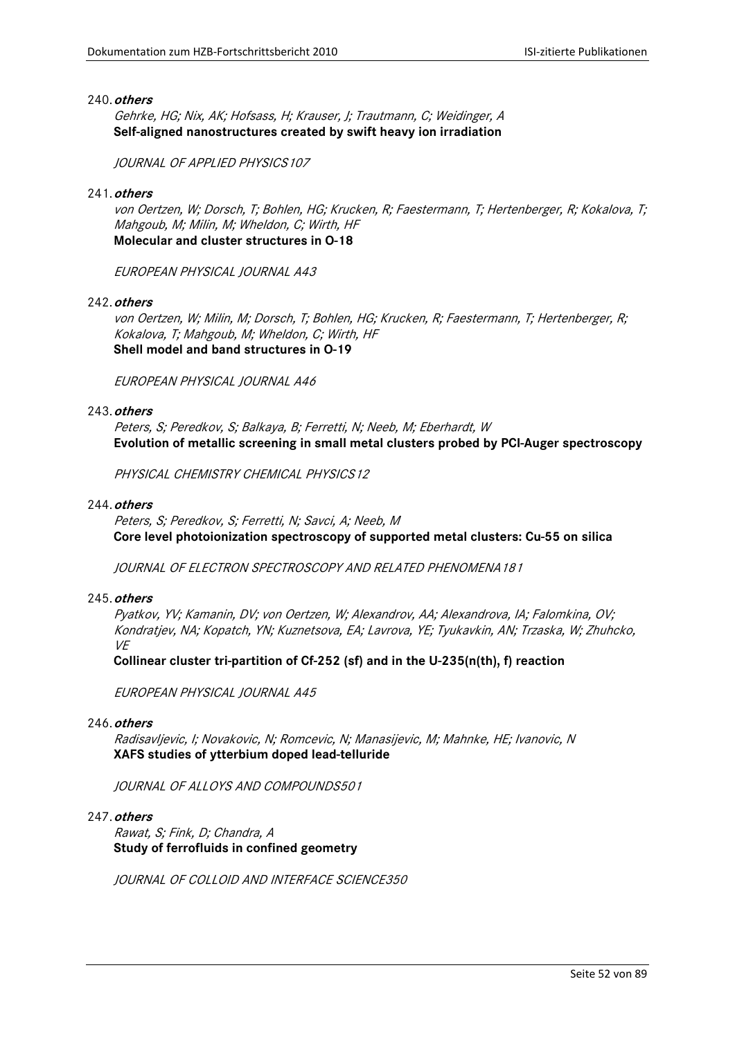240. ***others***

*Gehrke, HG; Nix, AK; Hofsass, H; Krauser, J; Trautmann, C; Weidinger, A*
**Self-aligned nanostructures created by swift heavy ion irradiation**

*JOURNAL OF APPLIED PHYSICS107*

241. ***others***

*von Oertzen, W; Dorsch, T; Bohlen, HG; Krucken, R; Faestermann, T; Hertenberger, R; Kokalova, T; Mahgoub, M; Milin, M; Wheldon, C; Wirth, HF*
**Molecular and cluster structures in O-18**

*EUROPEAN PHYSICAL JOURNAL A43*

242. ***others***

*von Oertzen, W; Milin, M; Dorsch, T; Bohlen, HG; Krucken, R; Faestermann, T; Hertenberger, R; Kokalova, T; Mahgoub, M; Wheldon, C; Wirth, HF*
**Shell model and band structures in O-19**

*EUROPEAN PHYSICAL JOURNAL A46*

243. ***others***

*Peters, S; Peredkov, S; Balkaya, B; Ferretti, N; Neeb, M; Eberhardt, W*
**Evolution of metallic screening in small metal clusters probed by PCI-Auger spectroscopy**

*PHYSICAL CHEMISTRY CHEMICAL PHYSICS12*

244. ***others***

*Peters, S; Peredkov, S; Ferretti, N; Savci, A; Neeb, M*
**Core level photoionization spectroscopy of supported metal clusters: Cu-55 on silica**

*JOURNAL OF ELECTRON SPECTROSCOPY AND RELATED PHENOMENA181*

245. ***others***

*Pyatkov, YV; Kamanin, DV; von Oertzen, W; Alexandrov, AA; Alexandrova, IA; Falomkina, OV; Kondratjev, NA; Kopatch, YN; Kuznetsova, EA; Lavrova, YE; Tyukavkin, AN; Trzaska, W; Zhuhcko, VE*
**Collinear cluster tri-partition of Cf-252 (sf) and in the U-235(n(th), f) reaction**

*EUROPEAN PHYSICAL JOURNAL A45*

246. ***others***

*Radisavljevic, I; Novakovic, N; Romcevic, N; Manasijevic, M; Mahnke, HE; Ivanovic, N*
**XAFS studies of ytterbium doped lead-telluride**

*JOURNAL OF ALLOYS AND COMPOUNDS501*

247. ***others***

*Rawat, S; Fink, D; Chandra, A*
**Study of ferrofluids in confined geometry**

*JOURNAL OF COLLOID AND INTERFACE SCIENCE350*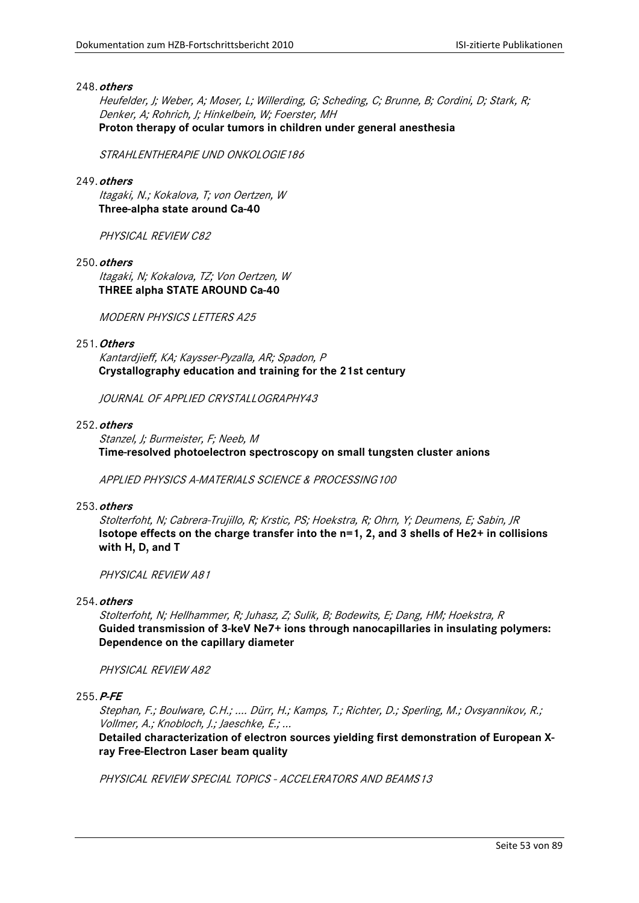248. ***others***

*Heufelder, J; Weber, A; Moser, L; Willerding, G; Scheding, C; Brunne, B; Cordini, D; Stark, R; Denker, A; Rohrich, J; Hinkelbein, W; Foerster, MH*

**Proton therapy of ocular tumors in children under general anesthesia**

*STRAHLENTHERAPIE UND ONKOLOGIE186*

249. ***others***

*Itagaki, N.; Kokalova, T; von Oertzen, W*

**Three-alpha state around Ca-40**

*PHYSICAL REVIEW C82*

250. ***others***

*Itagaki, N; Kokalova, TZ; Von Oertzen, W*

**THREE alpha STATE AROUND Ca-40**

*MODERN PHYSICS LETTERS A25*

251. ***Others***

*Kantardjieff, KA; Kaysser-Pyzalla, AR; Spadon, P*

**Crystallography education and training for the 21st century**

*JOURNAL OF APPLIED CRYSTALLOGRAPHY43*

252. ***others***

*Stanzel, J; Burmeister, F; Neeb, M*

**Time-resolved photoelectron spectroscopy on small tungsten cluster anions**

*APPLIED PHYSICS A-MATERIALS SCIENCE & PROCESSING100*

253. ***others***

*Stolterfoht, N; Cabrera-Trujillo, R; Krstic, PS; Hoekstra, R; Ohrn, Y; Deumens, E; Sabin, JR*

**Isotope effects on the charge transfer into the n=1, 2, and 3 shells of He2+ in collisions with H, D, and T**

*PHYSICAL REVIEW A81*

254. ***others***

*Stolterfoht, N; Hellhammer, R; Juhasz, Z; Sulik, B; Bodewits, E; Dang, HM; Hoekstra, R*

**Guided transmission of 3-keV Ne7+ ions through nanocapillaries in insulating polymers: Dependence on the capillary diameter**

*PHYSICAL REVIEW A82*

255. ***P-FE***

*Stephan, F.; Boulware, C.H.; .... Dürr, H.; Kamps, T.; Richter, D.; Sperling, M.; Ovsyannikov, R.; Vollmer, A.; Knobloch, J.; Jaeschke, E.; ...*

**Detailed characterization of electron sources yielding first demonstration of European X-ray Free-Electron Laser beam quality**

*PHYSICAL REVIEW SPECIAL TOPICS - ACCELERATORS AND BEAMS13*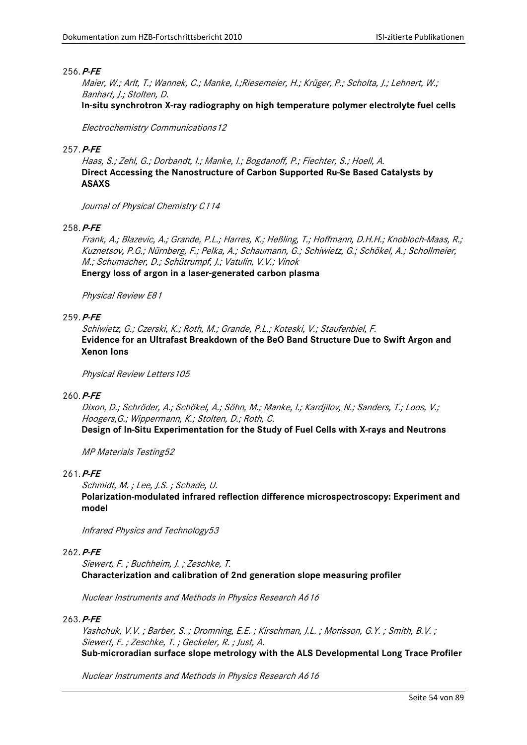256. ***P-FE***

*Maier, W.; Arlt, T.; Wannek, C.; Manke, I.;Riesemeier, H.; Krüger, P.; Scholta, J.; Lehnert, W.; Banhart, J.; Stolten, D.*

**In-situ synchrotron X-ray radiography on high temperature polymer electrolyte fuel cells**

*Electrochemistry Communications 12*

257. ***P-FE***

*Haas, S.; Zehl, G.; Dorbandt, I.; Manke, I.; Bogdanoff, P.; Fiechter, S.; Hoell, A.*

**Direct Accessing the Nanostructure of Carbon Supported Ru-Se Based Catalysts by ASAXS**

*Journal of Physical Chemistry C 114*

258. ***P-FE***

*Frank, A.; Blazevic, A.; Grande, P.L.; Harres, K.; Heßling, T.; Hoffmann, D.H.H.; Knobloch-Maas, R.; Kuznetsov, P.G.; Nürnberg, F.; Pelka, A.; Schaumann, G.; Schiwietz, G.; Schökel, A.; Schollmeier, M.; Schumacher, D.; Schütrumpf, J.; Vatulin, V.V.; Vinok*

**Energy loss of argon in a laser-generated carbon plasma**

*Physical Review E 81*

259. ***P-FE***

*Schiwietz, G.; Czerski, K.; Roth, M.; Grande, P.L.; Koteski, V.; Staufenbiel, F.*

**Evidence for an Ultrafast Breakdown of the BeO Band Structure Due to Swift Argon and Xenon Ions**

*Physical Review Letters 105*

260. ***P-FE***

*Dixon, D.; Schröder, A.; Schökel, A.; Söhn, M.; Manke, I.; Kardjilov, N.; Sanders, T.; Loos, V.; Hoogers,G.; Wippermann, K.; Stolten, D.; Roth, C.*

**Design of In-Situ Experimentation for the Study of Fuel Cells with X-rays and Neutrons**

*MP Materials Testing 52*

261. ***P-FE***

*Schmidt, M. ; Lee, J.S. ; Schade, U.*

**Polarization-modulated infrared reflection difference microspectroscopy: Experiment and model**

*Infrared Physics and Technology 53*

262. ***P-FE***

*Siewert, F. ; Buchheim, J. ; Zeschke, T.*

**Characterization and calibration of 2nd generation slope measuring profiler**

*Nuclear Instruments and Methods in Physics Research A 616*

263. ***P-FE***

*Yashchuk, V.V. ; Barber, S. ; Dromning, E.E. ; Kirschman, J.L. ; Morisson, G.Y. ; Smith, B.V. ; Siewert, F. ; Zeschke, T. ; Geckeler, R. ; Just, A.*

**Sub-microradian surface slope metrology with the ALS Developmental Long Trace Profiler**

*Nuclear Instruments and Methods in Physics Research A 616*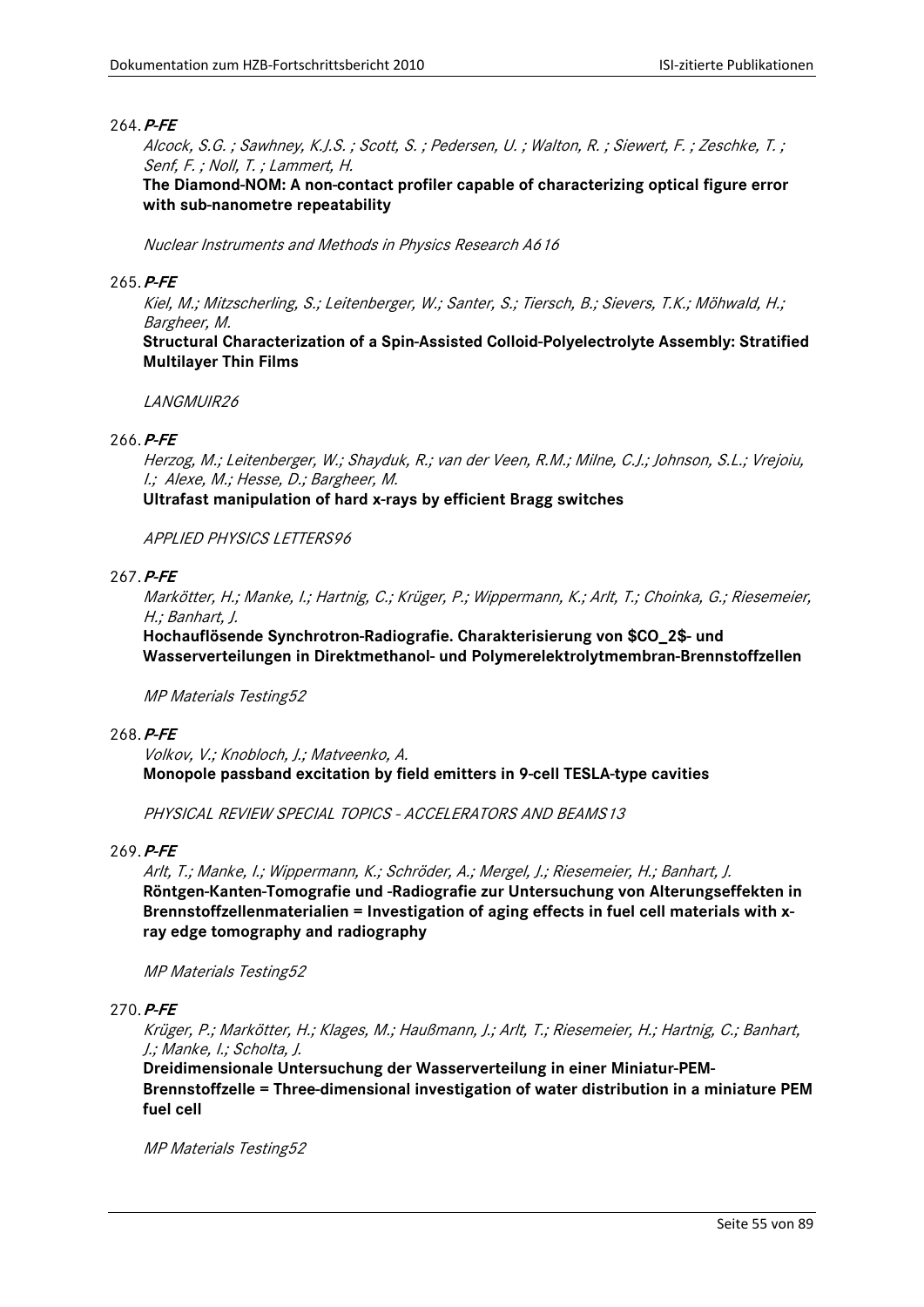264. ***P-FE***

*Alcock, S.G. ; Sawhney, K.J.S. ; Scott, S. ; Pedersen, U. ; Walton, R. ; Siewert, F. ; Zeschke, T. ; Senf, F. ; Noll, T. ; Lammert, H.*

**The Diamond-NOM: A non-contact profiler capable of characterizing optical figure error with sub-nanometre repeatability**

*Nuclear Instruments and Methods in Physics Research A616*

265. ***P-FE***

*Kiel, M.; Mitzscherling, S.; Leitenberger, W.; Santer, S.; Tiersch, B.; Sievers, T.K.; Möhwald, H.; Bargheer, M.*

**Structural Characterization of a Spin-Assisted Colloid-Polyelectrolyte Assembly: Stratified Multilayer Thin Films**

*LANGMUIR26*

266. ***P-FE***

*Herzog, M.; Leitenberger, W.; Shayduk, R.; van der Veen, R.M.; Milne, C.J.; Johnson, S.L.; Vrejoiu, I.; Alexe, M.; Hesse, D.; Bargheer, M.*

**Ultrafast manipulation of hard x-rays by efficient Bragg switches**

*APPLIED PHYSICS LETTERS96*

267. ***P-FE***

*Markötter, H.; Manke, I.; Hartnig, C.; Krüger, P.; Wippermann, K.; Arlt, T.; Choinka, G.; Riesemeier, H.; Banhart, J.*

**Hochauflösende Synchrotron-Radiografie. Charakterisierung von $CO_2$- und Wasserverteilungen in Direktmethanol- und Polymerelektrolytmembran-Brennstoffzellen**

*MP Materials Testing52*

268. ***P-FE***

*Volkov, V.; Knobloch, J.; Matveenko, A.*

**Monopole passband excitation by field emitters in 9-cell TESLA-type cavities**

*PHYSICAL REVIEW SPECIAL TOPICS - ACCELERATORS AND BEAMS13*

269. ***P-FE***

*Arlt, T.; Manke, I.; Wippermann, K.; Schröder, A.; Mergel, J.; Riesemeier, H.; Banhart, J.*

**Röntgen-Kanten-Tomografie und -Radiografie zur Untersuchung von Alterungseffekten in Brennstoffzellenmaterialien = Investigation of aging effects in fuel cell materials with x-ray edge tomography and radiography**

*MP Materials Testing52*

270. ***P-FE***

*Krüger, P.; Markötter, H.; Klages, M.; Haußmann, J.; Arlt, T.; Riesemeier, H.; Hartnig, C.; Banhart, J.; Manke, I.; Scholta, J.*

**Dreidimensionale Untersuchung der Wasserverteilung in einer Miniatur-PEM-Brennstoffzelle = Three-dimensional investigation of water distribution in a miniature PEM fuel cell**

*MP Materials Testing52*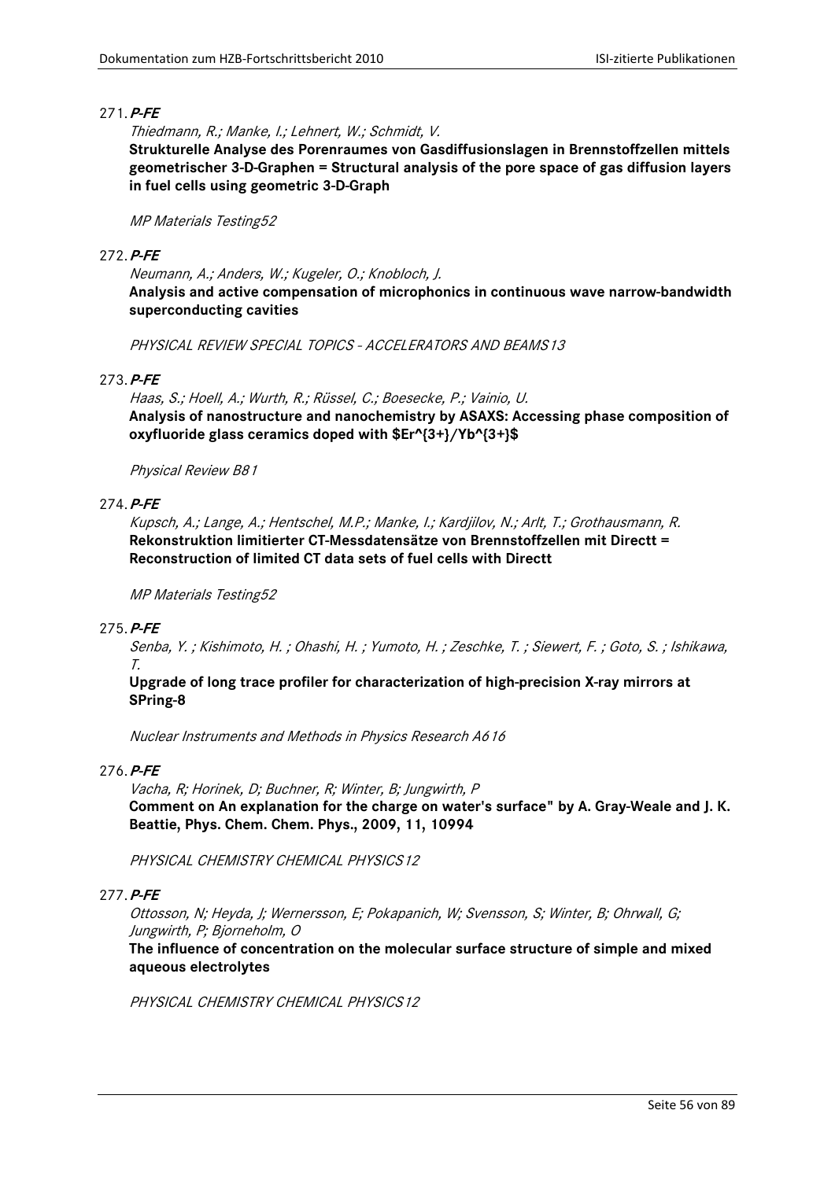271. ***P-FE***

*Thiedmann, R.; Manke, I.; Lehnert, W.; Schmidt, V.*

**Strukturelle Analyse des Porenraumes von Gasdiffusionslagen in Brennstoffzellen mittels geometrischer 3-D-Graphen = Structural analysis of the pore space of gas diffusion layers in fuel cells using geometric 3-D-Graph**

*MP Materials Testing52*

272. ***P-FE***

*Neumann, A.; Anders, W.; Kugeler, O.; Knobloch, J.*

**Analysis and active compensation of microphonics in continuous wave narrow-bandwidth superconducting cavities**

*PHYSICAL REVIEW SPECIAL TOPICS - ACCELERATORS AND BEAMS13*

273. ***P-FE***

*Haas, S.; Hoell, A.; Wurth, R.; Rüssel, C.; Boesecke, P.; Vainio, U.*

**Analysis of nanostructure and nanochemistry by ASAXS: Accessing phase composition of oxyfluoride glass ceramics doped with $Er^{3+}/Yb^{3+}$**

*Physical Review B81*

274. ***P-FE***

*Kupsch, A.; Lange, A.; Hentschel, M.P.; Manke, I.; Kardjilov, N.; Arlt, T.; Grothausmann, R.*

**Rekonstruktion limitierter CT-Messdatensätze von Brennstoffzellen mit Directt = Reconstruction of limited CT data sets of fuel cells with Directt**

*MP Materials Testing52*

275. ***P-FE***

*Senba, Y. ; Kishimoto, H. ; Ohashi, H. ; Yumoto, H. ; Zeschke, T. ; Siewert, F. ; Goto, S. ; Ishikawa, T.*

**Upgrade of long trace profiler for characterization of high-precision X-ray mirrors at SPring-8**

*Nuclear Instruments and Methods in Physics Research A616*

276. ***P-FE***

*Vacha, R; Horinek, D; Buchner, R; Winter, B; Jungwirth, P*

**Comment on An explanation for the charge on water's surface" by A. Gray-Weale and J. K. Beattie, Phys. Chem. Chem. Phys., 2009, 11, 10994**

*PHYSICAL CHEMISTRY CHEMICAL PHYSICS12*

277. ***P-FE***

*Ottosson, N; Heyda, J; Wernersson, E; Pokapanich, W; Svensson, S; Winter, B; Ohrwall, G; Jungwirth, P; Bjorneholm, O*

**The influence of concentration on the molecular surface structure of simple and mixed aqueous electrolytes**

*PHYSICAL CHEMISTRY CHEMICAL PHYSICS12*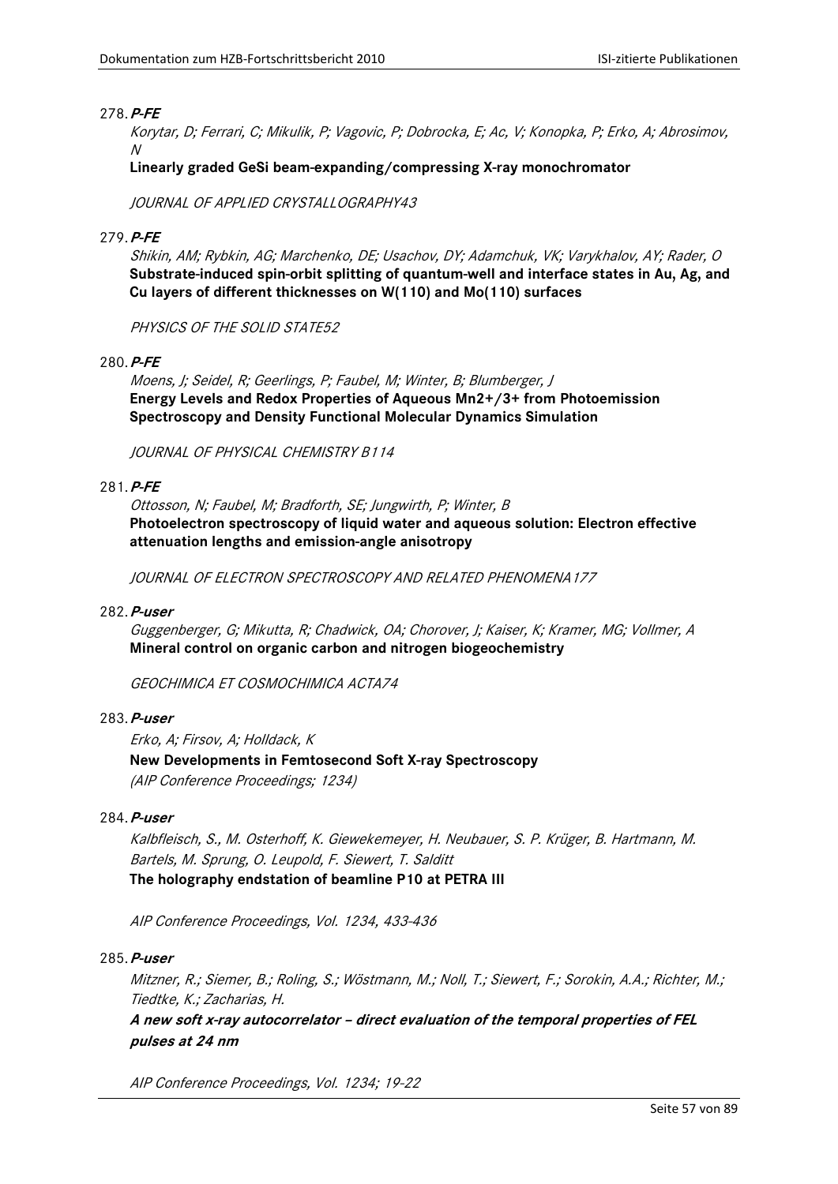278. ***P-FE***

*Korytar, D; Ferrari, C; Mikulik, P; Vagovic, P; Dobrocka, E; Ac, V; Konopka, P; Erko, A; Abrosimov, N*

**Linearly graded GeSi beam-expanding/compressing X-ray monochromator**

*JOURNAL OF APPLIED CRYSTALLOGRAPHY43*

279. ***P-FE***

*Shikin, AM; Rybkin, AG; Marchenko, DE; Usachov, DY; Adamchuk, VK; Varykhalov, AY; Rader, O*

**Substrate-induced spin-orbit splitting of quantum-well and interface states in Au, Ag, and Cu layers of different thicknesses on W(110) and Mo(110) surfaces**

*PHYSICS OF THE SOLID STATE52*

280. ***P-FE***

*Moens, J; Seidel, R; Geerlings, P; Faubel, M; Winter, B; Blumberger, J*

**Energy Levels and Redox Properties of Aqueous Mn2+/3+ from Photoemission Spectroscopy and Density Functional Molecular Dynamics Simulation**

*JOURNAL OF PHYSICAL CHEMISTRY B114*

281. ***P-FE***

*Ottosson, N; Faubel, M; Bradforth, SE; Jungwirth, P; Winter, B*

**Photoelectron spectroscopy of liquid water and aqueous solution: Electron effective attenuation lengths and emission-angle anisotropy**

*JOURNAL OF ELECTRON SPECTROSCOPY AND RELATED PHENOMENA177*

282. ***P-user***

*Guggenberger, G; Mikutta, R; Chadwick, OA; Chorover, J; Kaiser, K; Kramer, MG; Vollmer, A*

**Mineral control on organic carbon and nitrogen biogeochemistry**

*GEOCHIMICA ET COSMOCHIMICA ACTA74*

283. ***P-user***

*Erko, A; Firsov, A; Holldack, K*

**New Developments in Femtosecond Soft X-ray Spectroscopy**

*(AIP Conference Proceedings; 1234)*

284. ***P-user***

*Kalbfleisch, S., M. Osterhoff, K. Giewekemeyer, H. Neubauer, S. P. Krüger, B. Hartmann, M. Bartels, M. Sprung, O. Leupold, F. Siewert, T. Salditt*

**The holography endstation of beamline P10 at PETRA III**

*AIP Conference Proceedings, Vol. 1234, 433-436*

285. ***P-user***

*Mitzner, R.; Siemer, B.; Roling, S.; Wöstmann, M.; Noll, T.; Siewert, F.; Sorokin, A.A.; Richter, M.; Tiedtke, K.; Zacharias, H.*

***A new soft x-ray autocorrelator – direct evaluation of the temporal properties of FEL pulses at 24 nm***

*AIP Conference Proceedings, Vol. 1234; 19-22*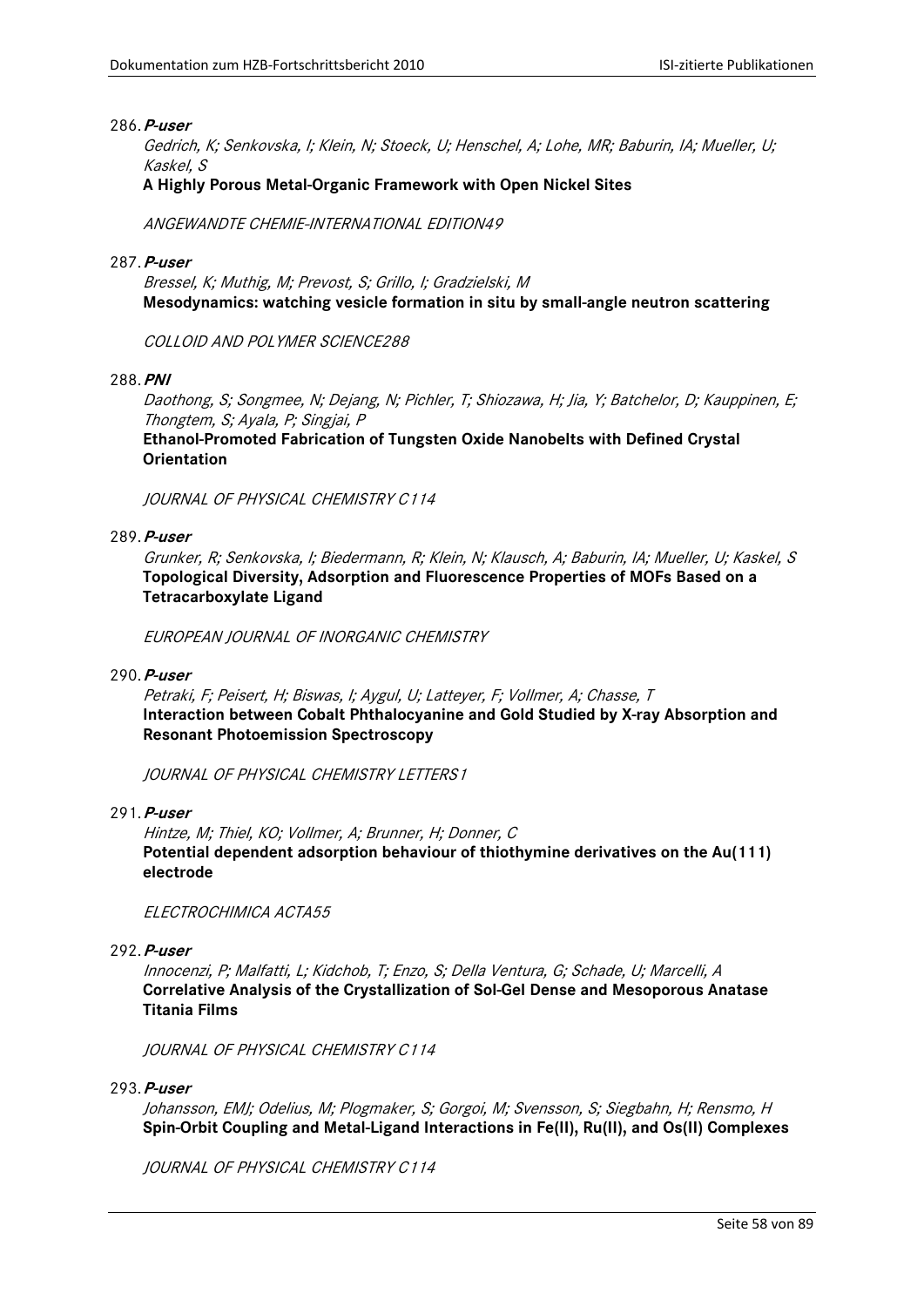286. ***P-user***

*Gedrich, K; Senkovska, I; Klein, N; Stoeck, U; Henschel, A; Lohe, MR; Baburin, IA; Mueller, U; Kaskel, S*

**A Highly Porous Metal-Organic Framework with Open Nickel Sites**

*ANGEWANDTE CHEMIE-INTERNATIONAL EDITION49*

287. ***P-user***

*Bressel, K; Muthig, M; Prevost, S; Grillo, I; Gradzielski, M*

**Mesodynamics: watching vesicle formation in situ by small-angle neutron scattering**

*COLLOID AND POLYMER SCIENCE288*

288. ***PNI***

*Daothong, S; Songmee, N; Dejang, N; Pichler, T; Shiozawa, H; Jia, Y; Batchelor, D; Kauppinen, E; Thongtem, S; Ayala, P; Singjai, P*

**Ethanol-Promoted Fabrication of Tungsten Oxide Nanobelts with Defined Crystal Orientation**

*JOURNAL OF PHYSICAL CHEMISTRY C114*

289. ***P-user***

*Grunker, R; Senkovska, I; Biedermann, R; Klein, N; Klausch, A; Baburin, IA; Mueller, U; Kaskel, S*

**Topological Diversity, Adsorption and Fluorescence Properties of MOFs Based on a Tetracarboxylate Ligand**

*EUROPEAN JOURNAL OF INORGANIC CHEMISTRY*

290. ***P-user***

*Petraki, F; Peisert, H; Biswas, I; Aygul, U; Latteyer, F; Vollmer, A; Chasse, T*

**Interaction between Cobalt Phthalocyanine and Gold Studied by X-ray Absorption and Resonant Photoemission Spectroscopy**

*JOURNAL OF PHYSICAL CHEMISTRY LETTERS1*

291. ***P-user***

*Hintze, M; Thiel, KO; Vollmer, A; Brunner, H; Donner, C*

**Potential dependent adsorption behaviour of thiothymine derivatives on the Au(111) electrode**

*ELECTROCHIMICA ACTA55*

292. ***P-user***

*Innocenzi, P; Malfatti, L; Kidchob, T; Enzo, S; Della Ventura, G; Schade, U; Marcelli, A*

**Correlative Analysis of the Crystallization of Sol-Gel Dense and Mesoporous Anatase Titania Films**

*JOURNAL OF PHYSICAL CHEMISTRY C114*

293. ***P-user***

*Johansson, EMJ; Odelius, M; Plogmaker, S; Gorgoi, M; Svensson, S; Siegbahn, H; Rensmo, H*

**Spin-Orbit Coupling and Metal-Ligand Interactions in Fe(II), Ru(II), and Os(II) Complexes**

*JOURNAL OF PHYSICAL CHEMISTRY C114*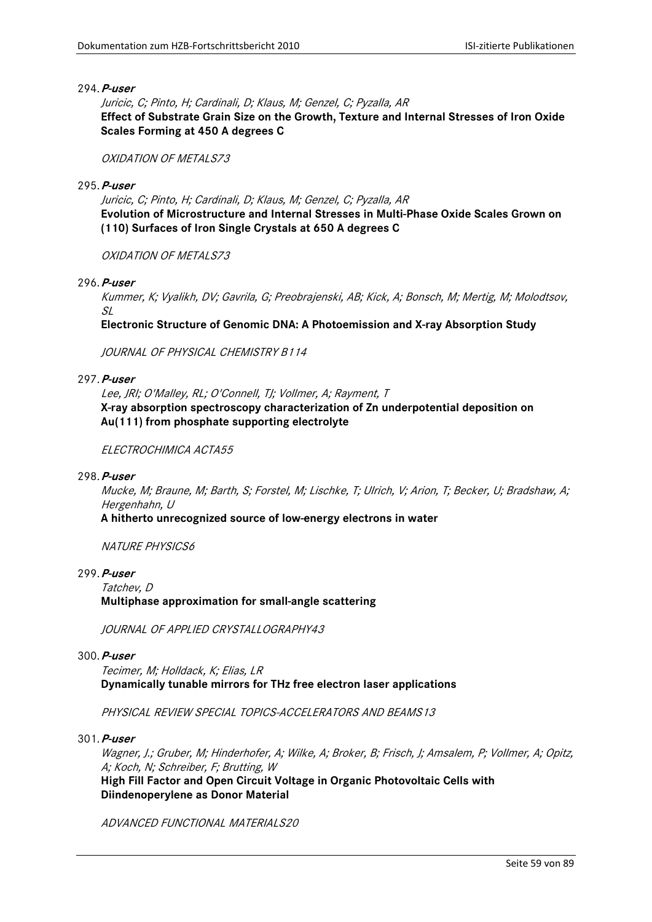294. ***P-user***

*Juricic, C; Pinto, H; Cardinali, D; Klaus, M; Genzel, C; Pyzalla, AR*
**Effect of Substrate Grain Size on the Growth, Texture and Internal Stresses of Iron Oxide Scales Forming at 450 A degrees C**

*OXIDATION OF METALS73*

295. ***P-user***

*Juricic, C; Pinto, H; Cardinali, D; Klaus, M; Genzel, C; Pyzalla, AR*
**Evolution of Microstructure and Internal Stresses in Multi-Phase Oxide Scales Grown on (110) Surfaces of Iron Single Crystals at 650 A degrees C**

*OXIDATION OF METALS73*

296. ***P-user***

*Kummer, K; Vyalikh, DV; Gavrila, G; Preobrajenski, AB; Kick, A; Bonsch, M; Mertig, M; Molodtsov, SL*
**Electronic Structure of Genomic DNA: A Photoemission and X-ray Absorption Study**

*JOURNAL OF PHYSICAL CHEMISTRY B114*

297. ***P-user***

*Lee, JRI; O'Malley, RL; O'Connell, TJ; Vollmer, A; Rayment, T*
**X-ray absorption spectroscopy characterization of Zn underpotential deposition on Au(111) from phosphate supporting electrolyte**

*ELECTROCHIMICA ACTA55*

298. ***P-user***

*Mucke, M; Braune, M; Barth, S; Forstel, M; Lischke, T; Ulrich, V; Arion, T; Becker, U; Bradshaw, A; Hergenhahn, U*
**A hitherto unrecognized source of low-energy electrons in water**

*NATURE PHYSICS6*

299. ***P-user***

*Tatchev, D*
**Multiphase approximation for small-angle scattering**

*JOURNAL OF APPLIED CRYSTALLOGRAPHY43*

300. ***P-user***

*Tecimer, M; Holldack, K; Elias, LR*
**Dynamically tunable mirrors for THz free electron laser applications**

*PHYSICAL REVIEW SPECIAL TOPICS-ACCELERATORS AND BEAMS13*

301. ***P-user***

*Wagner, J.; Gruber, M; Hinderhofer, A; Wilke, A; Broker, B; Frisch, J; Amsalem, P; Vollmer, A; Opitz, A; Koch, N; Schreiber, F; Brutting, W*
**High Fill Factor and Open Circuit Voltage in Organic Photovoltaic Cells with Diindenoperylene as Donor Material**

*ADVANCED FUNCTIONAL MATERIALS20*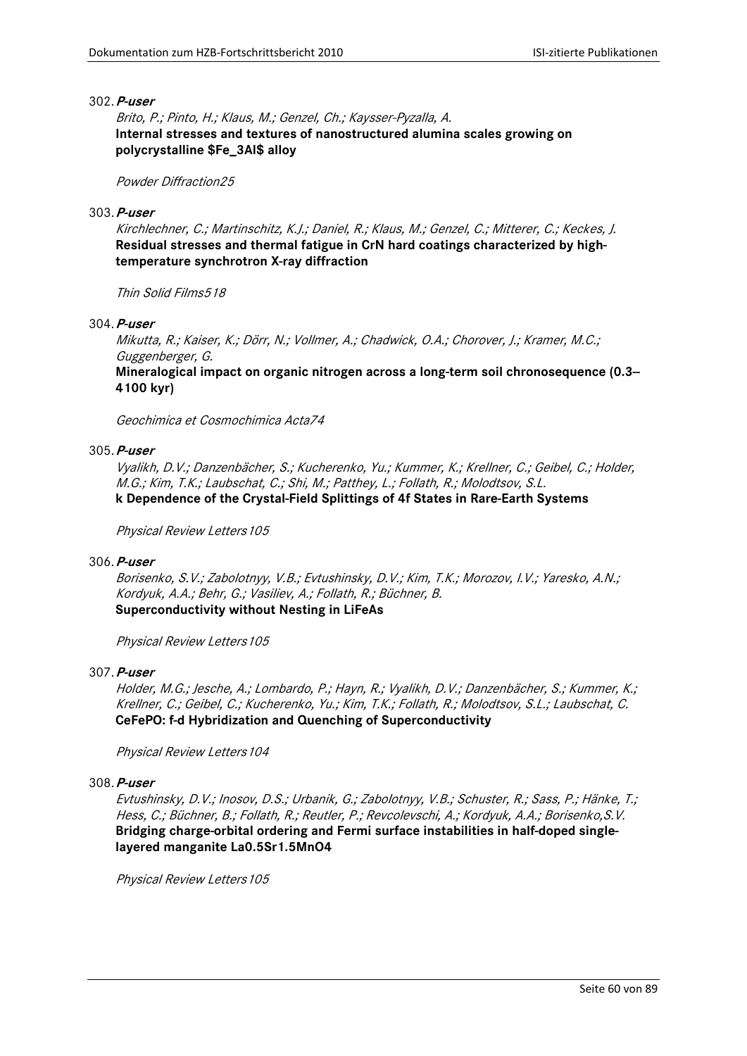302. ***P-user***

*Brito, P.; Pinto, H.; Klaus, M.; Genzel, Ch.; Kaysser-Pyzalla, A.*
**Internal stresses and textures of nanostructured alumina scales growing on polycrystalline $Fe_3Al$ alloy**

*Powder Diffraction25*

303. ***P-user***

*Kirchlechner, C.; Martinschitz, K.J.; Daniel, R.; Klaus, M.; Genzel, C.; Mitterer, C.; Keckes, J.*
**Residual stresses and thermal fatigue in CrN hard coatings characterized by high-temperature synchrotron X-ray diffraction**

*Thin Solid Films518*

304. ***P-user***

*Mikutta, R.; Kaiser, K.; Dörr, N.; Vollmer, A.; Chadwick, O.A.; Chorover, J.; Kramer, M.C.; Guggenberger, G.*
**Mineralogical impact on organic nitrogen across a long-term soil chronosequence (0.3–4100 kyr)**

*Geochimica et Cosmochimica Acta74*

305. ***P-user***

*Vyalikh, D.V.; Danzenbächer, S.; Kucherenko, Yu.; Kummer, K.; Krellner, C.; Geibel, C.; Holder, M.G.; Kim, T.K.; Laubschat, C.; Shi, M.; Patthey, L.; Follath, R.; Molodtsov, S.L.*
**k Dependence of the Crystal-Field Splittings of 4f States in Rare-Earth Systems**

*Physical Review Letters105*

306. ***P-user***

*Borisenko, S.V.; Zabolotnyy, V.B.; Evtushinsky, D.V.; Kim, T.K.; Morozov, I.V.; Yaresko, A.N.; Kordyuk, A.A.; Behr, G.; Vasiliev, A.; Follath, R.; Büchner, B.*
**Superconductivity without Nesting in LiFeAs**

*Physical Review Letters105*

307. ***P-user***

*Holder, M.G.; Jesche, A.; Lombardo, P.; Hayn, R.; Vyalikh, D.V.; Danzenbächer, S.; Kummer, K.; Krellner, C.; Geibel, C.; Kucherenko, Yu.; Kim, T.K.; Follath, R.; Molodtsov, S.L.; Laubschat, C.*
**CeFePO: f-d Hybridization and Quenching of Superconductivity**

*Physical Review Letters104*

308. ***P-user***

*Evtushinsky, D.V.; Inosov, D.S.; Urbanik, G.; Zabolotnyy, V.B.; Schuster, R.; Sass, P.; Hänke, T.; Hess, C.; Büchner, B.; Follath, R.; Reutler, P.; Revcolevschi, A.; Kordyuk, A.A.; Borisenko,S.V.*
**Bridging charge-orbital ordering and Fermi surface instabilities in half-doped single-layered manganite $La_{0.5}Sr_{1.5}MnO_4$**

*Physical Review Letters105*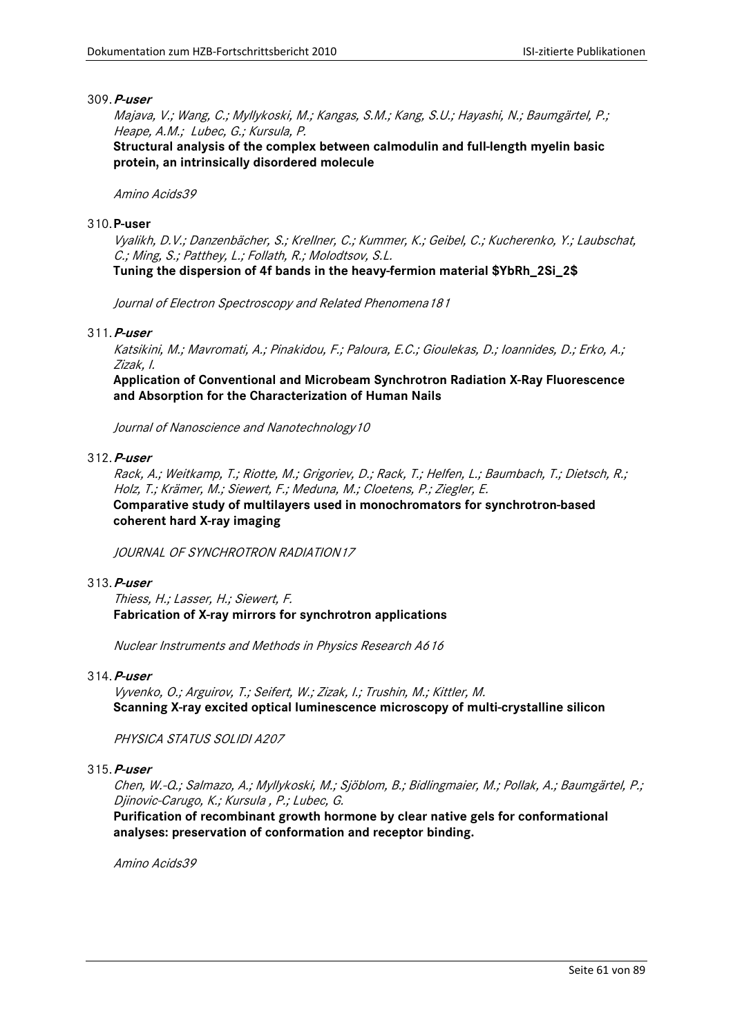309. ***P-user***

*Majava, V.; Wang, C.; Myllykoski, M.; Kangas, S.M.; Kang, S.U.; Hayashi, N.; Baumgärtel, P.; Heape, A.M.; Lubec, G.; Kursula, P.*

**Structural analysis of the complex between calmodulin and full-length myelin basic protein, an intrinsically disordered molecule**

*Amino Acids39*

310. **P-user**

*Vyalikh, D.V.; Danzenbächer, S.; Krellner, C.; Kummer, K.; Geibel, C.; Kucherenko, Y.; Laubschat, C.; Ming, S.; Patthey, L.; Follath, R.; Molodtsov, S.L.*

**Tuning the dispersion of 4f bands in the heavy-fermion material $YbRh_2Si_2$**

*Journal of Electron Spectroscopy and Related Phenomena181*

311. ***P-user***

*Katsikini, M.; Mavromati, A.; Pinakidou, F.; Paloura, E.C.; Gioulekas, D.; Ioannides, D.; Erko, A.; Zizak, I.*

**Application of Conventional and Microbeam Synchrotron Radiation X-Ray Fluorescence and Absorption for the Characterization of Human Nails**

*Journal of Nanoscience and Nanotechnology10*

312. ***P-user***

*Rack, A.; Weitkamp, T.; Riotte, M.; Grigoriev, D.; Rack, T.; Helfen, L.; Baumbach, T.; Dietsch, R.; Holz, T.; Krämer, M.; Siewert, F.; Meduna, M.; Cloetens, P.; Ziegler, E.*

**Comparative study of multilayers used in monochromators for synchrotron-based coherent hard X-ray imaging**

*JOURNAL OF SYNCHROTRON RADIATION17*

313. ***P-user***

*Thiess, H.; Lasser, H.; Siewert, F.*

**Fabrication of X-ray mirrors for synchrotron applications**

*Nuclear Instruments and Methods in Physics Research A616*

314. ***P-user***

*Vyvenko, O.; Arguirov, T.; Seifert, W.; Zizak, I.; Trushin, M.; Kittler, M.*

**Scanning X-ray excited optical luminescence microscopy of multi-crystalline silicon**

*PHYSICA STATUS SOLIDI A207*

315. ***P-user***

*Chen, W.-Q.; Salmazo, A.; Myllykoski, M.; Sjöblom, B.; Bidlingmaier, M.; Pollak, A.; Baumgärtel, P.; Djinovic-Carugo, K.; Kursula , P.; Lubec, G.*

**Purification of recombinant growth hormone by clear native gels for conformational analyses: preservation of conformation and receptor binding.**

*Amino Acids39*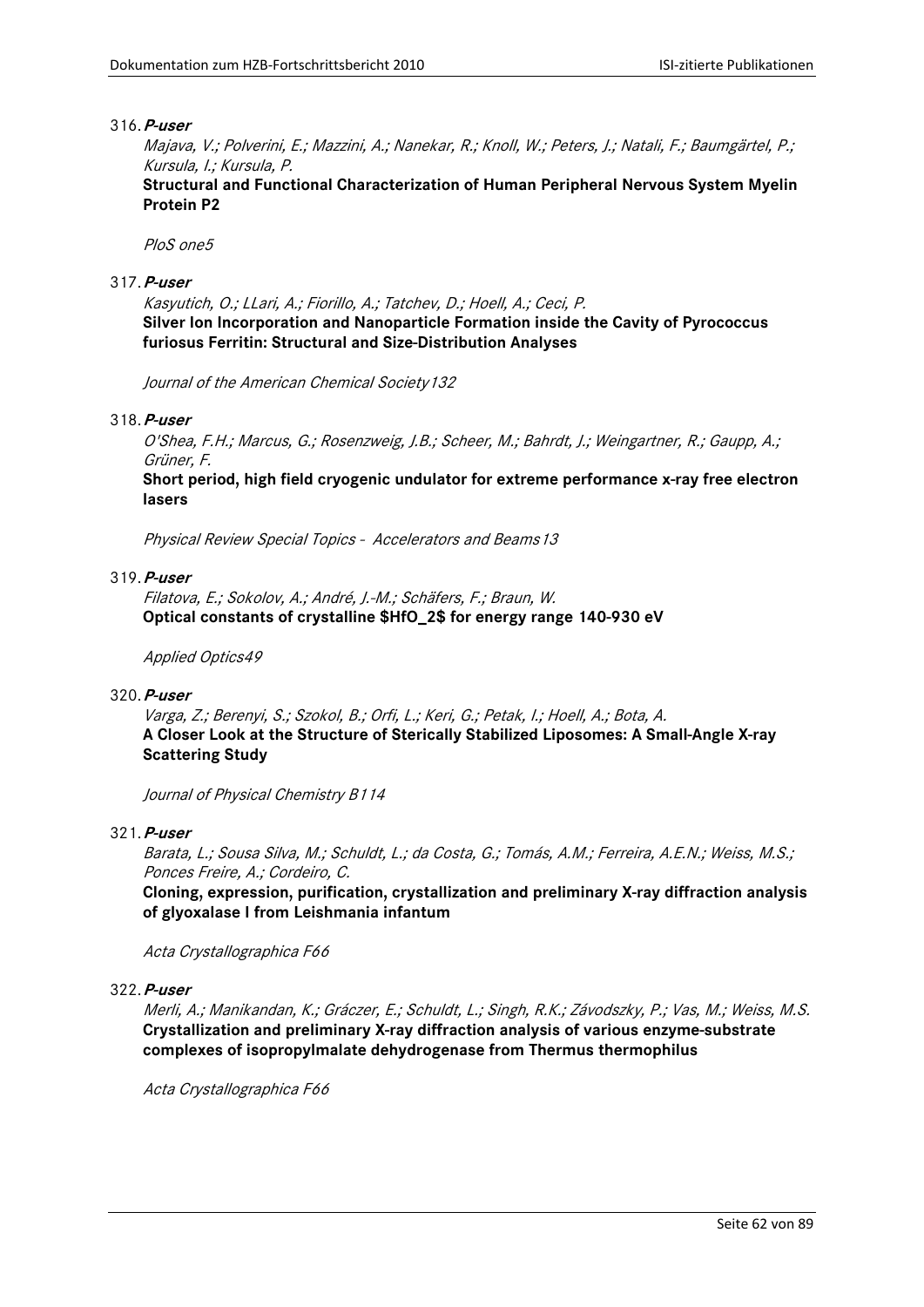316. ***P-user***

*Majava, V.; Polverini, E.; Mazzini, A.; Nanekar, R.; Knoll, W.; Peters, J.; Natali, F.; Baumgärtel, P.; Kursula, I.; Kursula, P.*

**Structural and Functional Characterization of Human Peripheral Nervous System Myelin Protein P2**

*PloS one5*

317. ***P-user***

*Kasyutich, O.; LLari, A.; Fiorillo, A.; Tatchev, D.; Hoell, A.; Ceci, P.*

**Silver Ion Incorporation and Nanoparticle Formation inside the Cavity of Pyrococcus furiosus Ferritin: Structural and Size-Distribution Analyses**

*Journal of the American Chemical Society132*

318. ***P-user***

*O'Shea, F.H.; Marcus, G.; Rosenzweig, J.B.; Scheer, M.; Bahrdt, J.; Weingartner, R.; Gaupp, A.; Grüner, F.*

**Short period, high field cryogenic undulator for extreme performance x-ray free electron lasers**

*Physical Review Special Topics - Accelerators and Beams13*

319. ***P-user***

*Filatova, E.; Sokolov, A.; André, J.-M.; Schäfers, F.; Braun, W.*

**Optical constants of crystalline $HfO_2$ for energy range 140-930 eV**

*Applied Optics49*

320. ***P-user***

*Varga, Z.; Berenyi, S.; Szokol, B.; Orfi, L.; Keri, G.; Petak, I.; Hoell, A.; Bota, A.*

**A Closer Look at the Structure of Sterically Stabilized Liposomes: A Small-Angle X-ray Scattering Study**

*Journal of Physical Chemistry B114*

321. ***P-user***

*Barata, L.; Sousa Silva, M.; Schuldt, L.; da Costa, G.; Tomás, A.M.; Ferreira, A.E.N.; Weiss, M.S.; Ponces Freire, A.; Cordeiro, C.*

**Cloning, expression, purification, crystallization and preliminary X-ray diffraction analysis of glyoxalase I from Leishmania infantum**

*Acta Crystallographica F66*

322. ***P-user***

*Merli, A.; Manikandan, K.; Gráczer, E.; Schuldt, L.; Singh, R.K.; Závodszky, P.; Vas, M.; Weiss, M.S.*

**Crystallization and preliminary X-ray diffraction analysis of various enzyme-substrate complexes of isopropylmalate dehydrogenase from Thermus thermophilus**

*Acta Crystallographica F66*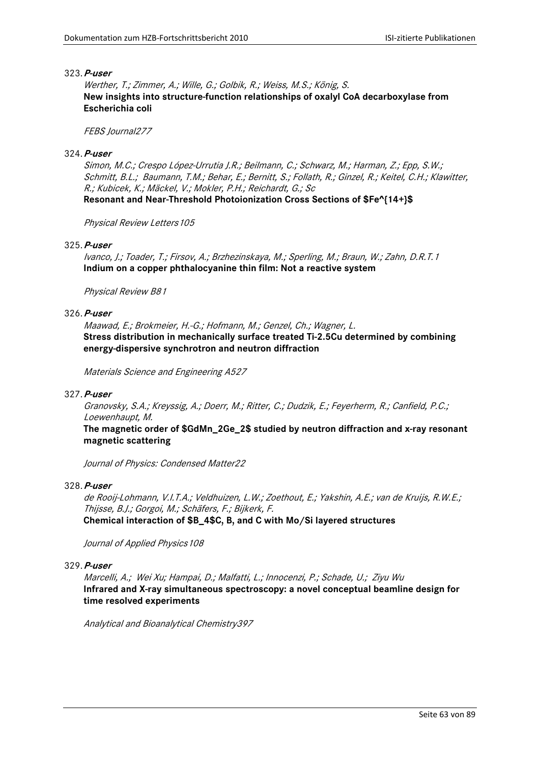323. ***P-user***

*Werther, T.; Zimmer, A.; Wille, G.; Golbik, R.; Weiss, M.S.; König, S.*

**New insights into structure-function relationships of oxalyl CoA decarboxylase from Escherichia coli**

*FEBS Journal277*

324. ***P-user***

*Simon, M.C.; Crespo López-Urrutia J.R.; Beilmann, C.; Schwarz, M.; Harman, Z.; Epp, S.W.; Schmitt, B.L.; Baumann, T.M.; Behar, E.; Bernitt, S.; Follath, R.; Ginzel, R.; Keitel, C.H.; Klawitter, R.; Kubicek, K.; Mäckel, V.; Mokler, P.H.; Reichardt, G.; Sc*

**Resonant and Near-Threshold Photoionization Cross Sections of $Fe^{14+}$**

*Physical Review Letters105*

325. ***P-user***

*Ivanco, J.; Toader, T.; Firsov, A.; Brzhezinskaya, M.; Sperling, M.; Braun, W.; Zahn, D.R.T.1*

**Indium on a copper phthalocyanine thin film: Not a reactive system**

*Physical Review B81*

326. ***P-user***

*Maawad, E.; Brokmeier, H.-G.; Hofmann, M.; Genzel, Ch.; Wagner, L.*

**Stress distribution in mechanically surface treated Ti-2.5Cu determined by combining energy-dispersive synchrotron and neutron diffraction**

*Materials Science and Engineering A527*

327. ***P-user***

*Granovsky, S.A.; Kreyssig, A.; Doerr, M.; Ritter, C.; Dudzik, E.; Feyerherm, R.; Canfield, P.C.; Loewenhaupt, M.*

**The magnetic order of $GdMn_2Ge_2$ studied by neutron diffraction and x-ray resonant magnetic scattering**

*Journal of Physics: Condensed Matter22*

328. ***P-user***

*de Rooij-Lohmann, V.I.T.A.; Veldhuizen, L.W.; Zoethout, E.; Yakshin, A.E.; van de Kruijs, R.W.E.; Thijsse, B.J.; Gorgoi, M.; Schäfers, F.; Bijkerk, F.*

**Chemical interaction of $B_4C$, B, and C with Mo/Si layered structures**

*Journal of Applied Physics108*

329. ***P-user***

*Marcelli, A.; Wei Xu; Hampai, D.; Malfatti, L.; Innocenzi, P.; Schade, U.; Ziyu Wu*

**Infrared and X-ray simultaneous spectroscopy: a novel conceptual beamline design for time resolved experiments**

*Analytical and Bioanalytical Chemistry397*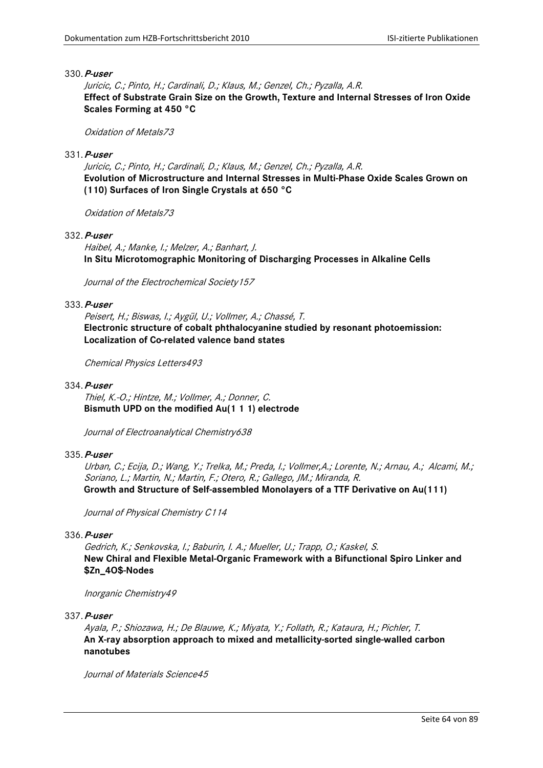330. ***P-user***

*Juricic, C.; Pinto, H.; Cardinali, D.; Klaus, M.; Genzel, Ch.; Pyzalla, A.R.*
**Effect of Substrate Grain Size on the Growth, Texture and Internal Stresses of Iron Oxide Scales Forming at 450 °C**

*Oxidation of Metals73*

331. ***P-user***

*Juricic, C.; Pinto, H.; Cardinali, D.; Klaus, M.; Genzel, Ch.; Pyzalla, A.R.*
**Evolution of Microstructure and Internal Stresses in Multi-Phase Oxide Scales Grown on (110) Surfaces of Iron Single Crystals at 650 °C**

*Oxidation of Metals73*

332. ***P-user***

*Haibel, A.; Manke, I.; Melzer, A.; Banhart, J.*
**In Situ Microtomographic Monitoring of Discharging Processes in Alkaline Cells**

*Journal of the Electrochemical Society157*

333. ***P-user***

*Peisert, H.; Biswas, I.; Aygül, U.; Vollmer, A.; Chassé, T.*
**Electronic structure of cobalt phthalocyanine studied by resonant photoemission: Localization of Co-related valence band states**

*Chemical Physics Letters493*

334. ***P-user***

*Thiel, K.-O.; Hintze, M.; Vollmer, A.; Donner, C.*
**Bismuth UPD on the modified Au(1 1 1) electrode**

*Journal of Electroanalytical Chemistry638*

335. ***P-user***

*Urban, C.; Ecija, D.; Wang, Y.; Trelka, M.; Preda, I.; Vollmer,A.; Lorente, N.; Arnau, A.; Alcami, M.; Soriano, L.; Martin, N.; Martin, F.; Otero, R.; Gallego, JM.; Miranda, R.*
**Growth and Structure of Self-assembled Monolayers of a TTF Derivative on Au(111)**

*Journal of Physical Chemistry C114*

336. ***P-user***

*Gedrich, K.; Senkovska, I.; Baburin, I. A.; Mueller, U.; Trapp, O.; Kaskel, S.*
**New Chiral and Flexible Metal-Organic Framework with a Bifunctional Spiro Linker and $Zn_4O$-Nodes**

*Inorganic Chemistry49*

337. ***P-user***

*Ayala, P.; Shiozawa, H.; De Blauwe, K.; Miyata, Y.; Follath, R.; Kataura, H.; Pichler, T.*
**An X-ray absorption approach to mixed and metallicity-sorted single-walled carbon nanotubes**

*Journal of Materials Science45*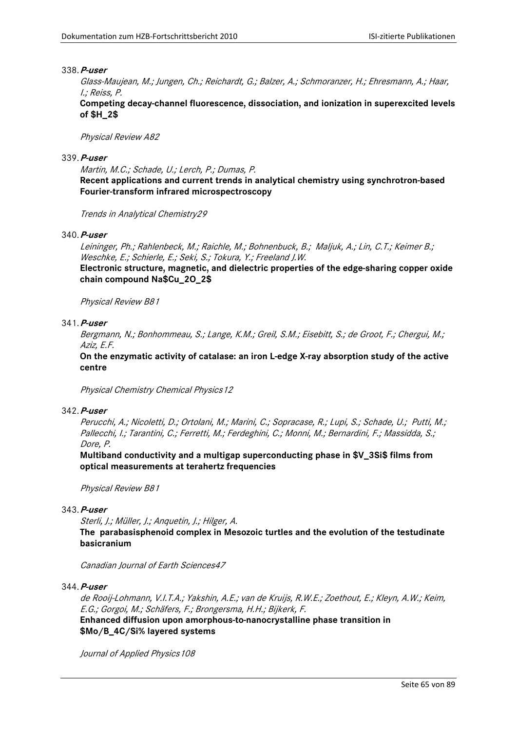338. ***P-user***

*Glass-Maujean, M.; Jungen, Ch.; Reichardt, G.; Balzer, A.; Schmoranzer, H.; Ehresmann, A.; Haar, I.; Reiss, P.*

**Competing decay-channel fluorescence, dissociation, and ionization in superexcited levels of $H_2$**

*Physical Review A82*

339. ***P-user***

*Martin, M.C.; Schade, U.; Lerch, P.; Dumas, P.*

**Recent applications and current trends in analytical chemistry using synchrotron-based Fourier-transform infrared microspectroscopy**

*Trends in Analytical Chemistry29*

340. ***P-user***

*Leininger, Ph.; Rahlenbeck, M.; Raichle, M.; Bohnenbuck, B.; Maljuk, A.; Lin, C.T.; Keimer B.; Weschke, E.; Schierle, E.; Seki, S.; Tokura, Y.; Freeland J.W.*

**Electronic structure, magnetic, and dielectric properties of the edge-sharing copper oxide chain compound Na$Cu_2O_2$**

*Physical Review B81*

341. ***P-user***

*Bergmann, N.; Bonhommeau, S.; Lange, K.M.; Greil, S.M.; Eisebitt, S.; de Groot, F.; Chergui, M.; Aziz, E.F.*

**On the enzymatic activity of catalase: an iron L-edge X-ray absorption study of the active centre**

*Physical Chemistry Chemical Physics12*

342. ***P-user***

*Perucchi, A.; Nicoletti, D.; Ortolani, M.; Marini, C.; Sopracase, R.; Lupi, S.; Schade, U.; Putti, M.; Pallecchi, I.; Tarantini, C.; Ferretti, M.; Ferdeghini, C.; Monni, M.; Bernardini, F.; Massidda, S.; Dore, P.*

**Multiband conductivity and a multigap superconducting phase in $V_3Si$ films from optical measurements at terahertz frequencies**

*Physical Review B81*

343. ***P-user***

*Sterli, J.; Müller, J.; Anquetin, J.; Hilger, A.*

**The parabasisphenoid complex in Mesozoic turtles and the evolution of the testudinate basicranium**

*Canadian Journal of Earth Sciences47*

344. ***P-user***

*de Rooij-Lohmann, V.I.T.A.; Yakshin, A.E.; van de Kruijs, R.W.E.; Zoethout, E.; Kleyn, A.W.; Keim, E.G.; Gorgoi, M.; Schäfers, F.; Brongersma, H.H.; Bijkerk, F.*

**Enhanced diffusion upon amorphous-to-nanocrystalline phase transition in $Mo/B_4C/Si$ layered systems**

*Journal of Applied Physics108*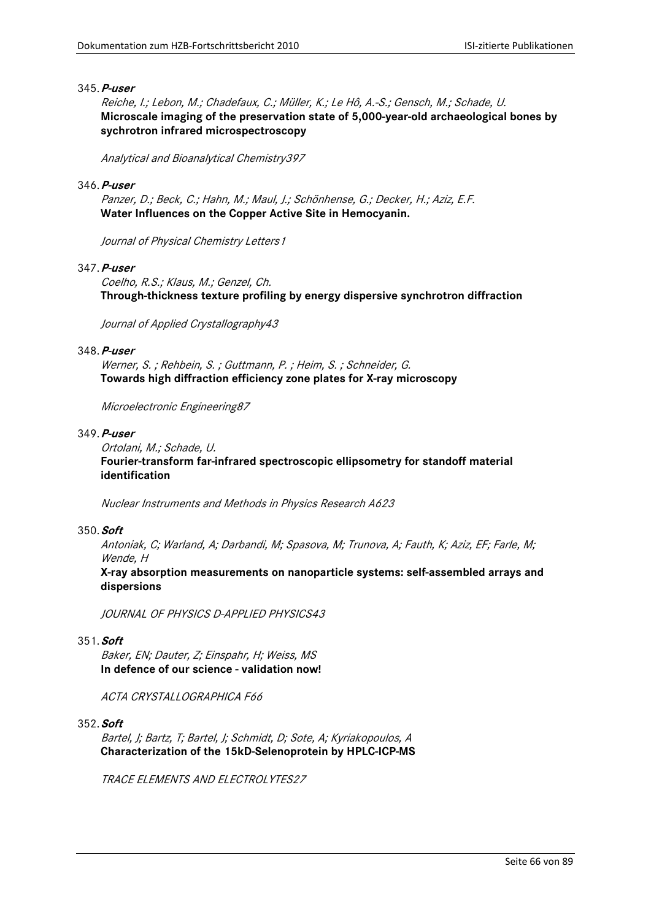345. ***P-user***

*Reiche, I.; Lebon, M.; Chadefaux, C.; Müller, K.; Le Hô, A.-S.; Gensch, M.; Schade, U.*
**Microscale imaging of the preservation state of 5,000-year-old archaeological bones by sychrotron infrared microspectroscopy**

*Analytical and Bioanalytical Chemistry397*

346. ***P-user***

*Panzer, D.; Beck, C.; Hahn, M.; Maul, J.; Schönhense, G.; Decker, H.; Aziz, E.F.*
**Water Influences on the Copper Active Site in Hemocyanin.**

*Journal of Physical Chemistry Letters1*

347. ***P-user***

*Coelho, R.S.; Klaus, M.; Genzel, Ch.*
**Through-thickness texture profiling by energy dispersive synchrotron diffraction**

*Journal of Applied Crystallography43*

348. ***P-user***

*Werner, S. ; Rehbein, S. ; Guttmann, P. ; Heim, S. ; Schneider, G.*
**Towards high diffraction efficiency zone plates for X-ray microscopy**

*Microelectronic Engineering87*

349. ***P-user***

*Ortolani, M.; Schade, U.*
**Fourier-transform far-infrared spectroscopic ellipsometry for standoff material identification**

*Nuclear Instruments and Methods in Physics Research A623*

350. ***Soft***

*Antoniak, C; Warland, A; Darbandi, M; Spasova, M; Trunova, A; Fauth, K; Aziz, EF; Farle, M; Wende, H*
**X-ray absorption measurements on nanoparticle systems: self-assembled arrays and dispersions**

*JOURNAL OF PHYSICS D-APPLIED PHYSICS43*

351. ***Soft***

*Baker, EN; Dauter, Z; Einspahr, H; Weiss, MS*
**In defence of our science - validation now!**

*ACTA CRYSTALLOGRAPHICA F66*

352. ***Soft***

*Bartel, J; Bartz, T; Bartel, J; Schmidt, D; Sote, A; Kyriakopoulos, A*
**Characterization of the 15kD-Selenoprotein by HPLC-ICP-MS**

*TRACE ELEMENTS AND ELECTROLYTES27*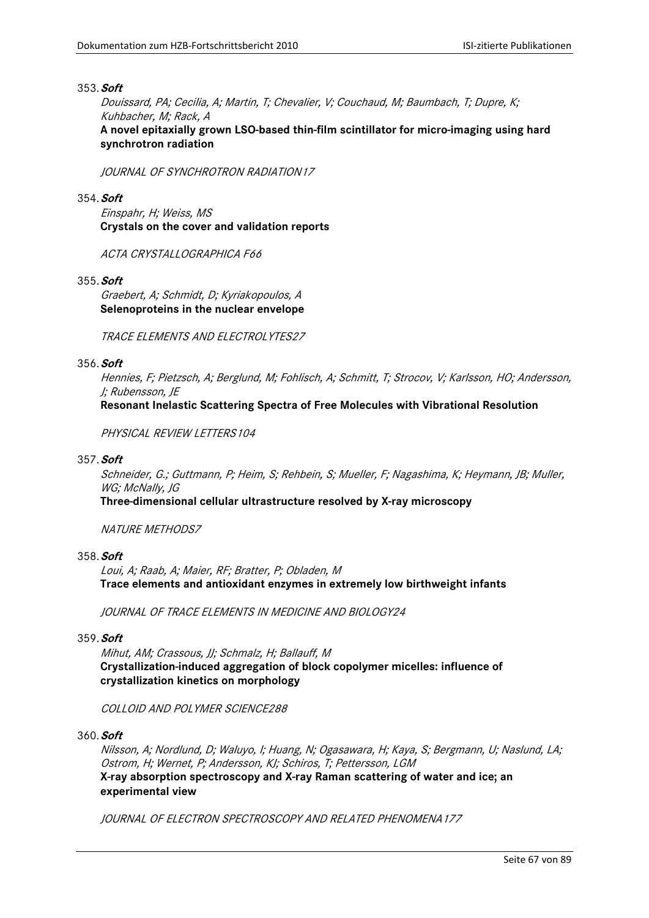353. ***Soft***

*Douissard, PA; Cecilia, A; Martin, T; Chevalier, V; Couchaud, M; Baumbach, T; Dupre, K; Kuhbacher, M; Rack, A*

**A novel epitaxially grown LSO-based thin-film scintillator for micro-imaging using hard synchrotron radiation**

*JOURNAL OF SYNCHROTRON RADIATION17*

354. ***Soft***

*Einspahr, H; Weiss, MS*

**Crystals on the cover and validation reports**

*ACTA CRYSTALLOGRAPHICA F66*

355. ***Soft***

*Graebert, A; Schmidt, D; Kyriakopoulos, A*

**Selenoproteins in the nuclear envelope**

*TRACE ELEMENTS AND ELECTROLYTES27*

356. ***Soft***

*Hennies, F; Pietzsch, A; Berglund, M; Fohlisch, A; Schmitt, T; Strocov, V; Karlsson, HO; Andersson, J; Rubensson, JE*

**Resonant Inelastic Scattering Spectra of Free Molecules with Vibrational Resolution**

*PHYSICAL REVIEW LETTERS104*

357. ***Soft***

*Schneider, G.; Guttmann, P; Heim, S; Rehbein, S; Mueller, F; Nagashima, K; Heymann, JB; Muller, WG; McNally, JG*

**Three-dimensional cellular ultrastructure resolved by X-ray microscopy**

*NATURE METHODS7*

358. ***Soft***

*Loui, A; Raab, A; Maier, RF; Bratter, P; Obladen, M*

**Trace elements and antioxidant enzymes in extremely low birthweight infants**

*JOURNAL OF TRACE ELEMENTS IN MEDICINE AND BIOLOGY24*

359. ***Soft***

*Mihut, AM; Crassous, JJ; Schmalz, H; Ballauff, M*

**Crystallization-induced aggregation of block copolymer micelles: influence of crystallization kinetics on morphology**

*COLLOID AND POLYMER SCIENCE288*

360. ***Soft***

*Nilsson, A; Nordlund, D; Waluyo, I; Huang, N; Ogasawara, H; Kaya, S; Bergmann, U; Naslund, LA; Ostrom, H; Wernet, P; Andersson, KJ; Schiros, T; Pettersson, LGM*

**X-ray absorption spectroscopy and X-ray Raman scattering of water and ice; an experimental view**

*JOURNAL OF ELECTRON SPECTROSCOPY AND RELATED PHENOMENA177*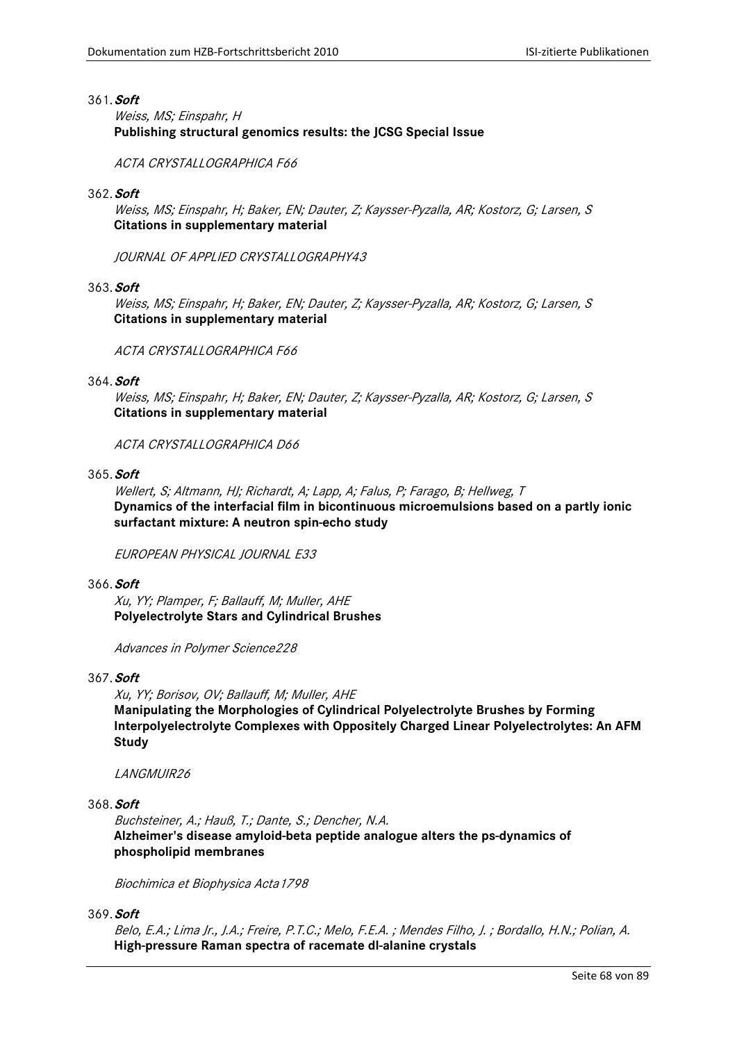361. ***Soft***

*Weiss, MS; Einspahr, H*

**Publishing structural genomics results: the JCSG Special Issue**

*ACTA CRYSTALLOGRAPHICA F66*

362. ***Soft***

*Weiss, MS; Einspahr, H; Baker, EN; Dauter, Z; Kaysser-Pyzalla, AR; Kostorz, G; Larsen, S*

**Citations in supplementary material**

*JOURNAL OF APPLIED CRYSTALLOGRAPHY43*

363. ***Soft***

*Weiss, MS; Einspahr, H; Baker, EN; Dauter, Z; Kaysser-Pyzalla, AR; Kostorz, G; Larsen, S*

**Citations in supplementary material**

*ACTA CRYSTALLOGRAPHICA F66*

364. ***Soft***

*Weiss, MS; Einspahr, H; Baker, EN; Dauter, Z; Kaysser-Pyzalla, AR; Kostorz, G; Larsen, S*

**Citations in supplementary material**

*ACTA CRYSTALLOGRAPHICA D66*

365. ***Soft***

*Wellert, S; Altmann, HJ; Richardt, A; Lapp, A; Falus, P; Farago, B; Hellweg, T*

**Dynamics of the interfacial film in bicontinuous microemulsions based on a partly ionic surfactant mixture: A neutron spin-echo study**

*EUROPEAN PHYSICAL JOURNAL E33*

366. ***Soft***

*Xu, YY; Plamper, F; Ballauff, M; Muller, AHE*

**Polyelectrolyte Stars and Cylindrical Brushes**

*Advances in Polymer Science228*

367. ***Soft***

*Xu, YY; Borisov, OV; Ballauff, M; Muller, AHE*

**Manipulating the Morphologies of Cylindrical Polyelectrolyte Brushes by Forming Interpolyelectrolyte Complexes with Oppositely Charged Linear Polyelectrolytes: An AFM Study**

*LANGMUIR26*

368. ***Soft***

*Buchsteiner, A.; Hauß, T.; Dante, S.; Dencher, N.A.*

**Alzheimer's disease amyloid-beta peptide analogue alters the ps-dynamics of phospholipid membranes**

*Biochimica et Biophysica Acta1798*

369. ***Soft***

*Belo, E.A.; Lima Jr., J.A.; Freire, P.T.C.; Melo, F.E.A. ; Mendes Filho, J. ; Bordallo, H.N.; Polian, A.*

**High-pressure Raman spectra of racemate dl-alanine crystals**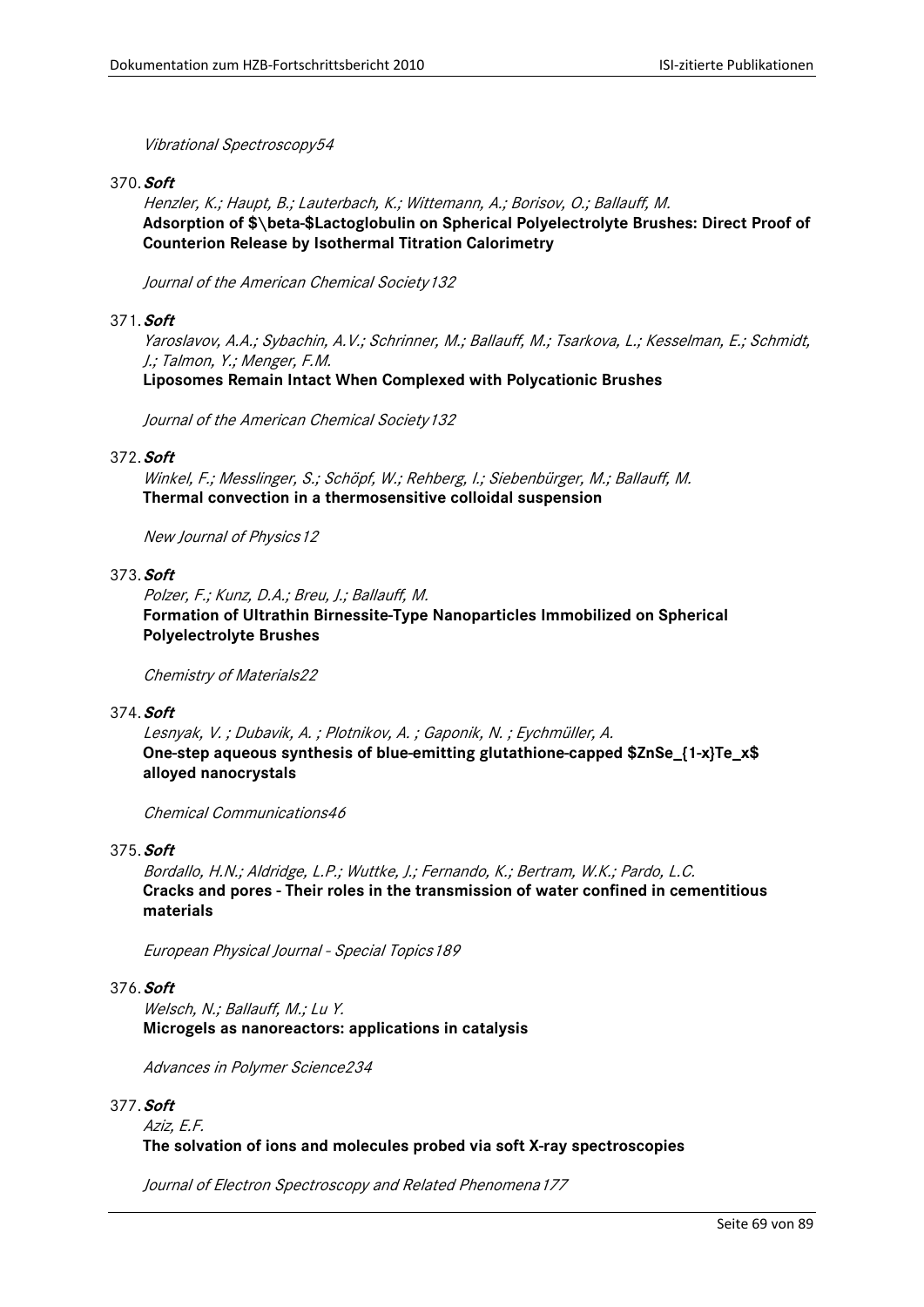*Vibrational Spectroscopy54*

370. ***Soft***

*Henzler, K.; Haupt, B.; Lauterbach, K.; Wittemann, A.; Borisov, O.; Ballauff, M.*
**Adsorption of $\beta$-Lactoglobulin on Spherical Polyelectrolyte Brushes: Direct Proof of Counterion Release by Isothermal Titration Calorimetry**

*Journal of the American Chemical Society132*

371. ***Soft***

*Yaroslavov, A.A.; Sybachin, A.V.; Schrinner, M.; Ballauff, M.; Tsarkova, L.; Kesselman, E.; Schmidt, J.; Talmon, Y.; Menger, F.M.*
**Liposomes Remain Intact When Complexed with Polycationic Brushes**

*Journal of the American Chemical Society132*

372. ***Soft***

*Winkel, F.; Messlinger, S.; Schöpf, W.; Rehberg, I.; Siebenbürger, M.; Ballauff, M.*
**Thermal convection in a thermosensitive colloidal suspension**

*New Journal of Physics12*

373. ***Soft***

*Polzer, F.; Kunz, D.A.; Breu, J.; Ballauff, M.*
**Formation of Ultrathin Birnessite-Type Nanoparticles Immobilized on Spherical Polyelectrolyte Brushes**

*Chemistry of Materials22*

374. ***Soft***

*Lesnyak, V. ; Dubavik, A. ; Plotnikov, A. ; Gaponik, N. ; Eychmüller, A.*
**One-step aqueous synthesis of blue-emitting glutathione-capped $ZnSe_{1-x}Te_x$ alloyed nanocrystals**

*Chemical Communications46*

375. ***Soft***

*Bordallo, H.N.; Aldridge, L.P.; Wuttke, J.; Fernando, K.; Bertram, W.K.; Pardo, L.C.*
**Cracks and pores - Their roles in the transmission of water confined in cementitious materials**

*European Physical Journal - Special Topics189*

376. ***Soft***

*Welsch, N.; Ballauff, M.; Lu Y.*
**Microgels as nanoreactors: applications in catalysis**

*Advances in Polymer Science234*

377. ***Soft***

*Aziz, E.F.*
**The solvation of ions and molecules probed via soft X-ray spectroscopies**

*Journal of Electron Spectroscopy and Related Phenomena177*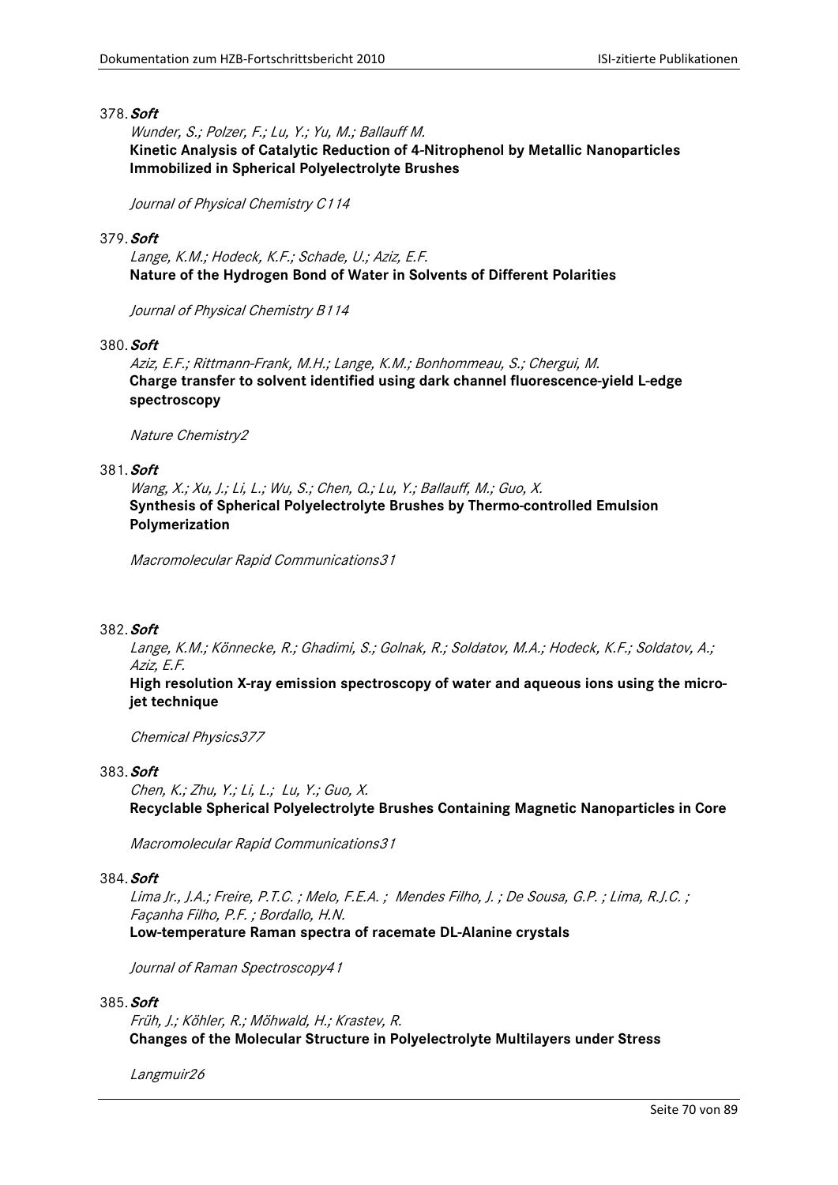378. ***Soft***

*Wunder, S.; Polzer, F.; Lu, Y.; Yu, M.; Ballauff M.*
**Kinetic Analysis of Catalytic Reduction of 4-Nitrophenol by Metallic Nanoparticles Immobilized in Spherical Polyelectrolyte Brushes**

*Journal of Physical Chemistry C114*

379. ***Soft***

*Lange, K.M.; Hodeck, K.F.; Schade, U.; Aziz, E.F.*
**Nature of the Hydrogen Bond of Water in Solvents of Different Polarities**

*Journal of Physical Chemistry B114*

380. ***Soft***

*Aziz, E.F.; Rittmann-Frank, M.H.; Lange, K.M.; Bonhommeau, S.; Chergui, M.*
**Charge transfer to solvent identified using dark channel fluorescence-yield L-edge spectroscopy**

*Nature Chemistry2*

381. ***Soft***

*Wang, X.; Xu, J.; Li, L.; Wu, S.; Chen, Q.; Lu, Y.; Ballauff, M.; Guo, X.*
**Synthesis of Spherical Polyelectrolyte Brushes by Thermo-controlled Emulsion Polymerization**

*Macromolecular Rapid Communications31*

382. ***Soft***

*Lange, K.M.; Könnecke, R.; Ghadimi, S.; Golnak, R.; Soldatov, M.A.; Hodeck, K.F.; Soldatov, A.; Aziz, E.F.*
**High resolution X-ray emission spectroscopy of water and aqueous ions using the micro-jet technique**

*Chemical Physics377*

383. ***Soft***

*Chen, K.; Zhu, Y.; Li, L.; Lu, Y.; Guo, X.*
**Recyclable Spherical Polyelectrolyte Brushes Containing Magnetic Nanoparticles in Core**

*Macromolecular Rapid Communications31*

384. ***Soft***

*Lima Jr., J.A.; Freire, P.T.C. ; Melo, F.E.A. ; Mendes Filho, J. ; De Sousa, G.P. ; Lima, R.J.C. ; Façanha Filho, P.F. ; Bordallo, H.N.*
**Low-temperature Raman spectra of racemate DL-Alanine crystals**

*Journal of Raman Spectroscopy41*

385. ***Soft***

*Früh, J.; Köhler, R.; Möhwald, H.; Krastev, R.*
**Changes of the Molecular Structure in Polyelectrolyte Multilayers under Stress**

*Langmuir26*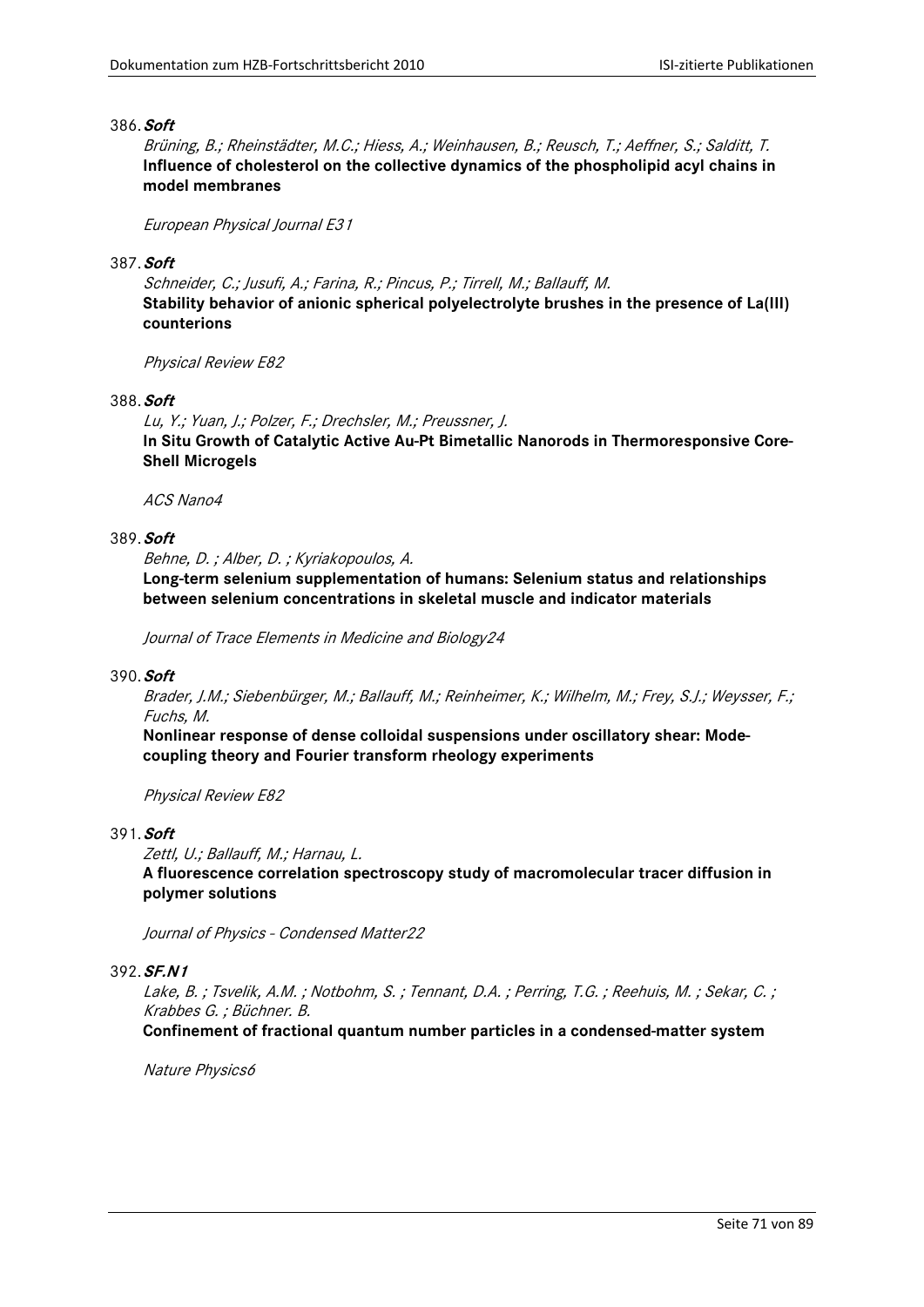386. ***Soft***

*Brüning, B.; Rheinstädter, M.C.; Hiess, A.; Weinhausen, B.; Reusch, T.; Aeffner, S.; Salditt, T.*
**Influence of cholesterol on the collective dynamics of the phospholipid acyl chains in model membranes**

*European Physical Journal E31*

387. ***Soft***

*Schneider, C.; Jusufi, A.; Farina, R.; Pincus, P.; Tirrell, M.; Ballauff, M.*
**Stability behavior of anionic spherical polyelectrolyte brushes in the presence of La(III) counterions**

*Physical Review E82*

388. ***Soft***

*Lu, Y.; Yuan, J.; Polzer, F.; Drechsler, M.; Preussner, J.*
**In Situ Growth of Catalytic Active Au-Pt Bimetallic Nanorods in Thermoresponsive Core-Shell Microgels**

*ACS Nano4*

389. ***Soft***

*Behne, D. ; Alber, D. ; Kyriakopoulos, A.*
**Long-term selenium supplementation of humans: Selenium status and relationships between selenium concentrations in skeletal muscle and indicator materials**

*Journal of Trace Elements in Medicine and Biology24*

390. ***Soft***

*Brader, J.M.; Siebenbürger, M.; Ballauff, M.; Reinheimer, K.; Wilhelm, M.; Frey, S.J.; Weysser, F.; Fuchs, M.*
**Nonlinear response of dense colloidal suspensions under oscillatory shear: Mode-coupling theory and Fourier transform rheology experiments**

*Physical Review E82*

391. ***Soft***

*Zettl, U.; Ballauff, M.; Harnau, L.*
**A fluorescence correlation spectroscopy study of macromolecular tracer diffusion in polymer solutions**

*Journal of Physics - Condensed Matter22*

392. ***SF.N1***

*Lake, B. ; Tsvelik, A.M. ; Notbohm, S. ; Tennant, D.A. ; Perring, T.G. ; Reehuis, M. ; Sekar, C. ; Krabbes G. ; Büchner. B.*
**Confinement of fractional quantum number particles in a condensed-matter system**

*Nature Physics6*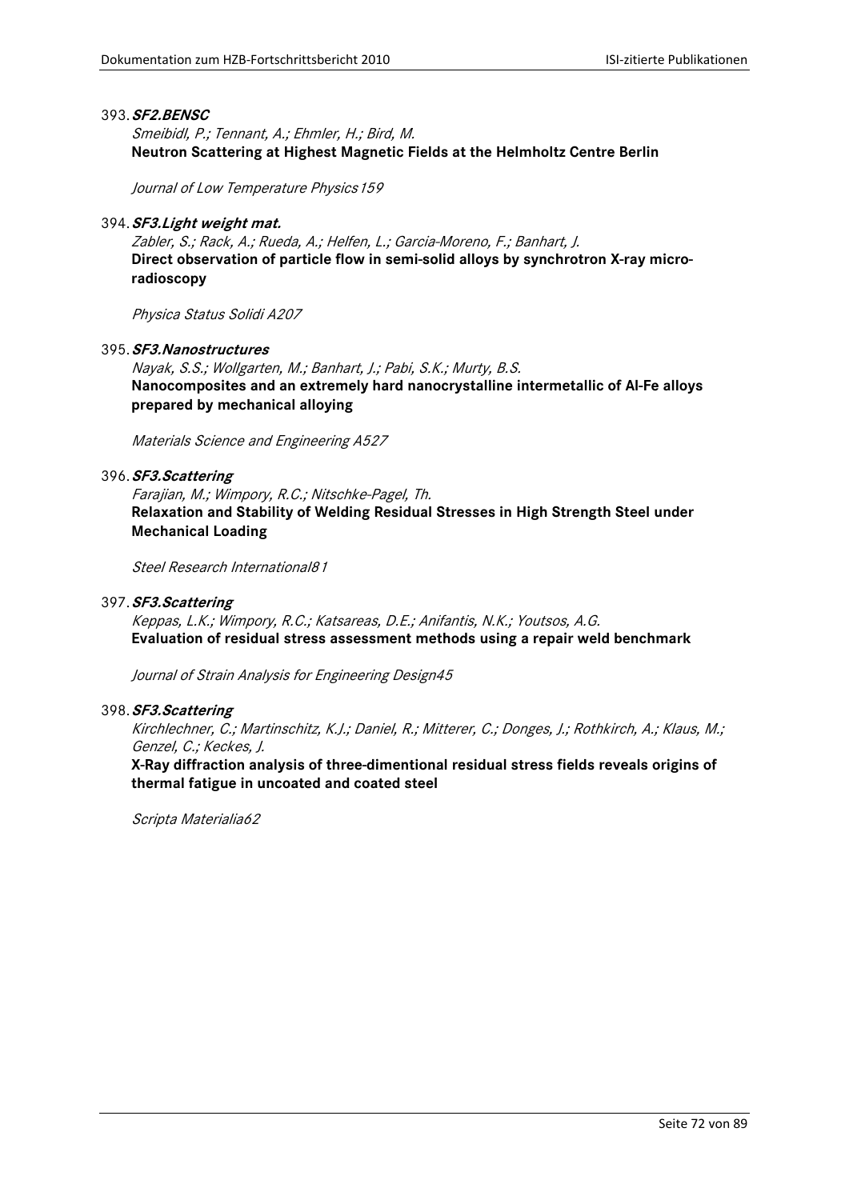393. ***SF2.BENSC***

*Smeibidl, P.; Tennant, A.; Ehmler, H.; Bird, M.*
**Neutron Scattering at Highest Magnetic Fields at the Helmholtz Centre Berlin**

*Journal of Low Temperature Physics159*

394. ***SF3.Light weight mat.***

*Zabler, S.; Rack, A.; Rueda, A.; Helfen, L.; Garcia-Moreno, F.; Banhart, J.*
**Direct observation of particle flow in semi-solid alloys by synchrotron X-ray micro-radioscopy**

*Physica Status Solidi A207*

395. ***SF3.Nanostructures***

*Nayak, S.S.; Wollgarten, M.; Banhart, J.; Pabi, S.K.; Murty, B.S.*
**Nanocomposites and an extremely hard nanocrystalline intermetallic of Al-Fe alloys prepared by mechanical alloying**

*Materials Science and Engineering A527*

396. ***SF3.Scattering***

*Farajian, M.; Wimpory, R.C.; Nitschke-Pagel, Th.*
**Relaxation and Stability of Welding Residual Stresses in High Strength Steel under Mechanical Loading**

*Steel Research International81*

397. ***SF3.Scattering***

*Keppas, L.K.; Wimpory, R.C.; Katsareas, D.E.; Anifantis, N.K.; Youtsos, A.G.*
**Evaluation of residual stress assessment methods using a repair weld benchmark**

*Journal of Strain Analysis for Engineering Design45*

398. ***SF3.Scattering***

*Kirchlechner, C.; Martinschitz, K.J.; Daniel, R.; Mitterer, C.; Donges, J.; Rothkirch, A.; Klaus, M.; Genzel, C.; Keckes, J.*
**X-Ray diffraction analysis of three-dimentional residual stress fields reveals origins of thermal fatigue in uncoated and coated steel**

*Scripta Materialia62*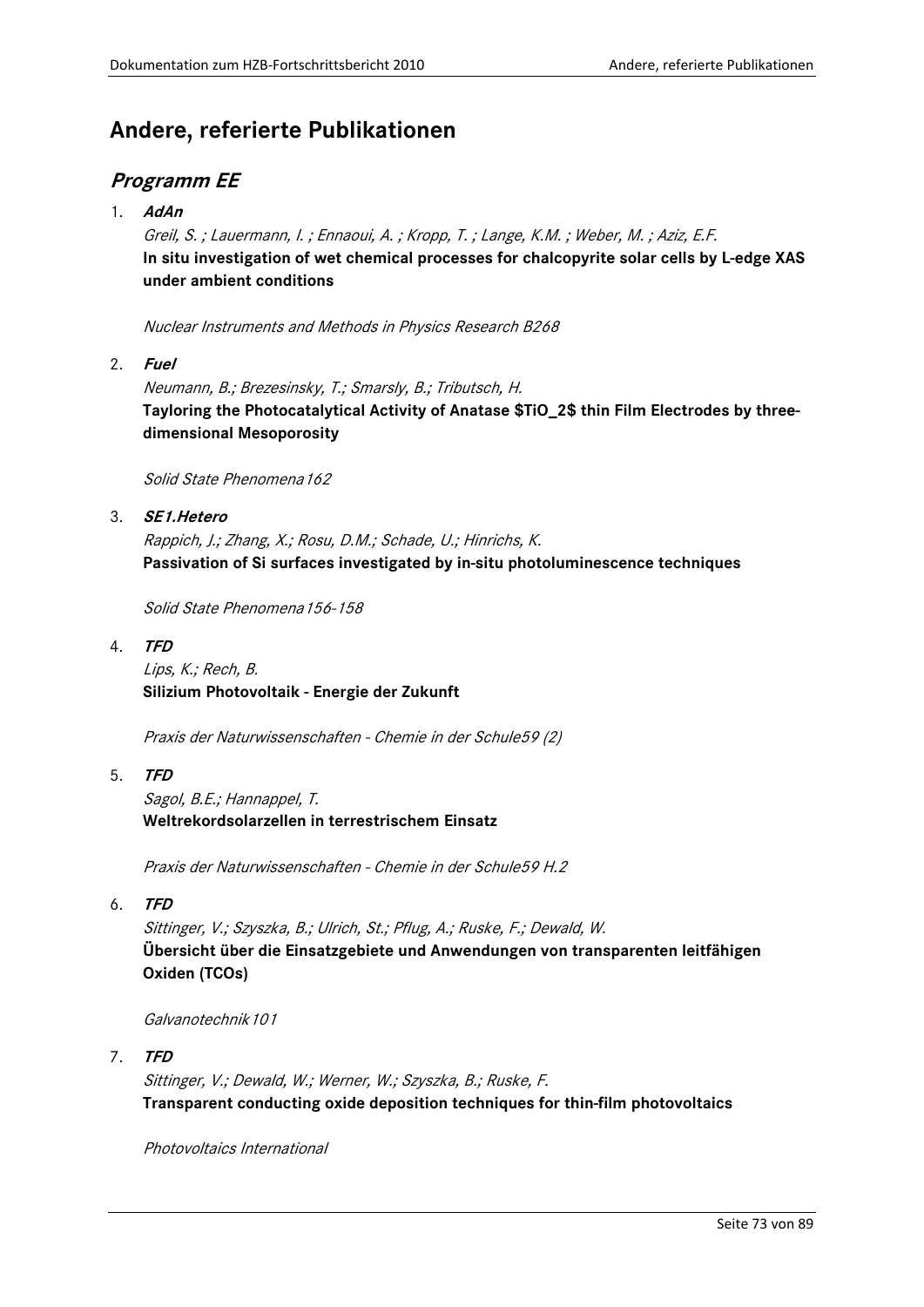# Andere, referierte Publikationen

## Programm EE

1. ***AdAn***

   *Greil, S. ; Lauermann, I. ; Ennaoui, A. ; Kropp, T. ; Lange, K.M. ; Weber, M. ; Aziz, E.F.*
   **In situ investigation of wet chemical processes for chalcopyrite solar cells by L-edge XAS under ambient conditions**

   *Nuclear Instruments and Methods in Physics Research B268*

2. ***Fuel***

   *Neumann, B.; Brezesinsky, T.; Smarsly, B.; Tributsch, H.*
   **Tayloring the Photocatalytical Activity of Anatase $TiO_2$ thin Film Electrodes by three-dimensional Mesoporosity**

   *Solid State Phenomena162*

3. ***SE1.Hetero***

   *Rappich, J.; Zhang, X.; Rosu, D.M.; Schade, U.; Hinrichs, K.*
   **Passivation of Si surfaces investigated by in-situ photoluminescence techniques**

   *Solid State Phenomena156-158*

4. ***TFD***

   *Lips, K.; Rech, B.*
   **Silizium Photovoltaik - Energie der Zukunft**

   *Praxis der Naturwissenschaften - Chemie in der Schule59 (2)*

5. ***TFD***

   *Sagol, B.E.; Hannappel, T.*
   **Weltrekordsolarzellen in terrestrischem Einsatz**

   *Praxis der Naturwissenschaften - Chemie in der Schule59 H.2*

6. ***TFD***

   *Sittinger, V.; Szyszka, B.; Ulrich, St.; Pflug, A.; Ruske, F.; Dewald, W.*
   **Übersicht über die Einsatzgebiete und Anwendungen von transparenten leitfähigen Oxiden (TCOs)**

   *Galvanotechnik101*

7. ***TFD***

   *Sittinger, V.; Dewald, W.; Werner, W.; Szyszka, B.; Ruske, F.*
   **Transparent conducting oxide deposition techniques for thin-film photovoltaics**

   *Photovoltaics International*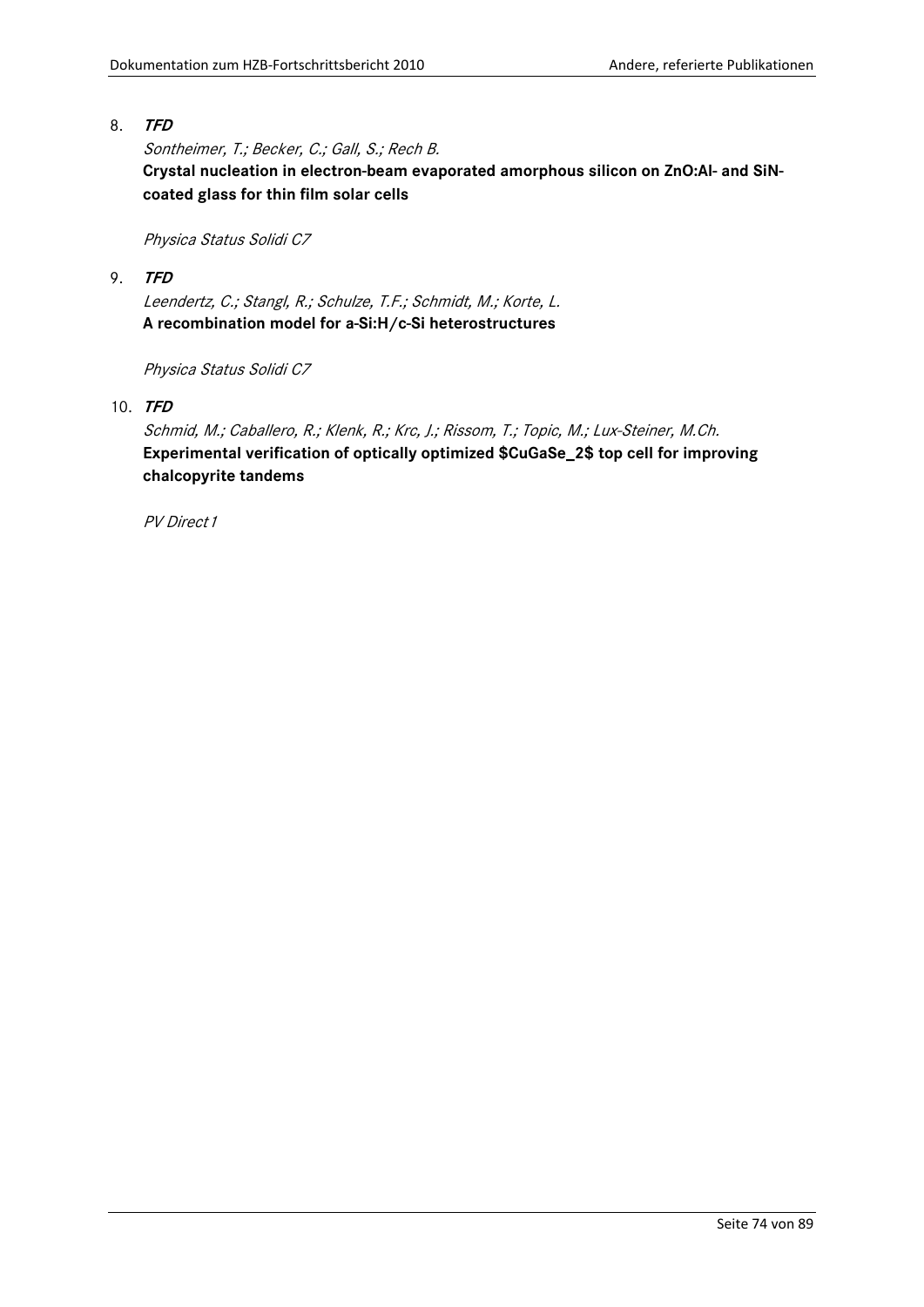8. ***TFD***

   *Sontheimer, T.; Becker, C.; Gall, S.; Rech B.*

   **Crystal nucleation in electron-beam evaporated amorphous silicon on ZnO:Al- and SiN-coated glass for thin film solar cells**

   *Physica Status Solidi C7*

9. ***TFD***

   *Leendertz, C.; Stangl, R.; Schulze, T.F.; Schmidt, M.; Korte, L.*

   **A recombination model for a-Si:H/c-Si heterostructures**

   *Physica Status Solidi C7*

10. ***TFD***

    *Schmid, M.; Caballero, R.; Klenk, R.; Krc, J.; Rissom, T.; Topic, M.; Lux-Steiner, M.Ch.*

    **Experimental verification of optically optimized $CuGaSe_2$ top cell for improving chalcopyrite tandems**

    *PV Direct 1*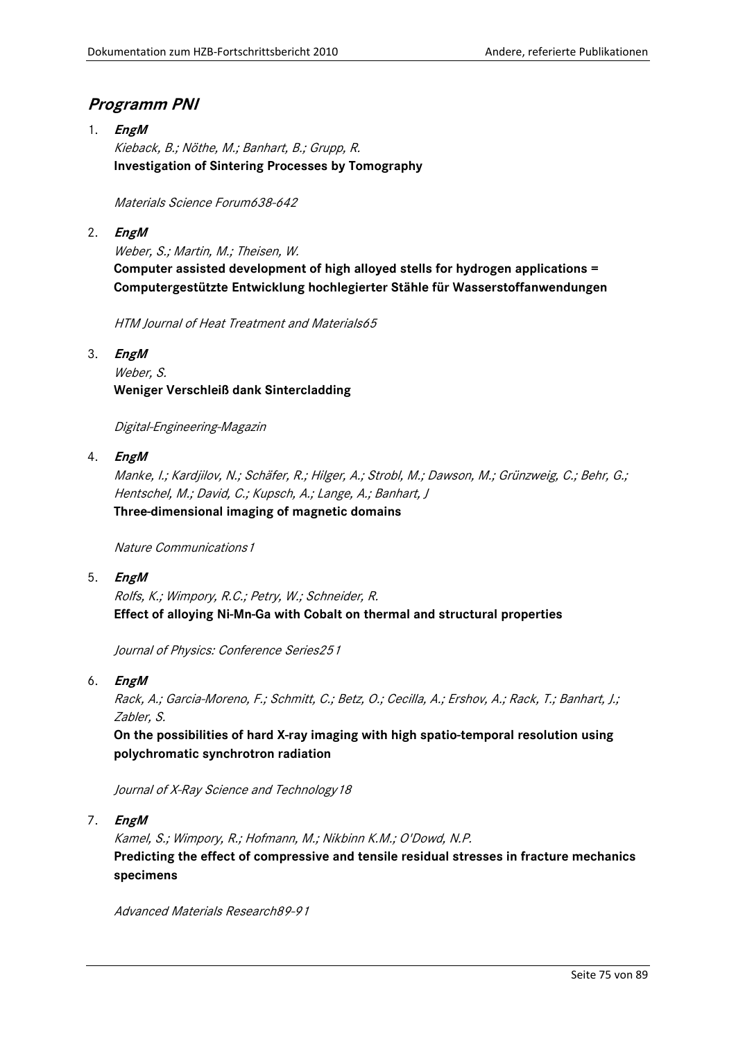## *Programm PNI*

1. ***EngM***

   *Kieback, B.; Nöthe, M.; Banhart, B.; Grupp, R.*

   **Investigation of Sintering Processes by Tomography**

   *Materials Science Forum638-642*

2. ***EngM***

   *Weber, S.; Martin, M.; Theisen, W.*

   **Computer assisted development of high alloyed stells for hydrogen applications = Computergestützte Entwicklung hochlegierter Stähle für Wasserstoffanwendungen**

   *HTM Journal of Heat Treatment and Materials65*

3. ***EngM***

   *Weber, S.*

   **Weniger Verschleiß dank Sintercladding**

   *Digital-Engineering-Magazin*

4. ***EngM***

   *Manke, I.; Kardjilov, N.; Schäfer, R.; Hilger, A.; Strobl, M.; Dawson, M.; Grünzweig, C.; Behr, G.; Hentschel, M.; David, C.; Kupsch, A.; Lange, A.; Banhart, J*

   **Three-dimensional imaging of magnetic domains**

   *Nature Communications1*

5. ***EngM***

   *Rolfs, K.; Wimpory, R.C.; Petry, W.; Schneider, R.*

   **Effect of alloying Ni-Mn-Ga with Cobalt on thermal and structural properties**

   *Journal of Physics: Conference Series251*

6. ***EngM***

   *Rack, A.; Garcia-Moreno, F.; Schmitt, C.; Betz, O.; Cecilla, A.; Ershov, A.; Rack, T.; Banhart, J.; Zabler, S.*

   **On the possibilities of hard X-ray imaging with high spatio-temporal resolution using polychromatic synchrotron radiation**

   *Journal of X-Ray Science and Technology18*

7. ***EngM***

   *Kamel, S.; Wimpory, R.; Hofmann, M.; Nikbinn K.M.; O'Dowd, N.P.*

   **Predicting the effect of compressive and tensile residual stresses in fracture mechanics specimens**

   *Advanced Materials Research89-91*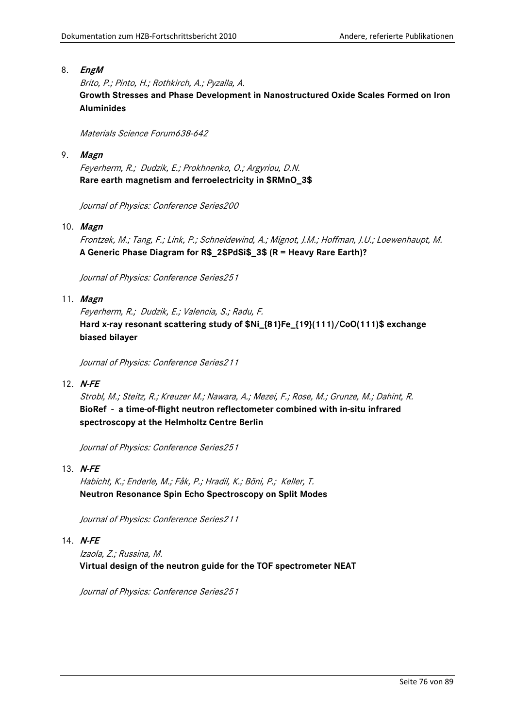8. ***EngM***

   *Brito, P.; Pinto, H.; Rothkirch, A.; Pyzalla, A.*

   **Growth Stresses and Phase Development in Nanostructured Oxide Scales Formed on Iron Aluminides**

   *Materials Science Forum638-642*

9. ***Magn***

   *Feyerherm, R.; Dudzik, E.; Prokhnenko, O.; Argyriou, D.N.*

   **Rare earth magnetism and ferroelectricity in $RMnO_3$**

   *Journal of Physics: Conference Series200*

10. ***Magn***

    *Frontzek, M.; Tang, F.; Link, P.; Schneidewind, A.; Mignot, J.M.; Hoffman, J.U.; Loewenhaupt, M.*

    **A Generic Phase Diagram for $R_2PdSi_3$ (R = Heavy Rare Earth)?**

    *Journal of Physics: Conference Series251*

11. ***Magn***

    *Feyerherm, R.; Dudzik, E.; Valencia, S.; Radu, F.*

    **Hard x-ray resonant scattering study of $Ni_{81}Fe_{19}(111)/CoO(111)$ exchange biased bilayer**

    *Journal of Physics: Conference Series211*

12. ***N-FE***

    *Strobl, M.; Steitz, R.; Kreuzer M.; Nawara, A.; Mezei, F.; Rose, M.; Grunze, M.; Dahint, R.*

    **BioRef - a time-of-flight neutron reflectometer combined with in-situ infrared spectroscopy at the Helmholtz Centre Berlin**

    *Journal of Physics: Conference Series251*

13. ***N-FE***

    *Habicht, K.; Enderle, M.; Fåk, P.; Hradil, K.; Böni, P.; Keller, T.*

    **Neutron Resonance Spin Echo Spectroscopy on Split Modes**

    *Journal of Physics: Conference Series211*

14. ***N-FE***

    *Izaola, Z.; Russina, M.*

    **Virtual design of the neutron guide for the TOF spectrometer NEAT**

    *Journal of Physics: Conference Series251*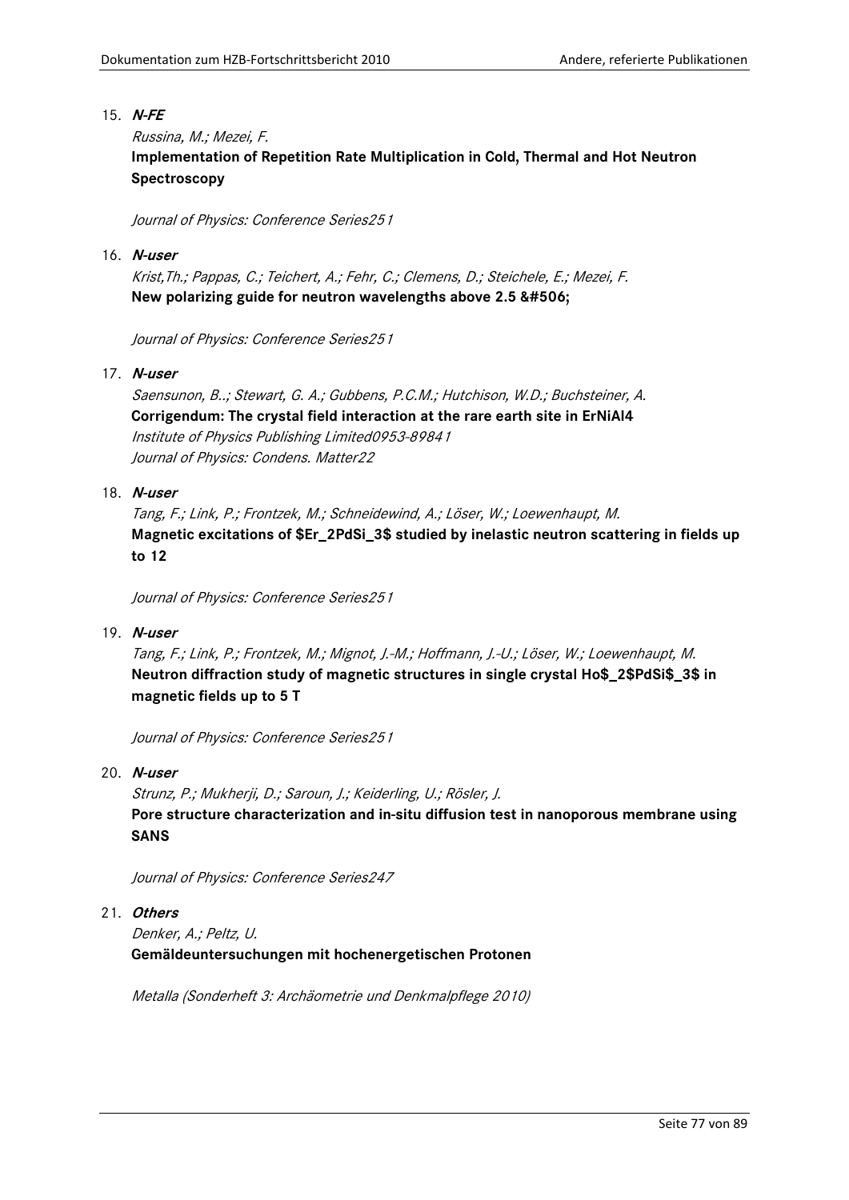15. ***N-FE***

    *Russina, M.; Mezei, F.*

    **Implementation of Repetition Rate Multiplication in Cold, Thermal and Hot Neutron Spectroscopy**

    *Journal of Physics: Conference Series251*

16. ***N-user***

    *Krist,Th.; Pappas, C.; Teichert, A.; Fehr, C.; Clemens, D.; Steichele, E.; Mezei, F.*

    **New polarizing guide for neutron wavelengths above 2.5 &#506;**

    *Journal of Physics: Conference Series251*

17. ***N-user***

    *Saensunon, B..; Stewart, G. A.; Gubbens, P.C.M.; Hutchison, W.D.; Buchsteiner, A.*

    **Corrigendum: The crystal field interaction at the rare earth site in ErNiAl4**

    *Institute of Physics Publishing Limited0953-89841*

    *Journal of Physics: Condens. Matter22*

18. ***N-user***

    *Tang, F.; Link, P.; Frontzek, M.; Schneidewind, A.; Löser, W.; Loewenhaupt, M.*

    **Magnetic excitations of $Er_2PdSi_3$ studied by inelastic neutron scattering in fields up to 12**

    *Journal of Physics: Conference Series251*

19. ***N-user***

    *Tang, F.; Link, P.; Frontzek, M.; Mignot, J.-M.; Hoffmann, J.-U.; Löser, W.; Loewenhaupt, M.*

    **Neutron diffraction study of magnetic structures in single crystal Ho$_2$PdSi$_3$ in magnetic fields up to 5 T**

    *Journal of Physics: Conference Series251*

20. ***N-user***

    *Strunz, P.; Mukherji, D.; Saroun, J.; Keiderling, U.; Rösler, J.*

    **Pore structure characterization and in-situ diffusion test in nanoporous membrane using SANS**

    *Journal of Physics: Conference Series247*

21. ***Others***

    *Denker, A.; Peltz, U.*

    **Gemäldeuntersuchungen mit hochenergetischen Protonen**

    *Metalla (Sonderheft 3: Archäometrie und Denkmalpflege 2010)*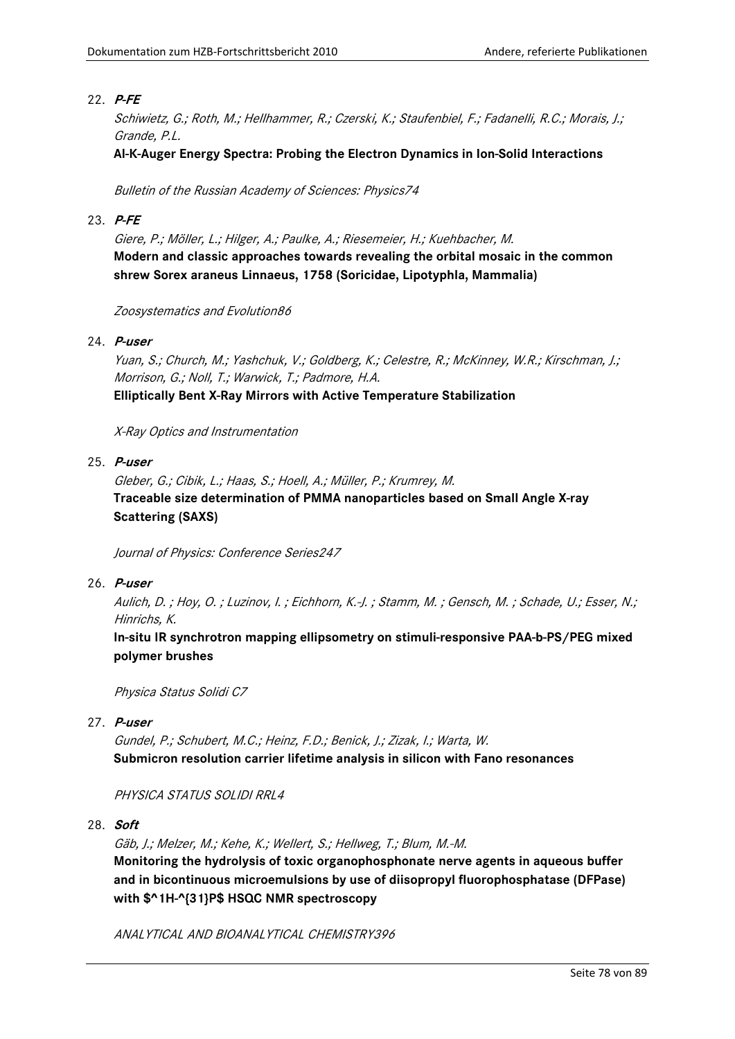22. ***P-FE***

    *Schiwietz, G.; Roth, M.; Hellhammer, R.; Czerski, K.; Staufenbiel, F.; Fadanelli, R.C.; Morais, J.; Grande, P.L.*

    **Al-K-Auger Energy Spectra: Probing the Electron Dynamics in Ion-Solid Interactions**

    *Bulletin of the Russian Academy of Sciences: Physics74*

23. ***P-FE***

    *Giere, P.; Möller, L.; Hilger, A.; Paulke, A.; Riesemeier, H.; Kuehbacher, M.*

    **Modern and classic approaches towards revealing the orbital mosaic in the common shrew Sorex araneus Linnaeus, 1758 (Soricidae, Lipotyphla, Mammalia)**

    *Zoosystematics and Evolution86*

24. ***P-user***

    *Yuan, S.; Church, M.; Yashchuk, V.; Goldberg, K.; Celestre, R.; McKinney, W.R.; Kirschman, J.; Morrison, G.; Noll, T.; Warwick, T.; Padmore, H.A.*

    **Elliptically Bent X-Ray Mirrors with Active Temperature Stabilization**

    *X-Ray Optics and Instrumentation*

25. ***P-user***

    *Gleber, G.; Cibik, L.; Haas, S.; Hoell, A.; Müller, P.; Krumrey, M.*

    **Traceable size determination of PMMA nanoparticles based on Small Angle X-ray Scattering (SAXS)**

    *Journal of Physics: Conference Series247*

26. ***P-user***

    *Aulich, D. ; Hoy, O. ; Luzinov, I. ; Eichhorn, K.-J. ; Stamm, M. ; Gensch, M. ; Schade, U.; Esser, N.; Hinrichs, K.*

    **In-situ IR synchrotron mapping ellipsometry on stimuli-responsive PAA-b-PS/PEG mixed polymer brushes**

    *Physica Status Solidi C7*

27. ***P-user***

    *Gundel, P.; Schubert, M.C.; Heinz, F.D.; Benick, J.; Zizak, I.; Warta, W.*

    **Submicron resolution carrier lifetime analysis in silicon with Fano resonances**

    *PHYSICA STATUS SOLIDI RRL4*

28. ***Soft***

    *Gäb, J.; Melzer, M.; Kehe, K.; Wellert, S.; Hellweg, T.; Blum, M.-M.*

    **Monitoring the hydrolysis of toxic organophosphonate nerve agents in aqueous buffer and in bicontinuous microemulsions by use of diisopropyl fluorophosphatase (DFPase) with $^1H-^{31}P$ HSQC NMR spectroscopy**

    *ANALYTICAL AND BIOANALYTICAL CHEMISTRY396*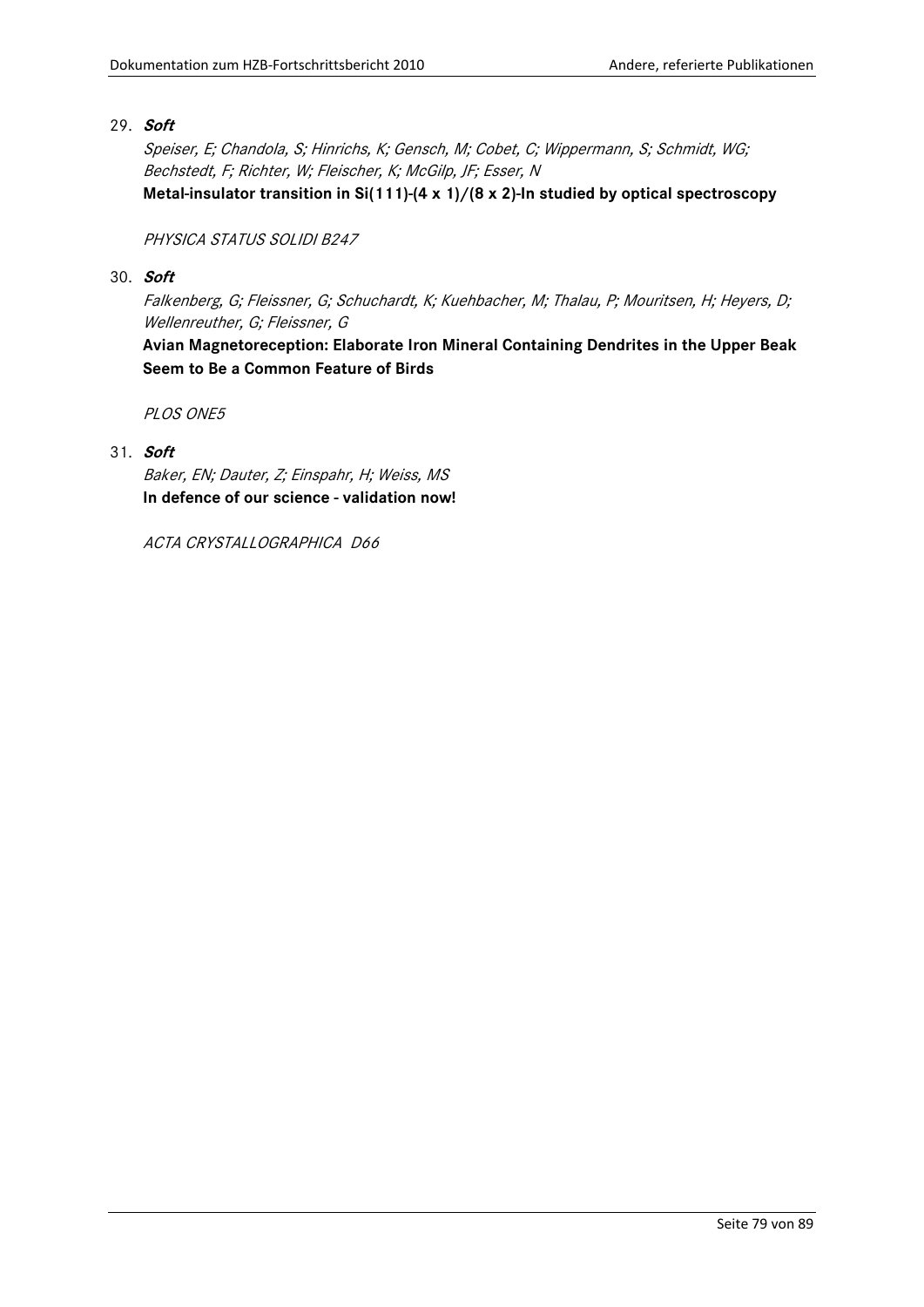29. ***Soft***

    *Speiser, E; Chandola, S; Hinrichs, K; Gensch, M; Cobet, C; Wippermann, S; Schmidt, WG; Bechstedt, F; Richter, W; Fleischer, K; McGilp, JF; Esser, N*

    **Metal-insulator transition in Si(111)-(4 x 1)/(8 x 2)-In studied by optical spectroscopy**

    *PHYSICA STATUS SOLIDI B247*

30. ***Soft***

    *Falkenberg, G; Fleissner, G; Schuchardt, K; Kuehbacher, M; Thalau, P; Mouritsen, H; Heyers, D; Wellenreuther, G; Fleissner, G*

    **Avian Magnetoreception: Elaborate Iron Mineral Containing Dendrites in the Upper Beak Seem to Be a Common Feature of Birds**

    *PLOS ONE5*

31. ***Soft***

    *Baker, EN; Dauter, Z; Einspahr, H; Weiss, MS*

    **In defence of our science - validation now!**

    *ACTA CRYSTALLOGRAPHICA D66*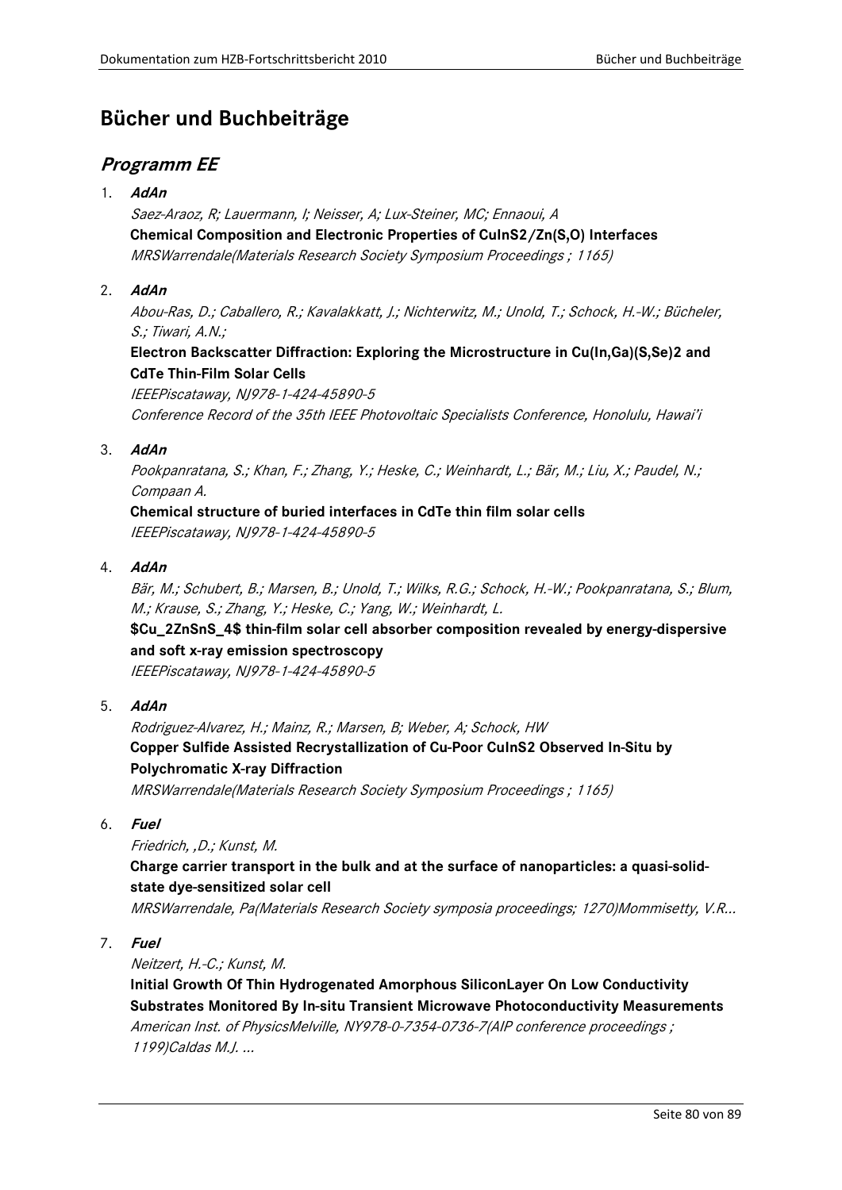# Bücher und Buchbeiträge

## *Programm EE*

1. ***AdAn***

   *Saez-Araoz, R; Lauermann, I; Neisser, A; Lux-Steiner, MC; Ennaoui, A*

   **Chemical Composition and Electronic Properties of CuInS2/Zn(S,O) Interfaces**

   *MRSWarrendale(Materials Research Society Symposium Proceedings ; 1165)*

2. ***AdAn***

   *Abou-Ras, D.; Caballero, R.; Kavalakkatt, J.; Nichterwitz, M.; Unold, T.; Schock, H.-W.; Bücheler, S.; Tiwari, A.N.;*

   **Electron Backscatter Diffraction: Exploring the Microstructure in Cu(In,Ga)(S,Se)2 and CdTe Thin-Film Solar Cells**

   *IEEEPiscataway, NJ978-1-424-45890-5*

   *Conference Record of the 35th IEEE Photovoltaic Specialists Conference, Honolulu, Hawai'i*

3. ***AdAn***

   *Pookpanratana, S.; Khan, F.; Zhang, Y.; Heske, C.; Weinhardt, L.; Bär, M.; Liu, X.; Paudel, N.; Compaan A.*

   **Chemical structure of buried interfaces in CdTe thin film solar cells**

   *IEEEPiscataway, NJ978-1-424-45890-5*

4. ***AdAn***

   *Bär, M.; Schubert, B.; Marsen, B.; Unold, T.; Wilks, R.G.; Schock, H.-W.; Pookpanratana, S.; Blum, M.; Krause, S.; Zhang, Y.; Heske, C.; Yang, W.; Weinhardt, L.*

   **$Cu_2ZnSnS_4$ thin-film solar cell absorber composition revealed by energy-dispersive and soft x-ray emission spectroscopy**

   *IEEEPiscataway, NJ978-1-424-45890-5*

5. ***AdAn***

   *Rodriguez-Alvarez, H.; Mainz, R.; Marsen, B; Weber, A; Schock, HW*

   **Copper Sulfide Assisted Recrystallization of Cu-Poor CuInS2 Observed In-Situ by Polychromatic X-ray Diffraction**

   *MRSWarrendale(Materials Research Society Symposium Proceedings ; 1165)*

6. ***Fuel***

   *Friedrich, ,D.; Kunst, M.*

   **Charge carrier transport in the bulk and at the surface of nanoparticles: a quasi-solid-state dye-sensitized solar cell**

   *MRSWarrendale, Pa(Materials Research Society symposia proceedings; 1270)Mommisetty, V.R...*

7. ***Fuel***

   *Neitzert, H.-C.; Kunst, M.*

   **Initial Growth Of Thin Hydrogenated Amorphous SiliconLayer On Low Conductivity Substrates Monitored By In-situ Transient Microwave Photoconductivity Measurements**

   *American Inst. of PhysicsMelville, NY978-0-7354-0736-7(AIP conference proceedings ; 1199)Caldas M.J. ...*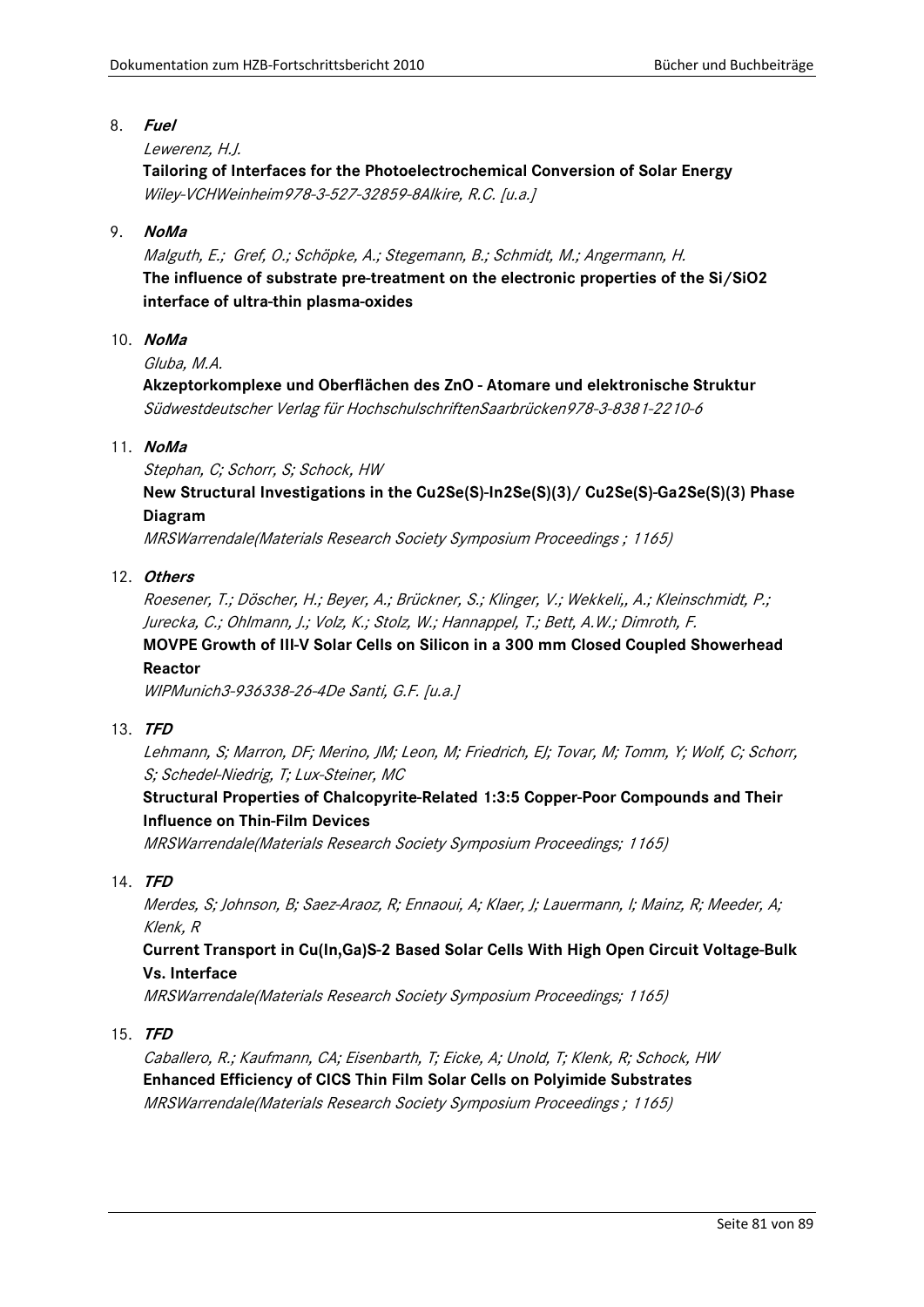8. ***Fuel***

   *Lewerenz, H.J.*

   **Tailoring of Interfaces for the Photoelectrochemical Conversion of Solar Energy**

   *Wiley-VCHWeinheim978-3-527-32859-8Alkire, R.C. [u.a.]*

9. ***NoMa***

   *Malguth, E.; Gref, O.; Schöpke, A.; Stegemann, B.; Schmidt, M.; Angermann, H.*

   **The influence of substrate pre-treatment on the electronic properties of the Si/SiO2 interface of ultra-thin plasma-oxides**

10. ***NoMa***

    *Gluba, M.A.*

    **Akzeptorkomplexe und Oberflächen des ZnO - Atomare und elektronische Struktur**

    *Südwestdeutscher Verlag für HochschulschriftenSaarbrücken978-3-8381-2210-6*

11. ***NoMa***

    *Stephan, C; Schorr, S; Schock, HW*

    **New Structural Investigations in the Cu2Se(S)-In2Se(S)(3)/ Cu2Se(S)-Ga2Se(S)(3) Phase Diagram**

    *MRSWarrendale(Materials Research Society Symposium Proceedings ; 1165)*

12. ***Others***

    *Roesener, T.; Döscher, H.; Beyer, A.; Brückner, S.; Klinger, V.; Wekkeli,, A.; Kleinschmidt, P.; Jurecka, C.; Ohlmann, J.; Volz, K.; Stolz, W.; Hannappel, T.; Bett, A.W.; Dimroth, F.*

    **MOVPE Growth of III-V Solar Cells on Silicon in a 300 mm Closed Coupled Showerhead Reactor**

    *WIPMunich3-936338-26-4De Santi, G.F. [u.a.]*

13. ***TFD***

    *Lehmann, S; Marron, DF; Merino, JM; Leon, M; Friedrich, EJ; Tovar, M; Tomm, Y; Wolf, C; Schorr, S; Schedel-Niedrig, T; Lux-Steiner, MC*

    **Structural Properties of Chalcopyrite-Related 1:3:5 Copper-Poor Compounds and Their Influence on Thin-Film Devices**

    *MRSWarrendale(Materials Research Society Symposium Proceedings; 1165)*

14. ***TFD***

    *Merdes, S; Johnson, B; Saez-Araoz, R; Ennaoui, A; Klaer, J; Lauermann, I; Mainz, R; Meeder, A; Klenk, R*

    **Current Transport in Cu(In,Ga)S-2 Based Solar Cells With High Open Circuit Voltage-Bulk Vs. Interface**

    *MRSWarrendale(Materials Research Society Symposium Proceedings; 1165)*

15. ***TFD***

    *Caballero, R.; Kaufmann, CA; Eisenbarth, T; Eicke, A; Unold, T; Klenk, R; Schock, HW*

    **Enhanced Efficiency of CICS Thin Film Solar Cells on Polyimide Substrates**

    *MRSWarrendale(Materials Research Society Symposium Proceedings ; 1165)*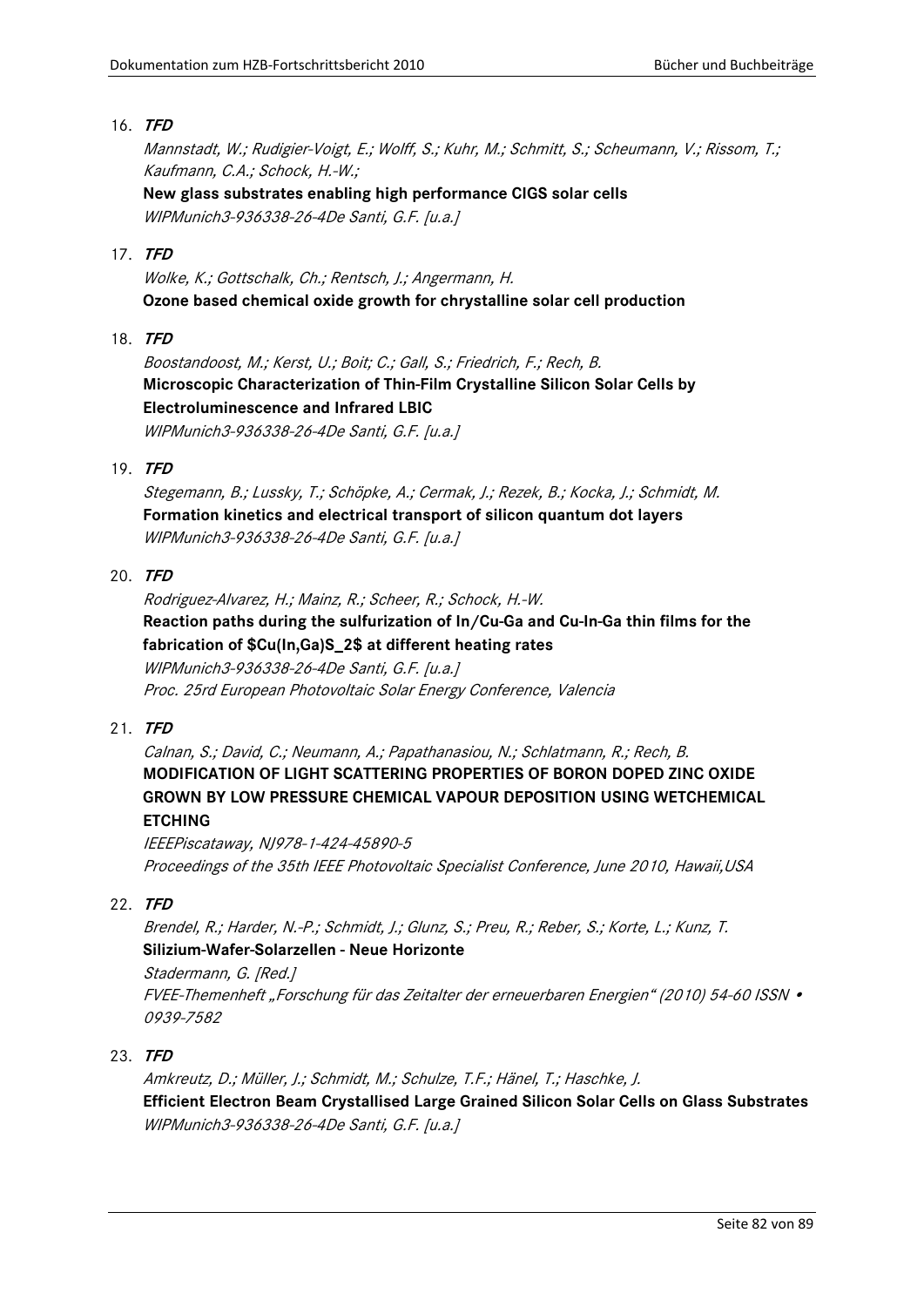16. ***TFD***

    *Mannstadt, W.; Rudigier-Voigt, E.; Wolff, S.; Kuhr, M.; Schmitt, S.; Scheumann, V.; Rissom, T.; Kaufmann, C.A.; Schock, H.-W.;*

    **New glass substrates enabling high performance CIGS solar cells**

    *WIPMunich3-936338-26-4De Santi, G.F. [u.a.]*

17. ***TFD***

    *Wolke, K.; Gottschalk, Ch.; Rentsch, J.; Angermann, H.*

    **Ozone based chemical oxide growth for chrystalline solar cell production**

18. ***TFD***

    *Boostandoost, M.; Kerst, U.; Boit; C.; Gall, S.; Friedrich, F.; Rech, B.*

    **Microscopic Characterization of Thin-Film Crystalline Silicon Solar Cells by Electroluminescence and Infrared LBIC**

    *WIPMunich3-936338-26-4De Santi, G.F. [u.a.]*

19. ***TFD***

    *Stegemann, B.; Lussky, T.; Schöpke, A.; Cermak, J.; Rezek, B.; Kocka, J.; Schmidt, M.*

    **Formation kinetics and electrical transport of silicon quantum dot layers**

    *WIPMunich3-936338-26-4De Santi, G.F. [u.a.]*

20. ***TFD***

    *Rodriguez-Alvarez, H.; Mainz, R.; Scheer, R.; Schock, H.-W.*

    **Reaction paths during the sulfurization of In/Cu-Ga and Cu-In-Ga thin films for the fabrication of $Cu(In,Ga)S_2$ at different heating rates**

    *WIPMunich3-936338-26-4De Santi, G.F. [u.a.]*

    *Proc. 25rd European Photovoltaic Solar Energy Conference, Valencia*

21. ***TFD***

    *Calnan, S.; David, C.; Neumann, A.; Papathanasiou, N.; Schlatmann, R.; Rech, B.*

    **MODIFICATION OF LIGHT SCATTERING PROPERTIES OF BORON DOPED ZINC OXIDE GROWN BY LOW PRESSURE CHEMICAL VAPOUR DEPOSITION USING WETCHEMICAL ETCHING**

    *IEEEPiscataway, NJ978-1-424-45890-5*

    *Proceedings of the 35th IEEE Photovoltaic Specialist Conference, June 2010, Hawaii,USA*

22. ***TFD***

    *Brendel, R.; Harder, N.-P.; Schmidt, J.; Glunz, S.; Preu, R.; Reber, S.; Korte, L.; Kunz, T.*

    **Silizium-Wafer-Solarzellen - Neue Horizonte**

    *Stadermann, G. [Red.]*

    *FVEE-Themenheft „Forschung für das Zeitalter der erneuerbaren Energien" (2010) 54-60 ISSN • 0939-7582*

23. ***TFD***

    *Amkreutz, D.; Müller, J.; Schmidt, M.; Schulze, T.F.; Hänel, T.; Haschke, J.*

    **Efficient Electron Beam Crystallised Large Grained Silicon Solar Cells on Glass Substrates**

    *WIPMunich3-936338-26-4De Santi, G.F. [u.a.]*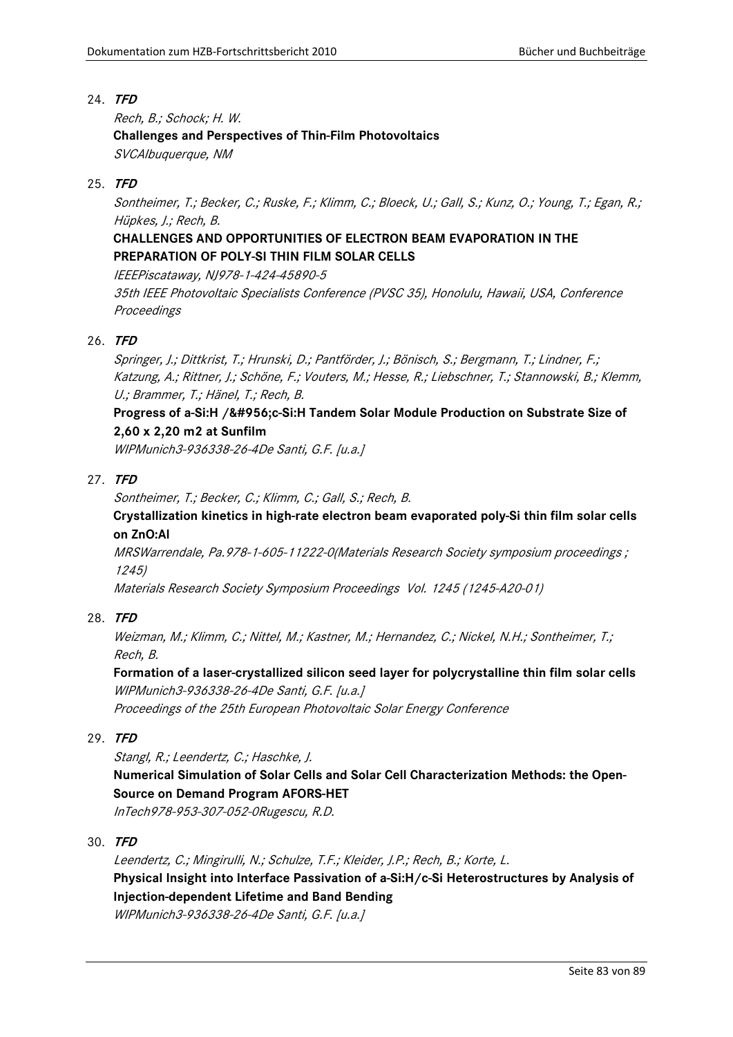24. ***TFD***

    *Rech, B.; Schock; H. W.*

    **Challenges and Perspectives of Thin-Film Photovoltaics**

    *SVCAlbuquerque, NM*

25. ***TFD***

    *Sontheimer, T.; Becker, C.; Ruske, F.; Klimm, C.; Bloeck, U.; Gall, S.; Kunz, O.; Young, T.; Egan, R.; Hüpkes, J.; Rech, B.*

    **CHALLENGES AND OPPORTUNITIES OF ELECTRON BEAM EVAPORATION IN THE PREPARATION OF POLY-SI THIN FILM SOLAR CELLS**

    *IEEEPiscataway, NJ978-1-424-45890-5*

    *35th IEEE Photovoltaic Specialists Conference (PVSC 35), Honolulu, Hawaii, USA, Conference Proceedings*

26. ***TFD***

    *Springer, J.; Dittkrist, T.; Hrunski, D.; Pantförder, J.; Bönisch, S.; Bergmann, T.; Lindner, F.; Katzung, A.; Rittner, J.; Schöne, F.; Vouters, M.; Hesse, R.; Liebschner, T.; Stannowski, B.; Klemm, U.; Brammer, T.; Hänel, T.; Rech, B.*

    **Progress of a-Si:H /&#956;c-Si:H Tandem Solar Module Production on Substrate Size of 2,60 x 2,20 m2 at Sunfilm**

    *WIPMunich3-936338-26-4De Santi, G.F. [u.a.]*

27. ***TFD***

    *Sontheimer, T.; Becker, C.; Klimm, C.; Gall, S.; Rech, B.*

    **Crystallization kinetics in high-rate electron beam evaporated poly-Si thin film solar cells on ZnO:Al**

    *MRSWarrendale, Pa.978-1-605-11222-0(Materials Research Society symposium proceedings ; 1245)*

    *Materials Research Society Symposium Proceedings Vol. 1245 (1245-A20-01)*

28. ***TFD***

    *Weizman, M.; Klimm, C.; Nittel, M.; Kastner, M.; Hernandez, C.; Nickel, N.H.; Sontheimer, T.; Rech, B.*

    **Formation of a laser-crystallized silicon seed layer for polycrystalline thin film solar cells**

    *WIPMunich3-936338-26-4De Santi, G.F. [u.a.]*

    *Proceedings of the 25th European Photovoltaic Solar Energy Conference*

29. ***TFD***

    *Stangl, R.; Leendertz, C.; Haschke, J.*

    **Numerical Simulation of Solar Cells and Solar Cell Characterization Methods: the Open-Source on Demand Program AFORS-HET**

    *InTech978-953-307-052-0Rugescu, R.D.*

30. ***TFD***

    *Leendertz, C.; Mingirulli, N.; Schulze, T.F.; Kleider, J.P.; Rech, B.; Korte, L.*

    **Physical Insight into Interface Passivation of a-Si:H/c-Si Heterostructures by Analysis of Injection-dependent Lifetime and Band Bending**

    *WIPMunich3-936338-26-4De Santi, G.F. [u.a.]*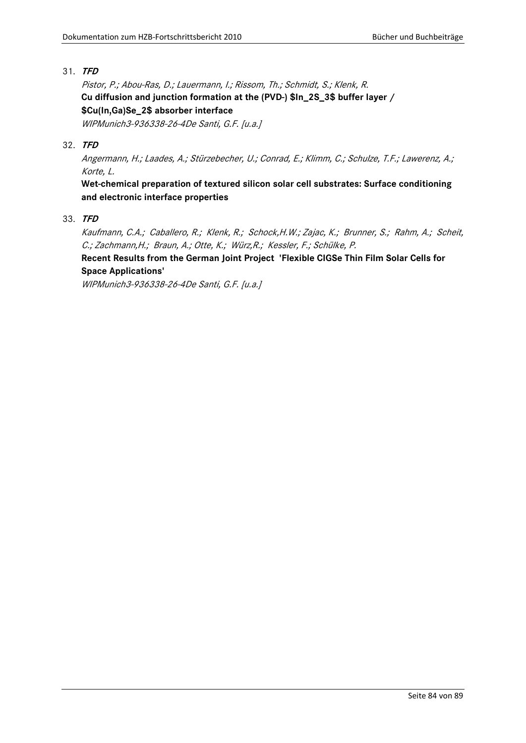31. ***TFD***

    *Pistor, P.; Abou-Ras, D.; Lauermann, I.; Rissom, Th.; Schmidt, S.; Klenk, R.*

    **Cu diffusion and junction formation at the (PVD-) $In_2S_3$ buffer layer / $Cu(In,Ga)Se_2$ absorber interface**

    *WIPMunich3-936338-26-4De Santi, G.F. [u.a.]*

32. ***TFD***

    *Angermann, H.; Laades, A.; Stürzebecher, U.; Conrad, E.; Klimm, C.; Schulze, T.F.; Lawerenz, A.; Korte, L.*

    **Wet-chemical preparation of textured silicon solar cell substrates: Surface conditioning and electronic interface properties**

33. ***TFD***

    *Kaufmann, C.A.; Caballero, R.; Klenk, R.; Schock,H.W.; Zajac, K.; Brunner, S.; Rahm, A.; Scheit, C.; Zachmann,H.; Braun, A.; Otte, K.; Würz,R.; Kessler, F.; Schülke, P.*

    **Recent Results from the German Joint Project 'Flexible CIGSe Thin Film Solar Cells for Space Applications'**

    *WIPMunich3-936338-26-4De Santi, G.F. [u.a.]*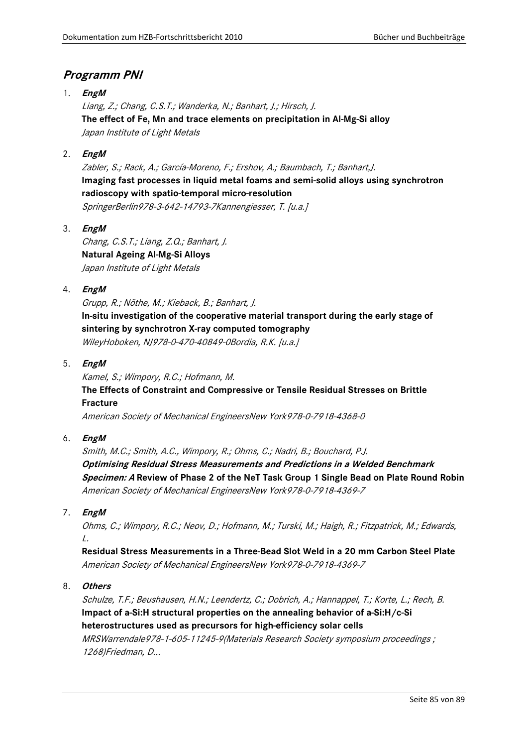## *Programm PNI*

1. ***EngM***

   *Liang, Z.; Chang, C.S.T.; Wanderka, N.; Banhart, J.; Hirsch, J.*
   **The effect of Fe, Mn and trace elements on precipitation in Al-Mg-Si alloy**
   *Japan Institute of Light Metals*

2. ***EngM***

   *Zabler, S.; Rack, A.; García-Moreno, F.; Ershov, A.; Baumbach, T.; Banhart,J.*
   **Imaging fast processes in liquid metal foams and semi-solid alloys using synchrotron radioscopy with spatio-temporal micro-resolution**
   *SpringerBerlin978-3-642-14793-7Kannengiesser, T. [u.a.]*

3. ***EngM***

   *Chang, C.S.T.; Liang, Z.Q.; Banhart, J.*
   **Natural Ageing Al-Mg-Si Alloys**
   *Japan Institute of Light Metals*

4. ***EngM***

   *Grupp, R.; Nöthe, M.; Kieback, B.; Banhart, J.*
   **In-situ investigation of the cooperative material transport during the early stage of sintering by synchrotron X-ray computed tomography**
   *WileyHoboken, NJ978-0-470-40849-0Bordia, R.K. [u.a.]*

5. ***EngM***

   *Kamel, S.; Wimpory, R.C.; Hofmann, M.*
   **The Effects of Constraint and Compressive or Tensile Residual Stresses on Brittle Fracture**
   *American Society of Mechanical EngineersNew York978-0-7918-4368-0*

6. ***EngM***

   *Smith, M.C.; Smith, A.C., Wimpory, R.; Ohms, C.; Nadri, B.; Bouchard, P.J.*
   ***Optimising Residual Stress Measurements and Predictions in a Welded Benchmark Specimen: A* Review of Phase 2 of the NeT Task Group 1 Single Bead on Plate Round Robin**
   *American Society of Mechanical EngineersNew York978-0-7918-4369-7*

7. ***EngM***

   *Ohms, C.; Wimpory, R.C.; Neov, D.; Hofmann, M.; Turski, M.; Haigh, R.; Fitzpatrick, M.; Edwards, L.*
   **Residual Stress Measurements in a Three-Bead Slot Weld in a 20 mm Carbon Steel Plate**
   *American Society of Mechanical EngineersNew York978-0-7918-4369-7*

8. ***Others***

   *Schulze, T.F.; Beushausen, H.N.; Leendertz, C.; Dobrich, A.; Hannappel, T.; Korte, L.; Rech, B.*
   **Impact of a-Si:H structural properties on the annealing behavior of a-Si:H/c-Si heterostructures used as precursors for high-efficiency solar cells**
   *MRSWarrendale978-1-605-11245-9(Materials Research Society symposium proceedings ; 1268)Friedman, D...*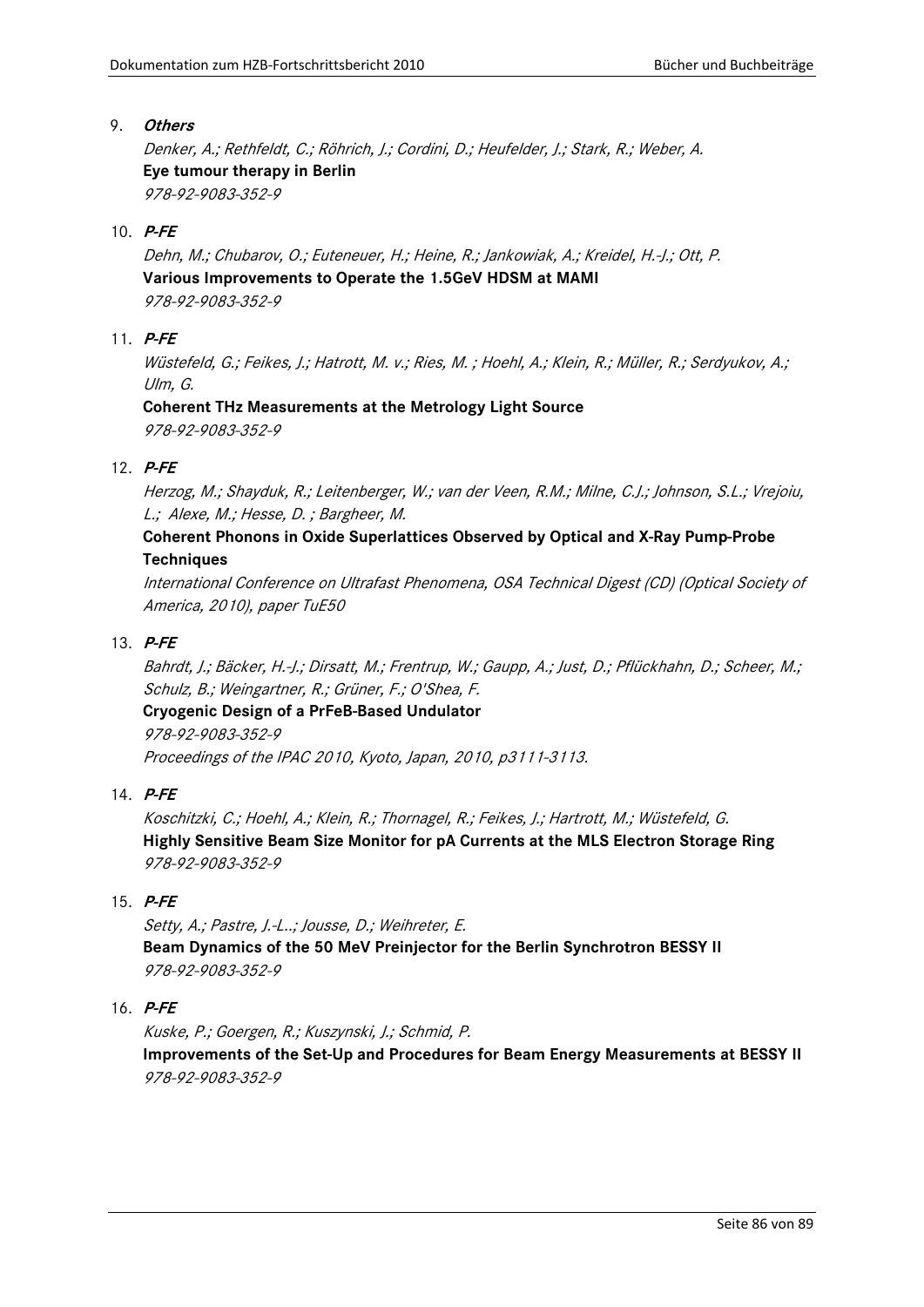9. ***Others***

   *Denker, A.; Rethfeldt, C.; Röhrich, J.; Cordini, D.; Heufelder, J.; Stark, R.; Weber, A.*

   **Eye tumour therapy in Berlin**

   *978-92-9083-352-9*

10. ***P-FE***

    *Dehn, M.; Chubarov, O.; Euteneuer, H.; Heine, R.; Jankowiak, A.; Kreidel, H.-J.; Ott, P.*

    **Various Improvements to Operate the 1.5GeV HDSM at MAMI**

    *978-92-9083-352-9*

11. ***P-FE***

    *Wüstefeld, G.; Feikes, J.; Hatrott, M. v.; Ries, M. ; Hoehl, A.; Klein, R.; Müller, R.; Serdyukov, A.; Ulm, G.*

    **Coherent THz Measurements at the Metrology Light Source**

    *978-92-9083-352-9*

12. ***P-FE***

    *Herzog, M.; Shayduk, R.; Leitenberger, W.; van der Veen, R.M.; Milne, C.J.; Johnson, S.L.; Vrejoiu, L.; Alexe, M.; Hesse, D. ; Bargheer, M.*

    **Coherent Phonons in Oxide Superlattices Observed by Optical and X-Ray Pump-Probe Techniques**

    *International Conference on Ultrafast Phenomena, OSA Technical Digest (CD) (Optical Society of America, 2010), paper TuE50*

13. ***P-FE***

    *Bahrdt, J.; Bäcker, H.-J.; Dirsatt, M.; Frentrup, W.; Gaupp, A.; Just, D.; Pflückhahn, D.; Scheer, M.; Schulz, B.; Weingartner, R.; Grüner, F.; O'Shea, F.*

    **Cryogenic Design of a PrFeB-Based Undulator**

    *978-92-9083-352-9*

    *Proceedings of the IPAC 2010, Kyoto, Japan, 2010, p3111-3113.*

14. ***P-FE***

    *Koschitzki, C.; Hoehl, A.; Klein, R.; Thornagel, R.; Feikes, J.; Hartrott, M.; Wüstefeld, G.*

    **Highly Sensitive Beam Size Monitor for pA Currents at the MLS Electron Storage Ring**

    *978-92-9083-352-9*

15. ***P-FE***

    *Setty, A.; Pastre, J.-L..; Jousse, D.; Weihreter, E.*

    **Beam Dynamics of the 50 MeV Preinjector for the Berlin Synchrotron BESSY II**

    *978-92-9083-352-9*

16. ***P-FE***

    *Kuske, P.; Goergen, R.; Kuszynski, J.; Schmid, P.*

    **Improvements of the Set-Up and Procedures for Beam Energy Measurements at BESSY II**

    *978-92-9083-352-9*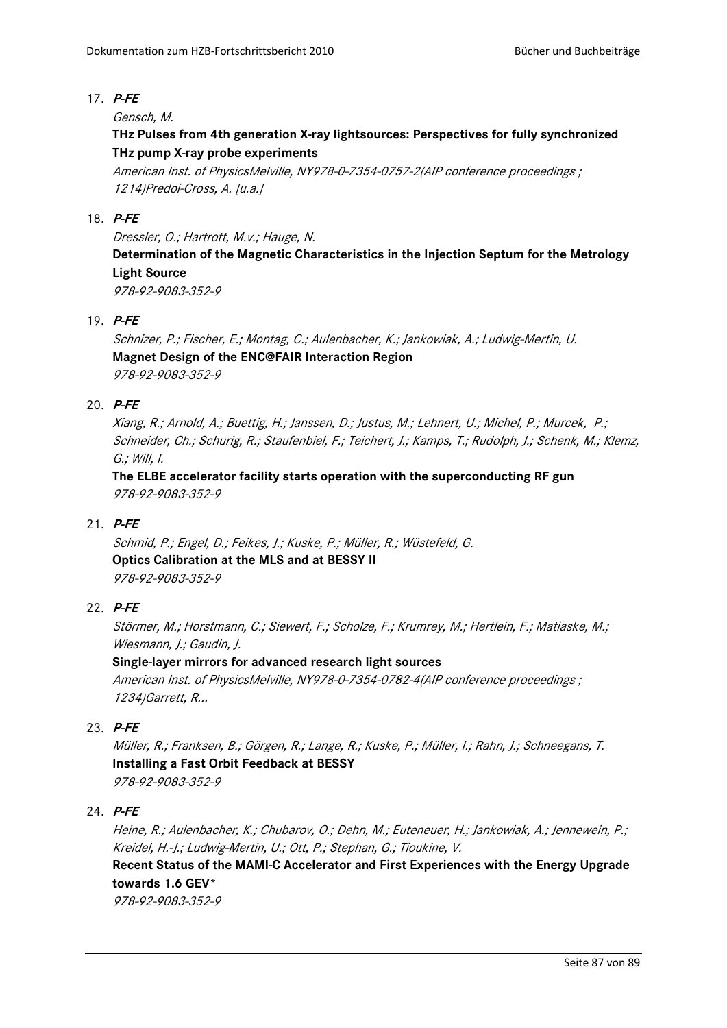17. ***P-FE***

    *Gensch, M.*

    **THz Pulses from 4th generation X-ray lightsources: Perspectives for fully synchronized THz pump X-ray probe experiments**

    *American Inst. of PhysicsMelville, NY978-0-7354-0757-2(AIP conference proceedings ; 1214)Predoi-Cross, A. [u.a.]*

18. ***P-FE***

    *Dressler, O.; Hartrott, M.v.; Hauge, N.*

    **Determination of the Magnetic Characteristics in the Injection Septum for the Metrology Light Source**

    *978-92-9083-352-9*

19. ***P-FE***

    *Schnizer, P.; Fischer, E.; Montag, C.; Aulenbacher, K.; Jankowiak, A.; Ludwig-Mertin, U.*

    **Magnet Design of the ENC@FAIR Interaction Region**

    *978-92-9083-352-9*

20. ***P-FE***

    *Xiang, R.; Arnold, A.; Buettig, H.; Janssen, D.; Justus, M.; Lehnert, U.; Michel, P.; Murcek, P.; Schneider, Ch.; Schurig, R.; Staufenbiel, F.; Teichert, J.; Kamps, T.; Rudolph, J.; Schenk, M.; Klemz, G.; Will, I.*

    **The ELBE accelerator facility starts operation with the superconducting RF gun**

    *978-92-9083-352-9*

21. ***P-FE***

    *Schmid, P.; Engel, D.; Feikes, J.; Kuske, P.; Müller, R.; Wüstefeld, G.*

    **Optics Calibration at the MLS and at BESSY II**

    *978-92-9083-352-9*

22. ***P-FE***

    *Störmer, M.; Horstmann, C.; Siewert, F.; Scholze, F.; Krumrey, M.; Hertlein, F.; Matiaske, M.; Wiesmann, J.; Gaudin, J.*

    **Single-layer mirrors for advanced research light sources**

    *American Inst. of PhysicsMelville, NY978-0-7354-0782-4(AIP conference proceedings ; 1234)Garrett, R...*

23. ***P-FE***

    *Müller, R.; Franksen, B.; Görgen, R.; Lange, R.; Kuske, P.; Müller, I.; Rahn, J.; Schneegans, T.*

    **Installing a Fast Orbit Feedback at BESSY**

    *978-92-9083-352-9*

24. ***P-FE***

    *Heine, R.; Aulenbacher, K.; Chubarov, O.; Dehn, M.; Euteneuer, H.; Jankowiak, A.; Jennewein, P.; Kreidel, H.-J.; Ludwig-Mertin, U.; Ott, P.; Stephan, G.; Tioukine, V.*

    **Recent Status of the MAMI-C Accelerator and First Experiences with the Energy Upgrade towards 1.6 GEV***

    *978-92-9083-352-9*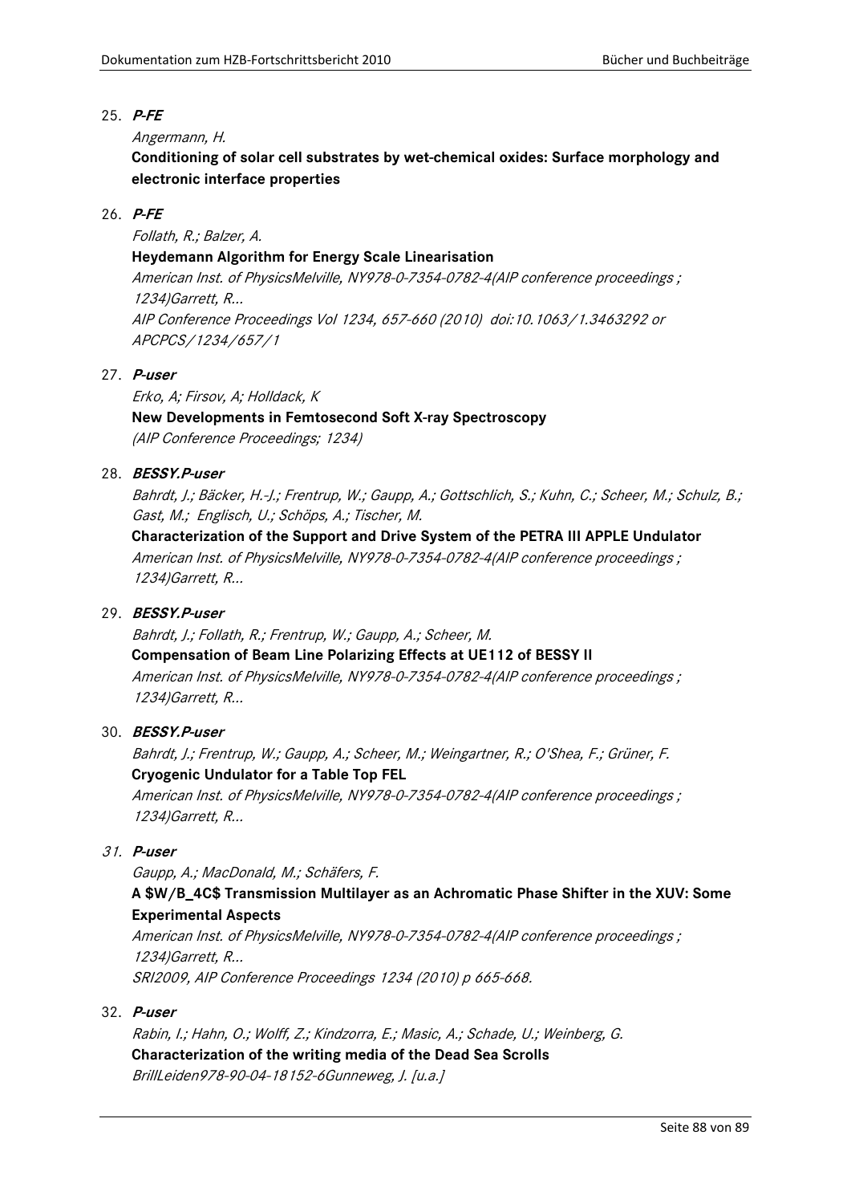25. ***P-FE***

    *Angermann, H.*

    **Conditioning of solar cell substrates by wet-chemical oxides: Surface morphology and electronic interface properties**

26. ***P-FE***

    *Follath, R.; Balzer, A.*

    **Heydemann Algorithm for Energy Scale Linearisation**

    *American Inst. of PhysicsMelville, NY978-0-7354-0782-4(AIP conference proceedings ; 1234)Garrett, R...*

    *AIP Conference Proceedings Vol 1234, 657-660 (2010) doi:10.1063/1.3463292 or APCPCS/1234/657/1*

27. ***P-user***

    *Erko, A; Firsov, A; Holldack, K*

    **New Developments in Femtosecond Soft X-ray Spectroscopy**

    *(AIP Conference Proceedings; 1234)*

28. ***BESSY.P-user***

    *Bahrdt, J.; Bäcker, H.-J.; Frentrup, W.; Gaupp, A.; Gottschlich, S.; Kuhn, C.; Scheer, M.; Schulz, B.; Gast, M.; Englisch, U.; Schöps, A.; Tischer, M.*

    **Characterization of the Support and Drive System of the PETRA III APPLE Undulator**

    *American Inst. of PhysicsMelville, NY978-0-7354-0782-4(AIP conference proceedings ; 1234)Garrett, R...*

29. ***BESSY.P-user***

    *Bahrdt, J.; Follath, R.; Frentrup, W.; Gaupp, A.; Scheer, M.*

    **Compensation of Beam Line Polarizing Effects at UE112 of BESSY II**

    *American Inst. of PhysicsMelville, NY978-0-7354-0782-4(AIP conference proceedings ; 1234)Garrett, R...*

30. ***BESSY.P-user***

    *Bahrdt, J.; Frentrup, W.; Gaupp, A.; Scheer, M.; Weingartner, R.; O'Shea, F.; Grüner, F.*

    **Cryogenic Undulator for a Table Top FEL**

    *American Inst. of PhysicsMelville, NY978-0-7354-0782-4(AIP conference proceedings ; 1234)Garrett, R...*

31. ***P-user***

    *Gaupp, A.; MacDonald, M.; Schäfers, F.*

    **A $W/B_4C$ Transmission Multilayer as an Achromatic Phase Shifter in the XUV: Some Experimental Aspects**

    *American Inst. of PhysicsMelville, NY978-0-7354-0782-4(AIP conference proceedings ; 1234)Garrett, R...*

    *SRI2009, AIP Conference Proceedings 1234 (2010) p 665-668.*

32. ***P-user***

    *Rabin, I.; Hahn, O.; Wolff, Z.; Kindzorra, E.; Masic, A.; Schade, U.; Weinberg, G.*

    **Characterization of the writing media of the Dead Sea Scrolls**

    *BrillLeiden978-90-04-18152-6Gunneweg, J. [u.a.]*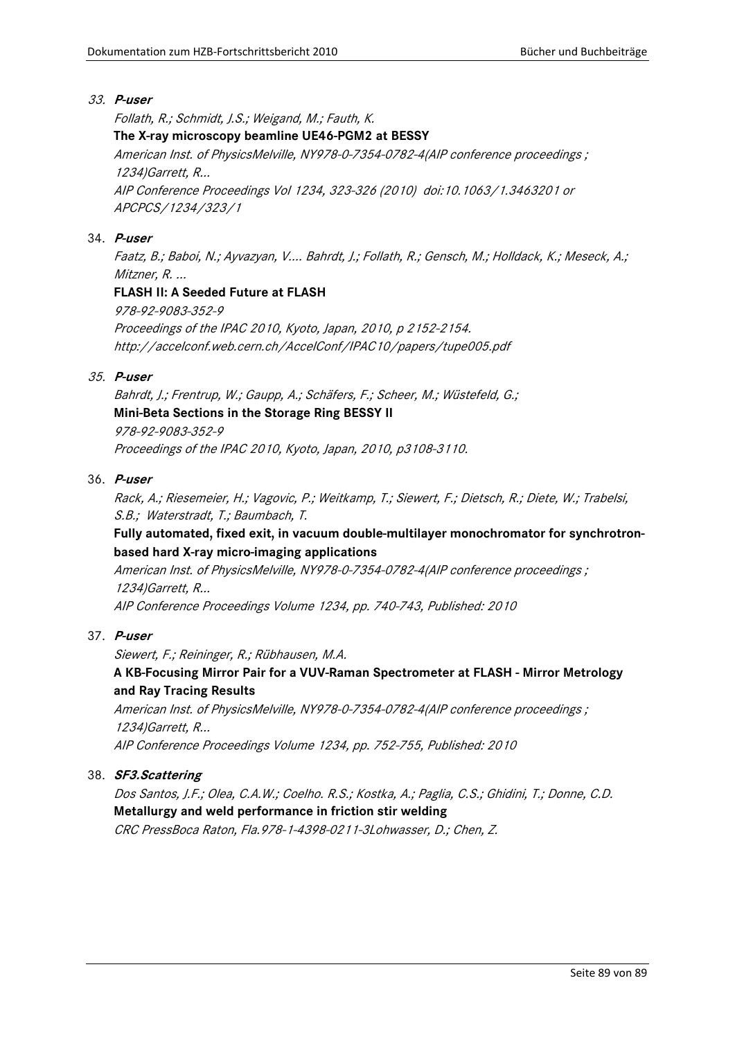33. ***P-user***

    *Follath, R.; Schmidt, J.S.; Weigand, M.; Fauth, K.*

    **The X-ray microscopy beamline UE46-PGM2 at BESSY**

    *American Inst. of PhysicsMelville, NY978-0-7354-0782-4(AIP conference proceedings ; 1234)Garrett, R...*

    *AIP Conference Proceedings Vol 1234, 323-326 (2010) doi:10.1063/1.3463201 or APCPCS/1234/323/1*

34. ***P-user***

    *Faatz, B.; Baboi, N.; Ayvazyan, V.... Bahrdt, J.; Follath, R.; Gensch, M.; Holldack, K.; Meseck, A.; Mitzner, R. ...*

    **FLASH II: A Seeded Future at FLASH**

    *978-92-9083-352-9*

    *Proceedings of the IPAC 2010, Kyoto, Japan, 2010, p 2152-2154. http://accelconf.web.cern.ch/AccelConf/IPAC10/papers/tupe005.pdf*

35. ***P-user***

    *Bahrdt, J.; Frentrup, W.; Gaupp, A.; Schäfers, F.; Scheer, M.; Wüstefeld, G.;*

    **Mini-Beta Sections in the Storage Ring BESSY II**

    *978-92-9083-352-9*

    *Proceedings of the IPAC 2010, Kyoto, Japan, 2010, p3108-3110.*

36. ***P-user***

    *Rack, A.; Riesemeier, H.; Vagovic, P.; Weitkamp, T.; Siewert, F.; Dietsch, R.; Diete, W.; Trabelsi, S.B.; Waterstradt, T.; Baumbach, T.*

    **Fully automated, fixed exit, in vacuum double-multilayer monochromator for synchrotron-based hard X-ray micro-imaging applications**

    *American Inst. of PhysicsMelville, NY978-0-7354-0782-4(AIP conference proceedings ; 1234)Garrett, R...*

    *AIP Conference Proceedings Volume 1234, pp. 740-743, Published: 2010*

37. ***P-user***

    *Siewert, F.; Reininger, R.; Rübhausen, M.A.*

    **A KB-Focusing Mirror Pair for a VUV-Raman Spectrometer at FLASH - Mirror Metrology and Ray Tracing Results**

    *American Inst. of PhysicsMelville, NY978-0-7354-0782-4(AIP conference proceedings ; 1234)Garrett, R...*

    *AIP Conference Proceedings Volume 1234, pp. 752-755, Published: 2010*

38. ***SF3.Scattering***

    *Dos Santos, J.F.; Olea, C.A.W.; Coelho. R.S.; Kostka, A.; Paglia, C.S.; Ghidini, T.; Donne, C.D.*

    **Metallurgy and weld performance in friction stir welding**

    *CRC PressBoca Raton, Fla.978-1-4398-0211-3Lohwasser, D.; Chen, Z.*